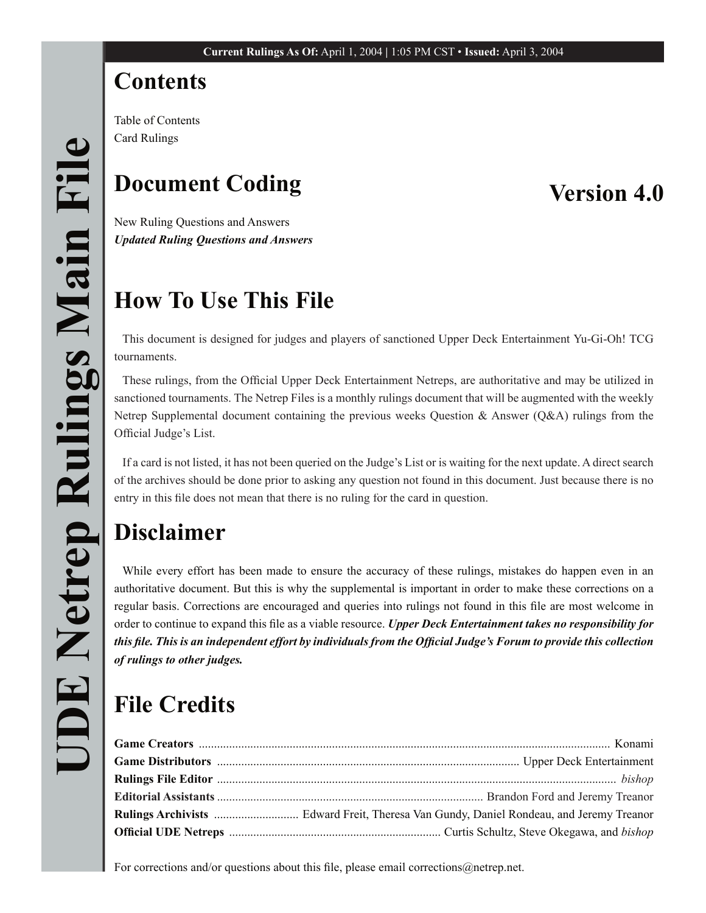# UDE Netrep Rulings Main File

**Current Rulings As Of:** April 1, 2004 | 1:05 PM CST • **Issued:** April 3, 2004

## Contents

Table of Contents
Card Rulings

## Document Coding

**Version 4.0**

New Ruling Questions and Answers
***Updated Ruling Questions and Answers***

## How To Use This File

This document is designed for judges and players of sanctioned Upper Deck Entertainment Yu-Gi-Oh! TCG tournaments.

These rulings, from the Official Upper Deck Entertainment Netreps, are authoritative and may be utilized in sanctioned tournaments. The Netrep Files is a monthly rulings document that will be augmented with the weekly Netrep Supplemental document containing the previous weeks Question & Answer (Q&A) rulings from the Official Judge's List.

If a card is not listed, it has not been queried on the Judge's List or is waiting for the next update. A direct search of the archives should be done prior to asking any question not found in this document. Just because there is no entry in this file does not mean that there is no ruling for the card in question.

## Disclaimer

While every effort has been made to ensure the accuracy of these rulings, mistakes do happen even in an authoritative document. But this is why the supplemental is important in order to make these corrections on a regular basis. Corrections are encouraged and queries into rulings not found in this file are most welcome in order to continue to expand this file as a viable resource. ***Upper Deck Entertainment takes no responsibility for this file. This is an independent effort by individuals from the Official Judge's Forum to provide this collection of rulings to other judges.***

## File Credits

**Game Creators** ........ Konami
**Game Distributors** ........ Upper Deck Entertainment
**Rulings File Editor** ........ *bishop*
**Editorial Assistants** ........ Brandon Ford and Jeremy Treanor
**Rulings Archivists** ........ Edward Freit, Theresa Van Gundy, Daniel Rondeau, and Jeremy Treanor
**Official UDE Netreps** ........ Curtis Schultz, Steve Okegawa, and *bishop*

For corrections and/or questions about this file, please email corrections@netrep.net.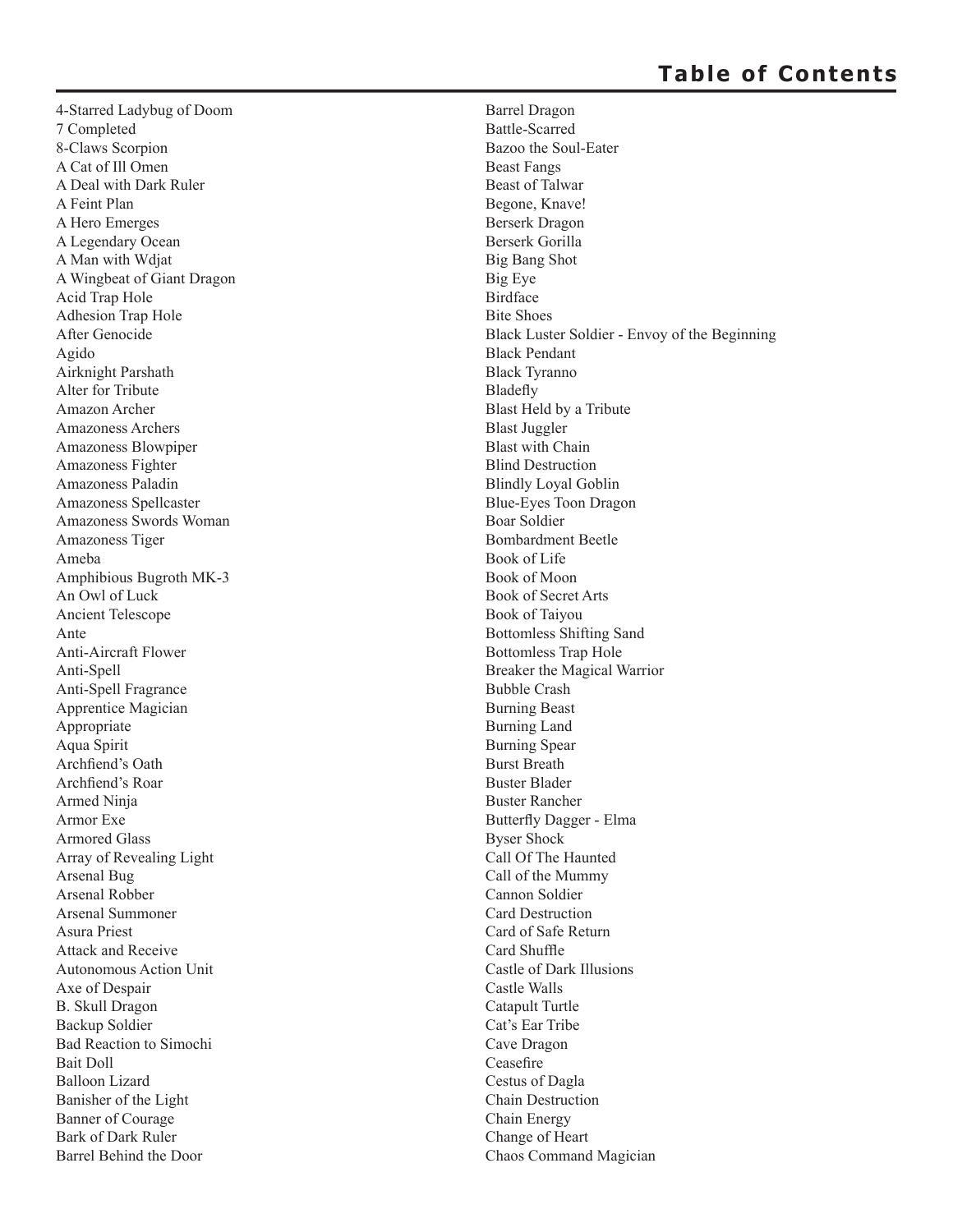# Table of Contents

4-Starred Ladybug of Doom
7 Completed
8-Claws Scorpion
A Cat of Ill Omen
A Deal with Dark Ruler
A Feint Plan
A Hero Emerges
A Legendary Ocean
A Man with Wdjat
A Wingbeat of Giant Dragon
Acid Trap Hole
Adhesion Trap Hole
After Genocide
Agido
Airknight Parshath
Alter for Tribute
Amazon Archer
Amazoness Archers
Amazoness Blowpiper
Amazoness Fighter
Amazoness Paladin
Amazoness Spellcaster
Amazoness Swords Woman
Amazoness Tiger
Ameba
Amphibious Bugroth MK-3
An Owl of Luck
Ancient Telescope
Ante
Anti-Aircraft Flower
Anti-Spell
Anti-Spell Fragrance
Apprentice Magician
Appropriate
Aqua Spirit
Archfiend's Oath
Archfiend's Roar
Armed Ninja
Armor Exe
Armored Glass
Array of Revealing Light
Arsenal Bug
Arsenal Robber
Arsenal Summoner
Asura Priest
Attack and Receive
Autonomous Action Unit
Axe of Despair
B. Skull Dragon
Backup Soldier
Bad Reaction to Simochi
Bait Doll
Balloon Lizard
Banisher of the Light
Banner of Courage
Bark of Dark Ruler
Barrel Behind the Door
Barrel Dragon
Battle-Scarred
Bazoo the Soul-Eater
Beast Fangs
Beast of Talwar
Begone, Knave!
Berserk Dragon
Berserk Gorilla
Big Bang Shot
Big Eye
Birdface
Bite Shoes
Black Luster Soldier - Envoy of the Beginning
Black Pendant
Black Tyranno
Bladefly
Blast Held by a Tribute
Blast Juggler
Blast with Chain
Blind Destruction
Blindly Loyal Goblin
Blue-Eyes Toon Dragon
Boar Soldier
Bombardment Beetle
Book of Life
Book of Moon
Book of Secret Arts
Book of Taiyou
Bottomless Shifting Sand
Bottomless Trap Hole
Breaker the Magical Warrior
Bubble Crash
Burning Beast
Burning Land
Burning Spear
Burst Breath
Buster Blader
Buster Rancher
Butterfly Dagger - Elma
Byser Shock
Call Of The Haunted
Call of the Mummy
Cannon Soldier
Card Destruction
Card of Safe Return
Card Shuffle
Castle of Dark Illusions
Castle Walls
Catapult Turtle
Cat's Ear Tribe
Cave Dragon
Ceasefire
Cestus of Dagla
Chain Destruction
Chain Energy
Change of Heart
Chaos Command Magician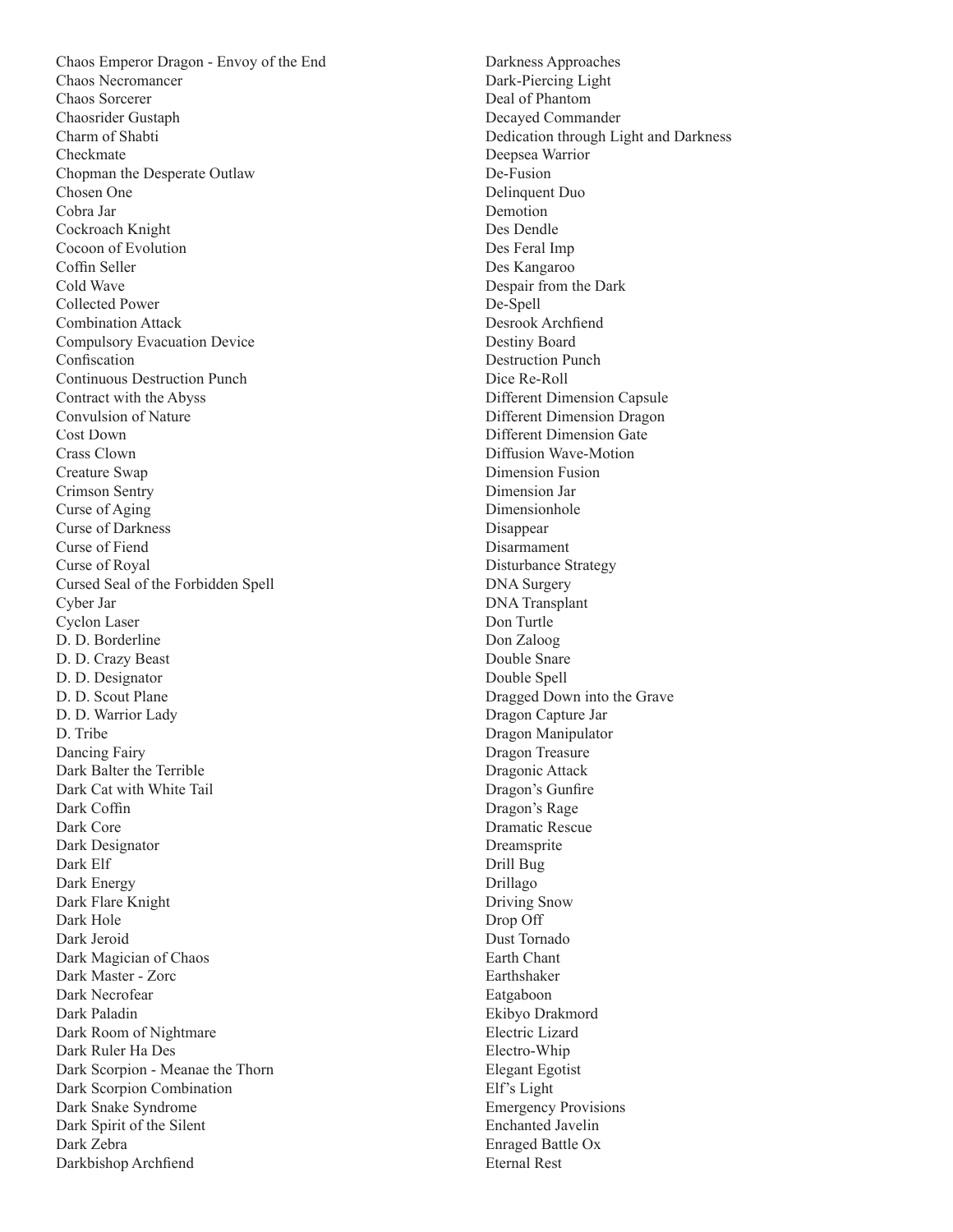Chaos Emperor Dragon - Envoy of the End
Chaos Necromancer
Chaos Sorcerer
Chaosrider Gustaph
Charm of Shabti
Checkmate
Chopman the Desperate Outlaw
Chosen One
Cobra Jar
Cockroach Knight
Cocoon of Evolution
Coffin Seller
Cold Wave
Collected Power
Combination Attack
Compulsory Evacuation Device
Confiscation
Continuous Destruction Punch
Contract with the Abyss
Convulsion of Nature
Cost Down
Crass Clown
Creature Swap
Crimson Sentry
Curse of Aging
Curse of Darkness
Curse of Fiend
Curse of Royal
Cursed Seal of the Forbidden Spell
Cyber Jar
Cyclon Laser
D. D. Borderline
D. D. Crazy Beast
D. D. Designator
D. D. Scout Plane
D. D. Warrior Lady
D. Tribe
Dancing Fairy
Dark Balter the Terrible
Dark Cat with White Tail
Dark Coffin
Dark Core
Dark Designator
Dark Elf
Dark Energy
Dark Flare Knight
Dark Hole
Dark Jeroid
Dark Magician of Chaos
Dark Master - Zorc
Dark Necrofear
Dark Paladin
Dark Room of Nightmare
Dark Ruler Ha Des
Dark Scorpion - Meanae the Thorn
Dark Scorpion Combination
Dark Snake Syndrome
Dark Spirit of the Silent
Dark Zebra
Darkbishop Archfiend
Darkness Approaches
Dark-Piercing Light
Deal of Phantom
Decayed Commander
Dedication through Light and Darkness
Deepsea Warrior
De-Fusion
Delinquent Duo
Demotion
Des Dendle
Des Feral Imp
Des Kangaroo
Despair from the Dark
De-Spell
Desrook Archfiend
Destiny Board
Destruction Punch
Dice Re-Roll
Different Dimension Capsule
Different Dimension Dragon
Different Dimension Gate
Diffusion Wave-Motion
Dimension Fusion
Dimension Jar
Dimensionhole
Disappear
Disarmament
Disturbance Strategy
DNA Surgery
DNA Transplant
Don Turtle
Don Zaloog
Double Snare
Double Spell
Dragged Down into the Grave
Dragon Capture Jar
Dragon Manipulator
Dragon Treasure
Dragonic Attack
Dragon's Gunfire
Dragon's Rage
Dramatic Rescue
Dreamsprite
Drill Bug
Drillago
Driving Snow
Drop Off
Dust Tornado
Earth Chant
Earthshaker
Eatgaboon
Ekibyo Drakmord
Electric Lizard
Electro-Whip
Elegant Egotist
Elf's Light
Emergency Provisions
Enchanted Javelin
Enraged Battle Ox
Eternal Rest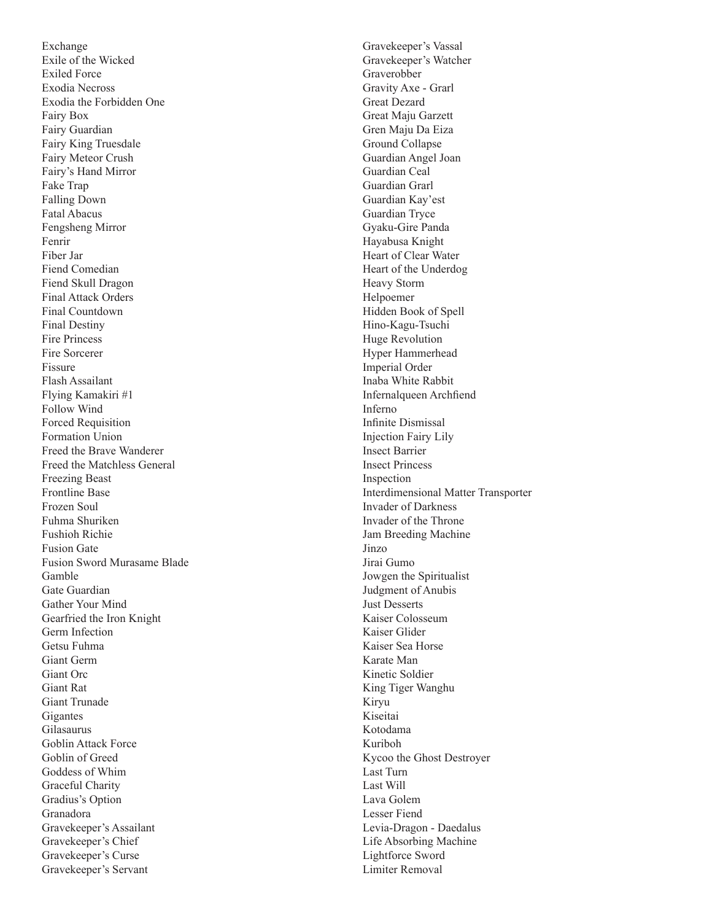Exchange
Exile of the Wicked
Exiled Force
Exodia Necross
Exodia the Forbidden One
Fairy Box
Fairy Guardian
Fairy King Truesdale
Fairy Meteor Crush
Fairy's Hand Mirror
Fake Trap
Falling Down
Fatal Abacus
Fengsheng Mirror
Fenrir
Fiber Jar
Fiend Comedian
Fiend Skull Dragon
Final Attack Orders
Final Countdown
Final Destiny
Fire Princess
Fire Sorcerer
Fissure
Flash Assailant
Flying Kamakiri #1
Follow Wind
Forced Requisition
Formation Union
Freed the Brave Wanderer
Freed the Matchless General
Freezing Beast
Frontline Base
Frozen Soul
Fuhma Shuriken
Fushioh Richie
Fusion Gate
Fusion Sword Murasame Blade
Gamble
Gate Guardian
Gather Your Mind
Gearfried the Iron Knight
Germ Infection
Getsu Fuhma
Giant Germ
Giant Orc
Giant Rat
Giant Trunade
Gigantes
Gilasaurus
Goblin Attack Force
Goblin of Greed
Goddess of Whim
Graceful Charity
Gradius's Option
Granadora
Gravekeeper's Assailant
Gravekeeper's Chief
Gravekeeper's Curse
Gravekeeper's Servant
Gravekeeper's Vassal
Gravekeeper's Watcher
Graverobber
Gravity Axe - Grarl
Great Dezard
Great Maju Garzett
Gren Maju Da Eiza
Ground Collapse
Guardian Angel Joan
Guardian Ceal
Guardian Grarl
Guardian Kay'est
Guardian Tryce
Gyaku-Gire Panda
Hayabusa Knight
Heart of Clear Water
Heart of the Underdog
Heavy Storm
Helpoemer
Hidden Book of Spell
Hino-Kagu-Tsuchi
Huge Revolution
Hyper Hammerhead
Imperial Order
Inaba White Rabbit
Infernalqueen Archfiend
Inferno
Infinite Dismissal
Injection Fairy Lily
Insect Barrier
Insect Princess
Inspection
Interdimensional Matter Transporter
Invader of Darkness
Invader of the Throne
Jam Breeding Machine
Jinzo
Jirai Gumo
Jowgen the Spiritualist
Judgment of Anubis
Just Desserts
Kaiser Colosseum
Kaiser Glider
Kaiser Sea Horse
Karate Man
Kinetic Soldier
King Tiger Wanghu
Kiryu
Kiseitai
Kotodama
Kuriboh
Kycoo the Ghost Destroyer
Last Turn
Last Will
Lava Golem
Lesser Fiend
Levia-Dragon - Daedalus
Life Absorbing Machine
Lightforce Sword
Limiter Removal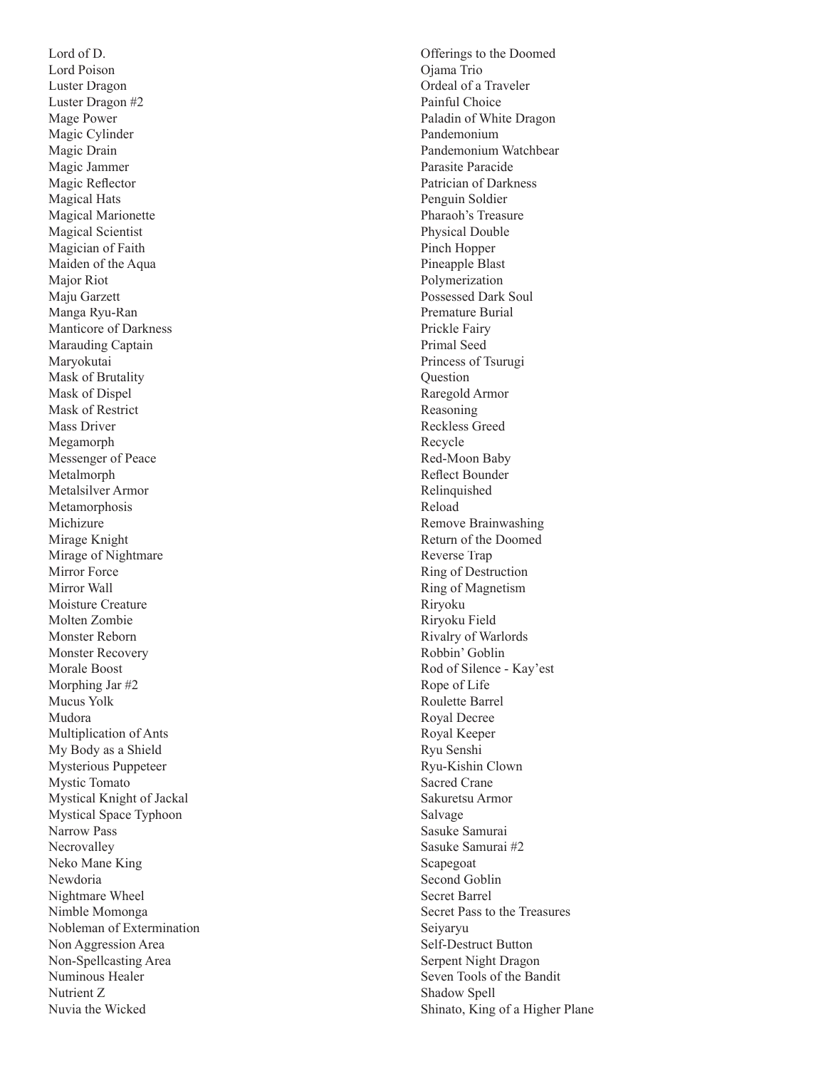Lord of D.
Lord Poison
Luster Dragon
Luster Dragon #2
Mage Power
Magic Cylinder
Magic Drain
Magic Jammer
Magic Reflector
Magical Hats
Magical Marionette
Magical Scientist
Magician of Faith
Maiden of the Aqua
Major Riot
Maju Garzett
Manga Ryu-Ran
Manticore of Darkness
Marauding Captain
Maryokutai
Mask of Brutality
Mask of Dispel
Mask of Restrict
Mass Driver
Megamorph
Messenger of Peace
Metalmorph
Metalsilver Armor
Metamorphosis
Michizure
Mirage Knight
Mirage of Nightmare
Mirror Force
Mirror Wall
Moisture Creature
Molten Zombie
Monster Reborn
Monster Recovery
Morale Boost
Morphing Jar #2
Mucus Yolk
Mudora
Multiplication of Ants
My Body as a Shield
Mysterious Puppeteer
Mystic Tomato
Mystical Knight of Jackal
Mystical Space Typhoon
Narrow Pass
Necrovalley
Neko Mane King
Newdoria
Nightmare Wheel
Nimble Momonga
Nobleman of Extermination
Non Aggression Area
Non-Spellcasting Area
Numinous Healer
Nutrient Z
Nuvia the Wicked
Offerings to the Doomed
Ojama Trio
Ordeal of a Traveler
Painful Choice
Paladin of White Dragon
Pandemonium
Pandemonium Watchbear
Parasite Paracide
Patrician of Darkness
Penguin Soldier
Pharaoh's Treasure
Physical Double
Pinch Hopper
Pineapple Blast
Polymerization
Possessed Dark Soul
Premature Burial
Prickle Fairy
Primal Seed
Princess of Tsurugi
Question
Raregold Armor
Reasoning
Reckless Greed
Recycle
Red-Moon Baby
Reflect Bounder
Relinquished
Reload
Remove Brainwashing
Return of the Doomed
Reverse Trap
Ring of Destruction
Ring of Magnetism
Riryoku
Riryoku Field
Rivalry of Warlords
Robbin' Goblin
Rod of Silence - Kay'est
Rope of Life
Roulette Barrel
Royal Decree
Royal Keeper
Ryu Senshi
Ryu-Kishin Clown
Sacred Crane
Sakuretsu Armor
Salvage
Sasuke Samurai
Sasuke Samurai #2
Scapegoat
Second Goblin
Secret Barrel
Secret Pass to the Treasures
Seiyaryu
Self-Destruct Button
Serpent Night Dragon
Seven Tools of the Bandit
Shadow Spell
Shinato, King of a Higher Plane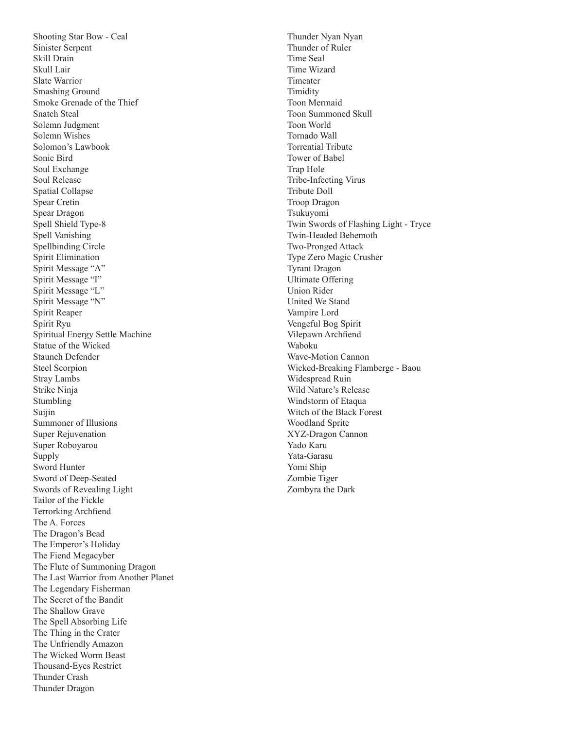Shooting Star Bow - Ceal
Sinister Serpent
Skill Drain
Skull Lair
Slate Warrior
Smashing Ground
Smoke Grenade of the Thief
Snatch Steal
Solemn Judgment
Solemn Wishes
Solomon's Lawbook
Sonic Bird
Soul Exchange
Soul Release
Spatial Collapse
Spear Cretin
Spear Dragon
Spell Shield Type-8
Spell Vanishing
Spellbinding Circle
Spirit Elimination
Spirit Message "A"
Spirit Message "I"
Spirit Message "L"
Spirit Message "N"
Spirit Reaper
Spirit Ryu
Spiritual Energy Settle Machine
Statue of the Wicked
Staunch Defender
Steel Scorpion
Stray Lambs
Strike Ninja
Stumbling
Suijin
Summoner of Illusions
Super Rejuvenation
Super Roboyarou
Supply
Sword Hunter
Sword of Deep-Seated
Swords of Revealing Light
Tailor of the Fickle
Terrorking Archfiend
The A. Forces
The Dragon's Bead
The Emperor's Holiday
The Fiend Megacyber
The Flute of Summoning Dragon
The Last Warrior from Another Planet
The Legendary Fisherman
The Secret of the Bandit
The Shallow Grave
The Spell Absorbing Life
The Thing in the Crater
The Unfriendly Amazon
The Wicked Worm Beast
Thousand-Eyes Restrict
Thunder Crash
Thunder Dragon
Thunder Nyan Nyan
Thunder of Ruler
Time Seal
Time Wizard
Timeater
Timidity
Toon Mermaid
Toon Summoned Skull
Toon World
Tornado Wall
Torrential Tribute
Tower of Babel
Trap Hole
Tribe-Infecting Virus
Tribute Doll
Troop Dragon
Tsukuyomi
Twin Swords of Flashing Light - Tryce
Twin-Headed Behemoth
Two-Pronged Attack
Type Zero Magic Crusher
Tyrant Dragon
Ultimate Offering
Union Rider
United We Stand
Vampire Lord
Vengeful Bog Spirit
Vilepawn Archfiend
Waboku
Wave-Motion Cannon
Wicked-Breaking Flamberge - Baou
Widespread Ruin
Wild Nature's Release
Windstorm of Etaqua
Witch of the Black Forest
Woodland Sprite
XYZ-Dragon Cannon
Yado Karu
Yata-Garasu
Yomi Ship
Zombie Tiger
Zombyra the Dark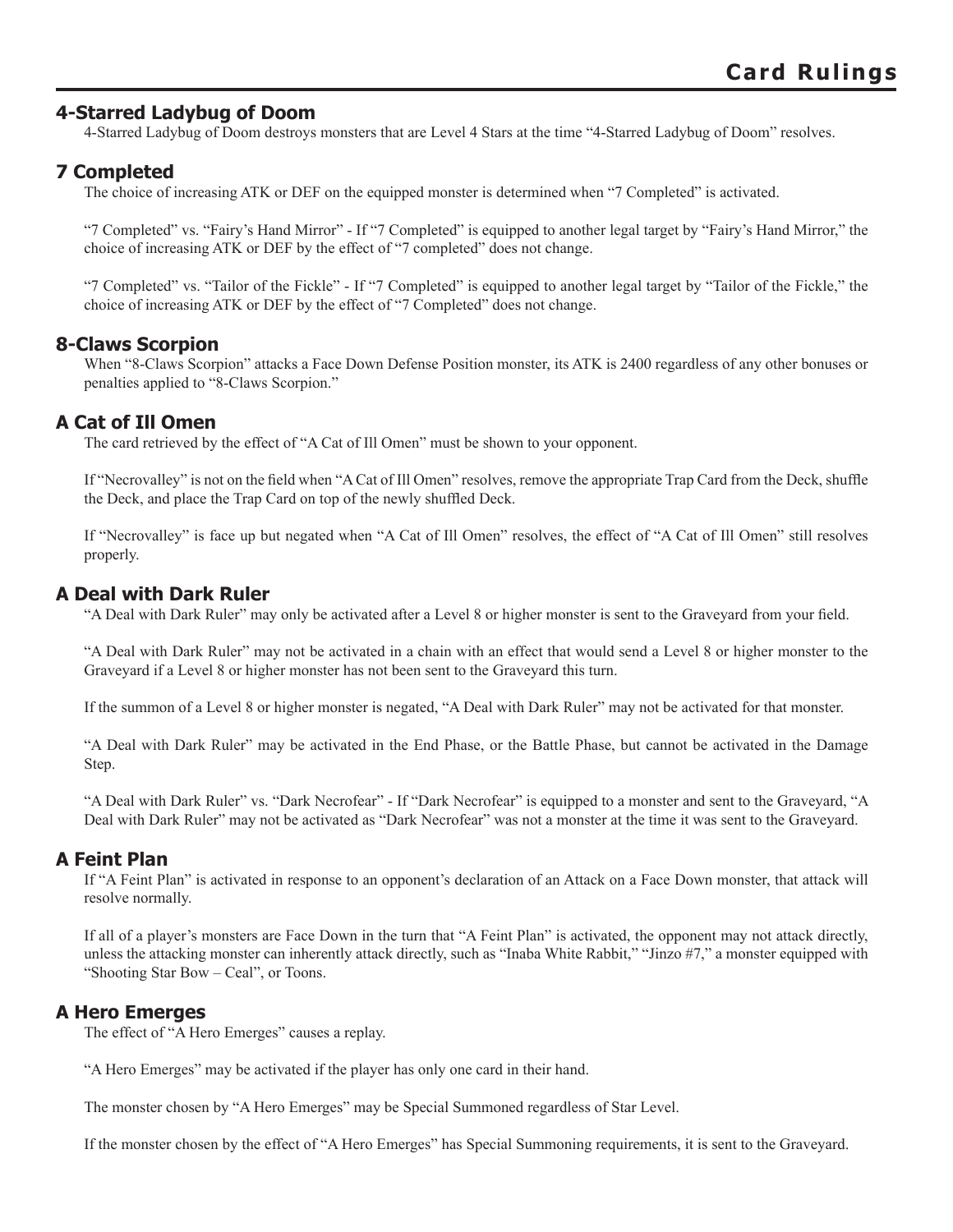## 4-Starred Ladybug of Doom

4-Starred Ladybug of Doom destroys monsters that are Level 4 Stars at the time "4-Starred Ladybug of Doom" resolves.

## 7 Completed

The choice of increasing ATK or DEF on the equipped monster is determined when "7 Completed" is activated.

"7 Completed" vs. "Fairy's Hand Mirror" - If "7 Completed" is equipped to another legal target by "Fairy's Hand Mirror," the choice of increasing ATK or DEF by the effect of "7 completed" does not change.

"7 Completed" vs. "Tailor of the Fickle" - If "7 Completed" is equipped to another legal target by "Tailor of the Fickle," the choice of increasing ATK or DEF by the effect of "7 Completed" does not change.

## 8-Claws Scorpion

When "8-Claws Scorpion" attacks a Face Down Defense Position monster, its ATK is 2400 regardless of any other bonuses or penalties applied to "8-Claws Scorpion."

## A Cat of Ill Omen

The card retrieved by the effect of "A Cat of Ill Omen" must be shown to your opponent.

If "Necrovalley" is not on the field when "A Cat of Ill Omen" resolves, remove the appropriate Trap Card from the Deck, shuffle the Deck, and place the Trap Card on top of the newly shuffled Deck.

If "Necrovalley" is face up but negated when "A Cat of Ill Omen" resolves, the effect of "A Cat of Ill Omen" still resolves properly.

## A Deal with Dark Ruler

"A Deal with Dark Ruler" may only be activated after a Level 8 or higher monster is sent to the Graveyard from your field.

"A Deal with Dark Ruler" may not be activated in a chain with an effect that would send a Level 8 or higher monster to the Graveyard if a Level 8 or higher monster has not been sent to the Graveyard this turn.

If the summon of a Level 8 or higher monster is negated, "A Deal with Dark Ruler" may not be activated for that monster.

"A Deal with Dark Ruler" may be activated in the End Phase, or the Battle Phase, but cannot be activated in the Damage Step.

"A Deal with Dark Ruler" vs. "Dark Necrofear" - If "Dark Necrofear" is equipped to a monster and sent to the Graveyard, "A Deal with Dark Ruler" may not be activated as "Dark Necrofear" was not a monster at the time it was sent to the Graveyard.

## A Feint Plan

If "A Feint Plan" is activated in response to an opponent's declaration of an Attack on a Face Down monster, that attack will resolve normally.

If all of a player's monsters are Face Down in the turn that "A Feint Plan" is activated, the opponent may not attack directly, unless the attacking monster can inherently attack directly, such as "Inaba White Rabbit," "Jinzo #7," a monster equipped with "Shooting Star Bow – Ceal", or Toons.

## A Hero Emerges

The effect of "A Hero Emerges" causes a replay.

"A Hero Emerges" may be activated if the player has only one card in their hand.

The monster chosen by "A Hero Emerges" may be Special Summoned regardless of Star Level.

If the monster chosen by the effect of "A Hero Emerges" has Special Summoning requirements, it is sent to the Graveyard.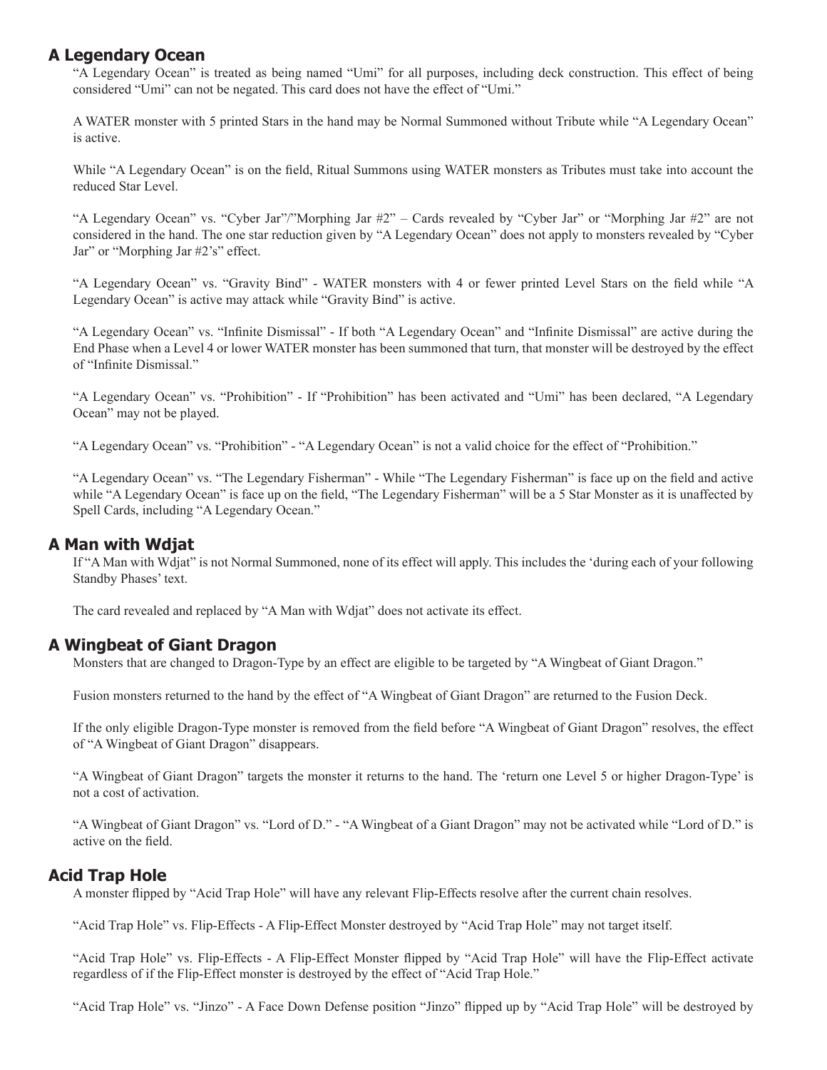## A Legendary Ocean

"A Legendary Ocean" is treated as being named "Umi" for all purposes, including deck construction. This effect of being considered "Umi" can not be negated. This card does not have the effect of "Umi."

A WATER monster with 5 printed Stars in the hand may be Normal Summoned without Tribute while "A Legendary Ocean" is active.

While "A Legendary Ocean" is on the field, Ritual Summons using WATER monsters as Tributes must take into account the reduced Star Level.

"A Legendary Ocean" vs. "Cyber Jar"/"Morphing Jar #2" – Cards revealed by "Cyber Jar" or "Morphing Jar #2" are not considered in the hand. The one star reduction given by "A Legendary Ocean" does not apply to monsters revealed by "Cyber Jar" or "Morphing Jar #2's" effect.

"A Legendary Ocean" vs. "Gravity Bind" - WATER monsters with 4 or fewer printed Level Stars on the field while "A Legendary Ocean" is active may attack while "Gravity Bind" is active.

"A Legendary Ocean" vs. "Infinite Dismissal" - If both "A Legendary Ocean" and "Infinite Dismissal" are active during the End Phase when a Level 4 or lower WATER monster has been summoned that turn, that monster will be destroyed by the effect of "Infinite Dismissal."

"A Legendary Ocean" vs. "Prohibition" - If "Prohibition" has been activated and "Umi" has been declared, "A Legendary Ocean" may not be played.

"A Legendary Ocean" vs. "Prohibition" - "A Legendary Ocean" is not a valid choice for the effect of "Prohibition."

"A Legendary Ocean" vs. "The Legendary Fisherman" - While "The Legendary Fisherman" is face up on the field and active while "A Legendary Ocean" is face up on the field, "The Legendary Fisherman" will be a 5 Star Monster as it is unaffected by Spell Cards, including "A Legendary Ocean."

## A Man with Wdjat

If "A Man with Wdjat" is not Normal Summoned, none of its effect will apply. This includes the 'during each of your following Standby Phases' text.

The card revealed and replaced by "A Man with Wdjat" does not activate its effect.

## A Wingbeat of Giant Dragon

Monsters that are changed to Dragon-Type by an effect are eligible to be targeted by "A Wingbeat of Giant Dragon."

Fusion monsters returned to the hand by the effect of "A Wingbeat of Giant Dragon" are returned to the Fusion Deck.

If the only eligible Dragon-Type monster is removed from the field before "A Wingbeat of Giant Dragon" resolves, the effect of "A Wingbeat of Giant Dragon" disappears.

"A Wingbeat of Giant Dragon" targets the monster it returns to the hand. The 'return one Level 5 or higher Dragon-Type' is not a cost of activation.

"A Wingbeat of Giant Dragon" vs. "Lord of D." - "A Wingbeat of a Giant Dragon" may not be activated while "Lord of D." is active on the field.

## Acid Trap Hole

A monster flipped by "Acid Trap Hole" will have any relevant Flip-Effects resolve after the current chain resolves.

"Acid Trap Hole" vs. Flip-Effects - A Flip-Effect Monster destroyed by "Acid Trap Hole" may not target itself.

"Acid Trap Hole" vs. Flip-Effects - A Flip-Effect Monster flipped by "Acid Trap Hole" will have the Flip-Effect activate regardless of if the Flip-Effect monster is destroyed by the effect of "Acid Trap Hole."

"Acid Trap Hole" vs. "Jinzo" - A Face Down Defense position "Jinzo" flipped up by "Acid Trap Hole" will be destroyed by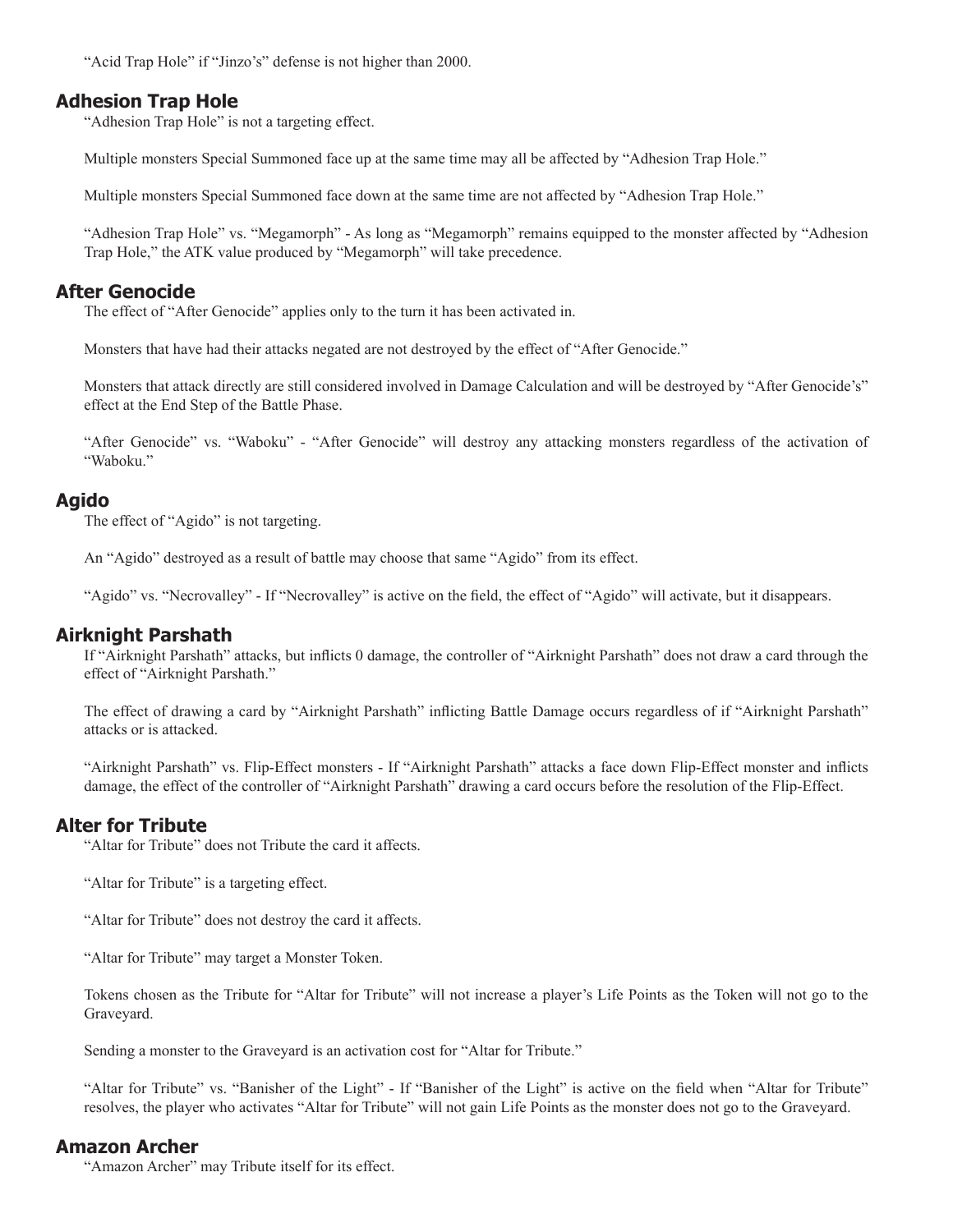"Acid Trap Hole" if "Jinzo's" defense is not higher than 2000.

## Adhesion Trap Hole

"Adhesion Trap Hole" is not a targeting effect.

Multiple monsters Special Summoned face up at the same time may all be affected by "Adhesion Trap Hole."

Multiple monsters Special Summoned face down at the same time are not affected by "Adhesion Trap Hole."

"Adhesion Trap Hole" vs. "Megamorph" - As long as "Megamorph" remains equipped to the monster affected by "Adhesion Trap Hole," the ATK value produced by "Megamorph" will take precedence.

## After Genocide

The effect of "After Genocide" applies only to the turn it has been activated in.

Monsters that have had their attacks negated are not destroyed by the effect of "After Genocide."

Monsters that attack directly are still considered involved in Damage Calculation and will be destroyed by "After Genocide's" effect at the End Step of the Battle Phase.

"After Genocide" vs. "Waboku" - "After Genocide" will destroy any attacking monsters regardless of the activation of "Waboku."

## Agido

The effect of "Agido" is not targeting.

An "Agido" destroyed as a result of battle may choose that same "Agido" from its effect.

"Agido" vs. "Necrovalley" - If "Necrovalley" is active on the field, the effect of "Agido" will activate, but it disappears.

## Airknight Parshath

If "Airknight Parshath" attacks, but inflicts 0 damage, the controller of "Airknight Parshath" does not draw a card through the effect of "Airknight Parshath."

The effect of drawing a card by "Airknight Parshath" inflicting Battle Damage occurs regardless of if "Airknight Parshath" attacks or is attacked.

"Airknight Parshath" vs. Flip-Effect monsters - If "Airknight Parshath" attacks a face down Flip-Effect monster and inflicts damage, the effect of the controller of "Airknight Parshath" drawing a card occurs before the resolution of the Flip-Effect.

## Alter for Tribute

"Altar for Tribute" does not Tribute the card it affects.

"Altar for Tribute" is a targeting effect.

"Altar for Tribute" does not destroy the card it affects.

"Altar for Tribute" may target a Monster Token.

Tokens chosen as the Tribute for "Altar for Tribute" will not increase a player's Life Points as the Token will not go to the Graveyard.

Sending a monster to the Graveyard is an activation cost for "Altar for Tribute."

"Altar for Tribute" vs. "Banisher of the Light" - If "Banisher of the Light" is active on the field when "Altar for Tribute" resolves, the player who activates "Altar for Tribute" will not gain Life Points as the monster does not go to the Graveyard.

## Amazon Archer

"Amazon Archer" may Tribute itself for its effect.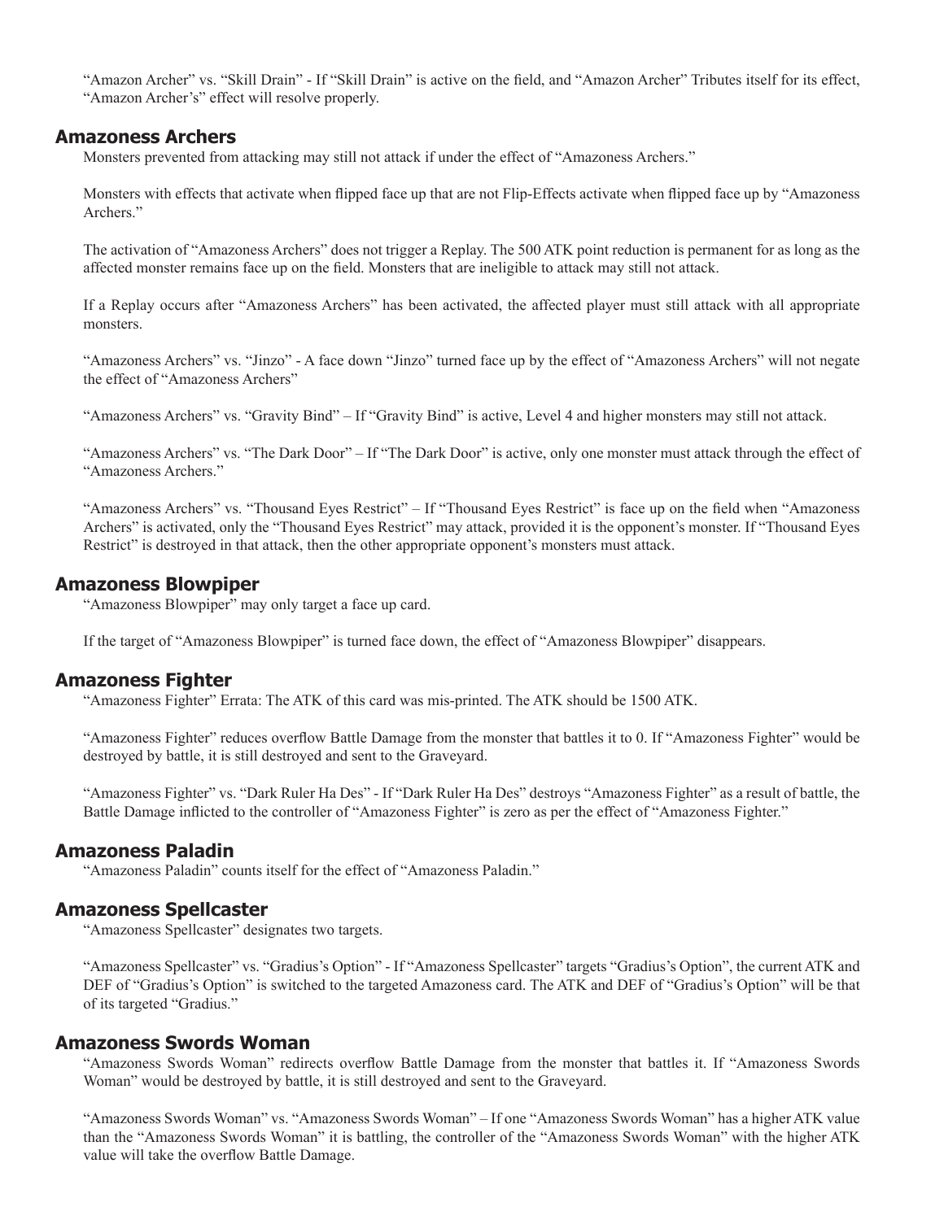"Amazon Archer" vs. "Skill Drain" - If "Skill Drain" is active on the field, and "Amazon Archer" Tributes itself for its effect, "Amazon Archer's" effect will resolve properly.

## Amazoness Archers

Monsters prevented from attacking may still not attack if under the effect of "Amazoness Archers."

Monsters with effects that activate when flipped face up that are not Flip-Effects activate when flipped face up by "Amazoness Archers."

The activation of "Amazoness Archers" does not trigger a Replay. The 500 ATK point reduction is permanent for as long as the affected monster remains face up on the field. Monsters that are ineligible to attack may still not attack.

If a Replay occurs after "Amazoness Archers" has been activated, the affected player must still attack with all appropriate monsters.

"Amazoness Archers" vs. "Jinzo" - A face down "Jinzo" turned face up by the effect of "Amazoness Archers" will not negate the effect of "Amazoness Archers"

"Amazoness Archers" vs. "Gravity Bind" – If "Gravity Bind" is active, Level 4 and higher monsters may still not attack.

"Amazoness Archers" vs. "The Dark Door" – If "The Dark Door" is active, only one monster must attack through the effect of "Amazoness Archers."

"Amazoness Archers" vs. "Thousand Eyes Restrict" – If "Thousand Eyes Restrict" is face up on the field when "Amazoness Archers" is activated, only the "Thousand Eyes Restrict" may attack, provided it is the opponent's monster. If "Thousand Eyes Restrict" is destroyed in that attack, then the other appropriate opponent's monsters must attack.

## Amazoness Blowpiper

"Amazoness Blowpiper" may only target a face up card.

If the target of "Amazoness Blowpiper" is turned face down, the effect of "Amazoness Blowpiper" disappears.

## Amazoness Fighter

"Amazoness Fighter" Errata: The ATK of this card was mis-printed. The ATK should be 1500 ATK.

"Amazoness Fighter" reduces overflow Battle Damage from the monster that battles it to 0. If "Amazoness Fighter" would be destroyed by battle, it is still destroyed and sent to the Graveyard.

"Amazoness Fighter" vs. "Dark Ruler Ha Des" - If "Dark Ruler Ha Des" destroys "Amazoness Fighter" as a result of battle, the Battle Damage inflicted to the controller of "Amazoness Fighter" is zero as per the effect of "Amazoness Fighter."

## Amazoness Paladin

"Amazoness Paladin" counts itself for the effect of "Amazoness Paladin."

## Amazoness Spellcaster

"Amazoness Spellcaster" designates two targets.

"Amazoness Spellcaster" vs. "Gradius's Option" - If "Amazoness Spellcaster" targets "Gradius's Option", the current ATK and DEF of "Gradius's Option" is switched to the targeted Amazoness card. The ATK and DEF of "Gradius's Option" will be that of its targeted "Gradius."

## Amazoness Swords Woman

"Amazoness Swords Woman" redirects overflow Battle Damage from the monster that battles it. If "Amazoness Swords Woman" would be destroyed by battle, it is still destroyed and sent to the Graveyard.

"Amazoness Swords Woman" vs. "Amazoness Swords Woman" – If one "Amazoness Swords Woman" has a higher ATK value than the "Amazoness Swords Woman" it is battling, the controller of the "Amazoness Swords Woman" with the higher ATK value will take the overflow Battle Damage.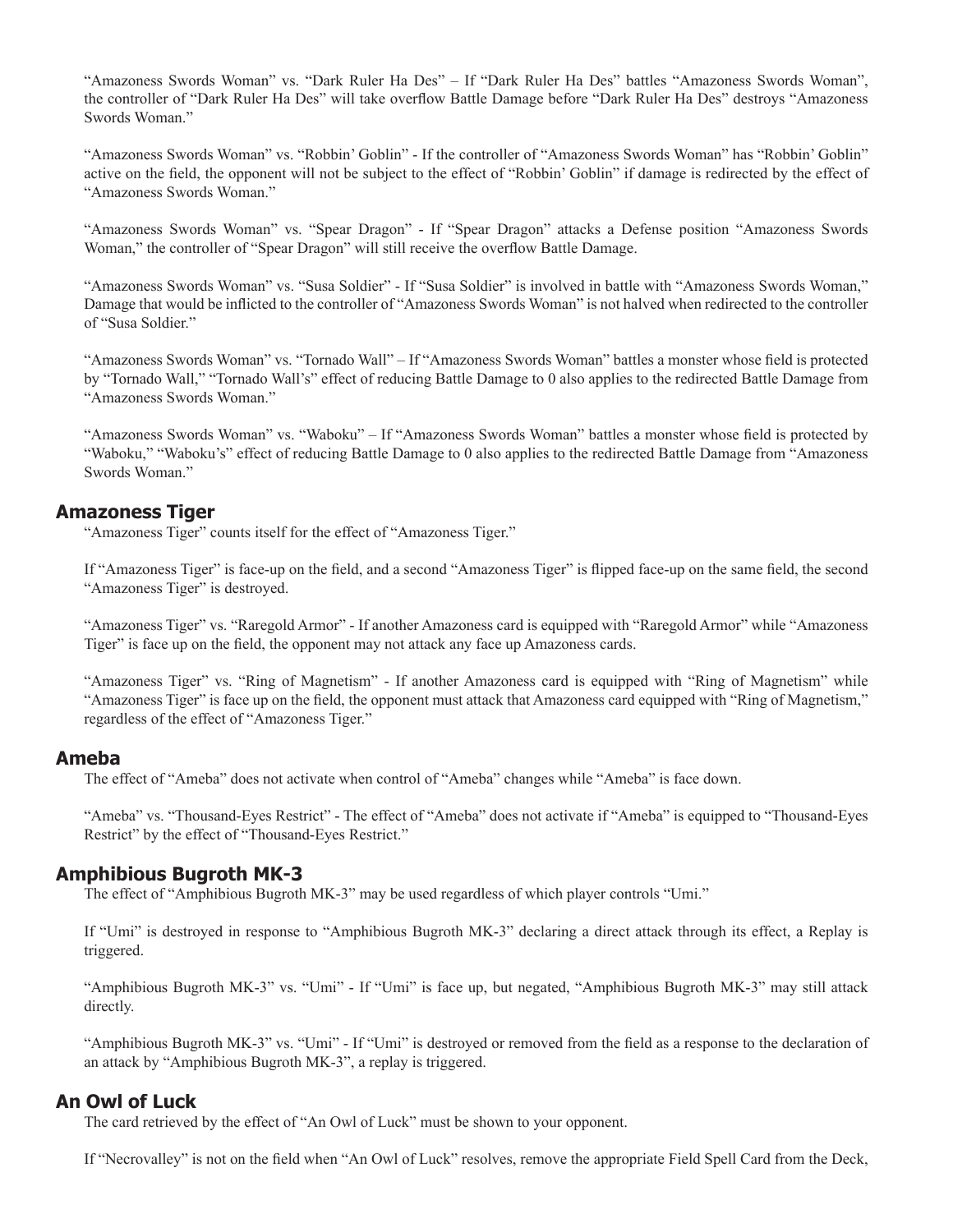"Amazoness Swords Woman" vs. "Dark Ruler Ha Des" – If "Dark Ruler Ha Des" battles "Amazoness Swords Woman", the controller of "Dark Ruler Ha Des" will take overflow Battle Damage before "Dark Ruler Ha Des" destroys "Amazoness Swords Woman."

"Amazoness Swords Woman" vs. "Robbin' Goblin" - If the controller of "Amazoness Swords Woman" has "Robbin' Goblin" active on the field, the opponent will not be subject to the effect of "Robbin' Goblin" if damage is redirected by the effect of "Amazoness Swords Woman."

"Amazoness Swords Woman" vs. "Spear Dragon" - If "Spear Dragon" attacks a Defense position "Amazoness Swords Woman," the controller of "Spear Dragon" will still receive the overflow Battle Damage.

"Amazoness Swords Woman" vs. "Susa Soldier" - If "Susa Soldier" is involved in battle with "Amazoness Swords Woman," Damage that would be inflicted to the controller of "Amazoness Swords Woman" is not halved when redirected to the controller of "Susa Soldier."

"Amazoness Swords Woman" vs. "Tornado Wall" – If "Amazoness Swords Woman" battles a monster whose field is protected by "Tornado Wall," "Tornado Wall's" effect of reducing Battle Damage to 0 also applies to the redirected Battle Damage from "Amazoness Swords Woman."

"Amazoness Swords Woman" vs. "Waboku" – If "Amazoness Swords Woman" battles a monster whose field is protected by "Waboku," "Waboku's" effect of reducing Battle Damage to 0 also applies to the redirected Battle Damage from "Amazoness Swords Woman."

## Amazoness Tiger

"Amazoness Tiger" counts itself for the effect of "Amazoness Tiger."

If "Amazoness Tiger" is face-up on the field, and a second "Amazoness Tiger" is flipped face-up on the same field, the second "Amazoness Tiger" is destroyed.

"Amazoness Tiger" vs. "Raregold Armor" - If another Amazoness card is equipped with "Raregold Armor" while "Amazoness Tiger" is face up on the field, the opponent may not attack any face up Amazoness cards.

"Amazoness Tiger" vs. "Ring of Magnetism" - If another Amazoness card is equipped with "Ring of Magnetism" while "Amazoness Tiger" is face up on the field, the opponent must attack that Amazoness card equipped with "Ring of Magnetism," regardless of the effect of "Amazoness Tiger."

## Ameba

The effect of "Ameba" does not activate when control of "Ameba" changes while "Ameba" is face down.

"Ameba" vs. "Thousand-Eyes Restrict" - The effect of "Ameba" does not activate if "Ameba" is equipped to "Thousand-Eyes Restrict" by the effect of "Thousand-Eyes Restrict."

## Amphibious Bugroth MK-3

The effect of "Amphibious Bugroth MK-3" may be used regardless of which player controls "Umi."

If "Umi" is destroyed in response to "Amphibious Bugroth MK-3" declaring a direct attack through its effect, a Replay is triggered.

"Amphibious Bugroth MK-3" vs. "Umi" - If "Umi" is face up, but negated, "Amphibious Bugroth MK-3" may still attack directly.

"Amphibious Bugroth MK-3" vs. "Umi" - If "Umi" is destroyed or removed from the field as a response to the declaration of an attack by "Amphibious Bugroth MK-3", a replay is triggered.

## An Owl of Luck

The card retrieved by the effect of "An Owl of Luck" must be shown to your opponent.

If "Necrovalley" is not on the field when "An Owl of Luck" resolves, remove the appropriate Field Spell Card from the Deck,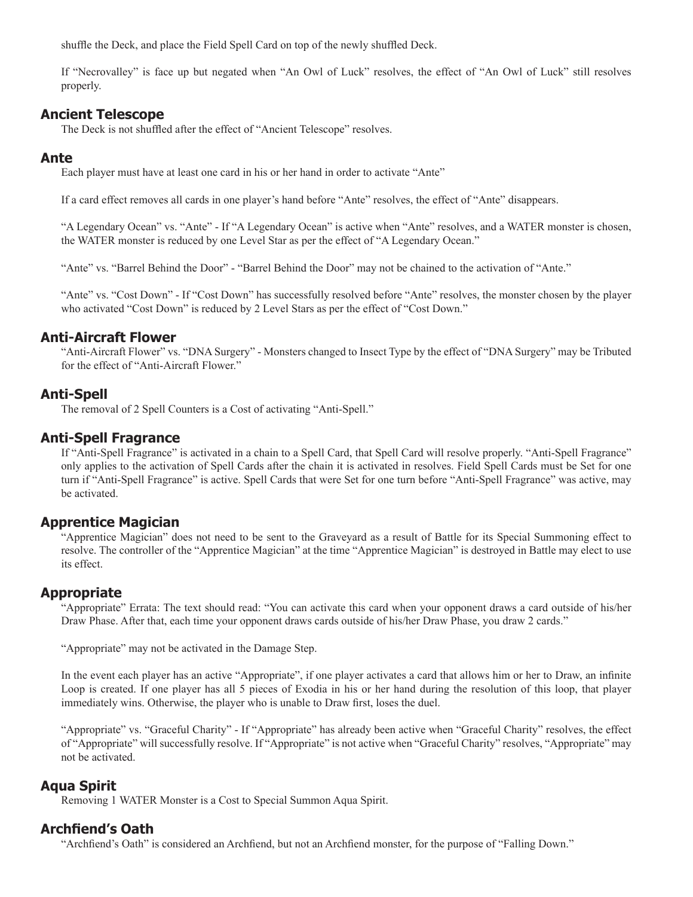shuffle the Deck, and place the Field Spell Card on top of the newly shuffled Deck.

If "Necrovalley" is face up but negated when "An Owl of Luck" resolves, the effect of "An Owl of Luck" still resolves properly.

## Ancient Telescope

The Deck is not shuffled after the effect of "Ancient Telescope" resolves.

## Ante

Each player must have at least one card in his or her hand in order to activate "Ante"

If a card effect removes all cards in one player's hand before "Ante" resolves, the effect of "Ante" disappears.

"A Legendary Ocean" vs. "Ante" - If "A Legendary Ocean" is active when "Ante" resolves, and a WATER monster is chosen, the WATER monster is reduced by one Level Star as per the effect of "A Legendary Ocean."

"Ante" vs. "Barrel Behind the Door" - "Barrel Behind the Door" may not be chained to the activation of "Ante."

"Ante" vs. "Cost Down" - If "Cost Down" has successfully resolved before "Ante" resolves, the monster chosen by the player who activated "Cost Down" is reduced by 2 Level Stars as per the effect of "Cost Down."

## Anti-Aircraft Flower

"Anti-Aircraft Flower" vs. "DNA Surgery" - Monsters changed to Insect Type by the effect of "DNA Surgery" may be Tributed for the effect of "Anti-Aircraft Flower."

## Anti-Spell

The removal of 2 Spell Counters is a Cost of activating "Anti-Spell."

## Anti-Spell Fragrance

If "Anti-Spell Fragrance" is activated in a chain to a Spell Card, that Spell Card will resolve properly. "Anti-Spell Fragrance" only applies to the activation of Spell Cards after the chain it is activated in resolves. Field Spell Cards must be Set for one turn if "Anti-Spell Fragrance" is active. Spell Cards that were Set for one turn before "Anti-Spell Fragrance" was active, may be activated.

## Apprentice Magician

"Apprentice Magician" does not need to be sent to the Graveyard as a result of Battle for its Special Summoning effect to resolve. The controller of the "Apprentice Magician" at the time "Apprentice Magician" is destroyed in Battle may elect to use its effect.

## Appropriate

"Appropriate" Errata: The text should read: "You can activate this card when your opponent draws a card outside of his/her Draw Phase. After that, each time your opponent draws cards outside of his/her Draw Phase, you draw 2 cards."

"Appropriate" may not be activated in the Damage Step.

In the event each player has an active "Appropriate", if one player activates a card that allows him or her to Draw, an infinite Loop is created. If one player has all 5 pieces of Exodia in his or her hand during the resolution of this loop, that player immediately wins. Otherwise, the player who is unable to Draw first, loses the duel.

"Appropriate" vs. "Graceful Charity" - If "Appropriate" has already been active when "Graceful Charity" resolves, the effect of "Appropriate" will successfully resolve. If "Appropriate" is not active when "Graceful Charity" resolves, "Appropriate" may not be activated.

## Aqua Spirit

Removing 1 WATER Monster is a Cost to Special Summon Aqua Spirit.

## Archfiend's Oath

"Archfiend's Oath" is considered an Archfiend, but not an Archfiend monster, for the purpose of "Falling Down."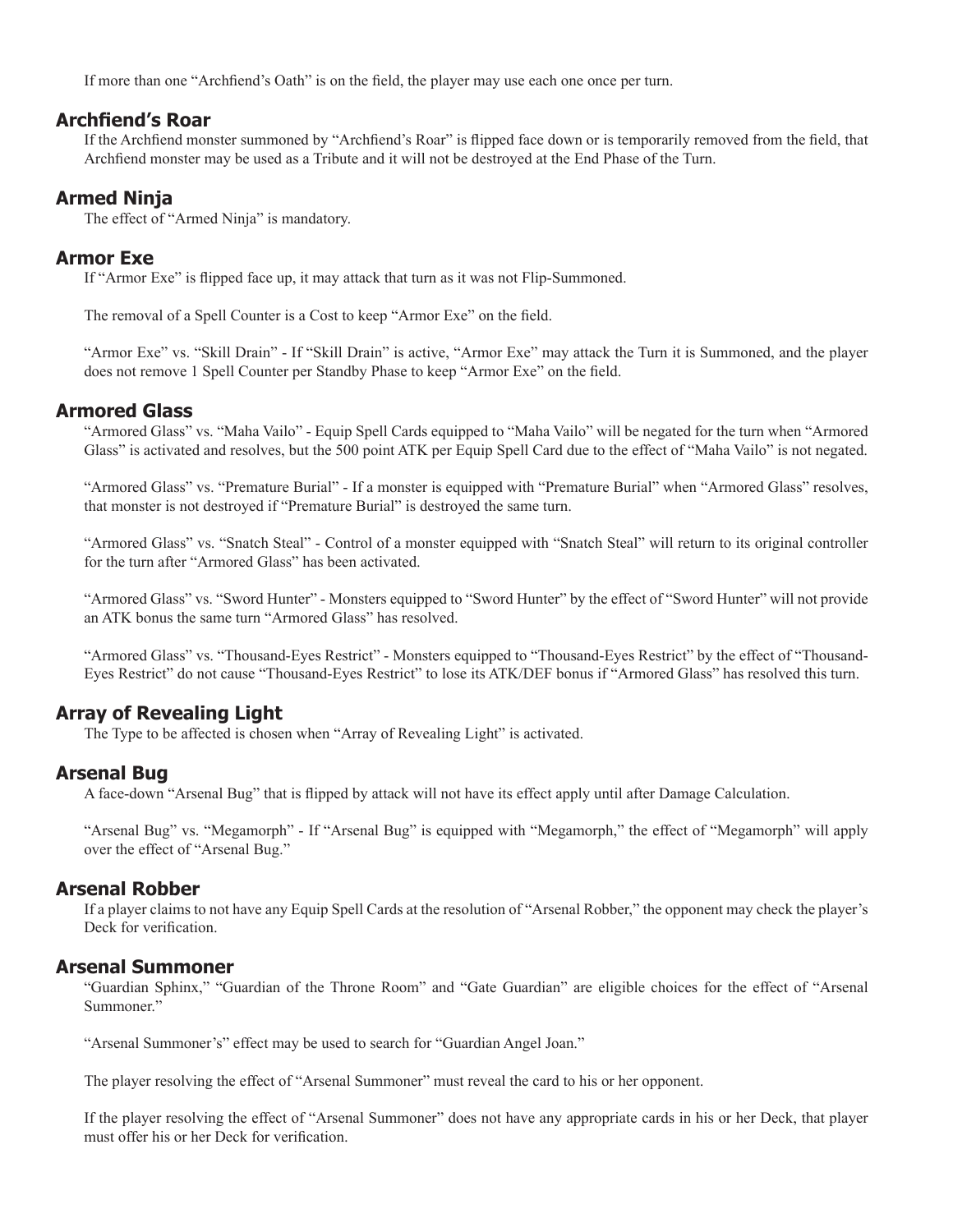If more than one "Archfiend's Oath" is on the field, the player may use each one once per turn.

## Archfiend's Roar

If the Archfiend monster summoned by "Archfiend's Roar" is flipped face down or is temporarily removed from the field, that Archfiend monster may be used as a Tribute and it will not be destroyed at the End Phase of the Turn.

## Armed Ninja

The effect of "Armed Ninja" is mandatory.

## Armor Exe

If "Armor Exe" is flipped face up, it may attack that turn as it was not Flip-Summoned.

The removal of a Spell Counter is a Cost to keep "Armor Exe" on the field.

"Armor Exe" vs. "Skill Drain" - If "Skill Drain" is active, "Armor Exe" may attack the Turn it is Summoned, and the player does not remove 1 Spell Counter per Standby Phase to keep "Armor Exe" on the field.

## Armored Glass

"Armored Glass" vs. "Maha Vailo" - Equip Spell Cards equipped to "Maha Vailo" will be negated for the turn when "Armored Glass" is activated and resolves, but the 500 point ATK per Equip Spell Card due to the effect of "Maha Vailo" is not negated.

"Armored Glass" vs. "Premature Burial" - If a monster is equipped with "Premature Burial" when "Armored Glass" resolves, that monster is not destroyed if "Premature Burial" is destroyed the same turn.

"Armored Glass" vs. "Snatch Steal" - Control of a monster equipped with "Snatch Steal" will return to its original controller for the turn after "Armored Glass" has been activated.

"Armored Glass" vs. "Sword Hunter" - Monsters equipped to "Sword Hunter" by the effect of "Sword Hunter" will not provide an ATK bonus the same turn "Armored Glass" has resolved.

"Armored Glass" vs. "Thousand-Eyes Restrict" - Monsters equipped to "Thousand-Eyes Restrict" by the effect of "Thousand-Eyes Restrict" do not cause "Thousand-Eyes Restrict" to lose its ATK/DEF bonus if "Armored Glass" has resolved this turn.

## Array of Revealing Light

The Type to be affected is chosen when "Array of Revealing Light" is activated.

## Arsenal Bug

A face-down "Arsenal Bug" that is flipped by attack will not have its effect apply until after Damage Calculation.

"Arsenal Bug" vs. "Megamorph" - If "Arsenal Bug" is equipped with "Megamorph," the effect of "Megamorph" will apply over the effect of "Arsenal Bug."

## Arsenal Robber

If a player claims to not have any Equip Spell Cards at the resolution of "Arsenal Robber," the opponent may check the player's Deck for verification.

## Arsenal Summoner

"Guardian Sphinx," "Guardian of the Throne Room" and "Gate Guardian" are eligible choices for the effect of "Arsenal Summoner."

"Arsenal Summoner's" effect may be used to search for "Guardian Angel Joan."

The player resolving the effect of "Arsenal Summoner" must reveal the card to his or her opponent.

If the player resolving the effect of "Arsenal Summoner" does not have any appropriate cards in his or her Deck, that player must offer his or her Deck for verification.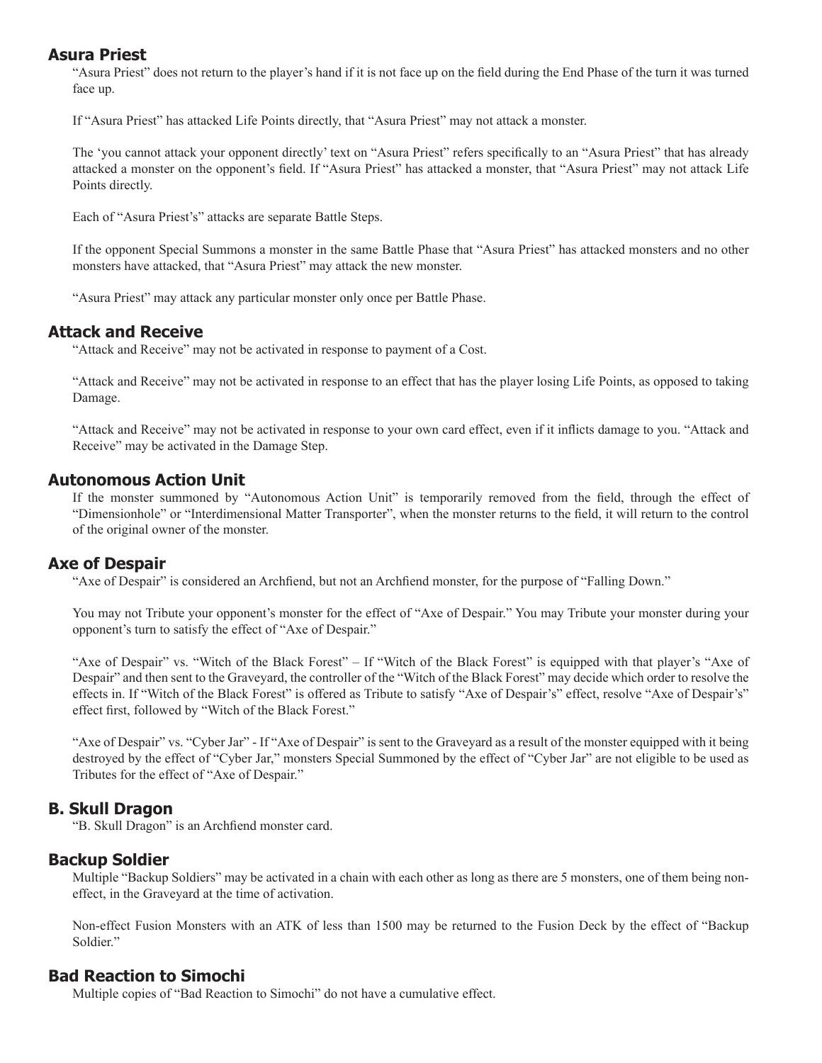## Asura Priest

"Asura Priest" does not return to the player's hand if it is not face up on the field during the End Phase of the turn it was turned face up.

If "Asura Priest" has attacked Life Points directly, that "Asura Priest" may not attack a monster.

The 'you cannot attack your opponent directly' text on "Asura Priest" refers specifically to an "Asura Priest" that has already attacked a monster on the opponent's field. If "Asura Priest" has attacked a monster, that "Asura Priest" may not attack Life Points directly.

Each of "Asura Priest's" attacks are separate Battle Steps.

If the opponent Special Summons a monster in the same Battle Phase that "Asura Priest" has attacked monsters and no other monsters have attacked, that "Asura Priest" may attack the new monster.

"Asura Priest" may attack any particular monster only once per Battle Phase.

## Attack and Receive

"Attack and Receive" may not be activated in response to payment of a Cost.

"Attack and Receive" may not be activated in response to an effect that has the player losing Life Points, as opposed to taking Damage.

"Attack and Receive" may not be activated in response to your own card effect, even if it inflicts damage to you. "Attack and Receive" may be activated in the Damage Step.

## Autonomous Action Unit

If the monster summoned by "Autonomous Action Unit" is temporarily removed from the field, through the effect of "Dimensionhole" or "Interdimensional Matter Transporter", when the monster returns to the field, it will return to the control of the original owner of the monster.

## Axe of Despair

"Axe of Despair" is considered an Archfiend, but not an Archfiend monster, for the purpose of "Falling Down."

You may not Tribute your opponent's monster for the effect of "Axe of Despair." You may Tribute your monster during your opponent's turn to satisfy the effect of "Axe of Despair."

"Axe of Despair" vs. "Witch of the Black Forest" – If "Witch of the Black Forest" is equipped with that player's "Axe of Despair" and then sent to the Graveyard, the controller of the "Witch of the Black Forest" may decide which order to resolve the effects in. If "Witch of the Black Forest" is offered as Tribute to satisfy "Axe of Despair's" effect, resolve "Axe of Despair's" effect first, followed by "Witch of the Black Forest."

"Axe of Despair" vs. "Cyber Jar" - If "Axe of Despair" is sent to the Graveyard as a result of the monster equipped with it being destroyed by the effect of "Cyber Jar," monsters Special Summoned by the effect of "Cyber Jar" are not eligible to be used as Tributes for the effect of "Axe of Despair."

## B. Skull Dragon

"B. Skull Dragon" is an Archfiend monster card.

## Backup Soldier

Multiple "Backup Soldiers" may be activated in a chain with each other as long as there are 5 monsters, one of them being non-effect, in the Graveyard at the time of activation.

Non-effect Fusion Monsters with an ATK of less than 1500 may be returned to the Fusion Deck by the effect of "Backup Soldier."

## Bad Reaction to Simochi

Multiple copies of "Bad Reaction to Simochi" do not have a cumulative effect.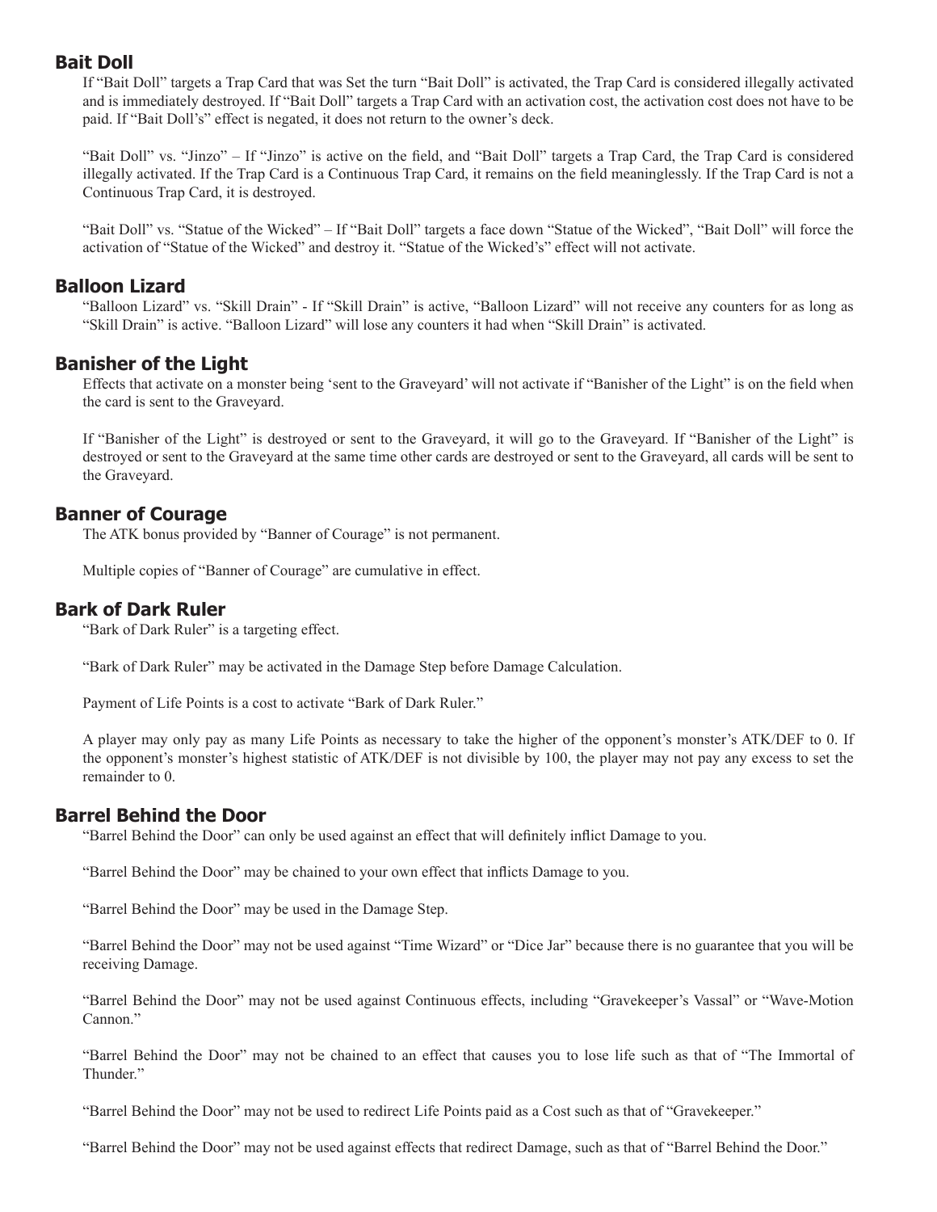## Bait Doll

If "Bait Doll" targets a Trap Card that was Set the turn "Bait Doll" is activated, the Trap Card is considered illegally activated and is immediately destroyed. If "Bait Doll" targets a Trap Card with an activation cost, the activation cost does not have to be paid. If "Bait Doll's" effect is negated, it does not return to the owner's deck.

"Bait Doll" vs. "Jinzo" – If "Jinzo" is active on the field, and "Bait Doll" targets a Trap Card, the Trap Card is considered illegally activated. If the Trap Card is a Continuous Trap Card, it remains on the field meaninglessly. If the Trap Card is not a Continuous Trap Card, it is destroyed.

"Bait Doll" vs. "Statue of the Wicked" – If "Bait Doll" targets a face down "Statue of the Wicked", "Bait Doll" will force the activation of "Statue of the Wicked" and destroy it. "Statue of the Wicked's" effect will not activate.

## Balloon Lizard

"Balloon Lizard" vs. "Skill Drain" - If "Skill Drain" is active, "Balloon Lizard" will not receive any counters for as long as "Skill Drain" is active. "Balloon Lizard" will lose any counters it had when "Skill Drain" is activated.

## Banisher of the Light

Effects that activate on a monster being 'sent to the Graveyard' will not activate if "Banisher of the Light" is on the field when the card is sent to the Graveyard.

If "Banisher of the Light" is destroyed or sent to the Graveyard, it will go to the Graveyard. If "Banisher of the Light" is destroyed or sent to the Graveyard at the same time other cards are destroyed or sent to the Graveyard, all cards will be sent to the Graveyard.

## Banner of Courage

The ATK bonus provided by "Banner of Courage" is not permanent.

Multiple copies of "Banner of Courage" are cumulative in effect.

## Bark of Dark Ruler

"Bark of Dark Ruler" is a targeting effect.

"Bark of Dark Ruler" may be activated in the Damage Step before Damage Calculation.

Payment of Life Points is a cost to activate "Bark of Dark Ruler."

A player may only pay as many Life Points as necessary to take the higher of the opponent's monster's ATK/DEF to 0. If the opponent's monster's highest statistic of ATK/DEF is not divisible by 100, the player may not pay any excess to set the remainder to 0.

## Barrel Behind the Door

"Barrel Behind the Door" can only be used against an effect that will definitely inflict Damage to you.

"Barrel Behind the Door" may be chained to your own effect that inflicts Damage to you.

"Barrel Behind the Door" may be used in the Damage Step.

"Barrel Behind the Door" may not be used against "Time Wizard" or "Dice Jar" because there is no guarantee that you will be receiving Damage.

"Barrel Behind the Door" may not be used against Continuous effects, including "Gravekeeper's Vassal" or "Wave-Motion Cannon."

"Barrel Behind the Door" may not be chained to an effect that causes you to lose life such as that of "The Immortal of Thunder."

"Barrel Behind the Door" may not be used to redirect Life Points paid as a Cost such as that of "Gravekeeper."

"Barrel Behind the Door" may not be used against effects that redirect Damage, such as that of "Barrel Behind the Door."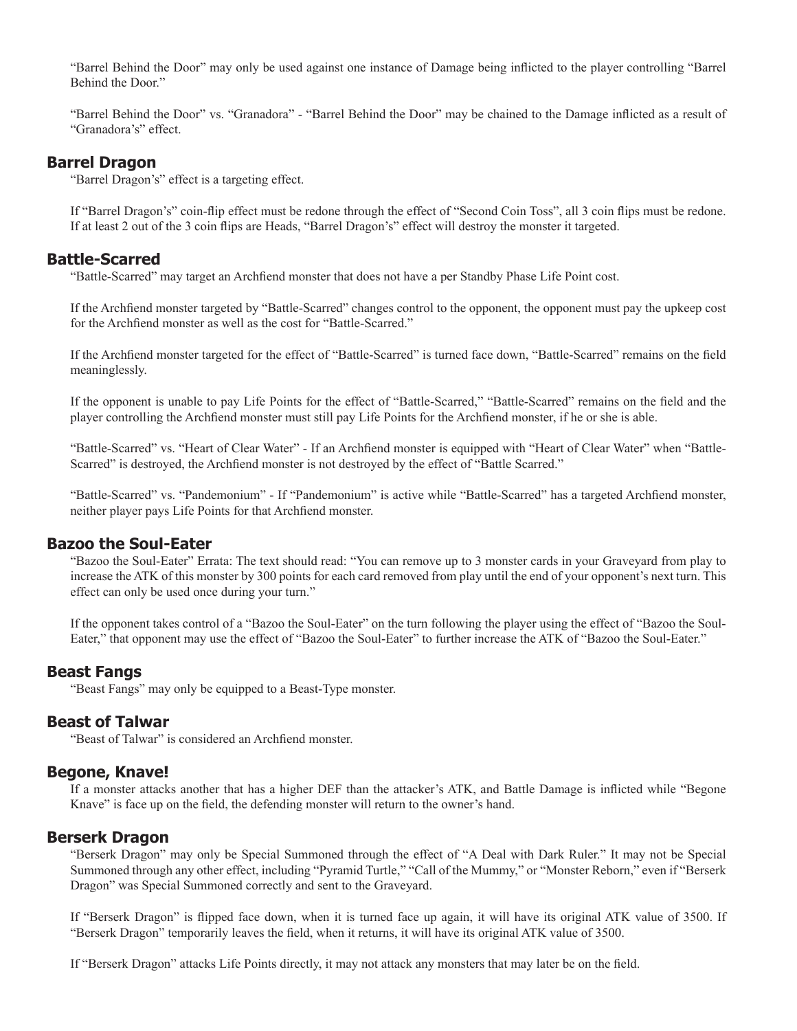"Barrel Behind the Door" may only be used against one instance of Damage being inflicted to the player controlling "Barrel Behind the Door."

"Barrel Behind the Door" vs. "Granadora" - "Barrel Behind the Door" may be chained to the Damage inflicted as a result of "Granadora's" effect.

## Barrel Dragon

"Barrel Dragon's" effect is a targeting effect.

If "Barrel Dragon's" coin-flip effect must be redone through the effect of "Second Coin Toss", all 3 coin flips must be redone. If at least 2 out of the 3 coin flips are Heads, "Barrel Dragon's" effect will destroy the monster it targeted.

## Battle-Scarred

"Battle-Scarred" may target an Archfiend monster that does not have a per Standby Phase Life Point cost.

If the Archfiend monster targeted by "Battle-Scarred" changes control to the opponent, the opponent must pay the upkeep cost for the Archfiend monster as well as the cost for "Battle-Scarred."

If the Archfiend monster targeted for the effect of "Battle-Scarred" is turned face down, "Battle-Scarred" remains on the field meaninglessly.

If the opponent is unable to pay Life Points for the effect of "Battle-Scarred," "Battle-Scarred" remains on the field and the player controlling the Archfiend monster must still pay Life Points for the Archfiend monster, if he or she is able.

"Battle-Scarred" vs. "Heart of Clear Water" - If an Archfiend monster is equipped with "Heart of Clear Water" when "Battle-Scarred" is destroyed, the Archfiend monster is not destroyed by the effect of "Battle Scarred."

"Battle-Scarred" vs. "Pandemonium" - If "Pandemonium" is active while "Battle-Scarred" has a targeted Archfiend monster, neither player pays Life Points for that Archfiend monster.

## Bazoo the Soul-Eater

"Bazoo the Soul-Eater" Errata: The text should read: "You can remove up to 3 monster cards in your Graveyard from play to increase the ATK of this monster by 300 points for each card removed from play until the end of your opponent's next turn. This effect can only be used once during your turn."

If the opponent takes control of a "Bazoo the Soul-Eater" on the turn following the player using the effect of "Bazoo the Soul-Eater," that opponent may use the effect of "Bazoo the Soul-Eater" to further increase the ATK of "Bazoo the Soul-Eater."

## Beast Fangs

"Beast Fangs" may only be equipped to a Beast-Type monster.

## Beast of Talwar

"Beast of Talwar" is considered an Archfiend monster.

## Begone, Knave!

If a monster attacks another that has a higher DEF than the attacker's ATK, and Battle Damage is inflicted while "Begone Knave" is face up on the field, the defending monster will return to the owner's hand.

## Berserk Dragon

"Berserk Dragon" may only be Special Summoned through the effect of "A Deal with Dark Ruler." It may not be Special Summoned through any other effect, including "Pyramid Turtle," "Call of the Mummy," or "Monster Reborn," even if "Berserk Dragon" was Special Summoned correctly and sent to the Graveyard.

If "Berserk Dragon" is flipped face down, when it is turned face up again, it will have its original ATK value of 3500. If "Berserk Dragon" temporarily leaves the field, when it returns, it will have its original ATK value of 3500.

If "Berserk Dragon" attacks Life Points directly, it may not attack any monsters that may later be on the field.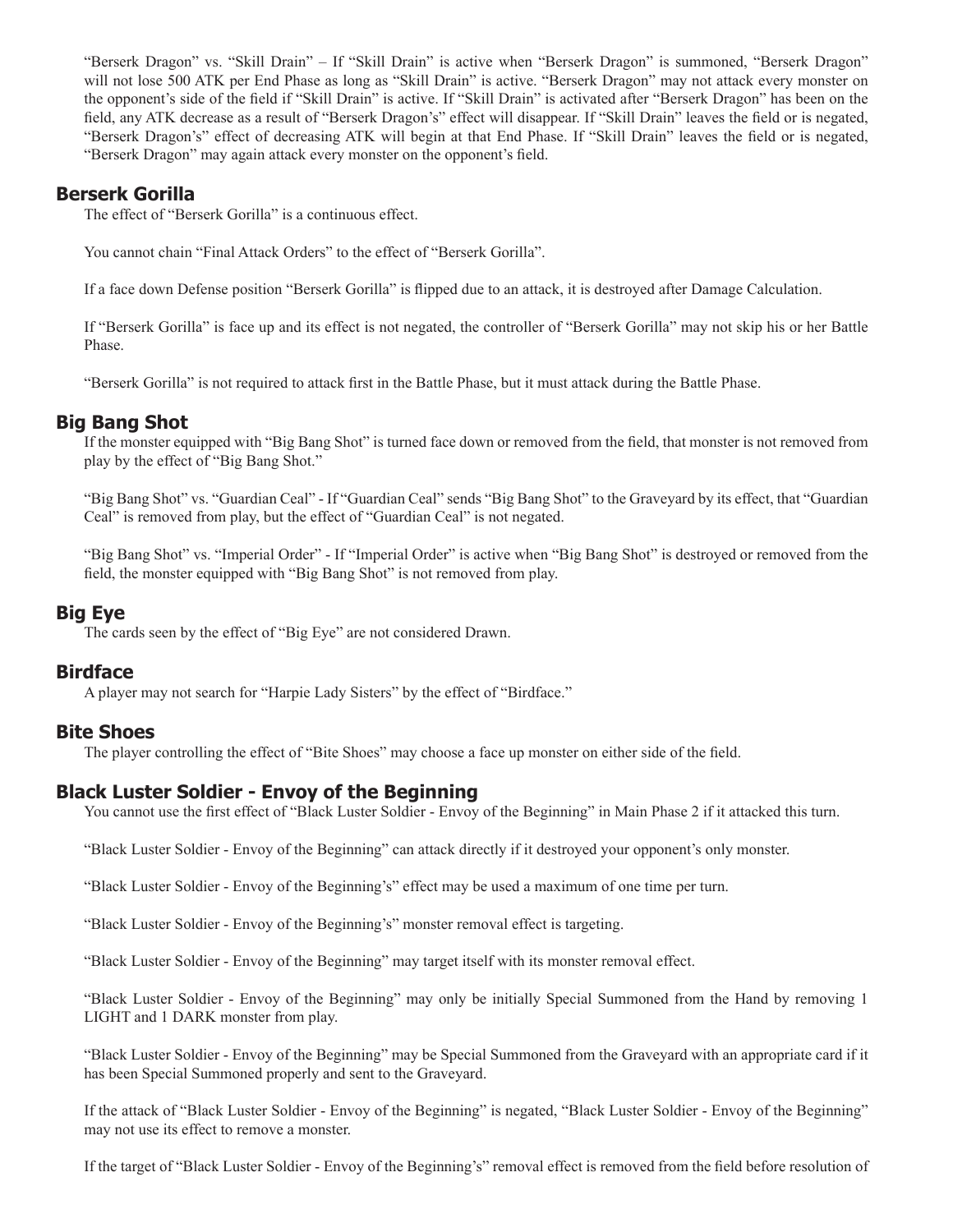"Berserk Dragon" vs. "Skill Drain" – If "Skill Drain" is active when "Berserk Dragon" is summoned, "Berserk Dragon" will not lose 500 ATK per End Phase as long as "Skill Drain" is active. "Berserk Dragon" may not attack every monster on the opponent's side of the field if "Skill Drain" is active. If "Skill Drain" is activated after "Berserk Dragon" has been on the field, any ATK decrease as a result of "Berserk Dragon's" effect will disappear. If "Skill Drain" leaves the field or is negated, "Berserk Dragon's" effect of decreasing ATK will begin at that End Phase. If "Skill Drain" leaves the field or is negated, "Berserk Dragon" may again attack every monster on the opponent's field.

## Berserk Gorilla

The effect of "Berserk Gorilla" is a continuous effect.

You cannot chain "Final Attack Orders" to the effect of "Berserk Gorilla".

If a face down Defense position "Berserk Gorilla" is flipped due to an attack, it is destroyed after Damage Calculation.

If "Berserk Gorilla" is face up and its effect is not negated, the controller of "Berserk Gorilla" may not skip his or her Battle Phase.

"Berserk Gorilla" is not required to attack first in the Battle Phase, but it must attack during the Battle Phase.

## Big Bang Shot

If the monster equipped with "Big Bang Shot" is turned face down or removed from the field, that monster is not removed from play by the effect of "Big Bang Shot."

"Big Bang Shot" vs. "Guardian Ceal" - If "Guardian Ceal" sends "Big Bang Shot" to the Graveyard by its effect, that "Guardian Ceal" is removed from play, but the effect of "Guardian Ceal" is not negated.

"Big Bang Shot" vs. "Imperial Order" - If "Imperial Order" is active when "Big Bang Shot" is destroyed or removed from the field, the monster equipped with "Big Bang Shot" is not removed from play.

## Big Eye

The cards seen by the effect of "Big Eye" are not considered Drawn.

## Birdface

A player may not search for "Harpie Lady Sisters" by the effect of "Birdface."

## Bite Shoes

The player controlling the effect of "Bite Shoes" may choose a face up monster on either side of the field.

## Black Luster Soldier - Envoy of the Beginning

You cannot use the first effect of "Black Luster Soldier - Envoy of the Beginning" in Main Phase 2 if it attacked this turn.

"Black Luster Soldier - Envoy of the Beginning" can attack directly if it destroyed your opponent's only monster.

"Black Luster Soldier - Envoy of the Beginning's" effect may be used a maximum of one time per turn.

"Black Luster Soldier - Envoy of the Beginning's" monster removal effect is targeting.

"Black Luster Soldier - Envoy of the Beginning" may target itself with its monster removal effect.

"Black Luster Soldier - Envoy of the Beginning" may only be initially Special Summoned from the Hand by removing 1 LIGHT and 1 DARK monster from play.

"Black Luster Soldier - Envoy of the Beginning" may be Special Summoned from the Graveyard with an appropriate card if it has been Special Summoned properly and sent to the Graveyard.

If the attack of "Black Luster Soldier - Envoy of the Beginning" is negated, "Black Luster Soldier - Envoy of the Beginning" may not use its effect to remove a monster.

If the target of "Black Luster Soldier - Envoy of the Beginning's" removal effect is removed from the field before resolution of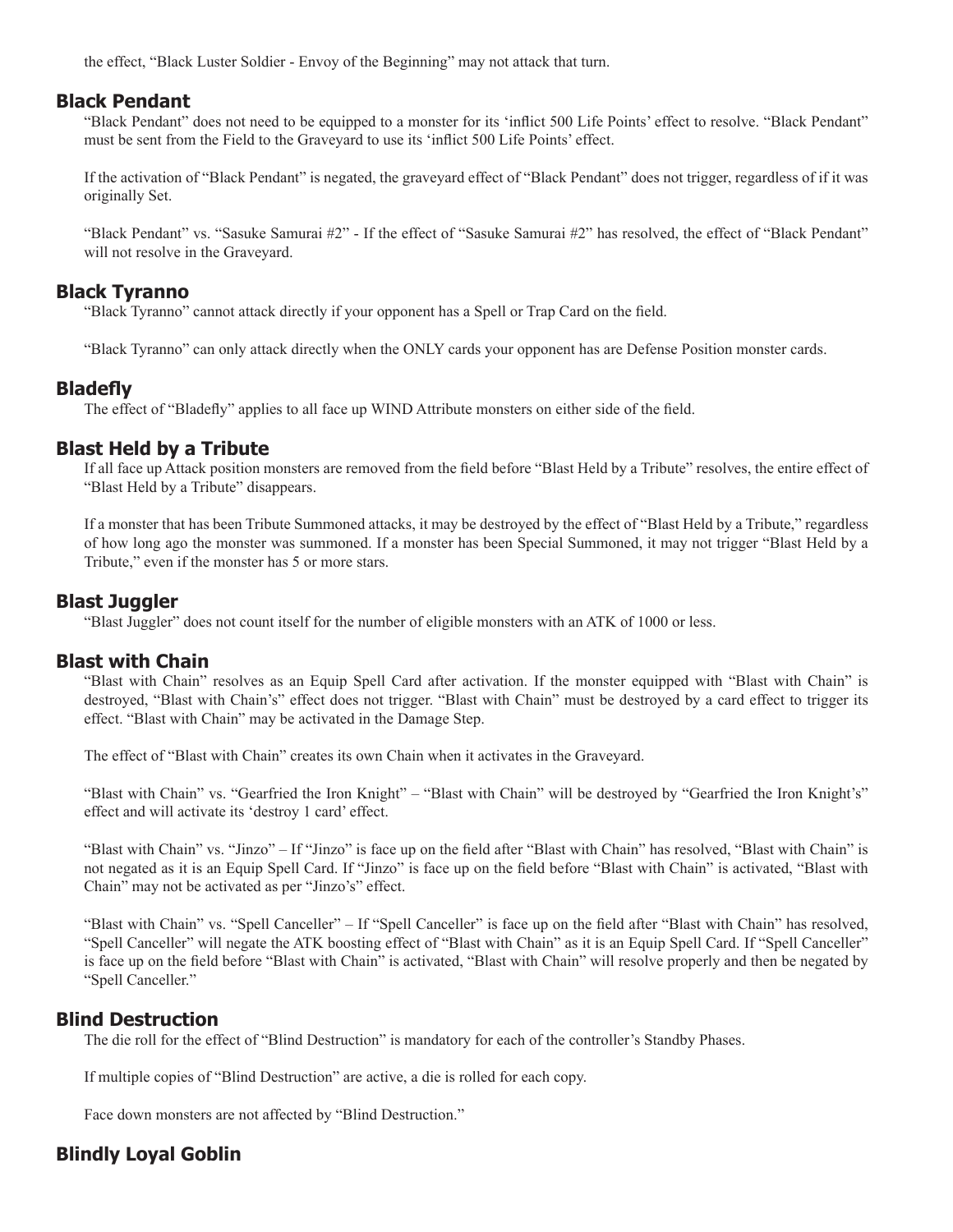the effect, “Black Luster Soldier - Envoy of the Beginning” may not attack that turn.

## Black Pendant

“Black Pendant” does not need to be equipped to a monster for its ‘inflict 500 Life Points’ effect to resolve. “Black Pendant” must be sent from the Field to the Graveyard to use its ‘inflict 500 Life Points’ effect.

If the activation of “Black Pendant” is negated, the graveyard effect of “Black Pendant” does not trigger, regardless of if it was originally Set.

“Black Pendant” vs. “Sasuke Samurai #2” - If the effect of “Sasuke Samurai #2” has resolved, the effect of “Black Pendant” will not resolve in the Graveyard.

## Black Tyranno

“Black Tyranno” cannot attack directly if your opponent has a Spell or Trap Card on the field.

“Black Tyranno” can only attack directly when the ONLY cards your opponent has are Defense Position monster cards.

## Bladefly

The effect of “Bladefly” applies to all face up WIND Attribute monsters on either side of the field.

## Blast Held by a Tribute

If all face up Attack position monsters are removed from the field before “Blast Held by a Tribute” resolves, the entire effect of “Blast Held by a Tribute” disappears.

If a monster that has been Tribute Summoned attacks, it may be destroyed by the effect of “Blast Held by a Tribute,” regardless of how long ago the monster was summoned. If a monster has been Special Summoned, it may not trigger “Blast Held by a Tribute,” even if the monster has 5 or more stars.

## Blast Juggler

“Blast Juggler” does not count itself for the number of eligible monsters with an ATK of 1000 or less.

## Blast with Chain

“Blast with Chain” resolves as an Equip Spell Card after activation. If the monster equipped with “Blast with Chain” is destroyed, “Blast with Chain’s” effect does not trigger. “Blast with Chain” must be destroyed by a card effect to trigger its effect. “Blast with Chain” may be activated in the Damage Step.

The effect of “Blast with Chain” creates its own Chain when it activates in the Graveyard.

“Blast with Chain” vs. “Gearfried the Iron Knight” – “Blast with Chain” will be destroyed by “Gearfried the Iron Knight’s” effect and will activate its ‘destroy 1 card’ effect.

“Blast with Chain” vs. “Jinzo” – If “Jinzo” is face up on the field after “Blast with Chain” has resolved, “Blast with Chain” is not negated as it is an Equip Spell Card. If “Jinzo” is face up on the field before “Blast with Chain” is activated, “Blast with Chain” may not be activated as per “Jinzo’s” effect.

“Blast with Chain” vs. “Spell Canceller” – If “Spell Canceller” is face up on the field after “Blast with Chain” has resolved, “Spell Canceller” will negate the ATK boosting effect of “Blast with Chain” as it is an Equip Spell Card. If “Spell Canceller” is face up on the field before “Blast with Chain” is activated, “Blast with Chain” will resolve properly and then be negated by “Spell Canceller.”

## Blind Destruction

The die roll for the effect of “Blind Destruction” is mandatory for each of the controller’s Standby Phases.

If multiple copies of “Blind Destruction” are active, a die is rolled for each copy.

Face down monsters are not affected by “Blind Destruction.”

## Blindly Loyal Goblin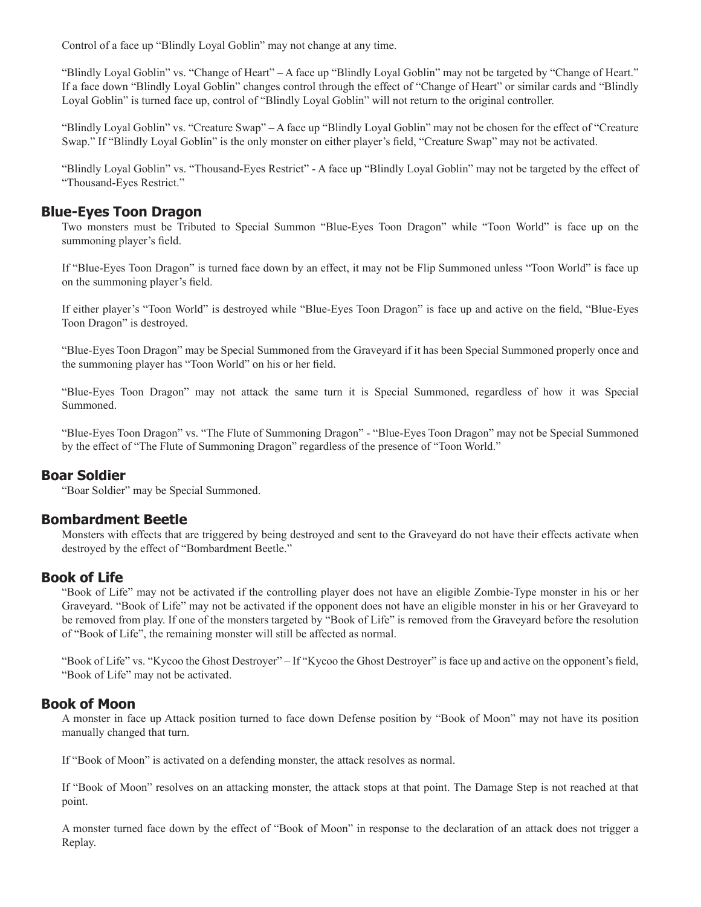Control of a face up “Blindly Loyal Goblin” may not change at any time.

“Blindly Loyal Goblin” vs. “Change of Heart” – A face up “Blindly Loyal Goblin” may not be targeted by “Change of Heart.” If a face down “Blindly Loyal Goblin” changes control through the effect of “Change of Heart” or similar cards and “Blindly Loyal Goblin” is turned face up, control of “Blindly Loyal Goblin” will not return to the original controller.

“Blindly Loyal Goblin” vs. “Creature Swap” – A face up “Blindly Loyal Goblin” may not be chosen for the effect of “Creature Swap.” If “Blindly Loyal Goblin” is the only monster on either player’s field, “Creature Swap” may not be activated.

“Blindly Loyal Goblin” vs. “Thousand-Eyes Restrict” - A face up “Blindly Loyal Goblin” may not be targeted by the effect of “Thousand-Eyes Restrict.”

## Blue-Eyes Toon Dragon

Two monsters must be Tributed to Special Summon “Blue-Eyes Toon Dragon” while “Toon World” is face up on the summoning player’s field.

If “Blue-Eyes Toon Dragon” is turned face down by an effect, it may not be Flip Summoned unless “Toon World” is face up on the summoning player’s field.

If either player’s “Toon World” is destroyed while “Blue-Eyes Toon Dragon” is face up and active on the field, “Blue-Eyes Toon Dragon” is destroyed.

“Blue-Eyes Toon Dragon” may be Special Summoned from the Graveyard if it has been Special Summoned properly once and the summoning player has “Toon World” on his or her field.

“Blue-Eyes Toon Dragon” may not attack the same turn it is Special Summoned, regardless of how it was Special Summoned.

“Blue-Eyes Toon Dragon” vs. “The Flute of Summoning Dragon” - “Blue-Eyes Toon Dragon” may not be Special Summoned by the effect of “The Flute of Summoning Dragon” regardless of the presence of “Toon World.”

## Boar Soldier

“Boar Soldier” may be Special Summoned.

## Bombardment Beetle

Monsters with effects that are triggered by being destroyed and sent to the Graveyard do not have their effects activate when destroyed by the effect of “Bombardment Beetle.”

## Book of Life

“Book of Life” may not be activated if the controlling player does not have an eligible Zombie-Type monster in his or her Graveyard. “Book of Life” may not be activated if the opponent does not have an eligible monster in his or her Graveyard to be removed from play. If one of the monsters targeted by “Book of Life” is removed from the Graveyard before the resolution of “Book of Life”, the remaining monster will still be affected as normal.

“Book of Life” vs. “Kycoo the Ghost Destroyer” – If “Kycoo the Ghost Destroyer” is face up and active on the opponent’s field, “Book of Life” may not be activated.

## Book of Moon

A monster in face up Attack position turned to face down Defense position by “Book of Moon” may not have its position manually changed that turn.

If “Book of Moon” is activated on a defending monster, the attack resolves as normal.

If “Book of Moon” resolves on an attacking monster, the attack stops at that point. The Damage Step is not reached at that point.

A monster turned face down by the effect of “Book of Moon” in response to the declaration of an attack does not trigger a Replay.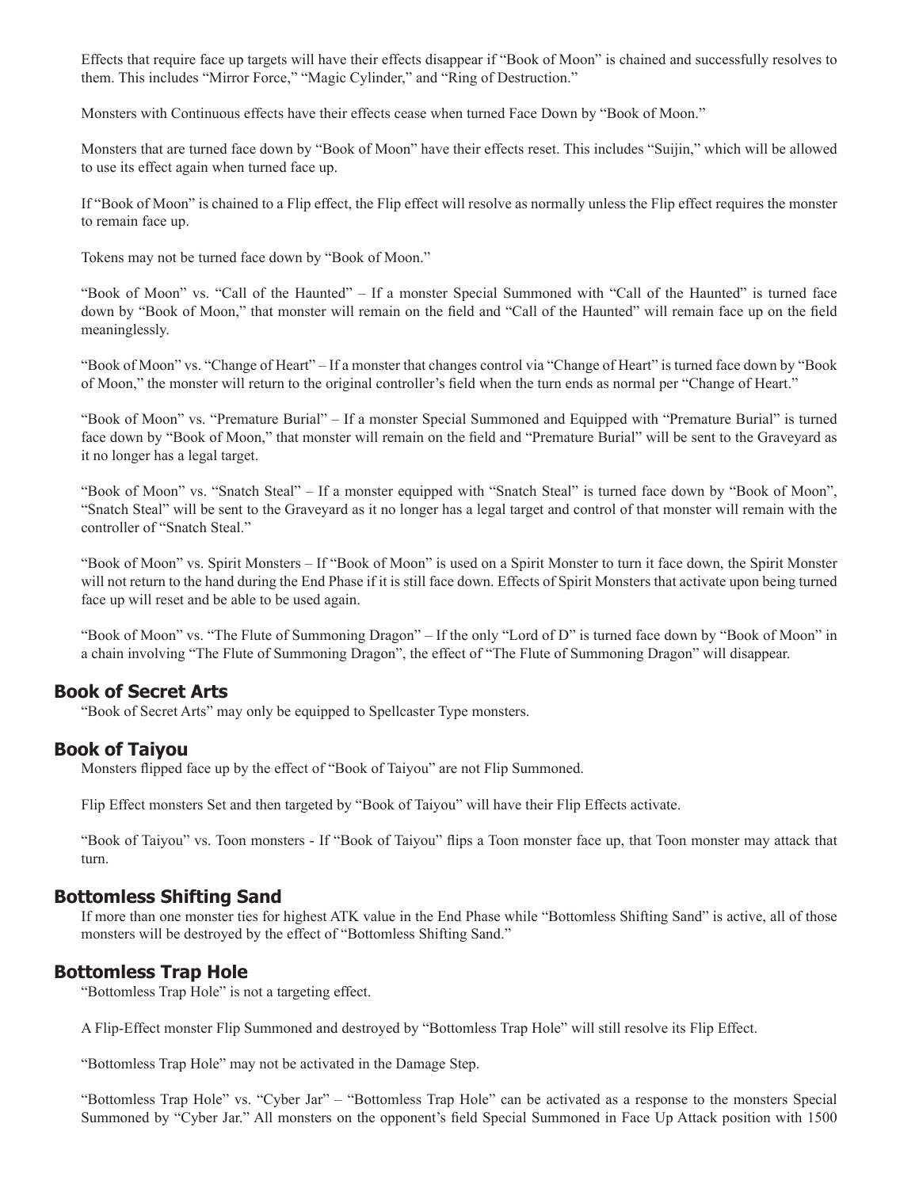Effects that require face up targets will have their effects disappear if "Book of Moon" is chained and successfully resolves to them. This includes "Mirror Force," "Magic Cylinder," and "Ring of Destruction."

Monsters with Continuous effects have their effects cease when turned Face Down by "Book of Moon."

Monsters that are turned face down by "Book of Moon" have their effects reset. This includes "Suijin," which will be allowed to use its effect again when turned face up.

If "Book of Moon" is chained to a Flip effect, the Flip effect will resolve as normally unless the Flip effect requires the monster to remain face up.

Tokens may not be turned face down by "Book of Moon."

"Book of Moon" vs. "Call of the Haunted" – If a monster Special Summoned with "Call of the Haunted" is turned face down by "Book of Moon," that monster will remain on the field and "Call of the Haunted" will remain face up on the field meaninglessly.

"Book of Moon" vs. "Change of Heart" – If a monster that changes control via "Change of Heart" is turned face down by "Book of Moon," the monster will return to the original controller's field when the turn ends as normal per "Change of Heart."

"Book of Moon" vs. "Premature Burial" – If a monster Special Summoned and Equipped with "Premature Burial" is turned face down by "Book of Moon," that monster will remain on the field and "Premature Burial" will be sent to the Graveyard as it no longer has a legal target.

"Book of Moon" vs. "Snatch Steal" – If a monster equipped with "Snatch Steal" is turned face down by "Book of Moon", "Snatch Steal" will be sent to the Graveyard as it no longer has a legal target and control of that monster will remain with the controller of "Snatch Steal."

"Book of Moon" vs. Spirit Monsters – If "Book of Moon" is used on a Spirit Monster to turn it face down, the Spirit Monster will not return to the hand during the End Phase if it is still face down. Effects of Spirit Monsters that activate upon being turned face up will reset and be able to be used again.

"Book of Moon" vs. "The Flute of Summoning Dragon" – If the only "Lord of D" is turned face down by "Book of Moon" in a chain involving "The Flute of Summoning Dragon", the effect of "The Flute of Summoning Dragon" will disappear.

## Book of Secret Arts

"Book of Secret Arts" may only be equipped to Spellcaster Type monsters.

## Book of Taiyou

Monsters flipped face up by the effect of "Book of Taiyou" are not Flip Summoned.

Flip Effect monsters Set and then targeted by "Book of Taiyou" will have their Flip Effects activate.

"Book of Taiyou" vs. Toon monsters - If "Book of Taiyou" flips a Toon monster face up, that Toon monster may attack that turn.

## Bottomless Shifting Sand

If more than one monster ties for highest ATK value in the End Phase while "Bottomless Shifting Sand" is active, all of those monsters will be destroyed by the effect of "Bottomless Shifting Sand."

## Bottomless Trap Hole

"Bottomless Trap Hole" is not a targeting effect.

A Flip-Effect monster Flip Summoned and destroyed by "Bottomless Trap Hole" will still resolve its Flip Effect.

"Bottomless Trap Hole" may not be activated in the Damage Step.

"Bottomless Trap Hole" vs. "Cyber Jar" – "Bottomless Trap Hole" can be activated as a response to the monsters Special Summoned by "Cyber Jar." All monsters on the opponent's field Special Summoned in Face Up Attack position with 1500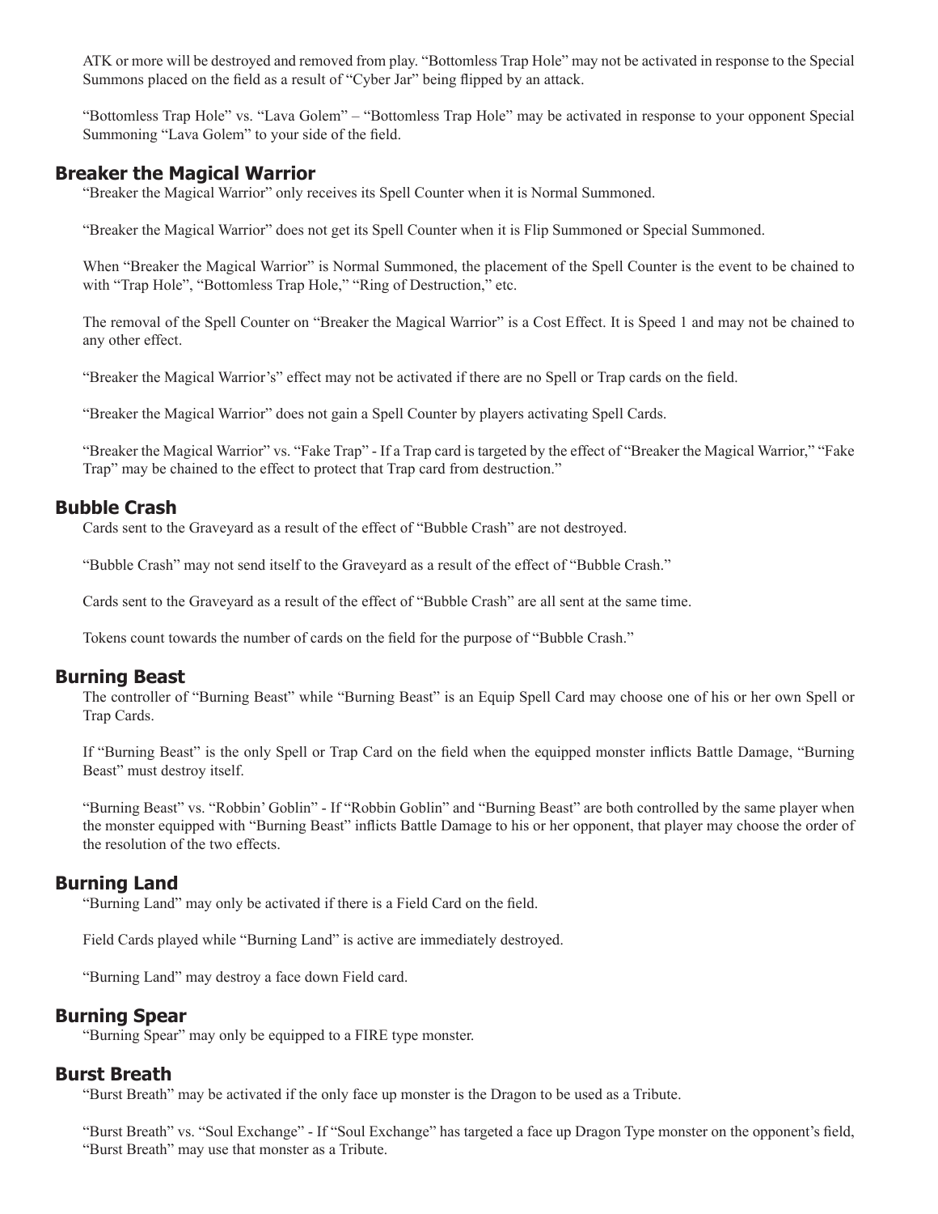ATK or more will be destroyed and removed from play. "Bottomless Trap Hole" may not be activated in response to the Special Summons placed on the field as a result of "Cyber Jar" being flipped by an attack.

"Bottomless Trap Hole" vs. "Lava Golem" – "Bottomless Trap Hole" may be activated in response to your opponent Special Summoning "Lava Golem" to your side of the field.

## Breaker the Magical Warrior

"Breaker the Magical Warrior" only receives its Spell Counter when it is Normal Summoned.

"Breaker the Magical Warrior" does not get its Spell Counter when it is Flip Summoned or Special Summoned.

When "Breaker the Magical Warrior" is Normal Summoned, the placement of the Spell Counter is the event to be chained to with "Trap Hole", "Bottomless Trap Hole," "Ring of Destruction," etc.

The removal of the Spell Counter on "Breaker the Magical Warrior" is a Cost Effect. It is Speed 1 and may not be chained to any other effect.

"Breaker the Magical Warrior's" effect may not be activated if there are no Spell or Trap cards on the field.

"Breaker the Magical Warrior" does not gain a Spell Counter by players activating Spell Cards.

"Breaker the Magical Warrior" vs. "Fake Trap" - If a Trap card is targeted by the effect of "Breaker the Magical Warrior," "Fake Trap" may be chained to the effect to protect that Trap card from destruction."

## Bubble Crash

Cards sent to the Graveyard as a result of the effect of "Bubble Crash" are not destroyed.

"Bubble Crash" may not send itself to the Graveyard as a result of the effect of "Bubble Crash."

Cards sent to the Graveyard as a result of the effect of "Bubble Crash" are all sent at the same time.

Tokens count towards the number of cards on the field for the purpose of "Bubble Crash."

## Burning Beast

The controller of "Burning Beast" while "Burning Beast" is an Equip Spell Card may choose one of his or her own Spell or Trap Cards.

If "Burning Beast" is the only Spell or Trap Card on the field when the equipped monster inflicts Battle Damage, "Burning Beast" must destroy itself.

"Burning Beast" vs. "Robbin' Goblin" - If "Robbin Goblin" and "Burning Beast" are both controlled by the same player when the monster equipped with "Burning Beast" inflicts Battle Damage to his or her opponent, that player may choose the order of the resolution of the two effects.

## Burning Land

"Burning Land" may only be activated if there is a Field Card on the field.

Field Cards played while "Burning Land" is active are immediately destroyed.

"Burning Land" may destroy a face down Field card.

## Burning Spear

"Burning Spear" may only be equipped to a FIRE type monster.

## Burst Breath

"Burst Breath" may be activated if the only face up monster is the Dragon to be used as a Tribute.

"Burst Breath" vs. "Soul Exchange" - If "Soul Exchange" has targeted a face up Dragon Type monster on the opponent's field, "Burst Breath" may use that monster as a Tribute.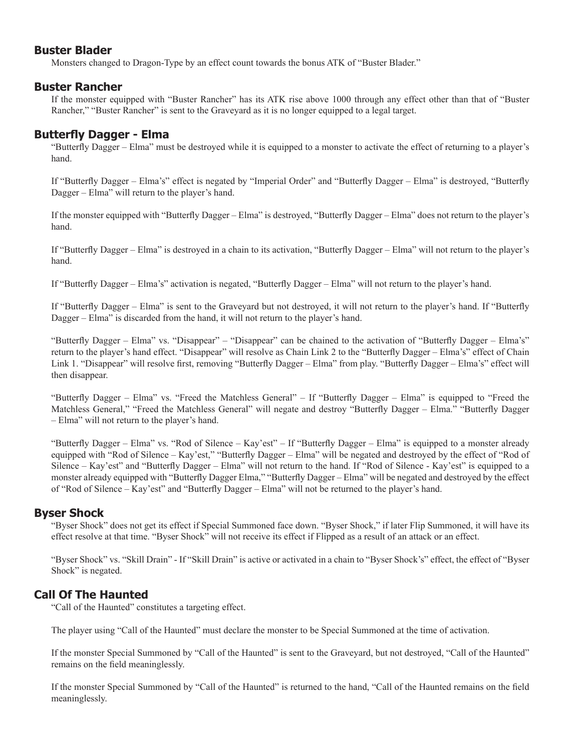## Buster Blader

Monsters changed to Dragon-Type by an effect count towards the bonus ATK of "Buster Blader."

## Buster Rancher

If the monster equipped with "Buster Rancher" has its ATK rise above 1000 through any effect other than that of "Buster Rancher," "Buster Rancher" is sent to the Graveyard as it is no longer equipped to a legal target.

## Butterfly Dagger - Elma

"Butterfly Dagger – Elma" must be destroyed while it is equipped to a monster to activate the effect of returning to a player's hand.

If "Butterfly Dagger – Elma's" effect is negated by "Imperial Order" and "Butterfly Dagger – Elma" is destroyed, "Butterfly Dagger – Elma" will return to the player's hand.

If the monster equipped with "Butterfly Dagger – Elma" is destroyed, "Butterfly Dagger – Elma" does not return to the player's hand.

If "Butterfly Dagger – Elma" is destroyed in a chain to its activation, "Butterfly Dagger – Elma" will not return to the player's hand.

If "Butterfly Dagger – Elma's" activation is negated, "Butterfly Dagger – Elma" will not return to the player's hand.

If "Butterfly Dagger – Elma" is sent to the Graveyard but not destroyed, it will not return to the player's hand. If "Butterfly Dagger – Elma" is discarded from the hand, it will not return to the player's hand.

"Butterfly Dagger – Elma" vs. "Disappear" – "Disappear" can be chained to the activation of "Butterfly Dagger – Elma's" return to the player's hand effect. "Disappear" will resolve as Chain Link 2 to the "Butterfly Dagger – Elma's" effect of Chain Link 1. "Disappear" will resolve first, removing "Butterfly Dagger – Elma" from play. "Butterfly Dagger – Elma's" effect will then disappear.

"Butterfly Dagger – Elma" vs. "Freed the Matchless General" – If "Butterfly Dagger – Elma" is equipped to "Freed the Matchless General," "Freed the Matchless General" will negate and destroy "Butterfly Dagger – Elma." "Butterfly Dagger – Elma" will not return to the player's hand.

"Butterfly Dagger – Elma" vs. "Rod of Silence – Kay'est" – If "Butterfly Dagger – Elma" is equipped to a monster already equipped with "Rod of Silence – Kay'est," "Butterfly Dagger – Elma" will be negated and destroyed by the effect of "Rod of Silence – Kay'est" and "Butterfly Dagger – Elma" will not return to the hand. If "Rod of Silence - Kay'est" is equipped to a monster already equipped with "Butterfly Dagger Elma," "Butterfly Dagger – Elma" will be negated and destroyed by the effect of "Rod of Silence – Kay'est" and "Butterfly Dagger – Elma" will not be returned to the player's hand.

## Byser Shock

"Byser Shock" does not get its effect if Special Summoned face down. "Byser Shock," if later Flip Summoned, it will have its effect resolve at that time. "Byser Shock" will not receive its effect if Flipped as a result of an attack or an effect.

"Byser Shock" vs. "Skill Drain" - If "Skill Drain" is active or activated in a chain to "Byser Shock's" effect, the effect of "Byser Shock" is negated.

## Call Of The Haunted

"Call of the Haunted" constitutes a targeting effect.

The player using "Call of the Haunted" must declare the monster to be Special Summoned at the time of activation.

If the monster Special Summoned by "Call of the Haunted" is sent to the Graveyard, but not destroyed, "Call of the Haunted" remains on the field meaninglessly.

If the monster Special Summoned by "Call of the Haunted" is returned to the hand, "Call of the Haunted remains on the field meaninglessly.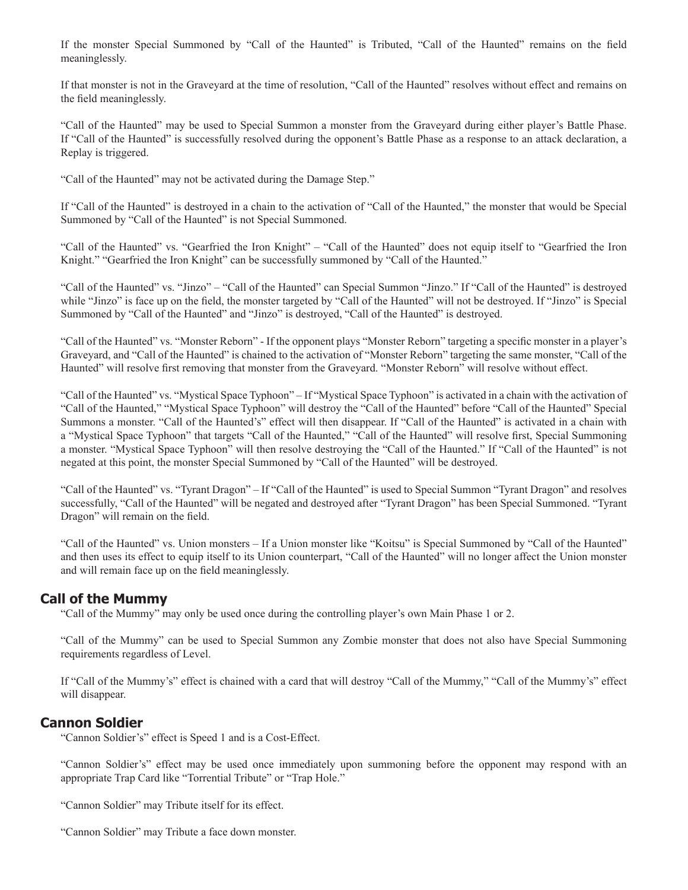If the monster Special Summoned by "Call of the Haunted" is Tributed, "Call of the Haunted" remains on the field meaninglessly.

If that monster is not in the Graveyard at the time of resolution, "Call of the Haunted" resolves without effect and remains on the field meaninglessly.

"Call of the Haunted" may be used to Special Summon a monster from the Graveyard during either player's Battle Phase. If "Call of the Haunted" is successfully resolved during the opponent's Battle Phase as a response to an attack declaration, a Replay is triggered.

"Call of the Haunted" may not be activated during the Damage Step."

If "Call of the Haunted" is destroyed in a chain to the activation of "Call of the Haunted," the monster that would be Special Summoned by "Call of the Haunted" is not Special Summoned.

"Call of the Haunted" vs. "Gearfried the Iron Knight" – "Call of the Haunted" does not equip itself to "Gearfried the Iron Knight." "Gearfried the Iron Knight" can be successfully summoned by "Call of the Haunted."

"Call of the Haunted" vs. "Jinzo" – "Call of the Haunted" can Special Summon "Jinzo." If "Call of the Haunted" is destroyed while "Jinzo" is face up on the field, the monster targeted by "Call of the Haunted" will not be destroyed. If "Jinzo" is Special Summoned by "Call of the Haunted" and "Jinzo" is destroyed, "Call of the Haunted" is destroyed.

"Call of the Haunted" vs. "Monster Reborn" - If the opponent plays "Monster Reborn" targeting a specific monster in a player's Graveyard, and "Call of the Haunted" is chained to the activation of "Monster Reborn" targeting the same monster, "Call of the Haunted" will resolve first removing that monster from the Graveyard. "Monster Reborn" will resolve without effect.

"Call of the Haunted" vs. "Mystical Space Typhoon" – If "Mystical Space Typhoon" is activated in a chain with the activation of "Call of the Haunted," "Mystical Space Typhoon" will destroy the "Call of the Haunted" before "Call of the Haunted" Special Summons a monster. "Call of the Haunted's" effect will then disappear. If "Call of the Haunted" is activated in a chain with a "Mystical Space Typhoon" that targets "Call of the Haunted," "Call of the Haunted" will resolve first, Special Summoning a monster. "Mystical Space Typhoon" will then resolve destroying the "Call of the Haunted." If "Call of the Haunted" is not negated at this point, the monster Special Summoned by "Call of the Haunted" will be destroyed.

"Call of the Haunted" vs. "Tyrant Dragon" – If "Call of the Haunted" is used to Special Summon "Tyrant Dragon" and resolves successfully, "Call of the Haunted" will be negated and destroyed after "Tyrant Dragon" has been Special Summoned. "Tyrant Dragon" will remain on the field.

"Call of the Haunted" vs. Union monsters – If a Union monster like "Koitsu" is Special Summoned by "Call of the Haunted" and then uses its effect to equip itself to its Union counterpart, "Call of the Haunted" will no longer affect the Union monster and will remain face up on the field meaninglessly.

## Call of the Mummy

"Call of the Mummy" may only be used once during the controlling player's own Main Phase 1 or 2.

"Call of the Mummy" can be used to Special Summon any Zombie monster that does not also have Special Summoning requirements regardless of Level.

If "Call of the Mummy's" effect is chained with a card that will destroy "Call of the Mummy," "Call of the Mummy's" effect will disappear.

## Cannon Soldier

"Cannon Soldier's" effect is Speed 1 and is a Cost-Effect.

"Cannon Soldier's" effect may be used once immediately upon summoning before the opponent may respond with an appropriate Trap Card like "Torrential Tribute" or "Trap Hole."

"Cannon Soldier" may Tribute itself for its effect.

"Cannon Soldier" may Tribute a face down monster.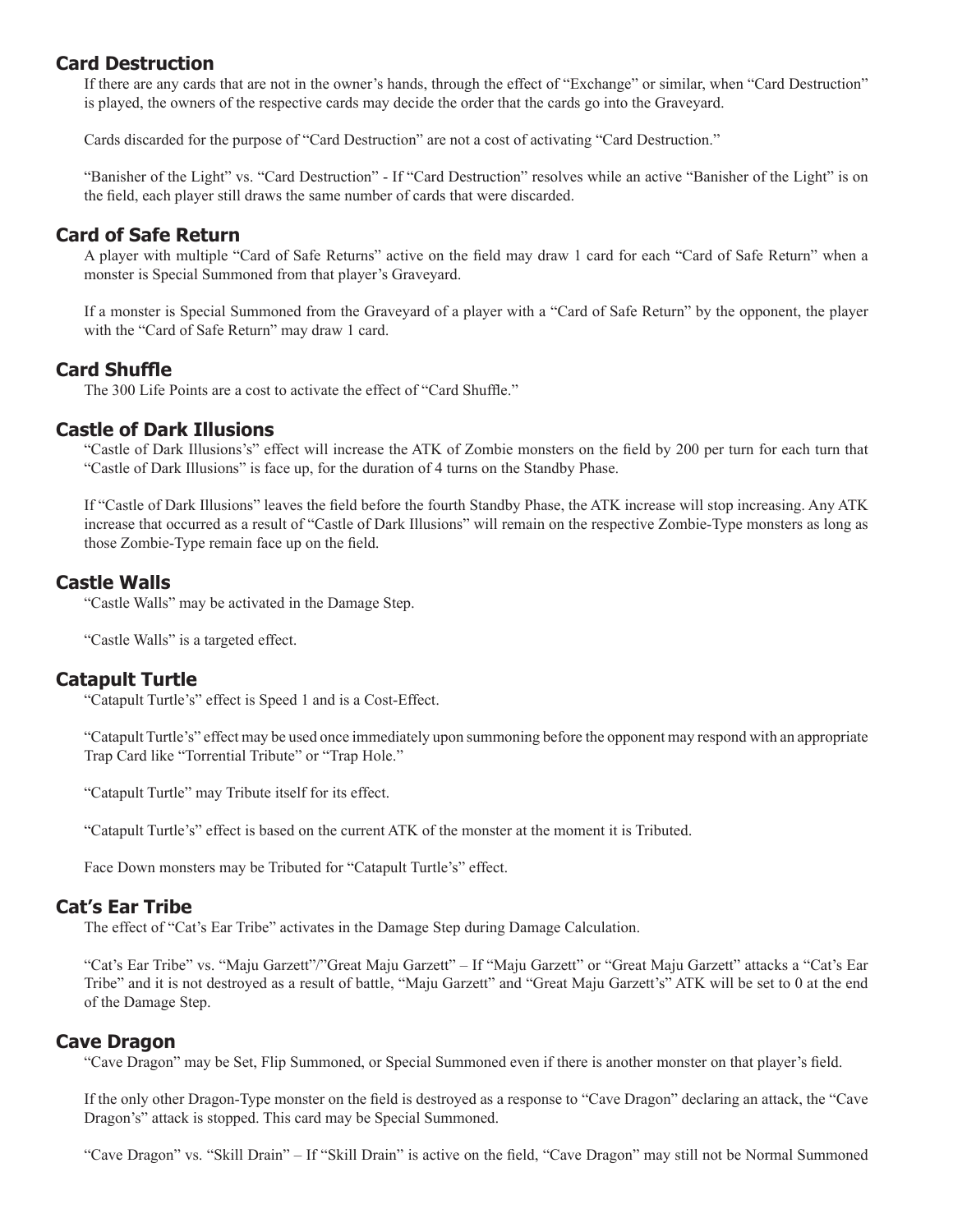## Card Destruction

If there are any cards that are not in the owner's hands, through the effect of "Exchange" or similar, when "Card Destruction" is played, the owners of the respective cards may decide the order that the cards go into the Graveyard.

Cards discarded for the purpose of "Card Destruction" are not a cost of activating "Card Destruction."

"Banisher of the Light" vs. "Card Destruction" - If "Card Destruction" resolves while an active "Banisher of the Light" is on the field, each player still draws the same number of cards that were discarded.

## Card of Safe Return

A player with multiple "Card of Safe Returns" active on the field may draw 1 card for each "Card of Safe Return" when a monster is Special Summoned from that player's Graveyard.

If a monster is Special Summoned from the Graveyard of a player with a "Card of Safe Return" by the opponent, the player with the "Card of Safe Return" may draw 1 card.

## Card Shuffle

The 300 Life Points are a cost to activate the effect of "Card Shuffle."

## Castle of Dark Illusions

"Castle of Dark Illusions's" effect will increase the ATK of Zombie monsters on the field by 200 per turn for each turn that "Castle of Dark Illusions" is face up, for the duration of 4 turns on the Standby Phase.

If "Castle of Dark Illusions" leaves the field before the fourth Standby Phase, the ATK increase will stop increasing. Any ATK increase that occurred as a result of "Castle of Dark Illusions" will remain on the respective Zombie-Type monsters as long as those Zombie-Type remain face up on the field.

## Castle Walls

"Castle Walls" may be activated in the Damage Step.

"Castle Walls" is a targeted effect.

## Catapult Turtle

"Catapult Turtle's" effect is Speed 1 and is a Cost-Effect.

"Catapult Turtle's" effect may be used once immediately upon summoning before the opponent may respond with an appropriate Trap Card like "Torrential Tribute" or "Trap Hole."

"Catapult Turtle" may Tribute itself for its effect.

"Catapult Turtle's" effect is based on the current ATK of the monster at the moment it is Tributed.

Face Down monsters may be Tributed for "Catapult Turtle's" effect.

## Cat's Ear Tribe

The effect of "Cat's Ear Tribe" activates in the Damage Step during Damage Calculation.

"Cat's Ear Tribe" vs. "Maju Garzett"/"Great Maju Garzett" – If "Maju Garzett" or "Great Maju Garzett" attacks a "Cat's Ear Tribe" and it is not destroyed as a result of battle, "Maju Garzett" and "Great Maju Garzett's" ATK will be set to 0 at the end of the Damage Step.

## Cave Dragon

"Cave Dragon" may be Set, Flip Summoned, or Special Summoned even if there is another monster on that player's field.

If the only other Dragon-Type monster on the field is destroyed as a response to "Cave Dragon" declaring an attack, the "Cave Dragon's" attack is stopped. This card may be Special Summoned.

"Cave Dragon" vs. "Skill Drain" – If "Skill Drain" is active on the field, "Cave Dragon" may still not be Normal Summoned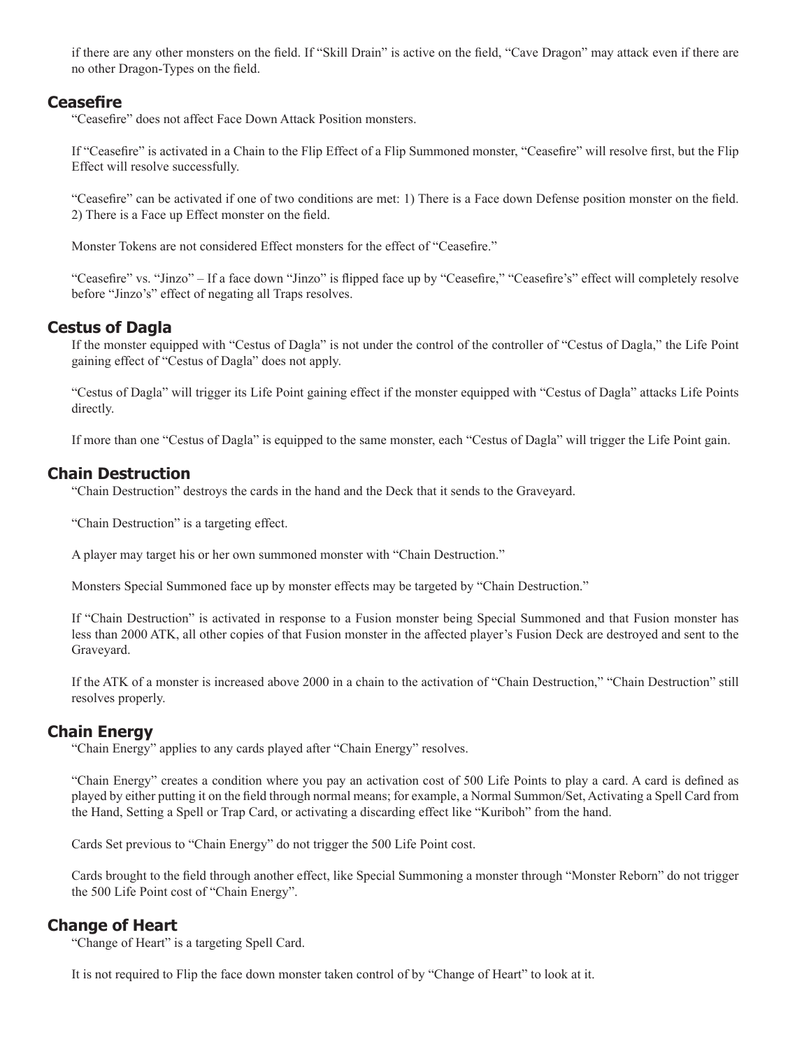if there are any other monsters on the field. If "Skill Drain" is active on the field, "Cave Dragon" may attack even if there are no other Dragon-Types on the field.

## Ceasefire

"Ceasefire" does not affect Face Down Attack Position monsters.

If "Ceasefire" is activated in a Chain to the Flip Effect of a Flip Summoned monster, "Ceasefire" will resolve first, but the Flip Effect will resolve successfully.

"Ceasefire" can be activated if one of two conditions are met: 1) There is a Face down Defense position monster on the field. 2) There is a Face up Effect monster on the field.

Monster Tokens are not considered Effect monsters for the effect of "Ceasefire."

"Ceasefire" vs. "Jinzo" – If a face down "Jinzo" is flipped face up by "Ceasefire," "Ceasefire's" effect will completely resolve before "Jinzo's" effect of negating all Traps resolves.

## Cestus of Dagla

If the monster equipped with "Cestus of Dagla" is not under the control of the controller of "Cestus of Dagla," the Life Point gaining effect of "Cestus of Dagla" does not apply.

"Cestus of Dagla" will trigger its Life Point gaining effect if the monster equipped with "Cestus of Dagla" attacks Life Points directly.

If more than one "Cestus of Dagla" is equipped to the same monster, each "Cestus of Dagla" will trigger the Life Point gain.

## Chain Destruction

"Chain Destruction" destroys the cards in the hand and the Deck that it sends to the Graveyard.

"Chain Destruction" is a targeting effect.

A player may target his or her own summoned monster with "Chain Destruction."

Monsters Special Summoned face up by monster effects may be targeted by "Chain Destruction."

If "Chain Destruction" is activated in response to a Fusion monster being Special Summoned and that Fusion monster has less than 2000 ATK, all other copies of that Fusion monster in the affected player's Fusion Deck are destroyed and sent to the Graveyard.

If the ATK of a monster is increased above 2000 in a chain to the activation of "Chain Destruction," "Chain Destruction" still resolves properly.

## Chain Energy

"Chain Energy" applies to any cards played after "Chain Energy" resolves.

"Chain Energy" creates a condition where you pay an activation cost of 500 Life Points to play a card. A card is defined as played by either putting it on the field through normal means; for example, a Normal Summon/Set, Activating a Spell Card from the Hand, Setting a Spell or Trap Card, or activating a discarding effect like "Kuriboh" from the hand.

Cards Set previous to "Chain Energy" do not trigger the 500 Life Point cost.

Cards brought to the field through another effect, like Special Summoning a monster through "Monster Reborn" do not trigger the 500 Life Point cost of "Chain Energy".

## Change of Heart

"Change of Heart" is a targeting Spell Card.

It is not required to Flip the face down monster taken control of by "Change of Heart" to look at it.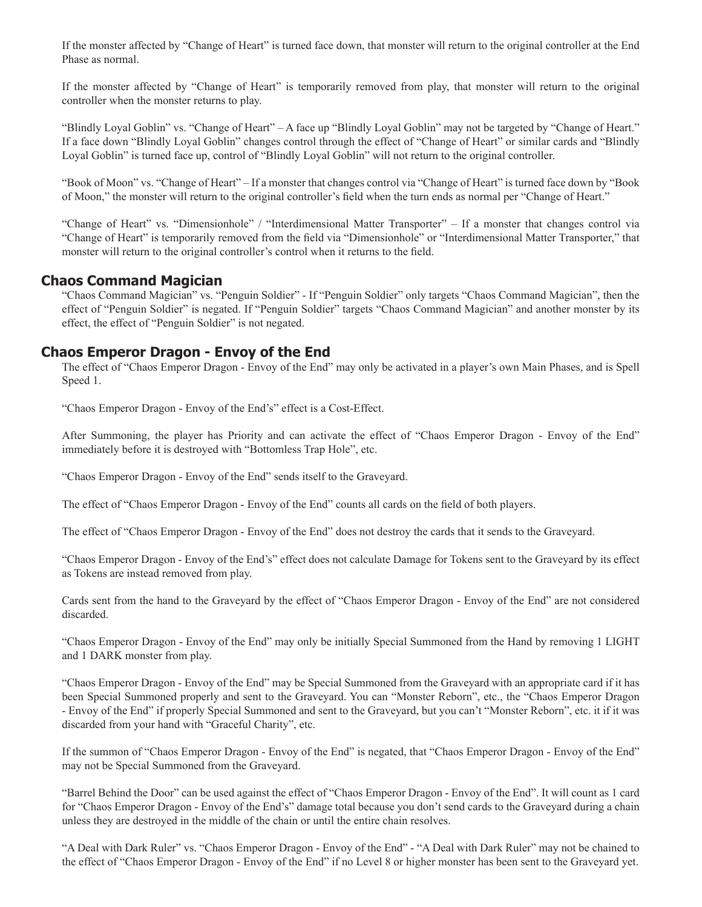If the monster affected by "Change of Heart" is turned face down, that monster will return to the original controller at the End Phase as normal.

If the monster affected by "Change of Heart" is temporarily removed from play, that monster will return to the original controller when the monster returns to play.

"Blindly Loyal Goblin" vs. "Change of Heart" – A face up "Blindly Loyal Goblin" may not be targeted by "Change of Heart." If a face down "Blindly Loyal Goblin" changes control through the effect of "Change of Heart" or similar cards and "Blindly Loyal Goblin" is turned face up, control of "Blindly Loyal Goblin" will not return to the original controller.

"Book of Moon" vs. "Change of Heart" – If a monster that changes control via "Change of Heart" is turned face down by "Book of Moon," the monster will return to the original controller's field when the turn ends as normal per "Change of Heart."

"Change of Heart" vs. "Dimensionhole" / "Interdimensional Matter Transporter" – If a monster that changes control via "Change of Heart" is temporarily removed from the field via "Dimensionhole" or "Interdimensional Matter Transporter," that monster will return to the original controller's control when it returns to the field.

## Chaos Command Magician

"Chaos Command Magician" vs. "Penguin Soldier" - If "Penguin Soldier" only targets "Chaos Command Magician", then the effect of "Penguin Soldier" is negated. If "Penguin Soldier" targets "Chaos Command Magician" and another monster by its effect, the effect of "Penguin Soldier" is not negated.

## Chaos Emperor Dragon - Envoy of the End

The effect of "Chaos Emperor Dragon - Envoy of the End" may only be activated in a player's own Main Phases, and is Spell Speed 1.

"Chaos Emperor Dragon - Envoy of the End's" effect is a Cost-Effect.

After Summoning, the player has Priority and can activate the effect of "Chaos Emperor Dragon - Envoy of the End" immediately before it is destroyed with "Bottomless Trap Hole", etc.

"Chaos Emperor Dragon - Envoy of the End" sends itself to the Graveyard.

The effect of "Chaos Emperor Dragon - Envoy of the End" counts all cards on the field of both players.

The effect of "Chaos Emperor Dragon - Envoy of the End" does not destroy the cards that it sends to the Graveyard.

"Chaos Emperor Dragon - Envoy of the End's" effect does not calculate Damage for Tokens sent to the Graveyard by its effect as Tokens are instead removed from play.

Cards sent from the hand to the Graveyard by the effect of "Chaos Emperor Dragon - Envoy of the End" are not considered discarded.

"Chaos Emperor Dragon - Envoy of the End" may only be initially Special Summoned from the Hand by removing 1 LIGHT and 1 DARK monster from play.

"Chaos Emperor Dragon - Envoy of the End" may be Special Summoned from the Graveyard with an appropriate card if it has been Special Summoned properly and sent to the Graveyard. You can "Monster Reborn", etc., the "Chaos Emperor Dragon - Envoy of the End" if properly Special Summoned and sent to the Graveyard, but you can't "Monster Reborn", etc. it if it was discarded from your hand with "Graceful Charity", etc.

If the summon of "Chaos Emperor Dragon - Envoy of the End" is negated, that "Chaos Emperor Dragon - Envoy of the End" may not be Special Summoned from the Graveyard.

"Barrel Behind the Door" can be used against the effect of "Chaos Emperor Dragon - Envoy of the End". It will count as 1 card for "Chaos Emperor Dragon - Envoy of the End's" damage total because you don't send cards to the Graveyard during a chain unless they are destroyed in the middle of the chain or until the entire chain resolves.

"A Deal with Dark Ruler" vs. "Chaos Emperor Dragon - Envoy of the End" - "A Deal with Dark Ruler" may not be chained to the effect of "Chaos Emperor Dragon - Envoy of the End" if no Level 8 or higher monster has been sent to the Graveyard yet.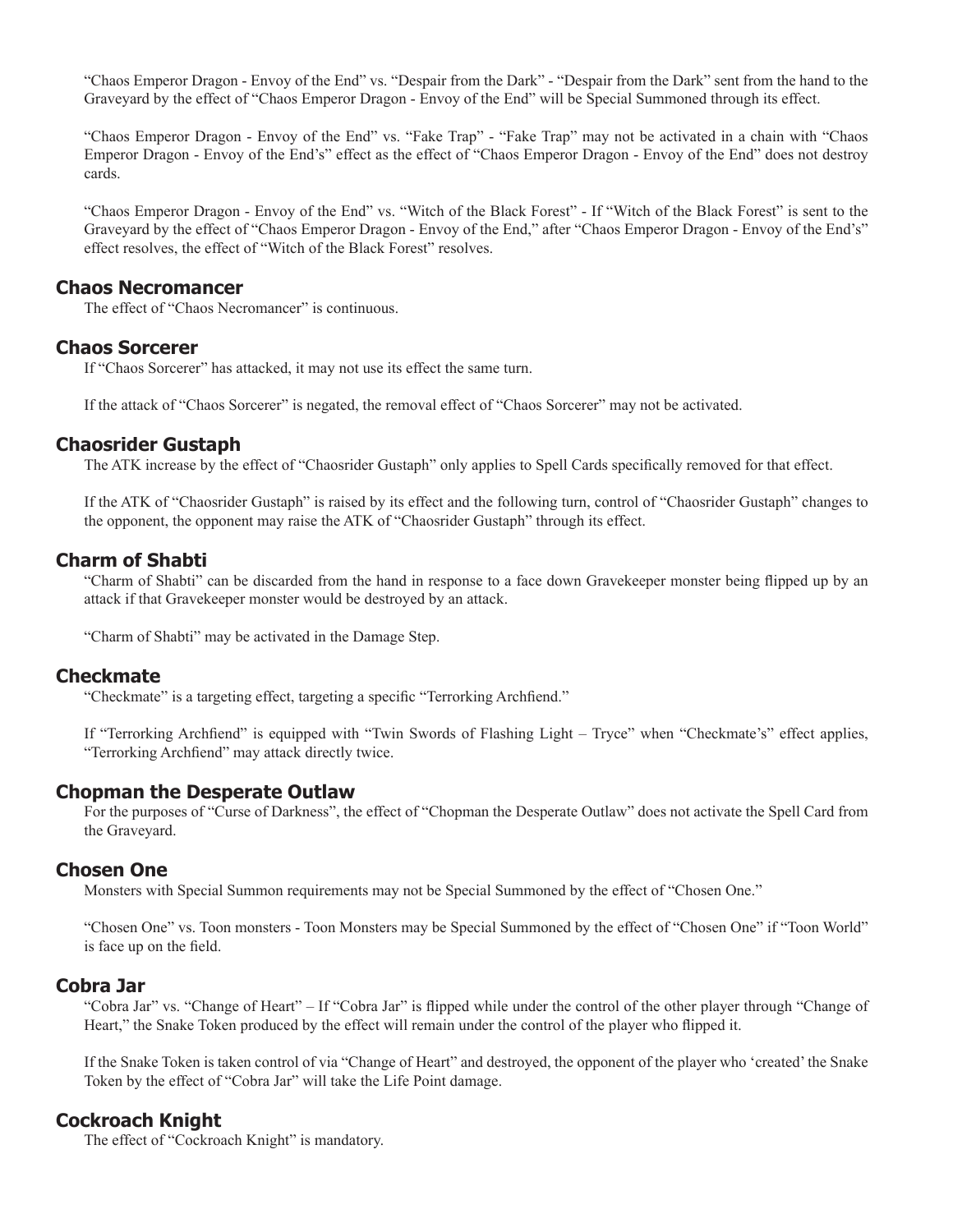"Chaos Emperor Dragon - Envoy of the End" vs. "Despair from the Dark" - "Despair from the Dark" sent from the hand to the Graveyard by the effect of "Chaos Emperor Dragon - Envoy of the End" will be Special Summoned through its effect.

"Chaos Emperor Dragon - Envoy of the End" vs. "Fake Trap" - "Fake Trap" may not be activated in a chain with "Chaos Emperor Dragon - Envoy of the End's" effect as the effect of "Chaos Emperor Dragon - Envoy of the End" does not destroy cards.

"Chaos Emperor Dragon - Envoy of the End" vs. "Witch of the Black Forest" - If "Witch of the Black Forest" is sent to the Graveyard by the effect of "Chaos Emperor Dragon - Envoy of the End," after "Chaos Emperor Dragon - Envoy of the End's" effect resolves, the effect of "Witch of the Black Forest" resolves.

## Chaos Necromancer

The effect of "Chaos Necromancer" is continuous.

## Chaos Sorcerer

If "Chaos Sorcerer" has attacked, it may not use its effect the same turn.

If the attack of "Chaos Sorcerer" is negated, the removal effect of "Chaos Sorcerer" may not be activated.

## Chaosrider Gustaph

The ATK increase by the effect of "Chaosrider Gustaph" only applies to Spell Cards specifically removed for that effect.

If the ATK of "Chaosrider Gustaph" is raised by its effect and the following turn, control of "Chaosrider Gustaph" changes to the opponent, the opponent may raise the ATK of "Chaosrider Gustaph" through its effect.

## Charm of Shabti

"Charm of Shabti" can be discarded from the hand in response to a face down Gravekeeper monster being flipped up by an attack if that Gravekeeper monster would be destroyed by an attack.

"Charm of Shabti" may be activated in the Damage Step.

## Checkmate

"Checkmate" is a targeting effect, targeting a specific "Terrorking Archfiend."

If "Terrorking Archfiend" is equipped with "Twin Swords of Flashing Light – Tryce" when "Checkmate's" effect applies, "Terrorking Archfiend" may attack directly twice.

## Chopman the Desperate Outlaw

For the purposes of "Curse of Darkness", the effect of "Chopman the Desperate Outlaw" does not activate the Spell Card from the Graveyard.

## Chosen One

Monsters with Special Summon requirements may not be Special Summoned by the effect of "Chosen One."

"Chosen One" vs. Toon monsters - Toon Monsters may be Special Summoned by the effect of "Chosen One" if "Toon World" is face up on the field.

## Cobra Jar

"Cobra Jar" vs. "Change of Heart" – If "Cobra Jar" is flipped while under the control of the other player through "Change of Heart," the Snake Token produced by the effect will remain under the control of the player who flipped it.

If the Snake Token is taken control of via "Change of Heart" and destroyed, the opponent of the player who 'created' the Snake Token by the effect of "Cobra Jar" will take the Life Point damage.

## Cockroach Knight

The effect of "Cockroach Knight" is mandatory.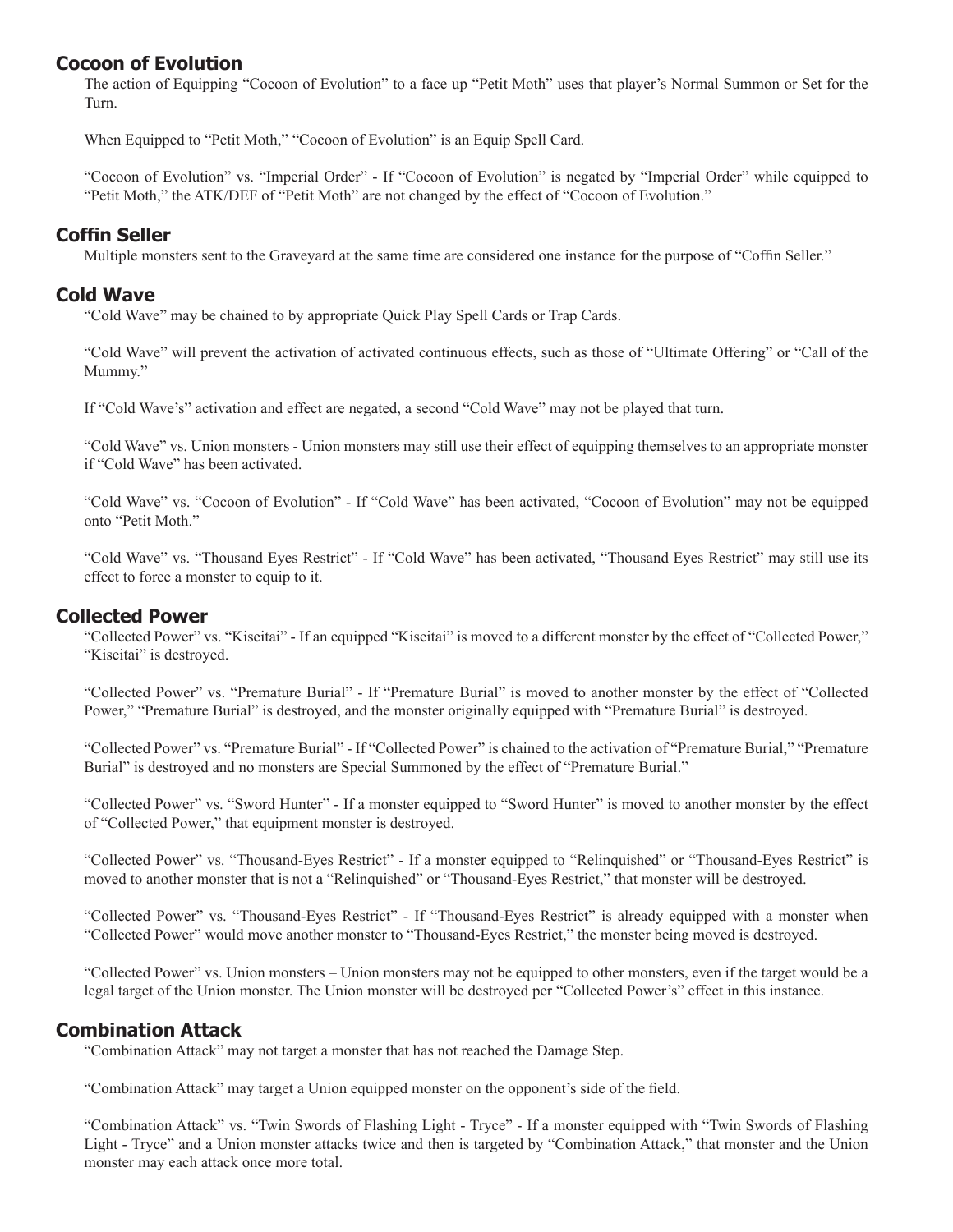## Cocoon of Evolution

The action of Equipping "Cocoon of Evolution" to a face up "Petit Moth" uses that player's Normal Summon or Set for the Turn.

When Equipped to "Petit Moth," "Cocoon of Evolution" is an Equip Spell Card.

"Cocoon of Evolution" vs. "Imperial Order" - If "Cocoon of Evolution" is negated by "Imperial Order" while equipped to "Petit Moth," the ATK/DEF of "Petit Moth" are not changed by the effect of "Cocoon of Evolution."

## Coffin Seller

Multiple monsters sent to the Graveyard at the same time are considered one instance for the purpose of "Coffin Seller."

## Cold Wave

"Cold Wave" may be chained to by appropriate Quick Play Spell Cards or Trap Cards.

"Cold Wave" will prevent the activation of activated continuous effects, such as those of "Ultimate Offering" or "Call of the Mummy."

If "Cold Wave's" activation and effect are negated, a second "Cold Wave" may not be played that turn.

"Cold Wave" vs. Union monsters - Union monsters may still use their effect of equipping themselves to an appropriate monster if "Cold Wave" has been activated.

"Cold Wave" vs. "Cocoon of Evolution" - If "Cold Wave" has been activated, "Cocoon of Evolution" may not be equipped onto "Petit Moth."

"Cold Wave" vs. "Thousand Eyes Restrict" - If "Cold Wave" has been activated, "Thousand Eyes Restrict" may still use its effect to force a monster to equip to it.

## Collected Power

"Collected Power" vs. "Kiseitai" - If an equipped "Kiseitai" is moved to a different monster by the effect of "Collected Power," "Kiseitai" is destroyed.

"Collected Power" vs. "Premature Burial" - If "Premature Burial" is moved to another monster by the effect of "Collected Power," "Premature Burial" is destroyed, and the monster originally equipped with "Premature Burial" is destroyed.

"Collected Power" vs. "Premature Burial" - If "Collected Power" is chained to the activation of "Premature Burial," "Premature Burial" is destroyed and no monsters are Special Summoned by the effect of "Premature Burial."

"Collected Power" vs. "Sword Hunter" - If a monster equipped to "Sword Hunter" is moved to another monster by the effect of "Collected Power," that equipment monster is destroyed.

"Collected Power" vs. "Thousand-Eyes Restrict" - If a monster equipped to "Relinquished" or "Thousand-Eyes Restrict" is moved to another monster that is not a "Relinquished" or "Thousand-Eyes Restrict," that monster will be destroyed.

"Collected Power" vs. "Thousand-Eyes Restrict" - If "Thousand-Eyes Restrict" is already equipped with a monster when "Collected Power" would move another monster to "Thousand-Eyes Restrict," the monster being moved is destroyed.

"Collected Power" vs. Union monsters – Union monsters may not be equipped to other monsters, even if the target would be a legal target of the Union monster. The Union monster will be destroyed per "Collected Power's" effect in this instance.

## Combination Attack

"Combination Attack" may not target a monster that has not reached the Damage Step.

"Combination Attack" may target a Union equipped monster on the opponent's side of the field.

"Combination Attack" vs. "Twin Swords of Flashing Light - Tryce" - If a monster equipped with "Twin Swords of Flashing Light - Tryce" and a Union monster attacks twice and then is targeted by "Combination Attack," that monster and the Union monster may each attack once more total.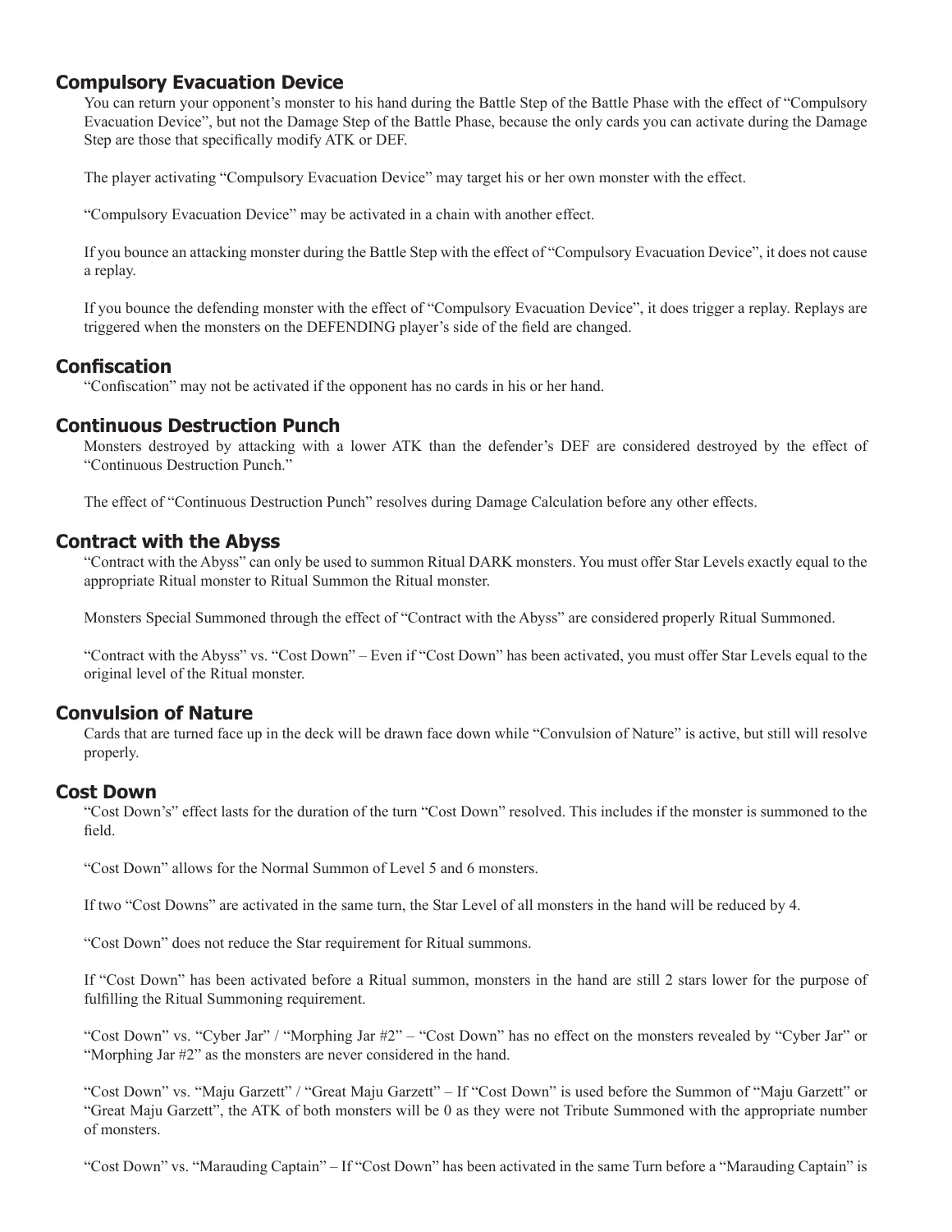## Compulsory Evacuation Device

You can return your opponent's monster to his hand during the Battle Step of the Battle Phase with the effect of "Compulsory Evacuation Device", but not the Damage Step of the Battle Phase, because the only cards you can activate during the Damage Step are those that specifically modify ATK or DEF.

The player activating "Compulsory Evacuation Device" may target his or her own monster with the effect.

"Compulsory Evacuation Device" may be activated in a chain with another effect.

If you bounce an attacking monster during the Battle Step with the effect of "Compulsory Evacuation Device", it does not cause a replay.

If you bounce the defending monster with the effect of "Compulsory Evacuation Device", it does trigger a replay. Replays are triggered when the monsters on the DEFENDING player's side of the field are changed.

## Confiscation

"Confiscation" may not be activated if the opponent has no cards in his or her hand.

## Continuous Destruction Punch

Monsters destroyed by attacking with a lower ATK than the defender's DEF are considered destroyed by the effect of "Continuous Destruction Punch."

The effect of "Continuous Destruction Punch" resolves during Damage Calculation before any other effects.

## Contract with the Abyss

"Contract with the Abyss" can only be used to summon Ritual DARK monsters. You must offer Star Levels exactly equal to the appropriate Ritual monster to Ritual Summon the Ritual monster.

Monsters Special Summoned through the effect of "Contract with the Abyss" are considered properly Ritual Summoned.

"Contract with the Abyss" vs. "Cost Down" – Even if "Cost Down" has been activated, you must offer Star Levels equal to the original level of the Ritual monster.

## Convulsion of Nature

Cards that are turned face up in the deck will be drawn face down while "Convulsion of Nature" is active, but still will resolve properly.

## Cost Down

"Cost Down's" effect lasts for the duration of the turn "Cost Down" resolved. This includes if the monster is summoned to the field.

"Cost Down" allows for the Normal Summon of Level 5 and 6 monsters.

If two "Cost Downs" are activated in the same turn, the Star Level of all monsters in the hand will be reduced by 4.

"Cost Down" does not reduce the Star requirement for Ritual summons.

If "Cost Down" has been activated before a Ritual summon, monsters in the hand are still 2 stars lower for the purpose of fulfilling the Ritual Summoning requirement.

"Cost Down" vs. "Cyber Jar" / "Morphing Jar #2" – "Cost Down" has no effect on the monsters revealed by "Cyber Jar" or "Morphing Jar #2" as the monsters are never considered in the hand.

"Cost Down" vs. "Maju Garzett" / "Great Maju Garzett" – If "Cost Down" is used before the Summon of "Maju Garzett" or "Great Maju Garzett", the ATK of both monsters will be 0 as they were not Tribute Summoned with the appropriate number of monsters.

"Cost Down" vs. "Marauding Captain" – If "Cost Down" has been activated in the same Turn before a "Marauding Captain" is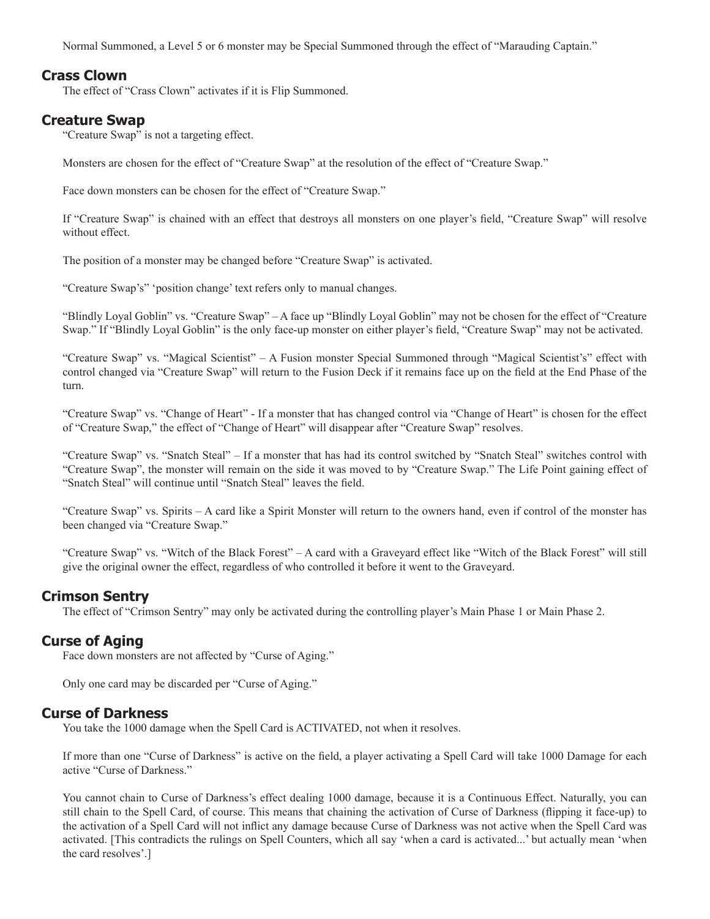Normal Summoned, a Level 5 or 6 monster may be Special Summoned through the effect of "Marauding Captain."

## Crass Clown

The effect of "Crass Clown" activates if it is Flip Summoned.

## Creature Swap

"Creature Swap" is not a targeting effect.

Monsters are chosen for the effect of "Creature Swap" at the resolution of the effect of "Creature Swap."

Face down monsters can be chosen for the effect of "Creature Swap."

If "Creature Swap" is chained with an effect that destroys all monsters on one player's field, "Creature Swap" will resolve without effect.

The position of a monster may be changed before "Creature Swap" is activated.

"Creature Swap's" 'position change' text refers only to manual changes.

"Blindly Loyal Goblin" vs. "Creature Swap" – A face up "Blindly Loyal Goblin" may not be chosen for the effect of "Creature Swap." If "Blindly Loyal Goblin" is the only face-up monster on either player's field, "Creature Swap" may not be activated.

"Creature Swap" vs. "Magical Scientist" – A Fusion monster Special Summoned through "Magical Scientist's" effect with control changed via "Creature Swap" will return to the Fusion Deck if it remains face up on the field at the End Phase of the turn.

"Creature Swap" vs. "Change of Heart" - If a monster that has changed control via "Change of Heart" is chosen for the effect of "Creature Swap," the effect of "Change of Heart" will disappear after "Creature Swap" resolves.

"Creature Swap" vs. "Snatch Steal" – If a monster that has had its control switched by "Snatch Steal" switches control with "Creature Swap", the monster will remain on the side it was moved to by "Creature Swap." The Life Point gaining effect of "Snatch Steal" will continue until "Snatch Steal" leaves the field.

"Creature Swap" vs. Spirits – A card like a Spirit Monster will return to the owners hand, even if control of the monster has been changed via "Creature Swap."

"Creature Swap" vs. "Witch of the Black Forest" – A card with a Graveyard effect like "Witch of the Black Forest" will still give the original owner the effect, regardless of who controlled it before it went to the Graveyard.

## Crimson Sentry

The effect of "Crimson Sentry" may only be activated during the controlling player's Main Phase 1 or Main Phase 2.

## Curse of Aging

Face down monsters are not affected by "Curse of Aging."

Only one card may be discarded per "Curse of Aging."

## Curse of Darkness

You take the 1000 damage when the Spell Card is ACTIVATED, not when it resolves.

If more than one "Curse of Darkness" is active on the field, a player activating a Spell Card will take 1000 Damage for each active "Curse of Darkness."

You cannot chain to Curse of Darkness's effect dealing 1000 damage, because it is a Continuous Effect. Naturally, you can still chain to the Spell Card, of course. This means that chaining the activation of Curse of Darkness (flipping it face-up) to the activation of a Spell Card will not inflict any damage because Curse of Darkness was not active when the Spell Card was activated. [This contradicts the rulings on Spell Counters, which all say 'when a card is activated...' but actually mean 'when the card resolves'.]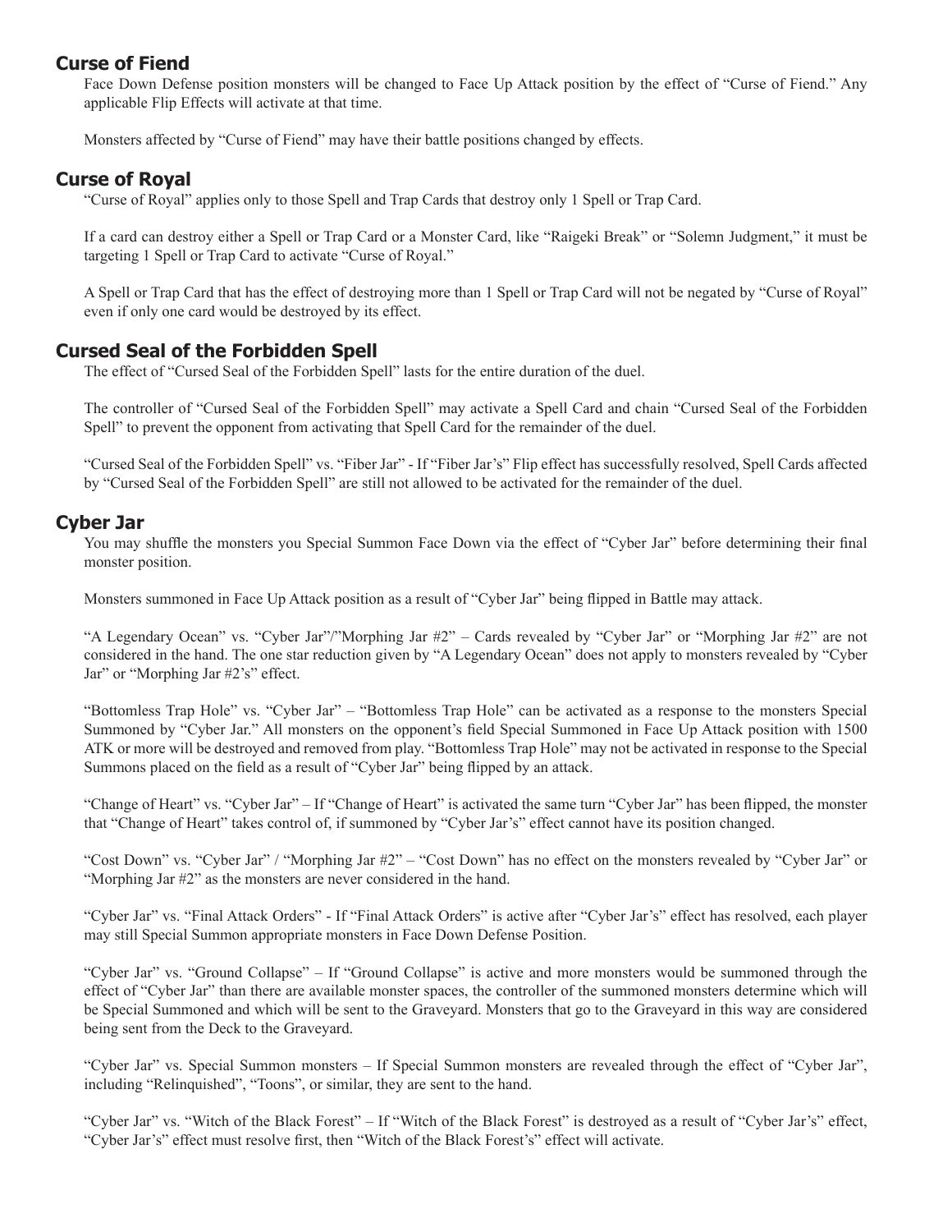## Curse of Fiend

Face Down Defense position monsters will be changed to Face Up Attack position by the effect of “Curse of Fiend.” Any applicable Flip Effects will activate at that time.

Monsters affected by “Curse of Fiend” may have their battle positions changed by effects.

## Curse of Royal

“Curse of Royal” applies only to those Spell and Trap Cards that destroy only 1 Spell or Trap Card.

If a card can destroy either a Spell or Trap Card or a Monster Card, like “Raigeki Break” or “Solemn Judgment,” it must be targeting 1 Spell or Trap Card to activate “Curse of Royal.”

A Spell or Trap Card that has the effect of destroying more than 1 Spell or Trap Card will not be negated by “Curse of Royal” even if only one card would be destroyed by its effect.

## Cursed Seal of the Forbidden Spell

The effect of “Cursed Seal of the Forbidden Spell” lasts for the entire duration of the duel.

The controller of “Cursed Seal of the Forbidden Spell” may activate a Spell Card and chain “Cursed Seal of the Forbidden Spell” to prevent the opponent from activating that Spell Card for the remainder of the duel.

“Cursed Seal of the Forbidden Spell” vs. “Fiber Jar” - If “Fiber Jar’s” Flip effect has successfully resolved, Spell Cards affected by “Cursed Seal of the Forbidden Spell” are still not allowed to be activated for the remainder of the duel.

## Cyber Jar

You may shuffle the monsters you Special Summon Face Down via the effect of “Cyber Jar” before determining their final monster position.

Monsters summoned in Face Up Attack position as a result of “Cyber Jar” being flipped in Battle may attack.

“A Legendary Ocean” vs. “Cyber Jar”/”Morphing Jar #2” – Cards revealed by “Cyber Jar” or “Morphing Jar #2” are not considered in the hand. The one star reduction given by “A Legendary Ocean” does not apply to monsters revealed by “Cyber Jar” or “Morphing Jar #2’s” effect.

“Bottomless Trap Hole” vs. “Cyber Jar” – “Bottomless Trap Hole” can be activated as a response to the monsters Special Summoned by “Cyber Jar.” All monsters on the opponent’s field Special Summoned in Face Up Attack position with 1500 ATK or more will be destroyed and removed from play. “Bottomless Trap Hole” may not be activated in response to the Special Summons placed on the field as a result of “Cyber Jar” being flipped by an attack.

“Change of Heart” vs. “Cyber Jar” – If “Change of Heart” is activated the same turn “Cyber Jar” has been flipped, the monster that “Change of Heart” takes control of, if summoned by “Cyber Jar’s” effect cannot have its position changed.

“Cost Down” vs. “Cyber Jar” / “Morphing Jar #2” – “Cost Down” has no effect on the monsters revealed by “Cyber Jar” or “Morphing Jar #2” as the monsters are never considered in the hand.

“Cyber Jar” vs. “Final Attack Orders” - If “Final Attack Orders” is active after “Cyber Jar’s” effect has resolved, each player may still Special Summon appropriate monsters in Face Down Defense Position.

“Cyber Jar” vs. “Ground Collapse” – If “Ground Collapse” is active and more monsters would be summoned through the effect of “Cyber Jar” than there are available monster spaces, the controller of the summoned monsters determine which will be Special Summoned and which will be sent to the Graveyard. Monsters that go to the Graveyard in this way are considered being sent from the Deck to the Graveyard.

“Cyber Jar” vs. Special Summon monsters – If Special Summon monsters are revealed through the effect of “Cyber Jar”, including “Relinquished”, “Toons”, or similar, they are sent to the hand.

“Cyber Jar” vs. “Witch of the Black Forest” – If “Witch of the Black Forest” is destroyed as a result of “Cyber Jar’s” effect, “Cyber Jar’s” effect must resolve first, then “Witch of the Black Forest’s” effect will activate.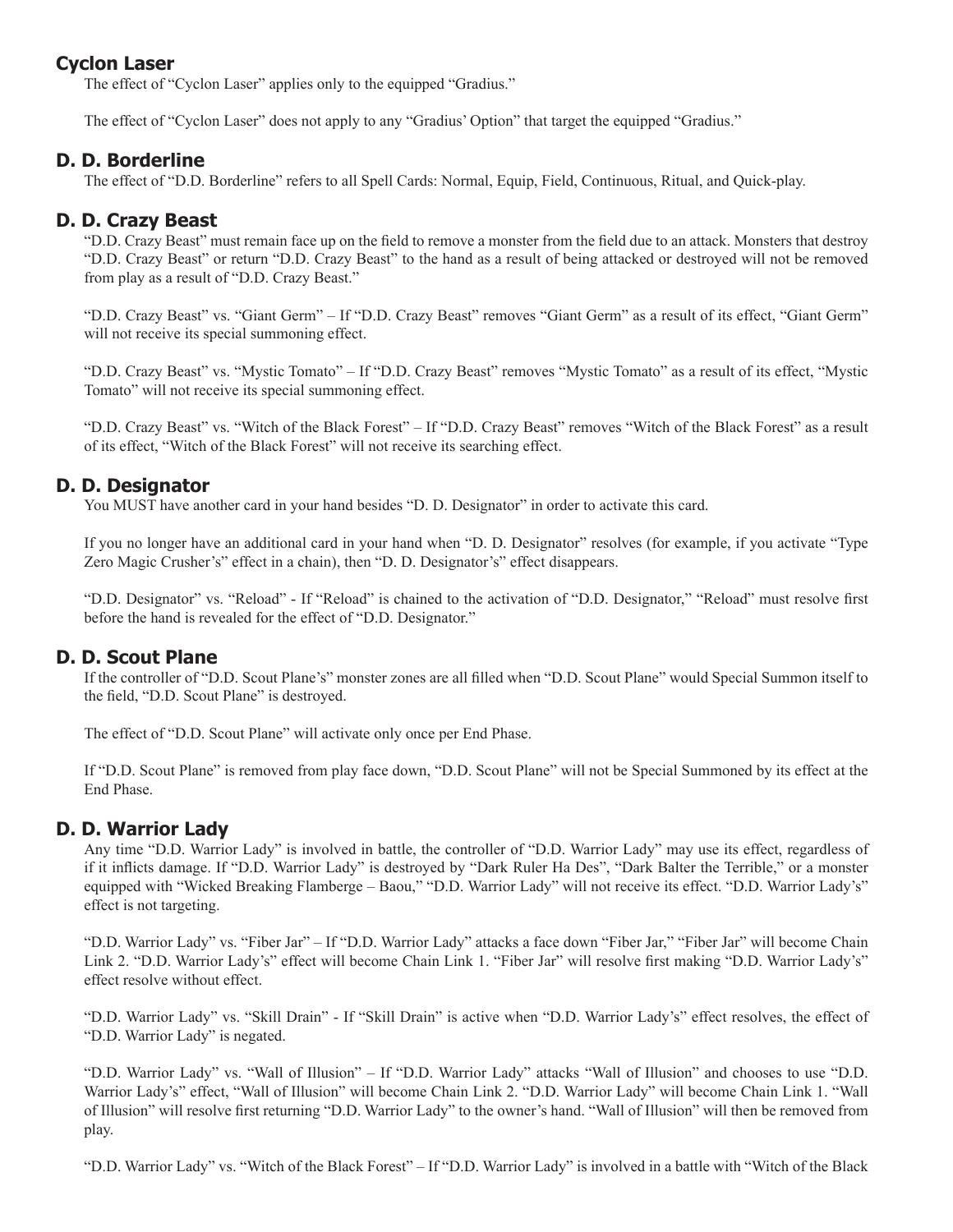## Cyclon Laser

The effect of "Cyclon Laser" applies only to the equipped "Gradius."

The effect of "Cyclon Laser" does not apply to any "Gradius' Option" that target the equipped "Gradius."

## D. D. Borderline

The effect of "D.D. Borderline" refers to all Spell Cards: Normal, Equip, Field, Continuous, Ritual, and Quick-play.

## D. D. Crazy Beast

"D.D. Crazy Beast" must remain face up on the field to remove a monster from the field due to an attack. Monsters that destroy "D.D. Crazy Beast" or return "D.D. Crazy Beast" to the hand as a result of being attacked or destroyed will not be removed from play as a result of "D.D. Crazy Beast."

"D.D. Crazy Beast" vs. "Giant Germ" – If "D.D. Crazy Beast" removes "Giant Germ" as a result of its effect, "Giant Germ" will not receive its special summoning effect.

"D.D. Crazy Beast" vs. "Mystic Tomato" – If "D.D. Crazy Beast" removes "Mystic Tomato" as a result of its effect, "Mystic Tomato" will not receive its special summoning effect.

"D.D. Crazy Beast" vs. "Witch of the Black Forest" – If "D.D. Crazy Beast" removes "Witch of the Black Forest" as a result of its effect, "Witch of the Black Forest" will not receive its searching effect.

## D. D. Designator

You MUST have another card in your hand besides "D. D. Designator" in order to activate this card.

If you no longer have an additional card in your hand when "D. D. Designator" resolves (for example, if you activate "Type Zero Magic Crusher's" effect in a chain), then "D. D. Designator's" effect disappears.

"D.D. Designator" vs. "Reload" - If "Reload" is chained to the activation of "D.D. Designator," "Reload" must resolve first before the hand is revealed for the effect of "D.D. Designator."

## D. D. Scout Plane

If the controller of "D.D. Scout Plane's" monster zones are all filled when "D.D. Scout Plane" would Special Summon itself to the field, "D.D. Scout Plane" is destroyed.

The effect of "D.D. Scout Plane" will activate only once per End Phase.

If "D.D. Scout Plane" is removed from play face down, "D.D. Scout Plane" will not be Special Summoned by its effect at the End Phase.

## D. D. Warrior Lady

Any time "D.D. Warrior Lady" is involved in battle, the controller of "D.D. Warrior Lady" may use its effect, regardless of if it inflicts damage. If "D.D. Warrior Lady" is destroyed by "Dark Ruler Ha Des", "Dark Balter the Terrible," or a monster equipped with "Wicked Breaking Flamberge – Baou," "D.D. Warrior Lady" will not receive its effect. "D.D. Warrior Lady's" effect is not targeting.

"D.D. Warrior Lady" vs. "Fiber Jar" – If "D.D. Warrior Lady" attacks a face down "Fiber Jar," "Fiber Jar" will become Chain Link 2. "D.D. Warrior Lady's" effect will become Chain Link 1. "Fiber Jar" will resolve first making "D.D. Warrior Lady's" effect resolve without effect.

"D.D. Warrior Lady" vs. "Skill Drain" - If "Skill Drain" is active when "D.D. Warrior Lady's" effect resolves, the effect of "D.D. Warrior Lady" is negated.

"D.D. Warrior Lady" vs. "Wall of Illusion" – If "D.D. Warrior Lady" attacks "Wall of Illusion" and chooses to use "D.D. Warrior Lady's" effect, "Wall of Illusion" will become Chain Link 2. "D.D. Warrior Lady" will become Chain Link 1. "Wall of Illusion" will resolve first returning "D.D. Warrior Lady" to the owner's hand. "Wall of Illusion" will then be removed from play.

"D.D. Warrior Lady" vs. "Witch of the Black Forest" – If "D.D. Warrior Lady" is involved in a battle with "Witch of the Black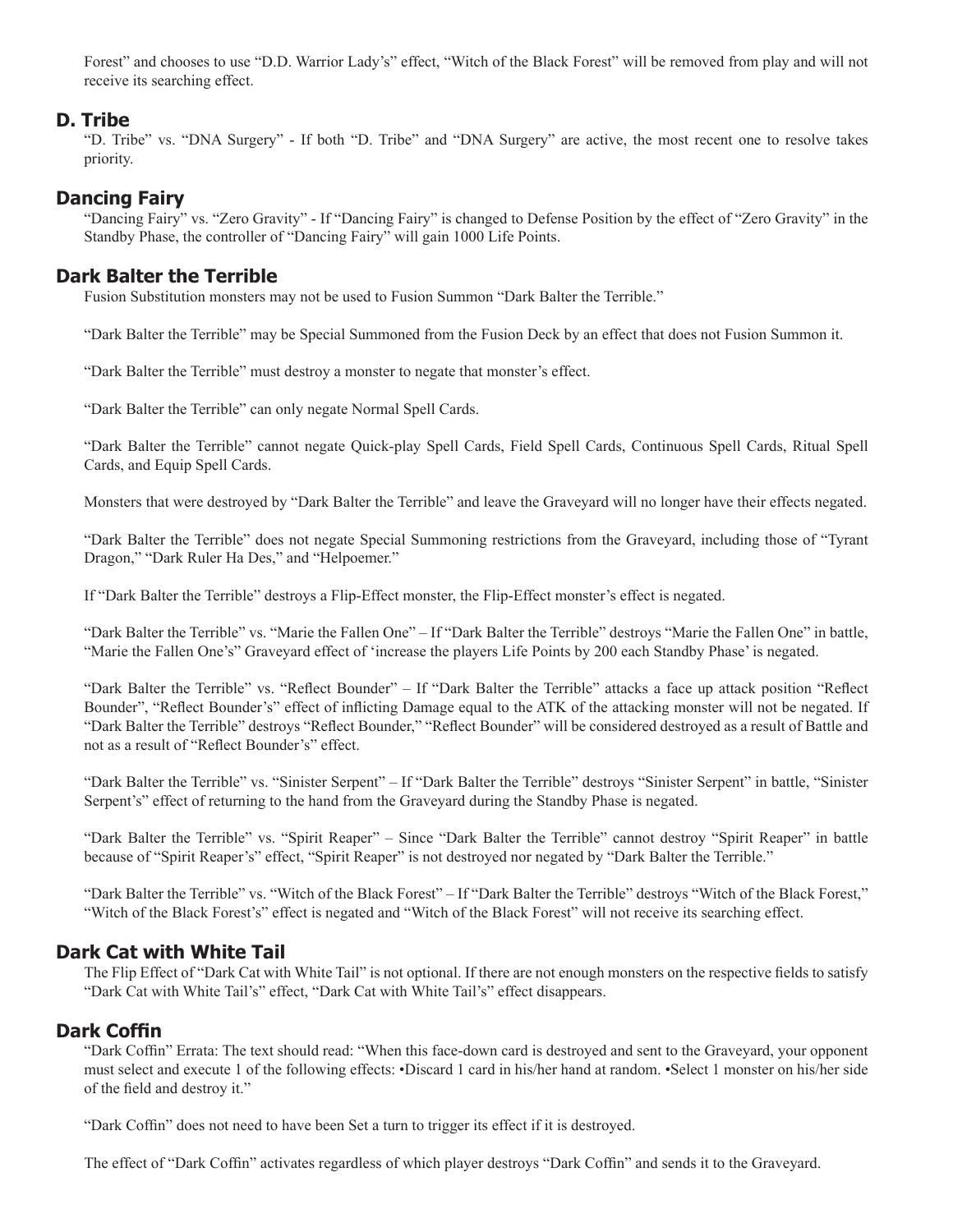Forest" and chooses to use "D.D. Warrior Lady's" effect, "Witch of the Black Forest" will be removed from play and will not receive its searching effect.

## D. Tribe

"D. Tribe" vs. "DNA Surgery" - If both "D. Tribe" and "DNA Surgery" are active, the most recent one to resolve takes priority.

## Dancing Fairy

"Dancing Fairy" vs. "Zero Gravity" - If "Dancing Fairy" is changed to Defense Position by the effect of "Zero Gravity" in the Standby Phase, the controller of "Dancing Fairy" will gain 1000 Life Points.

## Dark Balter the Terrible

Fusion Substitution monsters may not be used to Fusion Summon "Dark Balter the Terrible."

"Dark Balter the Terrible" may be Special Summoned from the Fusion Deck by an effect that does not Fusion Summon it.

"Dark Balter the Terrible" must destroy a monster to negate that monster's effect.

"Dark Balter the Terrible" can only negate Normal Spell Cards.

"Dark Balter the Terrible" cannot negate Quick-play Spell Cards, Field Spell Cards, Continuous Spell Cards, Ritual Spell Cards, and Equip Spell Cards.

Monsters that were destroyed by "Dark Balter the Terrible" and leave the Graveyard will no longer have their effects negated.

"Dark Balter the Terrible" does not negate Special Summoning restrictions from the Graveyard, including those of "Tyrant Dragon," "Dark Ruler Ha Des," and "Helpoemer."

If "Dark Balter the Terrible" destroys a Flip-Effect monster, the Flip-Effect monster's effect is negated.

"Dark Balter the Terrible" vs. "Marie the Fallen One" – If "Dark Balter the Terrible" destroys "Marie the Fallen One" in battle, "Marie the Fallen One's" Graveyard effect of 'increase the players Life Points by 200 each Standby Phase' is negated.

"Dark Balter the Terrible" vs. "Reflect Bounder" – If "Dark Balter the Terrible" attacks a face up attack position "Reflect Bounder", "Reflect Bounder's" effect of inflicting Damage equal to the ATK of the attacking monster will not be negated. If "Dark Balter the Terrible" destroys "Reflect Bounder," "Reflect Bounder" will be considered destroyed as a result of Battle and not as a result of "Reflect Bounder's" effect.

"Dark Balter the Terrible" vs. "Sinister Serpent" – If "Dark Balter the Terrible" destroys "Sinister Serpent" in battle, "Sinister Serpent's" effect of returning to the hand from the Graveyard during the Standby Phase is negated.

"Dark Balter the Terrible" vs. "Spirit Reaper" – Since "Dark Balter the Terrible" cannot destroy "Spirit Reaper" in battle because of "Spirit Reaper's" effect, "Spirit Reaper" is not destroyed nor negated by "Dark Balter the Terrible."

"Dark Balter the Terrible" vs. "Witch of the Black Forest" – If "Dark Balter the Terrible" destroys "Witch of the Black Forest," "Witch of the Black Forest's" effect is negated and "Witch of the Black Forest" will not receive its searching effect.

## Dark Cat with White Tail

The Flip Effect of "Dark Cat with White Tail" is not optional. If there are not enough monsters on the respective fields to satisfy "Dark Cat with White Tail's" effect, "Dark Cat with White Tail's" effect disappears.

## Dark Coffin

"Dark Coffin" Errata: The text should read: "When this face-down card is destroyed and sent to the Graveyard, your opponent must select and execute 1 of the following effects: •Discard 1 card in his/her hand at random. •Select 1 monster on his/her side of the field and destroy it."

"Dark Coffin" does not need to have been Set a turn to trigger its effect if it is destroyed.

The effect of "Dark Coffin" activates regardless of which player destroys "Dark Coffin" and sends it to the Graveyard.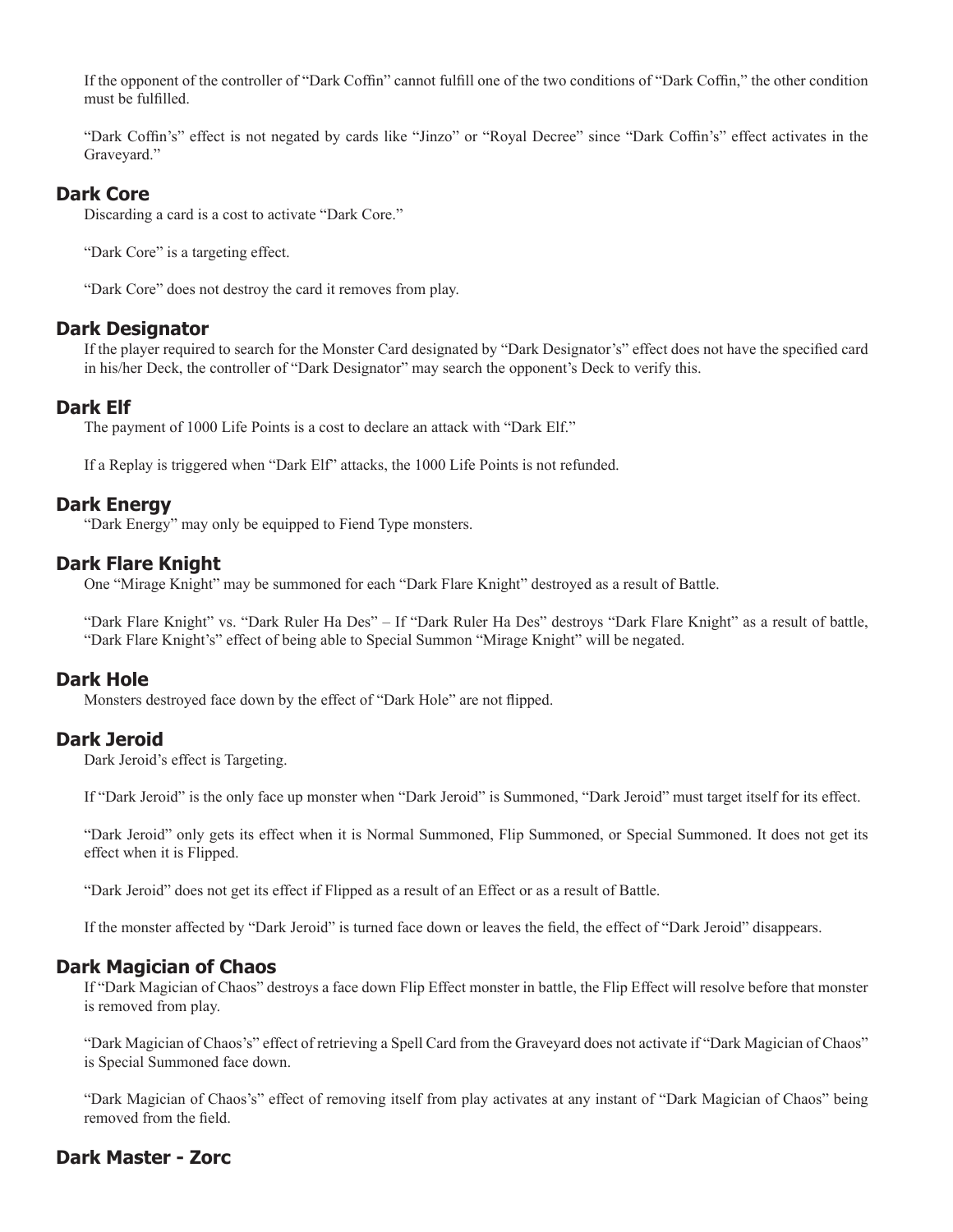If the opponent of the controller of "Dark Coffin" cannot fulfill one of the two conditions of "Dark Coffin," the other condition must be fulfilled.

"Dark Coffin's" effect is not negated by cards like "Jinzo" or "Royal Decree" since "Dark Coffin's" effect activates in the Graveyard."

### Dark Core

Discarding a card is a cost to activate "Dark Core."

"Dark Core" is a targeting effect.

"Dark Core" does not destroy the card it removes from play.

### Dark Designator

If the player required to search for the Monster Card designated by "Dark Designator's" effect does not have the specified card in his/her Deck, the controller of "Dark Designator" may search the opponent's Deck to verify this.

### Dark Elf

The payment of 1000 Life Points is a cost to declare an attack with "Dark Elf."

If a Replay is triggered when "Dark Elf" attacks, the 1000 Life Points is not refunded.

### Dark Energy

"Dark Energy" may only be equipped to Fiend Type monsters.

### Dark Flare Knight

One "Mirage Knight" may be summoned for each "Dark Flare Knight" destroyed as a result of Battle.

"Dark Flare Knight" vs. "Dark Ruler Ha Des" – If "Dark Ruler Ha Des" destroys "Dark Flare Knight" as a result of battle, "Dark Flare Knight's" effect of being able to Special Summon "Mirage Knight" will be negated.

### Dark Hole

Monsters destroyed face down by the effect of "Dark Hole" are not flipped.

### Dark Jeroid

Dark Jeroid's effect is Targeting.

If "Dark Jeroid" is the only face up monster when "Dark Jeroid" is Summoned, "Dark Jeroid" must target itself for its effect.

"Dark Jeroid" only gets its effect when it is Normal Summoned, Flip Summoned, or Special Summoned. It does not get its effect when it is Flipped.

"Dark Jeroid" does not get its effect if Flipped as a result of an Effect or as a result of Battle.

If the monster affected by "Dark Jeroid" is turned face down or leaves the field, the effect of "Dark Jeroid" disappears.

### Dark Magician of Chaos

If "Dark Magician of Chaos" destroys a face down Flip Effect monster in battle, the Flip Effect will resolve before that monster is removed from play.

"Dark Magician of Chaos's" effect of retrieving a Spell Card from the Graveyard does not activate if "Dark Magician of Chaos" is Special Summoned face down.

"Dark Magician of Chaos's" effect of removing itself from play activates at any instant of "Dark Magician of Chaos" being removed from the field.

### Dark Master - Zorc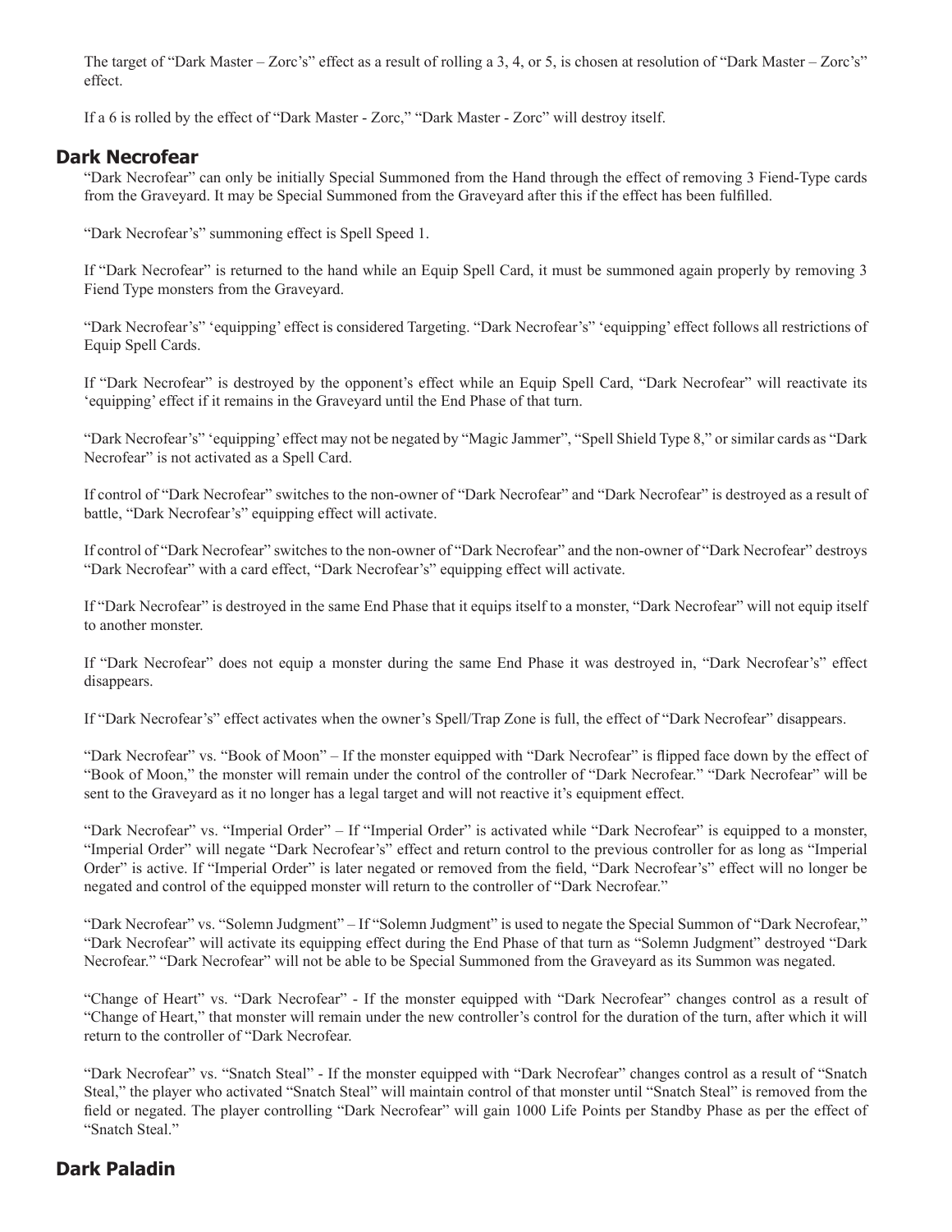The target of "Dark Master – Zorc's" effect as a result of rolling a 3, 4, or 5, is chosen at resolution of "Dark Master – Zorc's" effect.

If a 6 is rolled by the effect of "Dark Master - Zorc," "Dark Master - Zorc" will destroy itself.

## Dark Necrofear

"Dark Necrofear" can only be initially Special Summoned from the Hand through the effect of removing 3 Fiend-Type cards from the Graveyard. It may be Special Summoned from the Graveyard after this if the effect has been fulfilled.

"Dark Necrofear's" summoning effect is Spell Speed 1.

If "Dark Necrofear" is returned to the hand while an Equip Spell Card, it must be summoned again properly by removing 3 Fiend Type monsters from the Graveyard.

"Dark Necrofear's" 'equipping' effect is considered Targeting. "Dark Necrofear's" 'equipping' effect follows all restrictions of Equip Spell Cards.

If "Dark Necrofear" is destroyed by the opponent's effect while an Equip Spell Card, "Dark Necrofear" will reactivate its 'equipping' effect if it remains in the Graveyard until the End Phase of that turn.

"Dark Necrofear's" 'equipping' effect may not be negated by "Magic Jammer", "Spell Shield Type 8," or similar cards as "Dark Necrofear" is not activated as a Spell Card.

If control of "Dark Necrofear" switches to the non-owner of "Dark Necrofear" and "Dark Necrofear" is destroyed as a result of battle, "Dark Necrofear's" equipping effect will activate.

If control of "Dark Necrofear" switches to the non-owner of "Dark Necrofear" and the non-owner of "Dark Necrofear" destroys "Dark Necrofear" with a card effect, "Dark Necrofear's" equipping effect will activate.

If "Dark Necrofear" is destroyed in the same End Phase that it equips itself to a monster, "Dark Necrofear" will not equip itself to another monster.

If "Dark Necrofear" does not equip a monster during the same End Phase it was destroyed in, "Dark Necrofear's" effect disappears.

If "Dark Necrofear's" effect activates when the owner's Spell/Trap Zone is full, the effect of "Dark Necrofear" disappears.

"Dark Necrofear" vs. "Book of Moon" – If the monster equipped with "Dark Necrofear" is flipped face down by the effect of "Book of Moon," the monster will remain under the control of the controller of "Dark Necrofear." "Dark Necrofear" will be sent to the Graveyard as it no longer has a legal target and will not reactive it's equipment effect.

"Dark Necrofear" vs. "Imperial Order" – If "Imperial Order" is activated while "Dark Necrofear" is equipped to a monster, "Imperial Order" will negate "Dark Necrofear's" effect and return control to the previous controller for as long as "Imperial Order" is active. If "Imperial Order" is later negated or removed from the field, "Dark Necrofear's" effect will no longer be negated and control of the equipped monster will return to the controller of "Dark Necrofear."

"Dark Necrofear" vs. "Solemn Judgment" – If "Solemn Judgment" is used to negate the Special Summon of "Dark Necrofear," "Dark Necrofear" will activate its equipping effect during the End Phase of that turn as "Solemn Judgment" destroyed "Dark Necrofear." "Dark Necrofear" will not be able to be Special Summoned from the Graveyard as its Summon was negated.

"Change of Heart" vs. "Dark Necrofear" - If the monster equipped with "Dark Necrofear" changes control as a result of "Change of Heart," that monster will remain under the new controller's control for the duration of the turn, after which it will return to the controller of "Dark Necrofear.

"Dark Necrofear" vs. "Snatch Steal" - If the monster equipped with "Dark Necrofear" changes control as a result of "Snatch Steal," the player who activated "Snatch Steal" will maintain control of that monster until "Snatch Steal" is removed from the field or negated. The player controlling "Dark Necrofear" will gain 1000 Life Points per Standby Phase as per the effect of "Snatch Steal."

## Dark Paladin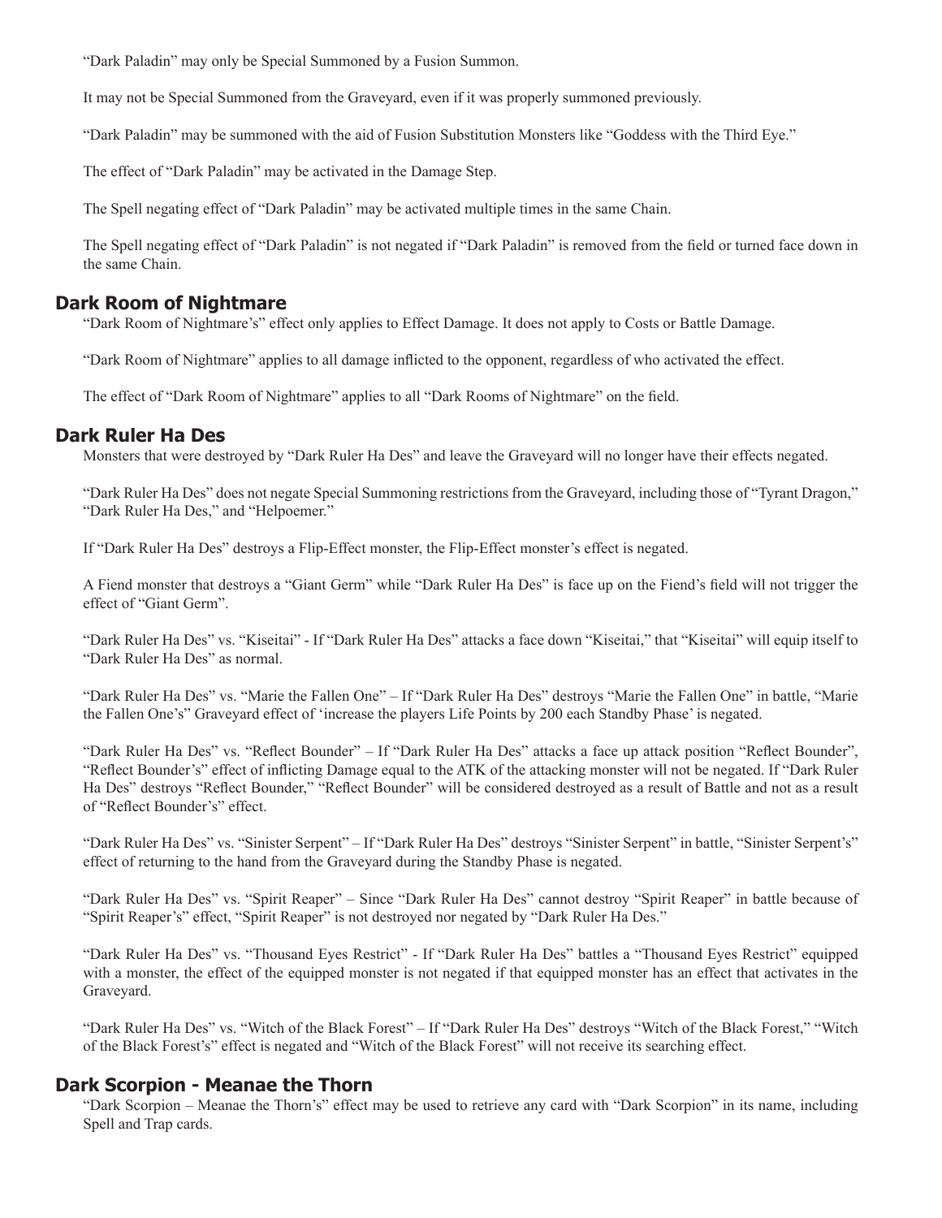"Dark Paladin" may only be Special Summoned by a Fusion Summon.

It may not be Special Summoned from the Graveyard, even if it was properly summoned previously.

"Dark Paladin" may be summoned with the aid of Fusion Substitution Monsters like "Goddess with the Third Eye."

The effect of "Dark Paladin" may be activated in the Damage Step.

The Spell negating effect of "Dark Paladin" may be activated multiple times in the same Chain.

The Spell negating effect of "Dark Paladin" is not negated if "Dark Paladin" is removed from the field or turned face down in the same Chain.

## Dark Room of Nightmare

"Dark Room of Nightmare's" effect only applies to Effect Damage. It does not apply to Costs or Battle Damage.

"Dark Room of Nightmare" applies to all damage inflicted to the opponent, regardless of who activated the effect.

The effect of "Dark Room of Nightmare" applies to all "Dark Rooms of Nightmare" on the field.

## Dark Ruler Ha Des

Monsters that were destroyed by "Dark Ruler Ha Des" and leave the Graveyard will no longer have their effects negated.

"Dark Ruler Ha Des" does not negate Special Summoning restrictions from the Graveyard, including those of "Tyrant Dragon," "Dark Ruler Ha Des," and "Helpoemer."

If "Dark Ruler Ha Des" destroys a Flip-Effect monster, the Flip-Effect monster's effect is negated.

A Fiend monster that destroys a "Giant Germ" while "Dark Ruler Ha Des" is face up on the Fiend's field will not trigger the effect of "Giant Germ".

"Dark Ruler Ha Des" vs. "Kiseitai" - If "Dark Ruler Ha Des" attacks a face down "Kiseitai," that "Kiseitai" will equip itself to "Dark Ruler Ha Des" as normal.

"Dark Ruler Ha Des" vs. "Marie the Fallen One" – If "Dark Ruler Ha Des" destroys "Marie the Fallen One" in battle, "Marie the Fallen One's" Graveyard effect of 'increase the players Life Points by 200 each Standby Phase' is negated.

"Dark Ruler Ha Des" vs. "Reflect Bounder" – If "Dark Ruler Ha Des" attacks a face up attack position "Reflect Bounder", "Reflect Bounder's" effect of inflicting Damage equal to the ATK of the attacking monster will not be negated. If "Dark Ruler Ha Des" destroys "Reflect Bounder," "Reflect Bounder" will be considered destroyed as a result of Battle and not as a result of "Reflect Bounder's" effect.

"Dark Ruler Ha Des" vs. "Sinister Serpent" – If "Dark Ruler Ha Des" destroys "Sinister Serpent" in battle, "Sinister Serpent's" effect of returning to the hand from the Graveyard during the Standby Phase is negated.

"Dark Ruler Ha Des" vs. "Spirit Reaper" – Since "Dark Ruler Ha Des" cannot destroy "Spirit Reaper" in battle because of "Spirit Reaper's" effect, "Spirit Reaper" is not destroyed nor negated by "Dark Ruler Ha Des."

"Dark Ruler Ha Des" vs. "Thousand Eyes Restrict" - If "Dark Ruler Ha Des" battles a "Thousand Eyes Restrict" equipped with a monster, the effect of the equipped monster is not negated if that equipped monster has an effect that activates in the Graveyard.

"Dark Ruler Ha Des" vs. "Witch of the Black Forest" – If "Dark Ruler Ha Des" destroys "Witch of the Black Forest," "Witch of the Black Forest's" effect is negated and "Witch of the Black Forest" will not receive its searching effect.

## Dark Scorpion - Meanae the Thorn

"Dark Scorpion – Meanae the Thorn's" effect may be used to retrieve any card with "Dark Scorpion" in its name, including Spell and Trap cards.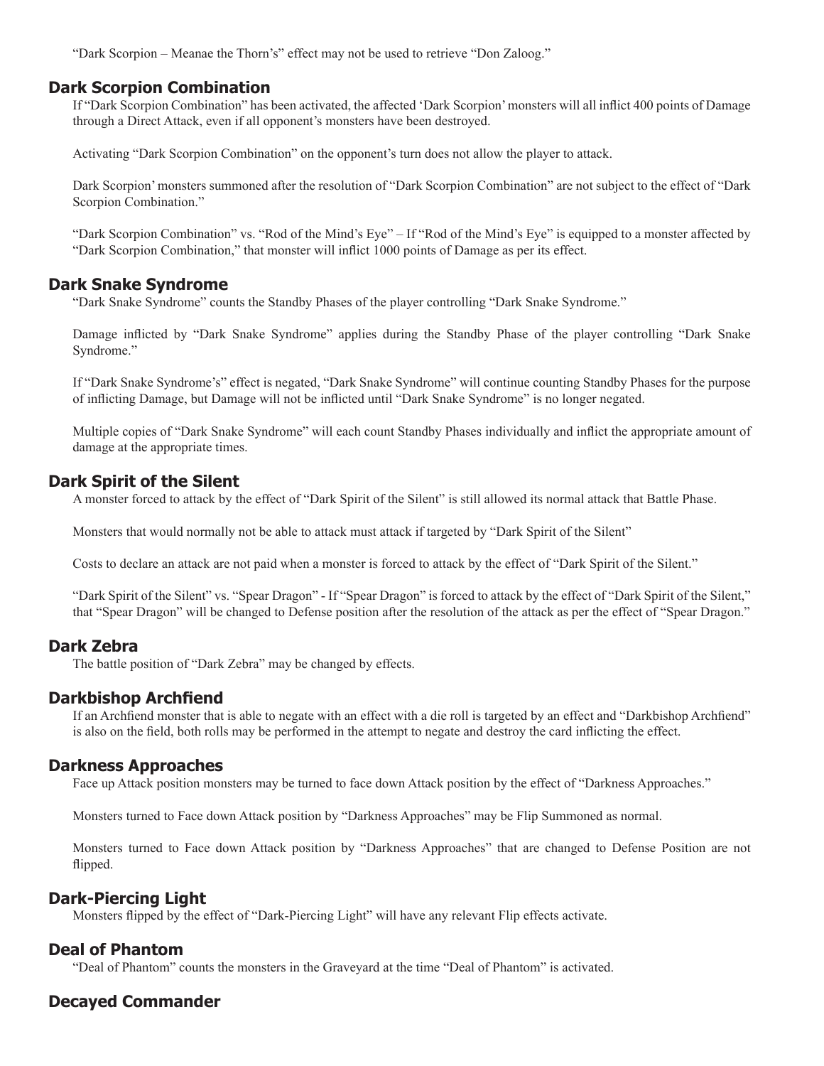“Dark Scorpion – Meanae the Thorn’s” effect may not be used to retrieve “Don Zaloog.”

## Dark Scorpion Combination

If “Dark Scorpion Combination” has been activated, the affected ‘Dark Scorpion’ monsters will all inflict 400 points of Damage through a Direct Attack, even if all opponent’s monsters have been destroyed.

Activating “Dark Scorpion Combination” on the opponent’s turn does not allow the player to attack.

Dark Scorpion’ monsters summoned after the resolution of “Dark Scorpion Combination” are not subject to the effect of “Dark Scorpion Combination.”

“Dark Scorpion Combination” vs. “Rod of the Mind’s Eye” – If “Rod of the Mind’s Eye” is equipped to a monster affected by “Dark Scorpion Combination,” that monster will inflict 1000 points of Damage as per its effect.

## Dark Snake Syndrome

“Dark Snake Syndrome” counts the Standby Phases of the player controlling “Dark Snake Syndrome.”

Damage inflicted by “Dark Snake Syndrome” applies during the Standby Phase of the player controlling “Dark Snake Syndrome.”

If “Dark Snake Syndrome’s” effect is negated, “Dark Snake Syndrome” will continue counting Standby Phases for the purpose of inflicting Damage, but Damage will not be inflicted until “Dark Snake Syndrome” is no longer negated.

Multiple copies of “Dark Snake Syndrome” will each count Standby Phases individually and inflict the appropriate amount of damage at the appropriate times.

## Dark Spirit of the Silent

A monster forced to attack by the effect of “Dark Spirit of the Silent” is still allowed its normal attack that Battle Phase.

Monsters that would normally not be able to attack must attack if targeted by “Dark Spirit of the Silent”

Costs to declare an attack are not paid when a monster is forced to attack by the effect of “Dark Spirit of the Silent.”

“Dark Spirit of the Silent” vs. “Spear Dragon” - If “Spear Dragon” is forced to attack by the effect of “Dark Spirit of the Silent,” that “Spear Dragon” will be changed to Defense position after the resolution of the attack as per the effect of “Spear Dragon.”

## Dark Zebra

The battle position of “Dark Zebra” may be changed by effects.

## Darkbishop Archfiend

If an Archfiend monster that is able to negate with an effect with a die roll is targeted by an effect and “Darkbishop Archfiend” is also on the field, both rolls may be performed in the attempt to negate and destroy the card inflicting the effect.

## Darkness Approaches

Face up Attack position monsters may be turned to face down Attack position by the effect of “Darkness Approaches.”

Monsters turned to Face down Attack position by “Darkness Approaches” may be Flip Summoned as normal.

Monsters turned to Face down Attack position by “Darkness Approaches” that are changed to Defense Position are not flipped.

## Dark-Piercing Light

Monsters flipped by the effect of “Dark-Piercing Light” will have any relevant Flip effects activate.

## Deal of Phantom

“Deal of Phantom” counts the monsters in the Graveyard at the time “Deal of Phantom” is activated.

## Decayed Commander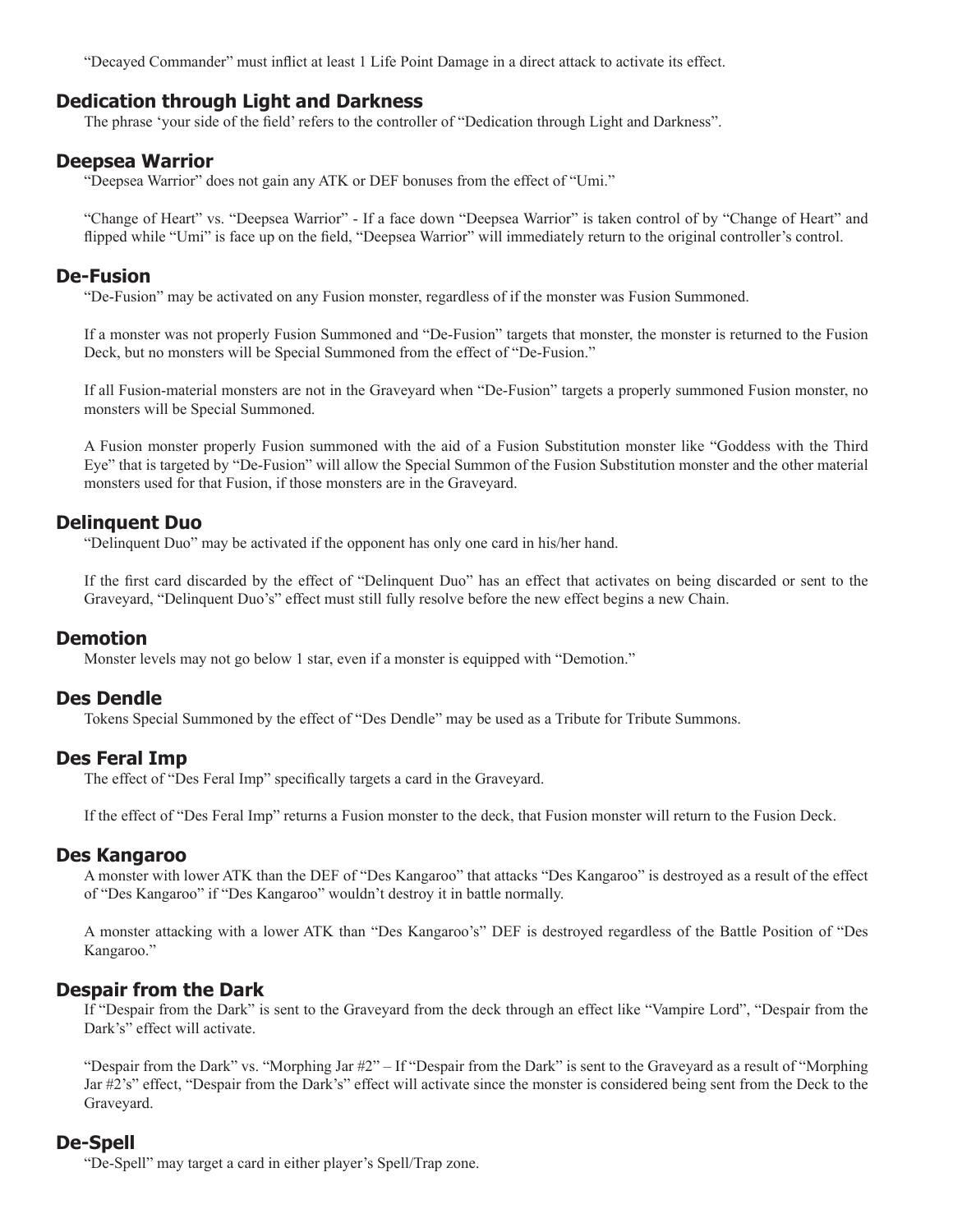"Decayed Commander" must inflict at least 1 Life Point Damage in a direct attack to activate its effect.

## Dedication through Light and Darkness

The phrase 'your side of the field' refers to the controller of "Dedication through Light and Darkness".

## Deepsea Warrior

"Deepsea Warrior" does not gain any ATK or DEF bonuses from the effect of "Umi."

"Change of Heart" vs. "Deepsea Warrior" - If a face down "Deepsea Warrior" is taken control of by "Change of Heart" and flipped while "Umi" is face up on the field, "Deepsea Warrior" will immediately return to the original controller's control.

## De-Fusion

"De-Fusion" may be activated on any Fusion monster, regardless of if the monster was Fusion Summoned.

If a monster was not properly Fusion Summoned and "De-Fusion" targets that monster, the monster is returned to the Fusion Deck, but no monsters will be Special Summoned from the effect of "De-Fusion."

If all Fusion-material monsters are not in the Graveyard when "De-Fusion" targets a properly summoned Fusion monster, no monsters will be Special Summoned.

A Fusion monster properly Fusion summoned with the aid of a Fusion Substitution monster like "Goddess with the Third Eye" that is targeted by "De-Fusion" will allow the Special Summon of the Fusion Substitution monster and the other material monsters used for that Fusion, if those monsters are in the Graveyard.

## Delinquent Duo

"Delinquent Duo" may be activated if the opponent has only one card in his/her hand.

If the first card discarded by the effect of "Delinquent Duo" has an effect that activates on being discarded or sent to the Graveyard, "Delinquent Duo's" effect must still fully resolve before the new effect begins a new Chain.

## Demotion

Monster levels may not go below 1 star, even if a monster is equipped with "Demotion."

## Des Dendle

Tokens Special Summoned by the effect of "Des Dendle" may be used as a Tribute for Tribute Summons.

## Des Feral Imp

The effect of "Des Feral Imp" specifically targets a card in the Graveyard.

If the effect of "Des Feral Imp" returns a Fusion monster to the deck, that Fusion monster will return to the Fusion Deck.

## Des Kangaroo

A monster with lower ATK than the DEF of "Des Kangaroo" that attacks "Des Kangaroo" is destroyed as a result of the effect of "Des Kangaroo" if "Des Kangaroo" wouldn't destroy it in battle normally.

A monster attacking with a lower ATK than "Des Kangaroo's" DEF is destroyed regardless of the Battle Position of "Des Kangaroo."

## Despair from the Dark

If "Despair from the Dark" is sent to the Graveyard from the deck through an effect like "Vampire Lord", "Despair from the Dark's" effect will activate.

"Despair from the Dark" vs. "Morphing Jar #2" – If "Despair from the Dark" is sent to the Graveyard as a result of "Morphing Jar #2's" effect, "Despair from the Dark's" effect will activate since the monster is considered being sent from the Deck to the Graveyard.

## De-Spell

"De-Spell" may target a card in either player's Spell/Trap zone.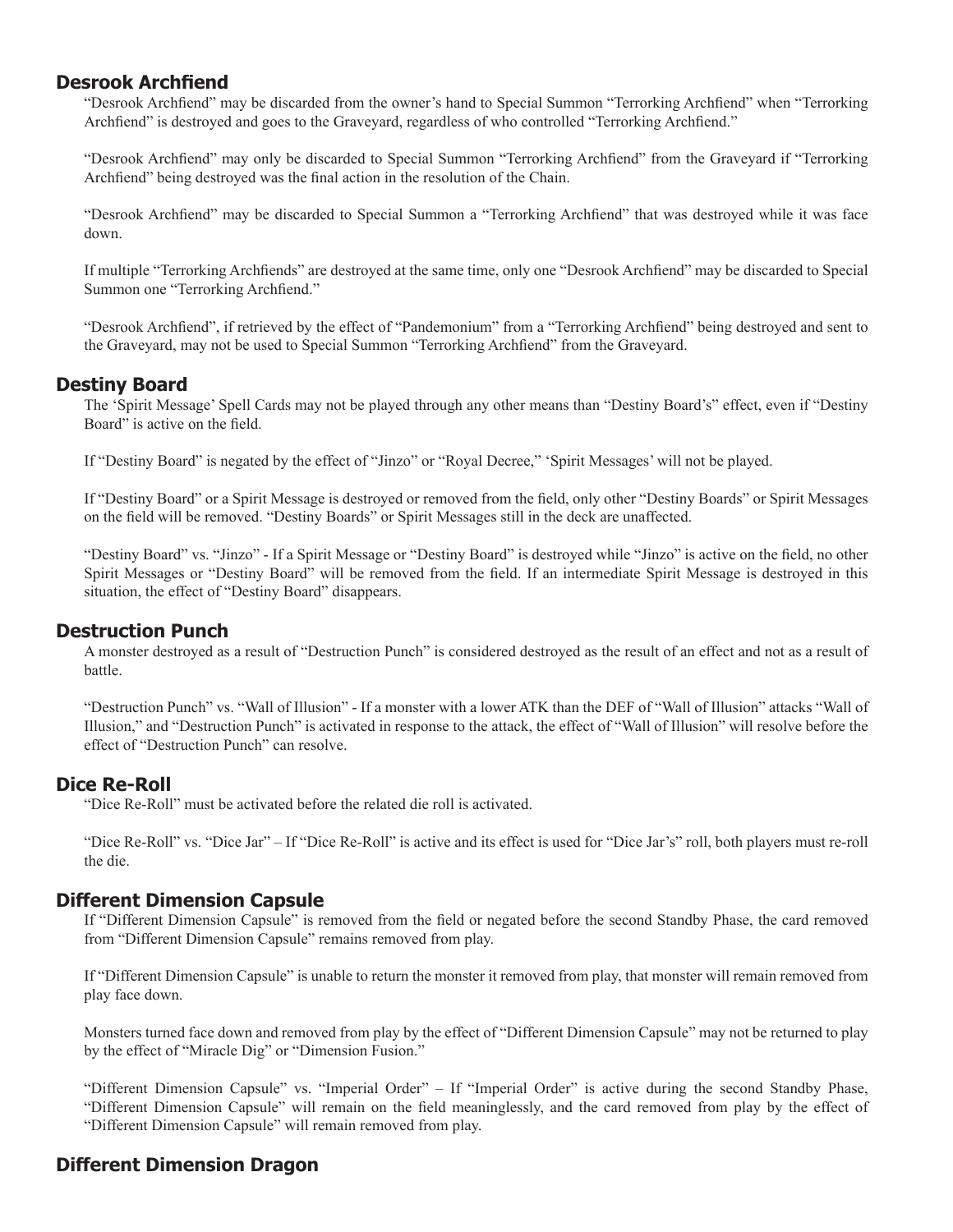## Desrook Archfiend

"Desrook Archfiend" may be discarded from the owner's hand to Special Summon "Terrorking Archfiend" when "Terrorking Archfiend" is destroyed and goes to the Graveyard, regardless of who controlled "Terrorking Archfiend."

"Desrook Archfiend" may only be discarded to Special Summon "Terrorking Archfiend" from the Graveyard if "Terrorking Archfiend" being destroyed was the final action in the resolution of the Chain.

"Desrook Archfiend" may be discarded to Special Summon a "Terrorking Archfiend" that was destroyed while it was face down.

If multiple "Terrorking Archfiends" are destroyed at the same time, only one "Desrook Archfiend" may be discarded to Special Summon one "Terrorking Archfiend."

"Desrook Archfiend", if retrieved by the effect of "Pandemonium" from a "Terrorking Archfiend" being destroyed and sent to the Graveyard, may not be used to Special Summon "Terrorking Archfiend" from the Graveyard.

## Destiny Board

The 'Spirit Message' Spell Cards may not be played through any other means than "Destiny Board's" effect, even if "Destiny Board" is active on the field.

If "Destiny Board" is negated by the effect of "Jinzo" or "Royal Decree," 'Spirit Messages' will not be played.

If "Destiny Board" or a Spirit Message is destroyed or removed from the field, only other "Destiny Boards" or Spirit Messages on the field will be removed. "Destiny Boards" or Spirit Messages still in the deck are unaffected.

"Destiny Board" vs. "Jinzo" - If a Spirit Message or "Destiny Board" is destroyed while "Jinzo" is active on the field, no other Spirit Messages or "Destiny Board" will be removed from the field. If an intermediate Spirit Message is destroyed in this situation, the effect of "Destiny Board" disappears.

## Destruction Punch

A monster destroyed as a result of "Destruction Punch" is considered destroyed as the result of an effect and not as a result of battle.

"Destruction Punch" vs. "Wall of Illusion" - If a monster with a lower ATK than the DEF of "Wall of Illusion" attacks "Wall of Illusion," and "Destruction Punch" is activated in response to the attack, the effect of "Wall of Illusion" will resolve before the effect of "Destruction Punch" can resolve.

## Dice Re-Roll

"Dice Re-Roll" must be activated before the related die roll is activated.

"Dice Re-Roll" vs. "Dice Jar" – If "Dice Re-Roll" is active and its effect is used for "Dice Jar's" roll, both players must re-roll the die.

## Different Dimension Capsule

If "Different Dimension Capsule" is removed from the field or negated before the second Standby Phase, the card removed from "Different Dimension Capsule" remains removed from play.

If "Different Dimension Capsule" is unable to return the monster it removed from play, that monster will remain removed from play face down.

Monsters turned face down and removed from play by the effect of "Different Dimension Capsule" may not be returned to play by the effect of "Miracle Dig" or "Dimension Fusion."

"Different Dimension Capsule" vs. "Imperial Order" – If "Imperial Order" is active during the second Standby Phase, "Different Dimension Capsule" will remain on the field meaninglessly, and the card removed from play by the effect of "Different Dimension Capsule" will remain removed from play.

## Different Dimension Dragon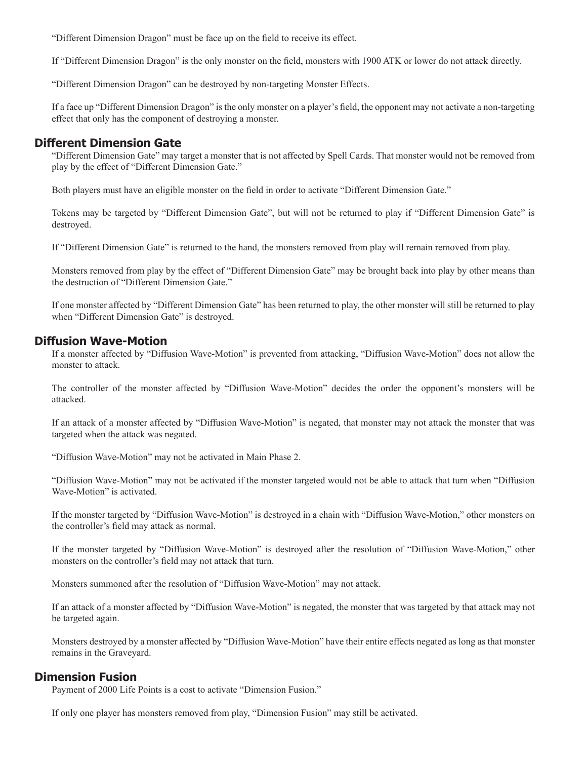"Different Dimension Dragon" must be face up on the field to receive its effect.

If "Different Dimension Dragon" is the only monster on the field, monsters with 1900 ATK or lower do not attack directly.

"Different Dimension Dragon" can be destroyed by non-targeting Monster Effects.

If a face up "Different Dimension Dragon" is the only monster on a player's field, the opponent may not activate a non-targeting effect that only has the component of destroying a monster.

## Different Dimension Gate

"Different Dimension Gate" may target a monster that is not affected by Spell Cards. That monster would not be removed from play by the effect of "Different Dimension Gate."

Both players must have an eligible monster on the field in order to activate "Different Dimension Gate."

Tokens may be targeted by "Different Dimension Gate", but will not be returned to play if "Different Dimension Gate" is destroyed.

If "Different Dimension Gate" is returned to the hand, the monsters removed from play will remain removed from play.

Monsters removed from play by the effect of "Different Dimension Gate" may be brought back into play by other means than the destruction of "Different Dimension Gate."

If one monster affected by "Different Dimension Gate" has been returned to play, the other monster will still be returned to play when "Different Dimension Gate" is destroyed.

## Diffusion Wave-Motion

If a monster affected by "Diffusion Wave-Motion" is prevented from attacking, "Diffusion Wave-Motion" does not allow the monster to attack.

The controller of the monster affected by "Diffusion Wave-Motion" decides the order the opponent's monsters will be attacked.

If an attack of a monster affected by "Diffusion Wave-Motion" is negated, that monster may not attack the monster that was targeted when the attack was negated.

"Diffusion Wave-Motion" may not be activated in Main Phase 2.

"Diffusion Wave-Motion" may not be activated if the monster targeted would not be able to attack that turn when "Diffusion Wave-Motion" is activated.

If the monster targeted by "Diffusion Wave-Motion" is destroyed in a chain with "Diffusion Wave-Motion," other monsters on the controller's field may attack as normal.

If the monster targeted by "Diffusion Wave-Motion" is destroyed after the resolution of "Diffusion Wave-Motion," other monsters on the controller's field may not attack that turn.

Monsters summoned after the resolution of "Diffusion Wave-Motion" may not attack.

If an attack of a monster affected by "Diffusion Wave-Motion" is negated, the monster that was targeted by that attack may not be targeted again.

Monsters destroyed by a monster affected by "Diffusion Wave-Motion" have their entire effects negated as long as that monster remains in the Graveyard.

## Dimension Fusion

Payment of 2000 Life Points is a cost to activate "Dimension Fusion."

If only one player has monsters removed from play, "Dimension Fusion" may still be activated.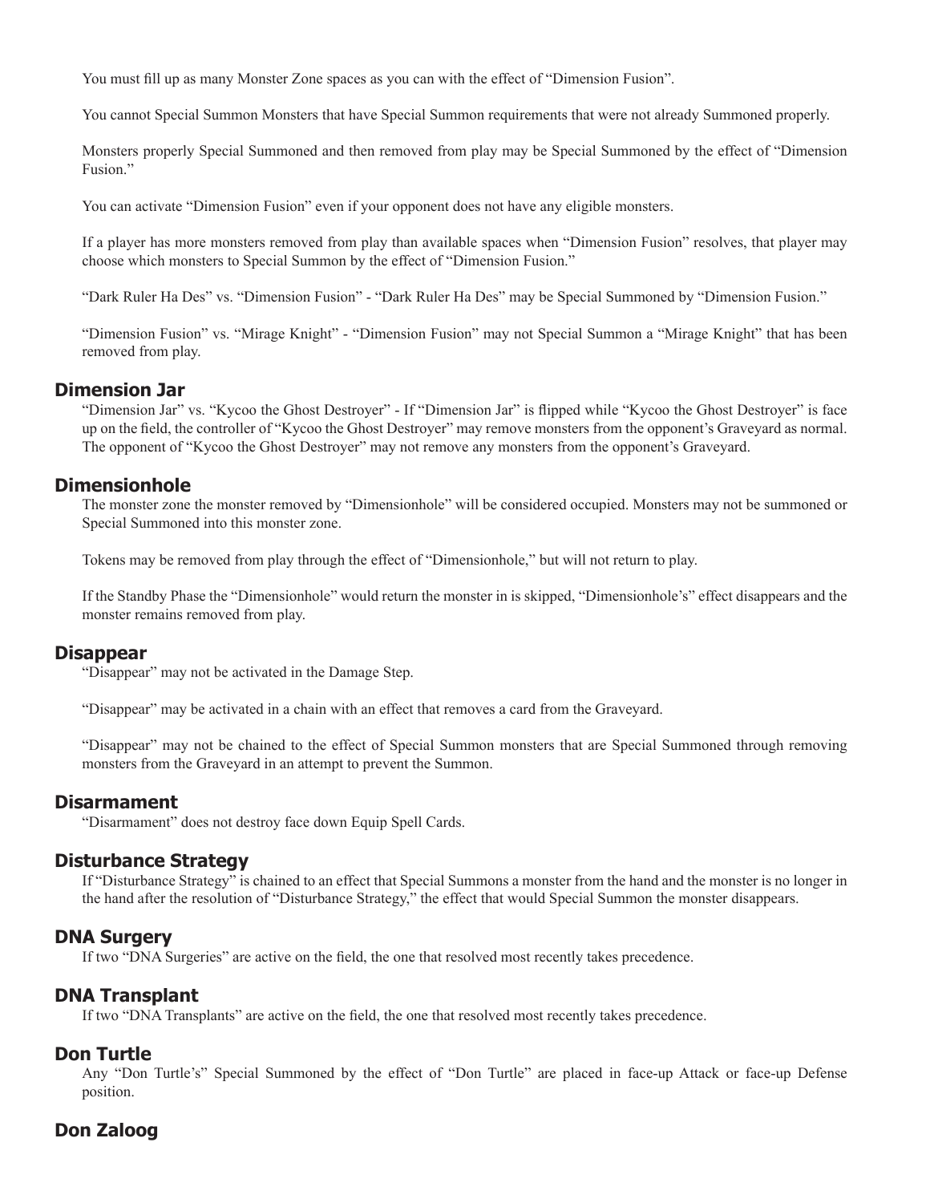You must fill up as many Monster Zone spaces as you can with the effect of "Dimension Fusion".

You cannot Special Summon Monsters that have Special Summon requirements that were not already Summoned properly.

Monsters properly Special Summoned and then removed from play may be Special Summoned by the effect of "Dimension Fusion."

You can activate "Dimension Fusion" even if your opponent does not have any eligible monsters.

If a player has more monsters removed from play than available spaces when "Dimension Fusion" resolves, that player may choose which monsters to Special Summon by the effect of "Dimension Fusion."

"Dark Ruler Ha Des" vs. "Dimension Fusion" - "Dark Ruler Ha Des" may be Special Summoned by "Dimension Fusion."

"Dimension Fusion" vs. "Mirage Knight" - "Dimension Fusion" may not Special Summon a "Mirage Knight" that has been removed from play.

## Dimension Jar

"Dimension Jar" vs. "Kycoo the Ghost Destroyer" - If "Dimension Jar" is flipped while "Kycoo the Ghost Destroyer" is face up on the field, the controller of "Kycoo the Ghost Destroyer" may remove monsters from the opponent's Graveyard as normal. The opponent of "Kycoo the Ghost Destroyer" may not remove any monsters from the opponent's Graveyard.

## Dimensionhole

The monster zone the monster removed by "Dimensionhole" will be considered occupied. Monsters may not be summoned or Special Summoned into this monster zone.

Tokens may be removed from play through the effect of "Dimensionhole," but will not return to play.

If the Standby Phase the "Dimensionhole" would return the monster in is skipped, "Dimensionhole's" effect disappears and the monster remains removed from play.

## Disappear

"Disappear" may not be activated in the Damage Step.

"Disappear" may be activated in a chain with an effect that removes a card from the Graveyard.

"Disappear" may not be chained to the effect of Special Summon monsters that are Special Summoned through removing monsters from the Graveyard in an attempt to prevent the Summon.

## Disarmament

"Disarmament" does not destroy face down Equip Spell Cards.

## Disturbance Strategy

If "Disturbance Strategy" is chained to an effect that Special Summons a monster from the hand and the monster is no longer in the hand after the resolution of "Disturbance Strategy," the effect that would Special Summon the monster disappears.

## DNA Surgery

If two "DNA Surgeries" are active on the field, the one that resolved most recently takes precedence.

## DNA Transplant

If two "DNA Transplants" are active on the field, the one that resolved most recently takes precedence.

## Don Turtle

Any "Don Turtle's" Special Summoned by the effect of "Don Turtle" are placed in face-up Attack or face-up Defense position.

## Don Zaloog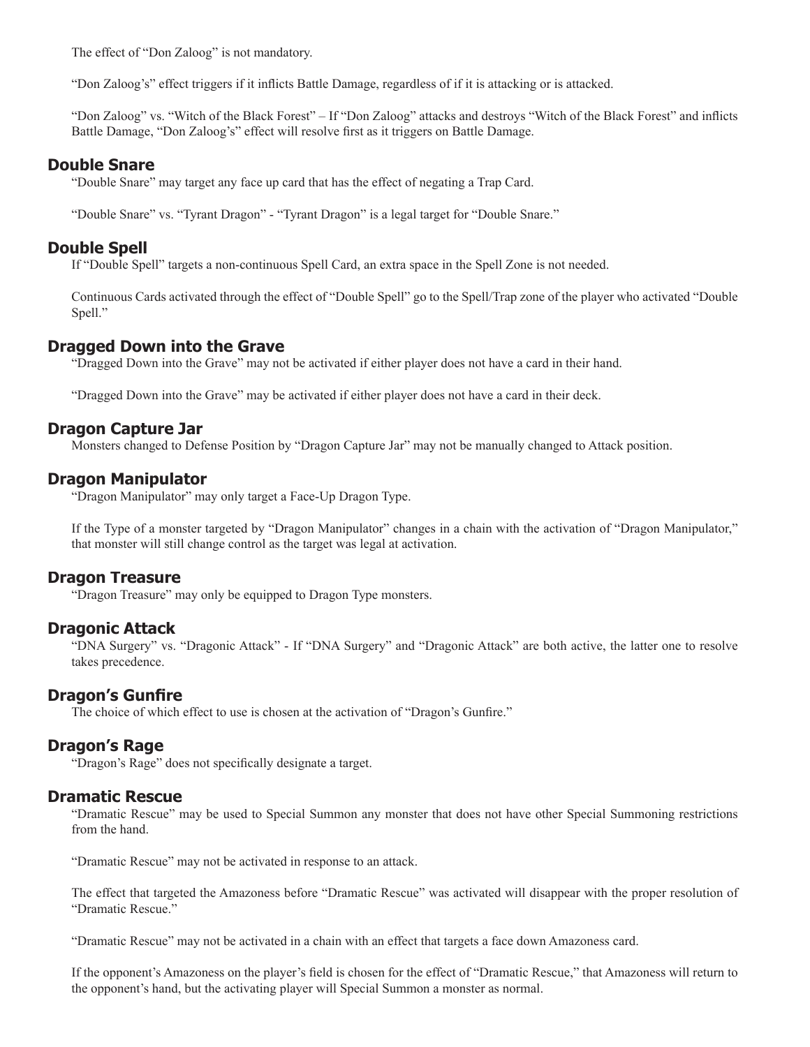The effect of "Don Zaloog" is not mandatory.

"Don Zaloog's" effect triggers if it inflicts Battle Damage, regardless of if it is attacking or is attacked.

"Don Zaloog" vs. "Witch of the Black Forest" – If "Don Zaloog" attacks and destroys "Witch of the Black Forest" and inflicts Battle Damage, "Don Zaloog's" effect will resolve first as it triggers on Battle Damage.

## Double Snare

"Double Snare" may target any face up card that has the effect of negating a Trap Card.

"Double Snare" vs. "Tyrant Dragon" - "Tyrant Dragon" is a legal target for "Double Snare."

## Double Spell

If "Double Spell" targets a non-continuous Spell Card, an extra space in the Spell Zone is not needed.

Continuous Cards activated through the effect of "Double Spell" go to the Spell/Trap zone of the player who activated "Double Spell."

## Dragged Down into the Grave

"Dragged Down into the Grave" may not be activated if either player does not have a card in their hand.

"Dragged Down into the Grave" may be activated if either player does not have a card in their deck.

## Dragon Capture Jar

Monsters changed to Defense Position by "Dragon Capture Jar" may not be manually changed to Attack position.

## Dragon Manipulator

"Dragon Manipulator" may only target a Face-Up Dragon Type.

If the Type of a monster targeted by "Dragon Manipulator" changes in a chain with the activation of "Dragon Manipulator," that monster will still change control as the target was legal at activation.

## Dragon Treasure

"Dragon Treasure" may only be equipped to Dragon Type monsters.

## Dragonic Attack

"DNA Surgery" vs. "Dragonic Attack" - If "DNA Surgery" and "Dragonic Attack" are both active, the latter one to resolve takes precedence.

## Dragon's Gunfire

The choice of which effect to use is chosen at the activation of "Dragon's Gunfire."

## Dragon's Rage

"Dragon's Rage" does not specifically designate a target.

## Dramatic Rescue

"Dramatic Rescue" may be used to Special Summon any monster that does not have other Special Summoning restrictions from the hand.

"Dramatic Rescue" may not be activated in response to an attack.

The effect that targeted the Amazoness before "Dramatic Rescue" was activated will disappear with the proper resolution of "Dramatic Rescue."

"Dramatic Rescue" may not be activated in a chain with an effect that targets a face down Amazoness card.

If the opponent's Amazoness on the player's field is chosen for the effect of "Dramatic Rescue," that Amazoness will return to the opponent's hand, but the activating player will Special Summon a monster as normal.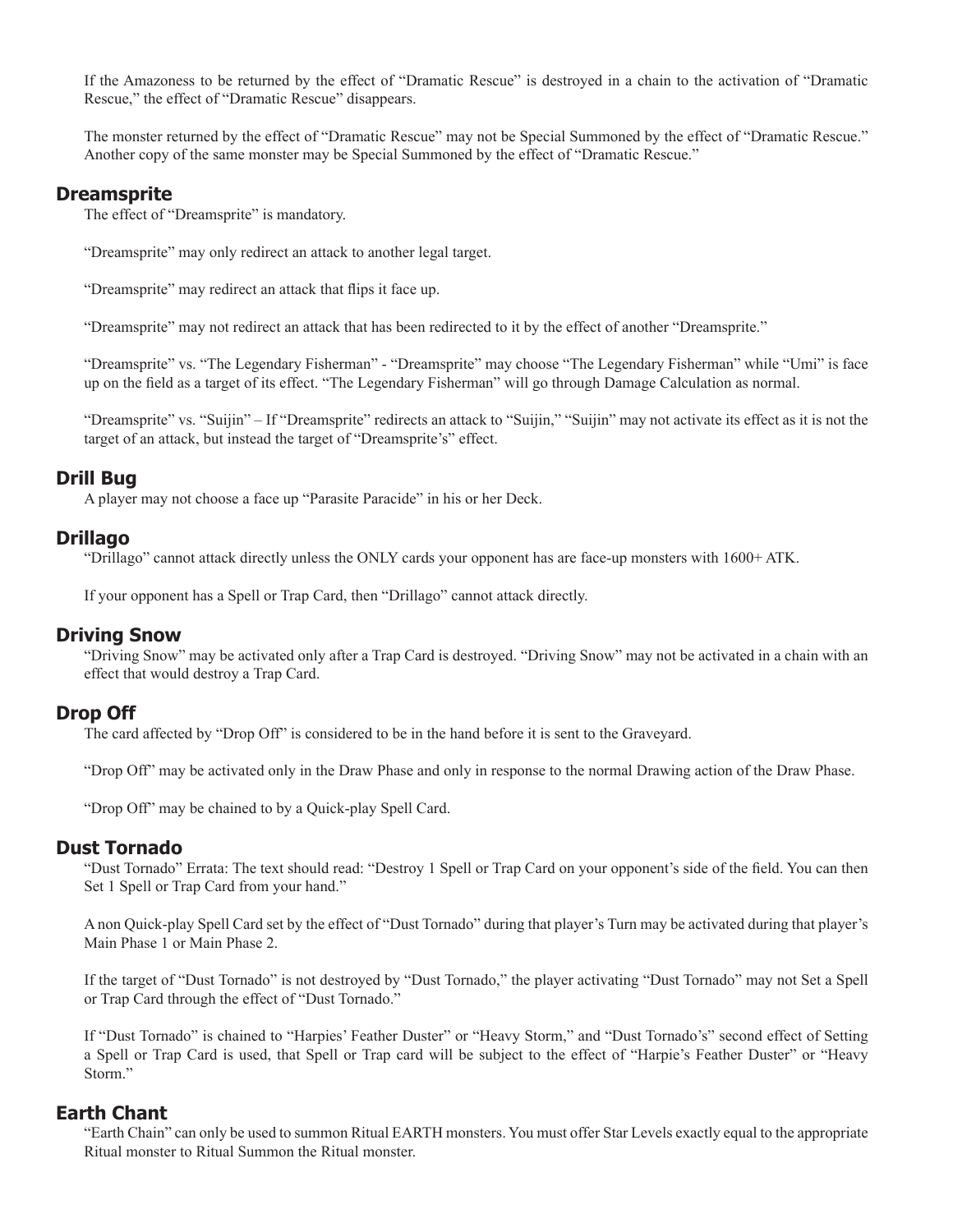If the Amazoness to be returned by the effect of "Dramatic Rescue" is destroyed in a chain to the activation of "Dramatic Rescue," the effect of "Dramatic Rescue" disappears.

The monster returned by the effect of "Dramatic Rescue" may not be Special Summoned by the effect of "Dramatic Rescue." Another copy of the same monster may be Special Summoned by the effect of "Dramatic Rescue."

## Dreamsprite

The effect of "Dreamsprite" is mandatory.

"Dreamsprite" may only redirect an attack to another legal target.

"Dreamsprite" may redirect an attack that flips it face up.

"Dreamsprite" may not redirect an attack that has been redirected to it by the effect of another "Dreamsprite."

"Dreamsprite" vs. "The Legendary Fisherman" - "Dreamsprite" may choose "The Legendary Fisherman" while "Umi" is face up on the field as a target of its effect. "The Legendary Fisherman" will go through Damage Calculation as normal.

"Dreamsprite" vs. "Suijin" – If "Dreamsprite" redirects an attack to "Suijin," "Suijin" may not activate its effect as it is not the target of an attack, but instead the target of "Dreamsprite's" effect.

## Drill Bug

A player may not choose a face up "Parasite Paracide" in his or her Deck.

## Drillago

"Drillago" cannot attack directly unless the ONLY cards your opponent has are face-up monsters with 1600+ ATK.

If your opponent has a Spell or Trap Card, then "Drillago" cannot attack directly.

## Driving Snow

"Driving Snow" may be activated only after a Trap Card is destroyed. "Driving Snow" may not be activated in a chain with an effect that would destroy a Trap Card.

## Drop Off

The card affected by "Drop Off" is considered to be in the hand before it is sent to the Graveyard.

"Drop Off" may be activated only in the Draw Phase and only in response to the normal Drawing action of the Draw Phase.

"Drop Off" may be chained to by a Quick-play Spell Card.

## Dust Tornado

"Dust Tornado" Errata: The text should read: "Destroy 1 Spell or Trap Card on your opponent's side of the field. You can then Set 1 Spell or Trap Card from your hand."

A non Quick-play Spell Card set by the effect of "Dust Tornado" during that player's Turn may be activated during that player's Main Phase 1 or Main Phase 2.

If the target of "Dust Tornado" is not destroyed by "Dust Tornado," the player activating "Dust Tornado" may not Set a Spell or Trap Card through the effect of "Dust Tornado."

If "Dust Tornado" is chained to "Harpies' Feather Duster" or "Heavy Storm," and "Dust Tornado's" second effect of Setting a Spell or Trap Card is used, that Spell or Trap card will be subject to the effect of "Harpie's Feather Duster" or "Heavy Storm."

## Earth Chant

"Earth Chain" can only be used to summon Ritual EARTH monsters. You must offer Star Levels exactly equal to the appropriate Ritual monster to Ritual Summon the Ritual monster.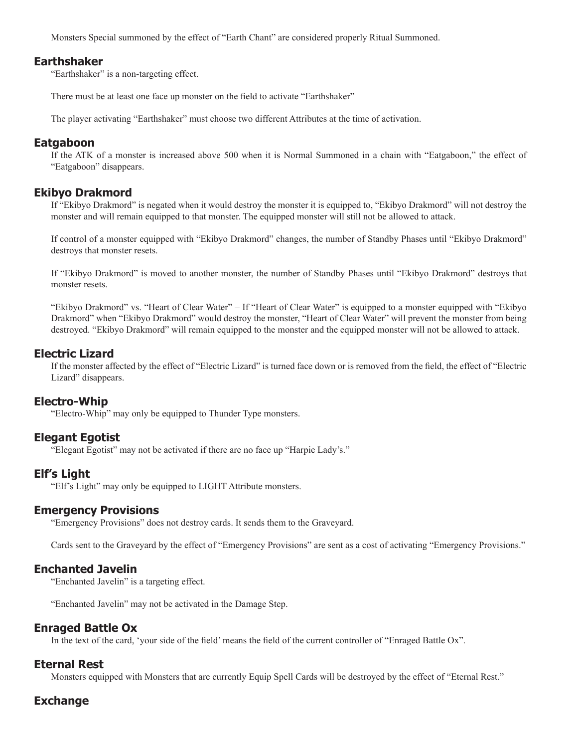Monsters Special summoned by the effect of "Earth Chant" are considered properly Ritual Summoned.

## Earthshaker

"Earthshaker" is a non-targeting effect.

There must be at least one face up monster on the field to activate "Earthshaker"

The player activating "Earthshaker" must choose two different Attributes at the time of activation.

## Eatgaboon

If the ATK of a monster is increased above 500 when it is Normal Summoned in a chain with "Eatgaboon," the effect of "Eatgaboon" disappears.

## Ekibyo Drakmord

If "Ekibyo Drakmord" is negated when it would destroy the monster it is equipped to, "Ekibyo Drakmord" will not destroy the monster and will remain equipped to that monster. The equipped monster will still not be allowed to attack.

If control of a monster equipped with "Ekibyo Drakmord" changes, the number of Standby Phases until "Ekibyo Drakmord" destroys that monster resets.

If "Ekibyo Drakmord" is moved to another monster, the number of Standby Phases until "Ekibyo Drakmord" destroys that monster resets.

"Ekibyo Drakmord" vs. "Heart of Clear Water" – If "Heart of Clear Water" is equipped to a monster equipped with "Ekibyo Drakmord" when "Ekibyo Drakmord" would destroy the monster, "Heart of Clear Water" will prevent the monster from being destroyed. "Ekibyo Drakmord" will remain equipped to the monster and the equipped monster will not be allowed to attack.

## Electric Lizard

If the monster affected by the effect of "Electric Lizard" is turned face down or is removed from the field, the effect of "Electric Lizard" disappears.

## Electro-Whip

"Electro-Whip" may only be equipped to Thunder Type monsters.

## Elegant Egotist

"Elegant Egotist" may not be activated if there are no face up "Harpie Lady's."

## Elf's Light

"Elf's Light" may only be equipped to LIGHT Attribute monsters.

## Emergency Provisions

"Emergency Provisions" does not destroy cards. It sends them to the Graveyard.

Cards sent to the Graveyard by the effect of "Emergency Provisions" are sent as a cost of activating "Emergency Provisions."

## Enchanted Javelin

"Enchanted Javelin" is a targeting effect.

"Enchanted Javelin" may not be activated in the Damage Step.

## Enraged Battle Ox

In the text of the card, 'your side of the field' means the field of the current controller of "Enraged Battle Ox".

## Eternal Rest

Monsters equipped with Monsters that are currently Equip Spell Cards will be destroyed by the effect of "Eternal Rest."

## Exchange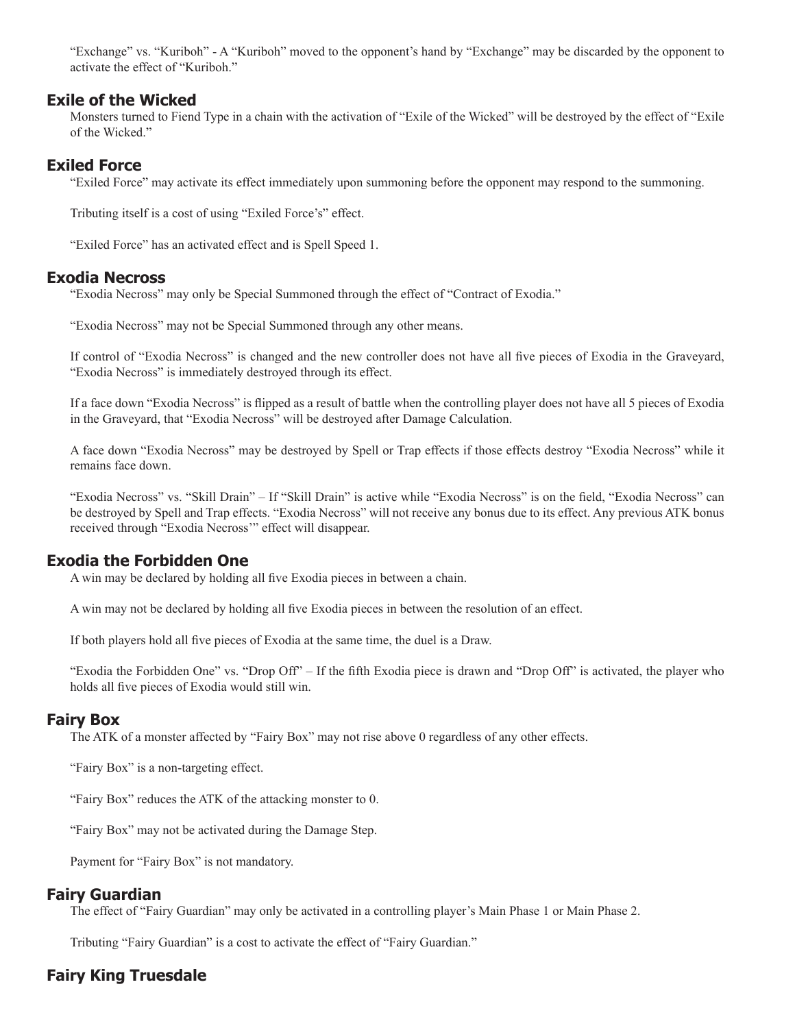"Exchange" vs. "Kuriboh" - A "Kuriboh" moved to the opponent's hand by "Exchange" may be discarded by the opponent to activate the effect of "Kuriboh."

## Exile of the Wicked

Monsters turned to Fiend Type in a chain with the activation of "Exile of the Wicked" will be destroyed by the effect of "Exile of the Wicked."

## Exiled Force

"Exiled Force" may activate its effect immediately upon summoning before the opponent may respond to the summoning.

Tributing itself is a cost of using "Exiled Force's" effect.

"Exiled Force" has an activated effect and is Spell Speed 1.

## Exodia Necross

"Exodia Necross" may only be Special Summoned through the effect of "Contract of Exodia."

"Exodia Necross" may not be Special Summoned through any other means.

If control of "Exodia Necross" is changed and the new controller does not have all five pieces of Exodia in the Graveyard, "Exodia Necross" is immediately destroyed through its effect.

If a face down "Exodia Necross" is flipped as a result of battle when the controlling player does not have all 5 pieces of Exodia in the Graveyard, that "Exodia Necross" will be destroyed after Damage Calculation.

A face down "Exodia Necross" may be destroyed by Spell or Trap effects if those effects destroy "Exodia Necross" while it remains face down.

"Exodia Necross" vs. "Skill Drain" – If "Skill Drain" is active while "Exodia Necross" is on the field, "Exodia Necross" can be destroyed by Spell and Trap effects. "Exodia Necross" will not receive any bonus due to its effect. Any previous ATK bonus received through "Exodia Necross'" effect will disappear.

## Exodia the Forbidden One

A win may be declared by holding all five Exodia pieces in between a chain.

A win may not be declared by holding all five Exodia pieces in between the resolution of an effect.

If both players hold all five pieces of Exodia at the same time, the duel is a Draw.

"Exodia the Forbidden One" vs. "Drop Off" – If the fifth Exodia piece is drawn and "Drop Off" is activated, the player who holds all five pieces of Exodia would still win.

## Fairy Box

The ATK of a monster affected by "Fairy Box" may not rise above 0 regardless of any other effects.

"Fairy Box" is a non-targeting effect.

"Fairy Box" reduces the ATK of the attacking monster to 0.

"Fairy Box" may not be activated during the Damage Step.

Payment for "Fairy Box" is not mandatory.

## Fairy Guardian

The effect of "Fairy Guardian" may only be activated in a controlling player's Main Phase 1 or Main Phase 2.

Tributing "Fairy Guardian" is a cost to activate the effect of "Fairy Guardian."

## Fairy King Truesdale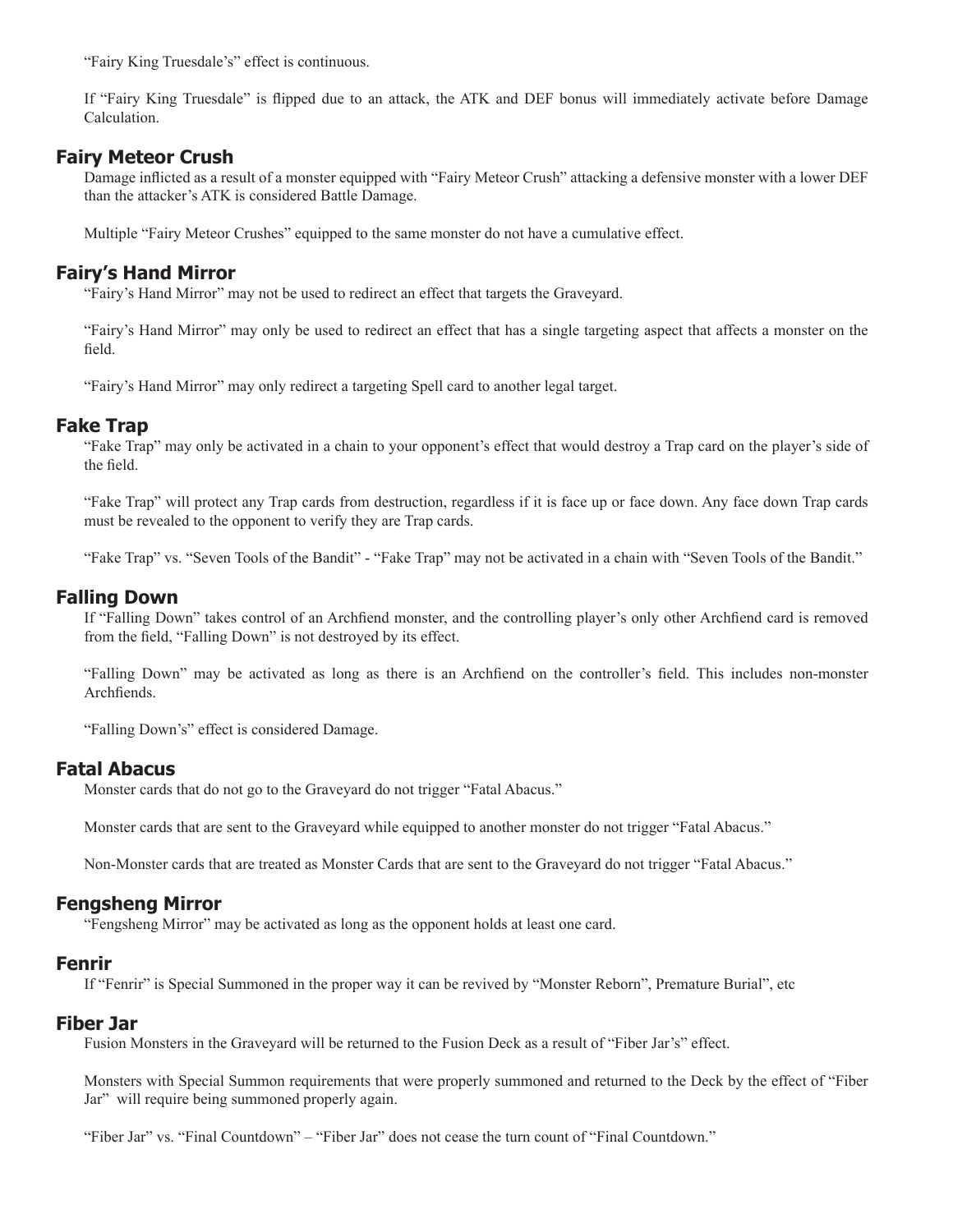"Fairy King Truesdale's" effect is continuous.

If "Fairy King Truesdale" is flipped due to an attack, the ATK and DEF bonus will immediately activate before Damage Calculation.

## Fairy Meteor Crush

Damage inflicted as a result of a monster equipped with "Fairy Meteor Crush" attacking a defensive monster with a lower DEF than the attacker's ATK is considered Battle Damage.

Multiple "Fairy Meteor Crushes" equipped to the same monster do not have a cumulative effect.

## Fairy's Hand Mirror

"Fairy's Hand Mirror" may not be used to redirect an effect that targets the Graveyard.

"Fairy's Hand Mirror" may only be used to redirect an effect that has a single targeting aspect that affects a monster on the field.

"Fairy's Hand Mirror" may only redirect a targeting Spell card to another legal target.

## Fake Trap

"Fake Trap" may only be activated in a chain to your opponent's effect that would destroy a Trap card on the player's side of the field.

"Fake Trap" will protect any Trap cards from destruction, regardless if it is face up or face down. Any face down Trap cards must be revealed to the opponent to verify they are Trap cards.

"Fake Trap" vs. "Seven Tools of the Bandit" - "Fake Trap" may not be activated in a chain with "Seven Tools of the Bandit."

## Falling Down

If "Falling Down" takes control of an Archfiend monster, and the controlling player's only other Archfiend card is removed from the field, "Falling Down" is not destroyed by its effect.

"Falling Down" may be activated as long as there is an Archfiend on the controller's field. This includes non-monster Archfiends.

"Falling Down's" effect is considered Damage.

## Fatal Abacus

Monster cards that do not go to the Graveyard do not trigger "Fatal Abacus."

Monster cards that are sent to the Graveyard while equipped to another monster do not trigger "Fatal Abacus."

Non-Monster cards that are treated as Monster Cards that are sent to the Graveyard do not trigger "Fatal Abacus."

## Fengsheng Mirror

"Fengsheng Mirror" may be activated as long as the opponent holds at least one card.

## Fenrir

If "Fenrir" is Special Summoned in the proper way it can be revived by "Monster Reborn", Premature Burial", etc

## Fiber Jar

Fusion Monsters in the Graveyard will be returned to the Fusion Deck as a result of "Fiber Jar's" effect.

Monsters with Special Summon requirements that were properly summoned and returned to the Deck by the effect of "Fiber Jar" will require being summoned properly again.

"Fiber Jar" vs. "Final Countdown" – "Fiber Jar" does not cease the turn count of "Final Countdown."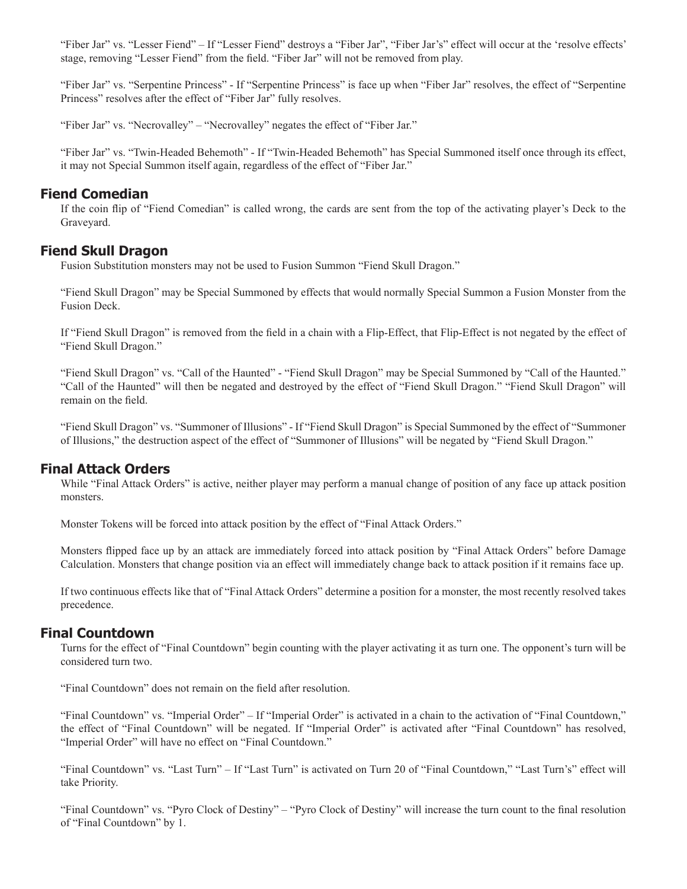"Fiber Jar" vs. "Lesser Fiend" – If "Lesser Fiend" destroys a "Fiber Jar", "Fiber Jar's" effect will occur at the 'resolve effects' stage, removing "Lesser Fiend" from the field. "Fiber Jar" will not be removed from play.

"Fiber Jar" vs. "Serpentine Princess" - If "Serpentine Princess" is face up when "Fiber Jar" resolves, the effect of "Serpentine Princess" resolves after the effect of "Fiber Jar" fully resolves.

"Fiber Jar" vs. "Necrovalley" – "Necrovalley" negates the effect of "Fiber Jar."

"Fiber Jar" vs. "Twin-Headed Behemoth" - If "Twin-Headed Behemoth" has Special Summoned itself once through its effect, it may not Special Summon itself again, regardless of the effect of "Fiber Jar."

## Fiend Comedian

If the coin flip of "Fiend Comedian" is called wrong, the cards are sent from the top of the activating player's Deck to the Graveyard.

## Fiend Skull Dragon

Fusion Substitution monsters may not be used to Fusion Summon "Fiend Skull Dragon."

"Fiend Skull Dragon" may be Special Summoned by effects that would normally Special Summon a Fusion Monster from the Fusion Deck.

If "Fiend Skull Dragon" is removed from the field in a chain with a Flip-Effect, that Flip-Effect is not negated by the effect of "Fiend Skull Dragon."

"Fiend Skull Dragon" vs. "Call of the Haunted" - "Fiend Skull Dragon" may be Special Summoned by "Call of the Haunted." "Call of the Haunted" will then be negated and destroyed by the effect of "Fiend Skull Dragon." "Fiend Skull Dragon" will remain on the field.

"Fiend Skull Dragon" vs. "Summoner of Illusions" - If "Fiend Skull Dragon" is Special Summoned by the effect of "Summoner of Illusions," the destruction aspect of the effect of "Summoner of Illusions" will be negated by "Fiend Skull Dragon."

## Final Attack Orders

While "Final Attack Orders" is active, neither player may perform a manual change of position of any face up attack position monsters.

Monster Tokens will be forced into attack position by the effect of "Final Attack Orders."

Monsters flipped face up by an attack are immediately forced into attack position by "Final Attack Orders" before Damage Calculation. Monsters that change position via an effect will immediately change back to attack position if it remains face up.

If two continuous effects like that of "Final Attack Orders" determine a position for a monster, the most recently resolved takes precedence.

## Final Countdown

Turns for the effect of "Final Countdown" begin counting with the player activating it as turn one. The opponent's turn will be considered turn two.

"Final Countdown" does not remain on the field after resolution.

"Final Countdown" vs. "Imperial Order" – If "Imperial Order" is activated in a chain to the activation of "Final Countdown," the effect of "Final Countdown" will be negated. If "Imperial Order" is activated after "Final Countdown" has resolved, "Imperial Order" will have no effect on "Final Countdown."

"Final Countdown" vs. "Last Turn" – If "Last Turn" is activated on Turn 20 of "Final Countdown," "Last Turn's" effect will take Priority.

"Final Countdown" vs. "Pyro Clock of Destiny" – "Pyro Clock of Destiny" will increase the turn count to the final resolution of "Final Countdown" by 1.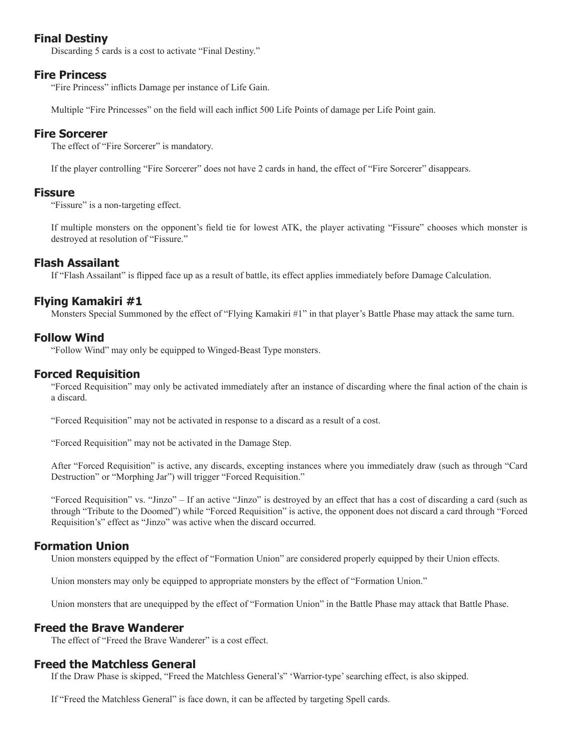## Final Destiny

Discarding 5 cards is a cost to activate "Final Destiny."

## Fire Princess

"Fire Princess" inflicts Damage per instance of Life Gain.

Multiple "Fire Princesses" on the field will each inflict 500 Life Points of damage per Life Point gain.

## Fire Sorcerer

The effect of "Fire Sorcerer" is mandatory.

If the player controlling "Fire Sorcerer" does not have 2 cards in hand, the effect of "Fire Sorcerer" disappears.

## Fissure

"Fissure" is a non-targeting effect.

If multiple monsters on the opponent's field tie for lowest ATK, the player activating "Fissure" chooses which monster is destroyed at resolution of "Fissure."

## Flash Assailant

If "Flash Assailant" is flipped face up as a result of battle, its effect applies immediately before Damage Calculation.

## Flying Kamakiri #1

Monsters Special Summoned by the effect of "Flying Kamakiri #1" in that player's Battle Phase may attack the same turn.

## Follow Wind

"Follow Wind" may only be equipped to Winged-Beast Type monsters.

## Forced Requisition

"Forced Requisition" may only be activated immediately after an instance of discarding where the final action of the chain is a discard.

"Forced Requisition" may not be activated in response to a discard as a result of a cost.

"Forced Requisition" may not be activated in the Damage Step.

After "Forced Requisition" is active, any discards, excepting instances where you immediately draw (such as through "Card Destruction" or "Morphing Jar") will trigger "Forced Requisition."

"Forced Requisition" vs. "Jinzo" – If an active "Jinzo" is destroyed by an effect that has a cost of discarding a card (such as through "Tribute to the Doomed") while "Forced Requisition" is active, the opponent does not discard a card through "Forced Requisition's" effect as "Jinzo" was active when the discard occurred.

## Formation Union

Union monsters equipped by the effect of "Formation Union" are considered properly equipped by their Union effects.

Union monsters may only be equipped to appropriate monsters by the effect of "Formation Union."

Union monsters that are unequipped by the effect of "Formation Union" in the Battle Phase may attack that Battle Phase.

## Freed the Brave Wanderer

The effect of "Freed the Brave Wanderer" is a cost effect.

## Freed the Matchless General

If the Draw Phase is skipped, "Freed the Matchless General's" 'Warrior-type' searching effect, is also skipped.

If "Freed the Matchless General" is face down, it can be affected by targeting Spell cards.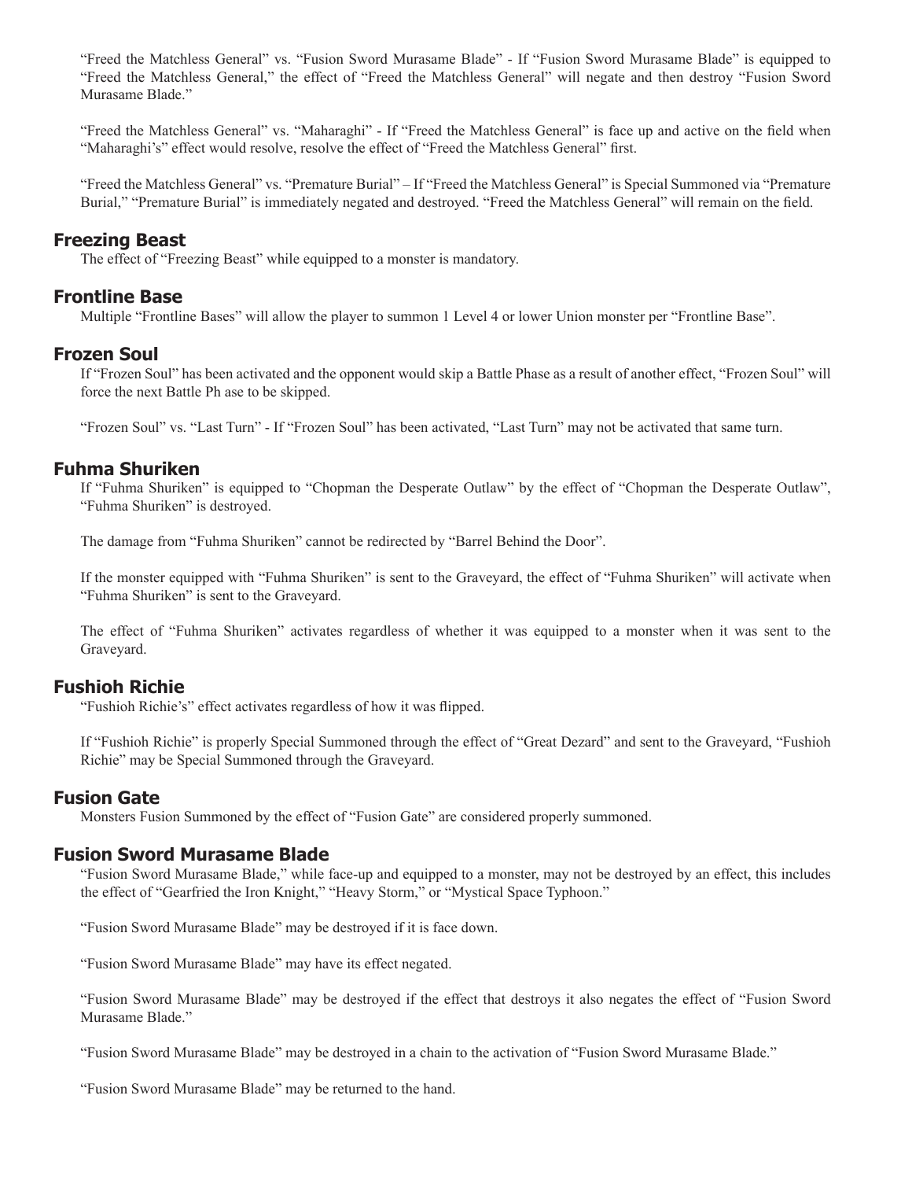"Freed the Matchless General" vs. "Fusion Sword Murasame Blade" - If "Fusion Sword Murasame Blade" is equipped to "Freed the Matchless General," the effect of "Freed the Matchless General" will negate and then destroy "Fusion Sword Murasame Blade."

"Freed the Matchless General" vs. "Maharaghi" - If "Freed the Matchless General" is face up and active on the field when "Maharaghi's" effect would resolve, resolve the effect of "Freed the Matchless General" first.

"Freed the Matchless General" vs. "Premature Burial" – If "Freed the Matchless General" is Special Summoned via "Premature Burial," "Premature Burial" is immediately negated and destroyed. "Freed the Matchless General" will remain on the field.

## Freezing Beast

The effect of "Freezing Beast" while equipped to a monster is mandatory.

## Frontline Base

Multiple "Frontline Bases" will allow the player to summon 1 Level 4 or lower Union monster per "Frontline Base".

## Frozen Soul

If "Frozen Soul" has been activated and the opponent would skip a Battle Phase as a result of another effect, "Frozen Soul" will force the next Battle Ph ase to be skipped.

"Frozen Soul" vs. "Last Turn" - If "Frozen Soul" has been activated, "Last Turn" may not be activated that same turn.

## Fuhma Shuriken

If "Fuhma Shuriken" is equipped to "Chopman the Desperate Outlaw" by the effect of "Chopman the Desperate Outlaw", "Fuhma Shuriken" is destroyed.

The damage from "Fuhma Shuriken" cannot be redirected by "Barrel Behind the Door".

If the monster equipped with "Fuhma Shuriken" is sent to the Graveyard, the effect of "Fuhma Shuriken" will activate when "Fuhma Shuriken" is sent to the Graveyard.

The effect of "Fuhma Shuriken" activates regardless of whether it was equipped to a monster when it was sent to the Graveyard.

## Fushioh Richie

"Fushioh Richie's" effect activates regardless of how it was flipped.

If "Fushioh Richie" is properly Special Summoned through the effect of "Great Dezard" and sent to the Graveyard, "Fushioh Richie" may be Special Summoned through the Graveyard.

## Fusion Gate

Monsters Fusion Summoned by the effect of "Fusion Gate" are considered properly summoned.

## Fusion Sword Murasame Blade

"Fusion Sword Murasame Blade," while face-up and equipped to a monster, may not be destroyed by an effect, this includes the effect of "Gearfried the Iron Knight," "Heavy Storm," or "Mystical Space Typhoon."

"Fusion Sword Murasame Blade" may be destroyed if it is face down.

"Fusion Sword Murasame Blade" may have its effect negated.

"Fusion Sword Murasame Blade" may be destroyed if the effect that destroys it also negates the effect of "Fusion Sword Murasame Blade."

"Fusion Sword Murasame Blade" may be destroyed in a chain to the activation of "Fusion Sword Murasame Blade."

"Fusion Sword Murasame Blade" may be returned to the hand.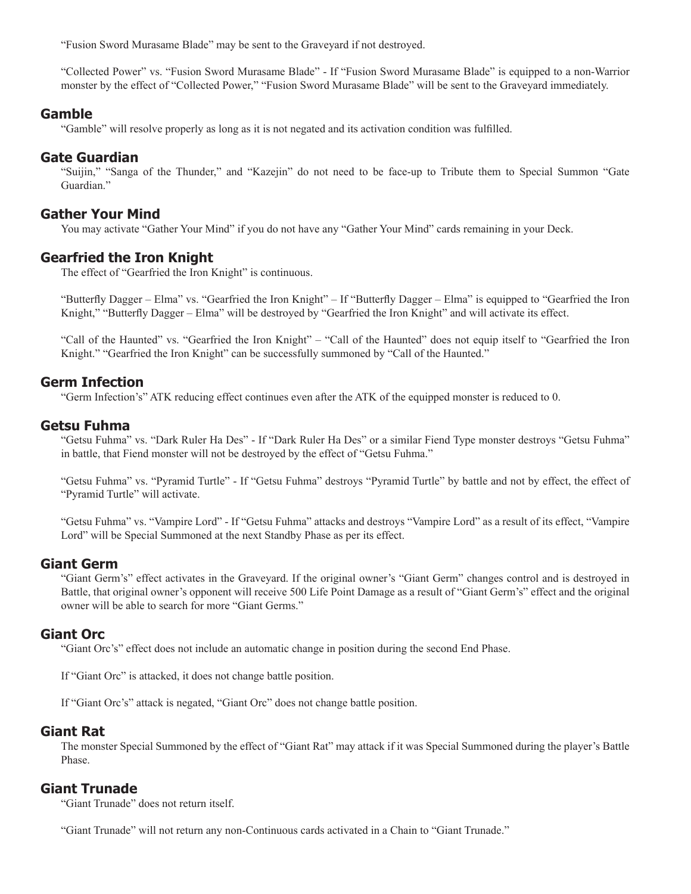"Fusion Sword Murasame Blade" may be sent to the Graveyard if not destroyed.

"Collected Power" vs. "Fusion Sword Murasame Blade" - If "Fusion Sword Murasame Blade" is equipped to a non-Warrior monster by the effect of "Collected Power," "Fusion Sword Murasame Blade" will be sent to the Graveyard immediately.

## Gamble

"Gamble" will resolve properly as long as it is not negated and its activation condition was fulfilled.

## Gate Guardian

"Suijin," "Sanga of the Thunder," and "Kazejin" do not need to be face-up to Tribute them to Special Summon "Gate Guardian."

## Gather Your Mind

You may activate "Gather Your Mind" if you do not have any "Gather Your Mind" cards remaining in your Deck.

## Gearfried the Iron Knight

The effect of "Gearfried the Iron Knight" is continuous.

"Butterfly Dagger – Elma" vs. "Gearfried the Iron Knight" – If "Butterfly Dagger – Elma" is equipped to "Gearfried the Iron Knight," "Butterfly Dagger – Elma" will be destroyed by "Gearfried the Iron Knight" and will activate its effect.

"Call of the Haunted" vs. "Gearfried the Iron Knight" – "Call of the Haunted" does not equip itself to "Gearfried the Iron Knight." "Gearfried the Iron Knight" can be successfully summoned by "Call of the Haunted."

## Germ Infection

"Germ Infection's" ATK reducing effect continues even after the ATK of the equipped monster is reduced to 0.

## Getsu Fuhma

"Getsu Fuhma" vs. "Dark Ruler Ha Des" - If "Dark Ruler Ha Des" or a similar Fiend Type monster destroys "Getsu Fuhma" in battle, that Fiend monster will not be destroyed by the effect of "Getsu Fuhma."

"Getsu Fuhma" vs. "Pyramid Turtle" - If "Getsu Fuhma" destroys "Pyramid Turtle" by battle and not by effect, the effect of "Pyramid Turtle" will activate.

"Getsu Fuhma" vs. "Vampire Lord" - If "Getsu Fuhma" attacks and destroys "Vampire Lord" as a result of its effect, "Vampire Lord" will be Special Summoned at the next Standby Phase as per its effect.

## Giant Germ

"Giant Germ's" effect activates in the Graveyard. If the original owner's "Giant Germ" changes control and is destroyed in Battle, that original owner's opponent will receive 500 Life Point Damage as a result of "Giant Germ's" effect and the original owner will be able to search for more "Giant Germs."

## Giant Orc

"Giant Orc's" effect does not include an automatic change in position during the second End Phase.

If "Giant Orc" is attacked, it does not change battle position.

If "Giant Orc's" attack is negated, "Giant Orc" does not change battle position.

## Giant Rat

The monster Special Summoned by the effect of "Giant Rat" may attack if it was Special Summoned during the player's Battle Phase.

## Giant Trunade

"Giant Trunade" does not return itself.

"Giant Trunade" will not return any non-Continuous cards activated in a Chain to "Giant Trunade."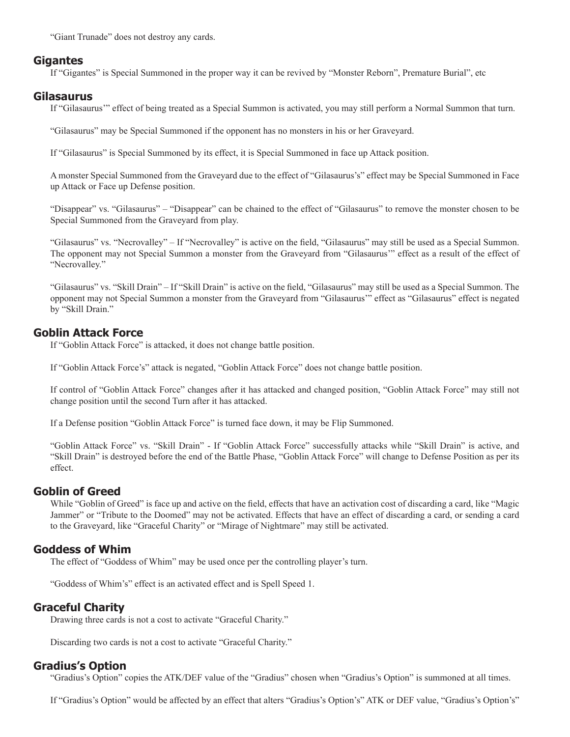"Giant Trunade" does not destroy any cards.

## Gigantes

If "Gigantes" is Special Summoned in the proper way it can be revived by "Monster Reborn", Premature Burial", etc

## Gilasaurus

If "Gilasaurus'" effect of being treated as a Special Summon is activated, you may still perform a Normal Summon that turn.

"Gilasaurus" may be Special Summoned if the opponent has no monsters in his or her Graveyard.

If "Gilasaurus" is Special Summoned by its effect, it is Special Summoned in face up Attack position.

A monster Special Summoned from the Graveyard due to the effect of "Gilasaurus's" effect may be Special Summoned in Face up Attack or Face up Defense position.

"Disappear" vs. "Gilasaurus" – "Disappear" can be chained to the effect of "Gilasaurus" to remove the monster chosen to be Special Summoned from the Graveyard from play.

"Gilasaurus" vs. "Necrovalley" – If "Necrovalley" is active on the field, "Gilasaurus" may still be used as a Special Summon. The opponent may not Special Summon a monster from the Graveyard from "Gilasaurus'" effect as a result of the effect of "Necrovalley."

"Gilasaurus" vs. "Skill Drain" – If "Skill Drain" is active on the field, "Gilasaurus" may still be used as a Special Summon. The opponent may not Special Summon a monster from the Graveyard from "Gilasaurus'" effect as "Gilasaurus" effect is negated by "Skill Drain."

## Goblin Attack Force

If "Goblin Attack Force" is attacked, it does not change battle position.

If "Goblin Attack Force's" attack is negated, "Goblin Attack Force" does not change battle position.

If control of "Goblin Attack Force" changes after it has attacked and changed position, "Goblin Attack Force" may still not change position until the second Turn after it has attacked.

If a Defense position "Goblin Attack Force" is turned face down, it may be Flip Summoned.

"Goblin Attack Force" vs. "Skill Drain" - If "Goblin Attack Force" successfully attacks while "Skill Drain" is active, and "Skill Drain" is destroyed before the end of the Battle Phase, "Goblin Attack Force" will change to Defense Position as per its effect.

## Goblin of Greed

While "Goblin of Greed" is face up and active on the field, effects that have an activation cost of discarding a card, like "Magic Jammer" or "Tribute to the Doomed" may not be activated. Effects that have an effect of discarding a card, or sending a card to the Graveyard, like "Graceful Charity" or "Mirage of Nightmare" may still be activated.

## Goddess of Whim

The effect of "Goddess of Whim" may be used once per the controlling player's turn.

"Goddess of Whim's" effect is an activated effect and is Spell Speed 1.

## Graceful Charity

Drawing three cards is not a cost to activate "Graceful Charity."

Discarding two cards is not a cost to activate "Graceful Charity."

## Gradius's Option

"Gradius's Option" copies the ATK/DEF value of the "Gradius" chosen when "Gradius's Option" is summoned at all times.

If "Gradius's Option" would be affected by an effect that alters "Gradius's Option's" ATK or DEF value, "Gradius's Option's"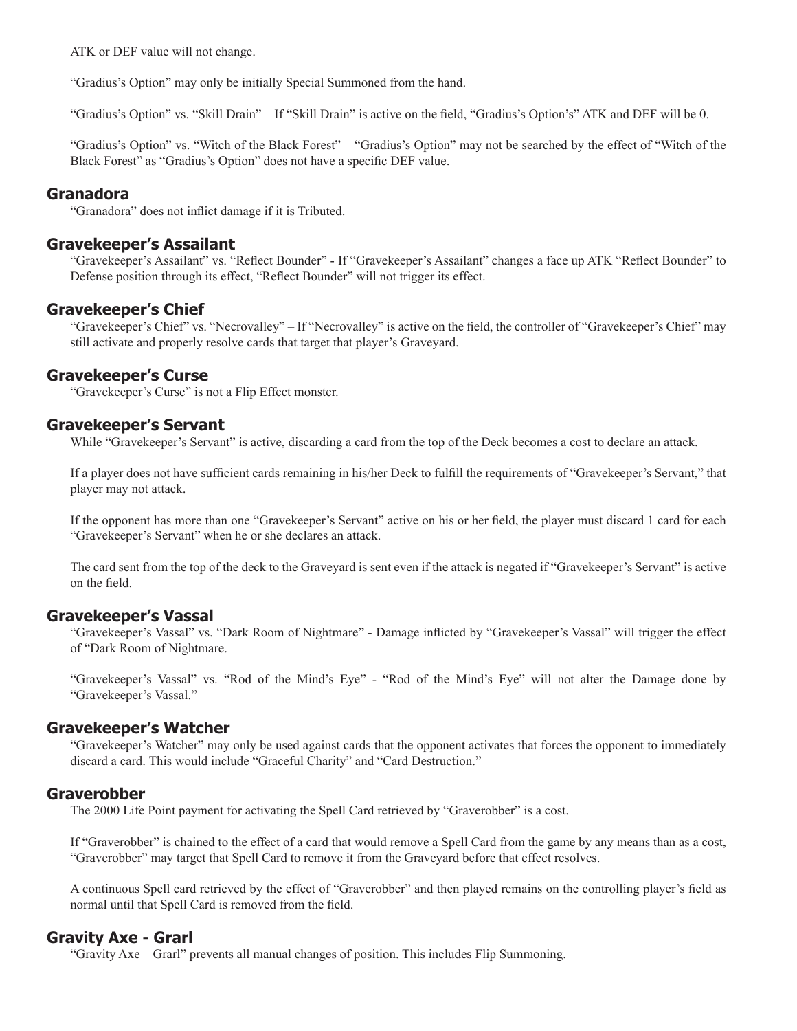ATK or DEF value will not change.

"Gradius's Option" may only be initially Special Summoned from the hand.

"Gradius's Option" vs. "Skill Drain" – If "Skill Drain" is active on the field, "Gradius's Option's" ATK and DEF will be 0.

"Gradius's Option" vs. "Witch of the Black Forest" – "Gradius's Option" may not be searched by the effect of "Witch of the Black Forest" as "Gradius's Option" does not have a specific DEF value.

## Granadora

"Granadora" does not inflict damage if it is Tributed.

## Gravekeeper's Assailant

"Gravekeeper's Assailant" vs. "Reflect Bounder" - If "Gravekeeper's Assailant" changes a face up ATK "Reflect Bounder" to Defense position through its effect, "Reflect Bounder" will not trigger its effect.

## Gravekeeper's Chief

"Gravekeeper's Chief" vs. "Necrovalley" – If "Necrovalley" is active on the field, the controller of "Gravekeeper's Chief" may still activate and properly resolve cards that target that player's Graveyard.

## Gravekeeper's Curse

"Gravekeeper's Curse" is not a Flip Effect monster.

## Gravekeeper's Servant

While "Gravekeeper's Servant" is active, discarding a card from the top of the Deck becomes a cost to declare an attack.

If a player does not have sufficient cards remaining in his/her Deck to fulfill the requirements of "Gravekeeper's Servant," that player may not attack.

If the opponent has more than one "Gravekeeper's Servant" active on his or her field, the player must discard 1 card for each "Gravekeeper's Servant" when he or she declares an attack.

The card sent from the top of the deck to the Graveyard is sent even if the attack is negated if "Gravekeeper's Servant" is active on the field.

## Gravekeeper's Vassal

"Gravekeeper's Vassal" vs. "Dark Room of Nightmare" - Damage inflicted by "Gravekeeper's Vassal" will trigger the effect of "Dark Room of Nightmare.

"Gravekeeper's Vassal" vs. "Rod of the Mind's Eye" - "Rod of the Mind's Eye" will not alter the Damage done by "Gravekeeper's Vassal."

## Gravekeeper's Watcher

"Gravekeeper's Watcher" may only be used against cards that the opponent activates that forces the opponent to immediately discard a card. This would include "Graceful Charity" and "Card Destruction."

## Graverobber

The 2000 Life Point payment for activating the Spell Card retrieved by "Graverobber" is a cost.

If "Graverobber" is chained to the effect of a card that would remove a Spell Card from the game by any means than as a cost, "Graverobber" may target that Spell Card to remove it from the Graveyard before that effect resolves.

A continuous Spell card retrieved by the effect of "Graverobber" and then played remains on the controlling player's field as normal until that Spell Card is removed from the field.

## Gravity Axe - Grarl

"Gravity Axe – Grarl" prevents all manual changes of position. This includes Flip Summoning.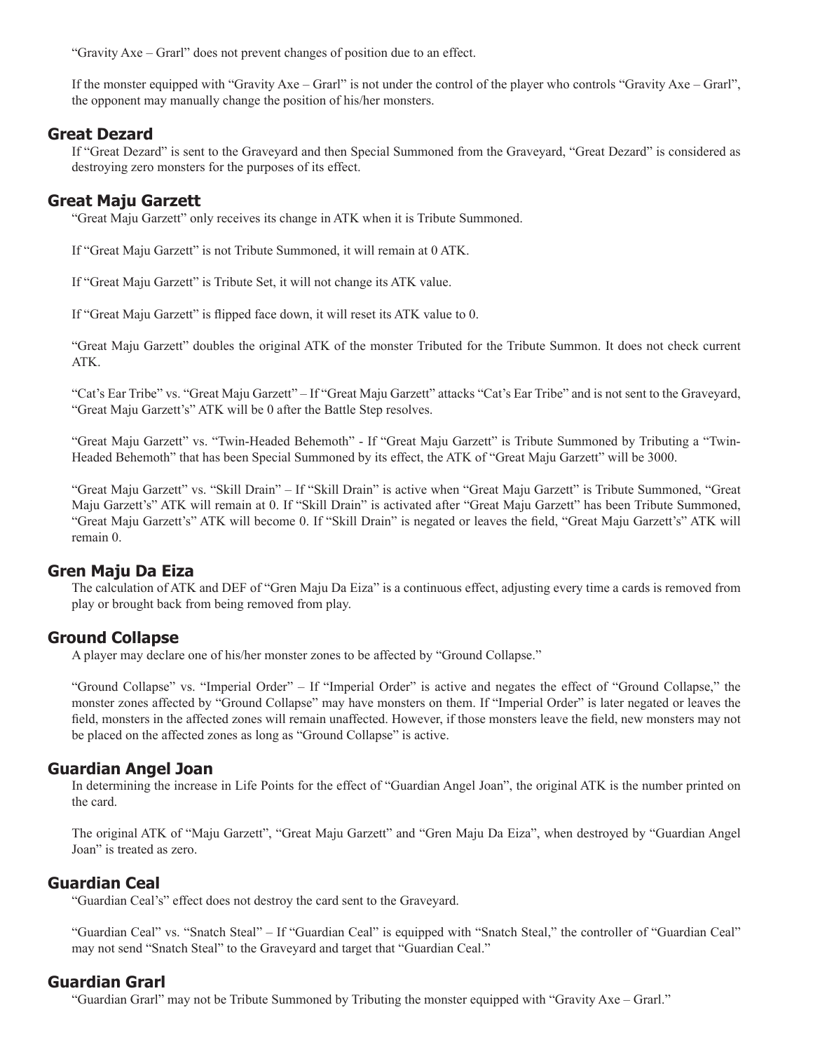"Gravity Axe – Grarl" does not prevent changes of position due to an effect.

If the monster equipped with "Gravity Axe – Grarl" is not under the control of the player who controls "Gravity Axe – Grarl", the opponent may manually change the position of his/her monsters.

## Great Dezard

If "Great Dezard" is sent to the Graveyard and then Special Summoned from the Graveyard, "Great Dezard" is considered as destroying zero monsters for the purposes of its effect.

## Great Maju Garzett

"Great Maju Garzett" only receives its change in ATK when it is Tribute Summoned.

If "Great Maju Garzett" is not Tribute Summoned, it will remain at 0 ATK.

If "Great Maju Garzett" is Tribute Set, it will not change its ATK value.

If "Great Maju Garzett" is flipped face down, it will reset its ATK value to 0.

"Great Maju Garzett" doubles the original ATK of the monster Tributed for the Tribute Summon. It does not check current ATK.

"Cat's Ear Tribe" vs. "Great Maju Garzett" – If "Great Maju Garzett" attacks "Cat's Ear Tribe" and is not sent to the Graveyard, "Great Maju Garzett's" ATK will be 0 after the Battle Step resolves.

"Great Maju Garzett" vs. "Twin-Headed Behemoth" - If "Great Maju Garzett" is Tribute Summoned by Tributing a "Twin-Headed Behemoth" that has been Special Summoned by its effect, the ATK of "Great Maju Garzett" will be 3000.

"Great Maju Garzett" vs. "Skill Drain" – If "Skill Drain" is active when "Great Maju Garzett" is Tribute Summoned, "Great Maju Garzett's" ATK will remain at 0. If "Skill Drain" is activated after "Great Maju Garzett" has been Tribute Summoned, "Great Maju Garzett's" ATK will become 0. If "Skill Drain" is negated or leaves the field, "Great Maju Garzett's" ATK will remain 0.

## Gren Maju Da Eiza

The calculation of ATK and DEF of "Gren Maju Da Eiza" is a continuous effect, adjusting every time a cards is removed from play or brought back from being removed from play.

## Ground Collapse

A player may declare one of his/her monster zones to be affected by "Ground Collapse."

"Ground Collapse" vs. "Imperial Order" – If "Imperial Order" is active and negates the effect of "Ground Collapse," the monster zones affected by "Ground Collapse" may have monsters on them. If "Imperial Order" is later negated or leaves the field, monsters in the affected zones will remain unaffected. However, if those monsters leave the field, new monsters may not be placed on the affected zones as long as "Ground Collapse" is active.

## Guardian Angel Joan

In determining the increase in Life Points for the effect of "Guardian Angel Joan", the original ATK is the number printed on the card.

The original ATK of "Maju Garzett", "Great Maju Garzett" and "Gren Maju Da Eiza", when destroyed by "Guardian Angel Joan" is treated as zero.

## Guardian Ceal

"Guardian Ceal's" effect does not destroy the card sent to the Graveyard.

"Guardian Ceal" vs. "Snatch Steal" – If "Guardian Ceal" is equipped with "Snatch Steal," the controller of "Guardian Ceal" may not send "Snatch Steal" to the Graveyard and target that "Guardian Ceal."

## Guardian Grarl

"Guardian Grarl" may not be Tribute Summoned by Tributing the monster equipped with "Gravity Axe – Grarl."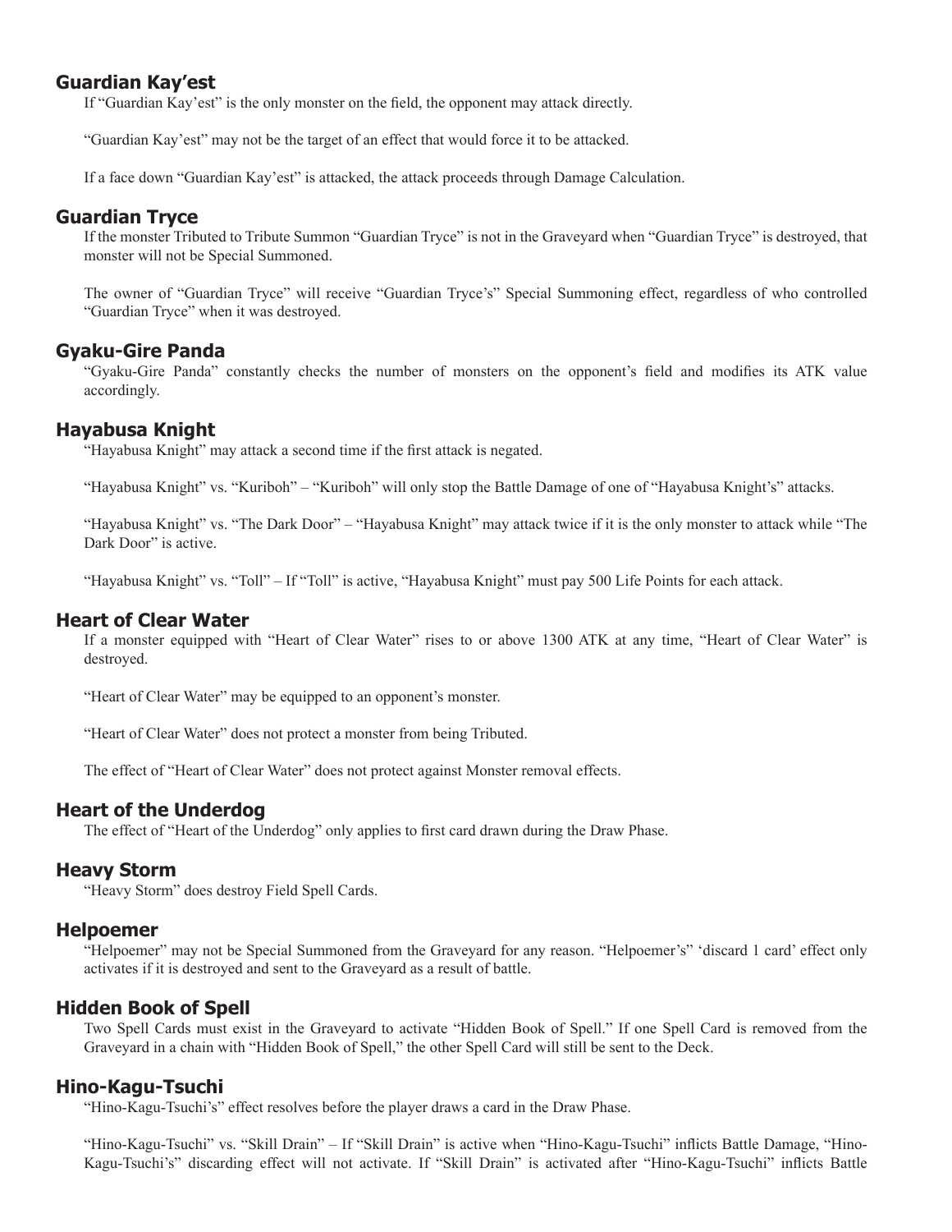## Guardian Kay'est

If "Guardian Kay'est" is the only monster on the field, the opponent may attack directly.

"Guardian Kay'est" may not be the target of an effect that would force it to be attacked.

If a face down "Guardian Kay'est" is attacked, the attack proceeds through Damage Calculation.

## Guardian Tryce

If the monster Tributed to Tribute Summon "Guardian Tryce" is not in the Graveyard when "Guardian Tryce" is destroyed, that monster will not be Special Summoned.

The owner of "Guardian Tryce" will receive "Guardian Tryce's" Special Summoning effect, regardless of who controlled "Guardian Tryce" when it was destroyed.

## Gyaku-Gire Panda

"Gyaku-Gire Panda" constantly checks the number of monsters on the opponent's field and modifies its ATK value accordingly.

## Hayabusa Knight

"Hayabusa Knight" may attack a second time if the first attack is negated.

"Hayabusa Knight" vs. "Kuriboh" – "Kuriboh" will only stop the Battle Damage of one of "Hayabusa Knight's" attacks.

"Hayabusa Knight" vs. "The Dark Door" – "Hayabusa Knight" may attack twice if it is the only monster to attack while "The Dark Door" is active.

"Hayabusa Knight" vs. "Toll" – If "Toll" is active, "Hayabusa Knight" must pay 500 Life Points for each attack.

## Heart of Clear Water

If a monster equipped with "Heart of Clear Water" rises to or above 1300 ATK at any time, "Heart of Clear Water" is destroyed.

"Heart of Clear Water" may be equipped to an opponent's monster.

"Heart of Clear Water" does not protect a monster from being Tributed.

The effect of "Heart of Clear Water" does not protect against Monster removal effects.

## Heart of the Underdog

The effect of "Heart of the Underdog" only applies to first card drawn during the Draw Phase.

## Heavy Storm

"Heavy Storm" does destroy Field Spell Cards.

## Helpoemer

"Helpoemer" may not be Special Summoned from the Graveyard for any reason. "Helpoemer's" 'discard 1 card' effect only activates if it is destroyed and sent to the Graveyard as a result of battle.

## Hidden Book of Spell

Two Spell Cards must exist in the Graveyard to activate "Hidden Book of Spell." If one Spell Card is removed from the Graveyard in a chain with "Hidden Book of Spell," the other Spell Card will still be sent to the Deck.

## Hino-Kagu-Tsuchi

"Hino-Kagu-Tsuchi's" effect resolves before the player draws a card in the Draw Phase.

"Hino-Kagu-Tsuchi" vs. "Skill Drain" – If "Skill Drain" is active when "Hino-Kagu-Tsuchi" inflicts Battle Damage, "Hino-Kagu-Tsuchi's" discarding effect will not activate. If "Skill Drain" is activated after "Hino-Kagu-Tsuchi" inflicts Battle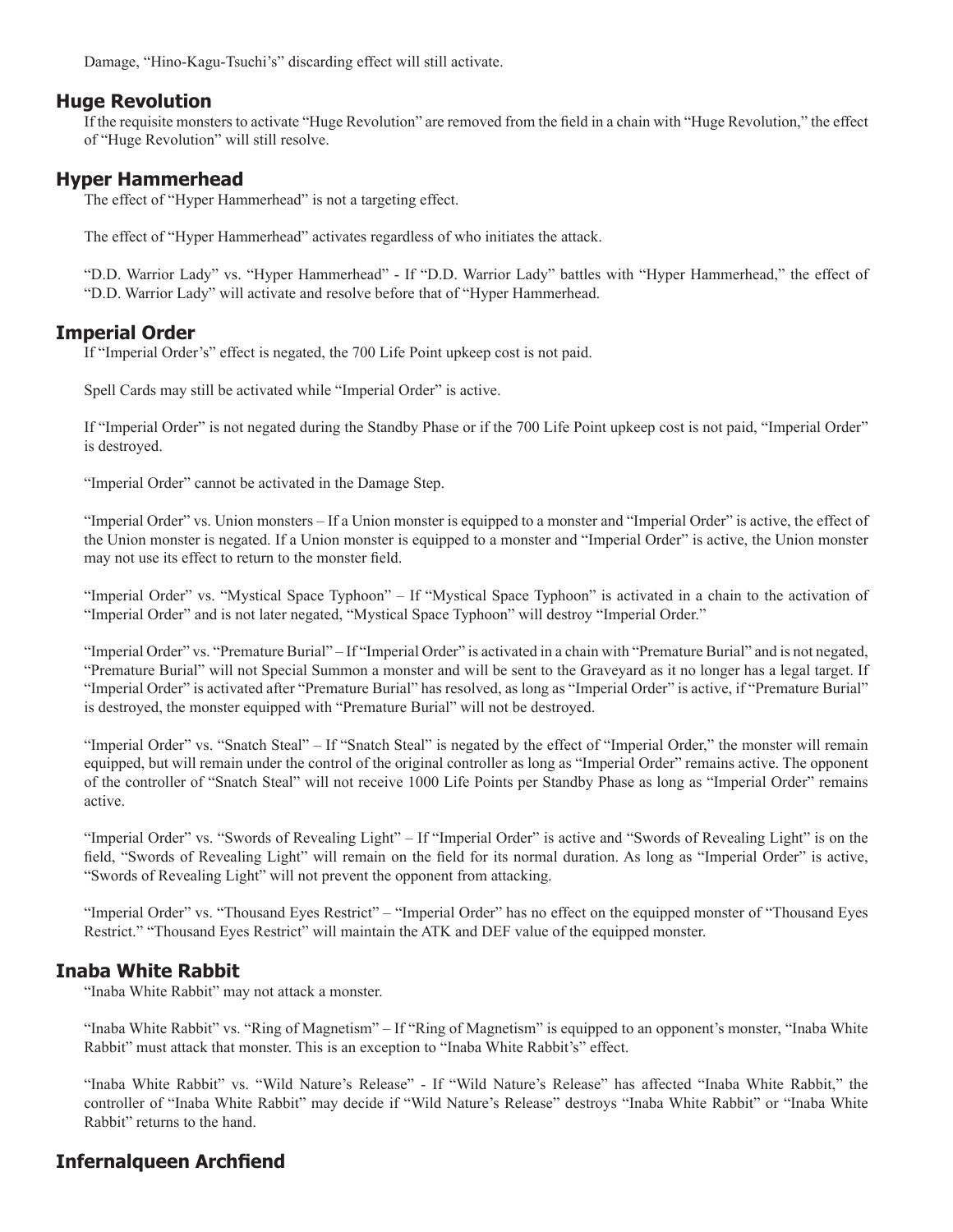Damage, “Hino-Kagu-Tsuchi’s” discarding effect will still activate.

## Huge Revolution

If the requisite monsters to activate “Huge Revolution” are removed from the field in a chain with “Huge Revolution,” the effect of “Huge Revolution” will still resolve.

## Hyper Hammerhead

The effect of “Hyper Hammerhead” is not a targeting effect.

The effect of “Hyper Hammerhead” activates regardless of who initiates the attack.

“D.D. Warrior Lady” vs. “Hyper Hammerhead” - If “D.D. Warrior Lady” battles with “Hyper Hammerhead,” the effect of “D.D. Warrior Lady” will activate and resolve before that of “Hyper Hammerhead.

## Imperial Order

If “Imperial Order’s” effect is negated, the 700 Life Point upkeep cost is not paid.

Spell Cards may still be activated while “Imperial Order” is active.

If “Imperial Order” is not negated during the Standby Phase or if the 700 Life Point upkeep cost is not paid, “Imperial Order” is destroyed.

“Imperial Order” cannot be activated in the Damage Step.

“Imperial Order” vs. Union monsters – If a Union monster is equipped to a monster and “Imperial Order” is active, the effect of the Union monster is negated. If a Union monster is equipped to a monster and “Imperial Order” is active, the Union monster may not use its effect to return to the monster field.

“Imperial Order” vs. “Mystical Space Typhoon” – If “Mystical Space Typhoon” is activated in a chain to the activation of “Imperial Order” and is not later negated, “Mystical Space Typhoon” will destroy “Imperial Order.”

“Imperial Order” vs. “Premature Burial” – If “Imperial Order” is activated in a chain with “Premature Burial” and is not negated, “Premature Burial” will not Special Summon a monster and will be sent to the Graveyard as it no longer has a legal target. If “Imperial Order” is activated after “Premature Burial” has resolved, as long as “Imperial Order” is active, if “Premature Burial” is destroyed, the monster equipped with “Premature Burial” will not be destroyed.

“Imperial Order” vs. “Snatch Steal” – If “Snatch Steal” is negated by the effect of “Imperial Order,” the monster will remain equipped, but will remain under the control of the original controller as long as “Imperial Order” remains active. The opponent of the controller of “Snatch Steal” will not receive 1000 Life Points per Standby Phase as long as “Imperial Order” remains active.

“Imperial Order” vs. “Swords of Revealing Light” – If “Imperial Order” is active and “Swords of Revealing Light” is on the field, “Swords of Revealing Light” will remain on the field for its normal duration. As long as “Imperial Order” is active, “Swords of Revealing Light” will not prevent the opponent from attacking.

“Imperial Order” vs. “Thousand Eyes Restrict” – “Imperial Order” has no effect on the equipped monster of “Thousand Eyes Restrict.” “Thousand Eyes Restrict” will maintain the ATK and DEF value of the equipped monster.

## Inaba White Rabbit

“Inaba White Rabbit” may not attack a monster.

“Inaba White Rabbit” vs. “Ring of Magnetism” – If “Ring of Magnetism” is equipped to an opponent’s monster, “Inaba White Rabbit” must attack that monster. This is an exception to “Inaba White Rabbit’s” effect.

“Inaba White Rabbit” vs. “Wild Nature’s Release” - If “Wild Nature’s Release” has affected “Inaba White Rabbit,” the controller of “Inaba White Rabbit” may decide if “Wild Nature’s Release” destroys “Inaba White Rabbit” or “Inaba White Rabbit” returns to the hand.

## Infernalqueen Archfiend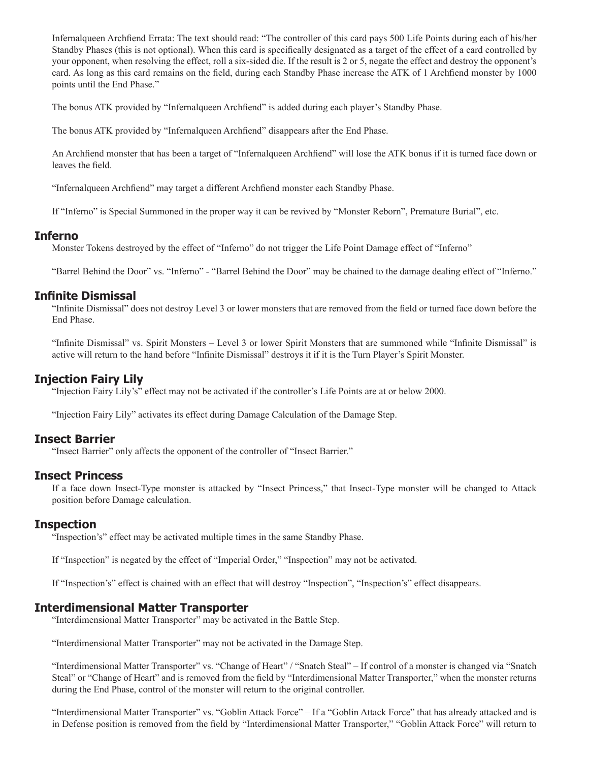Infernalqueen Archfiend Errata: The text should read: "The controller of this card pays 500 Life Points during each of his/her Standby Phases (this is not optional). When this card is specifically designated as a target of the effect of a card controlled by your opponent, when resolving the effect, roll a six-sided die. If the result is 2 or 5, negate the effect and destroy the opponent's card. As long as this card remains on the field, during each Standby Phase increase the ATK of 1 Archfiend monster by 1000 points until the End Phase."

The bonus ATK provided by "Infernalqueen Archfiend" is added during each player's Standby Phase.

The bonus ATK provided by "Infernalqueen Archfiend" disappears after the End Phase.

An Archfiend monster that has been a target of "Infernalqueen Archfiend" will lose the ATK bonus if it is turned face down or leaves the field.

"Infernalqueen Archfiend" may target a different Archfiend monster each Standby Phase.

If "Inferno" is Special Summoned in the proper way it can be revived by "Monster Reborn", Premature Burial", etc.

## Inferno

Monster Tokens destroyed by the effect of "Inferno" do not trigger the Life Point Damage effect of "Inferno"

"Barrel Behind the Door" vs. "Inferno" - "Barrel Behind the Door" may be chained to the damage dealing effect of "Inferno."

## Infinite Dismissal

"Infinite Dismissal" does not destroy Level 3 or lower monsters that are removed from the field or turned face down before the End Phase.

"Infinite Dismissal" vs. Spirit Monsters – Level 3 or lower Spirit Monsters that are summoned while "Infinite Dismissal" is active will return to the hand before "Infinite Dismissal" destroys it if it is the Turn Player's Spirit Monster.

## Injection Fairy Lily

"Injection Fairy Lily's" effect may not be activated if the controller's Life Points are at or below 2000.

"Injection Fairy Lily" activates its effect during Damage Calculation of the Damage Step.

## Insect Barrier

"Insect Barrier" only affects the opponent of the controller of "Insect Barrier."

## Insect Princess

If a face down Insect-Type monster is attacked by "Insect Princess," that Insect-Type monster will be changed to Attack position before Damage calculation.

## Inspection

"Inspection's" effect may be activated multiple times in the same Standby Phase.

If "Inspection" is negated by the effect of "Imperial Order," "Inspection" may not be activated.

If "Inspection's" effect is chained with an effect that will destroy "Inspection", "Inspection's" effect disappears.

## Interdimensional Matter Transporter

"Interdimensional Matter Transporter" may be activated in the Battle Step.

"Interdimensional Matter Transporter" may not be activated in the Damage Step.

"Interdimensional Matter Transporter" vs. "Change of Heart" / "Snatch Steal" – If control of a monster is changed via "Snatch Steal" or "Change of Heart" and is removed from the field by "Interdimensional Matter Transporter," when the monster returns during the End Phase, control of the monster will return to the original controller.

"Interdimensional Matter Transporter" vs. "Goblin Attack Force" – If a "Goblin Attack Force" that has already attacked and is in Defense position is removed from the field by "Interdimensional Matter Transporter," "Goblin Attack Force" will return to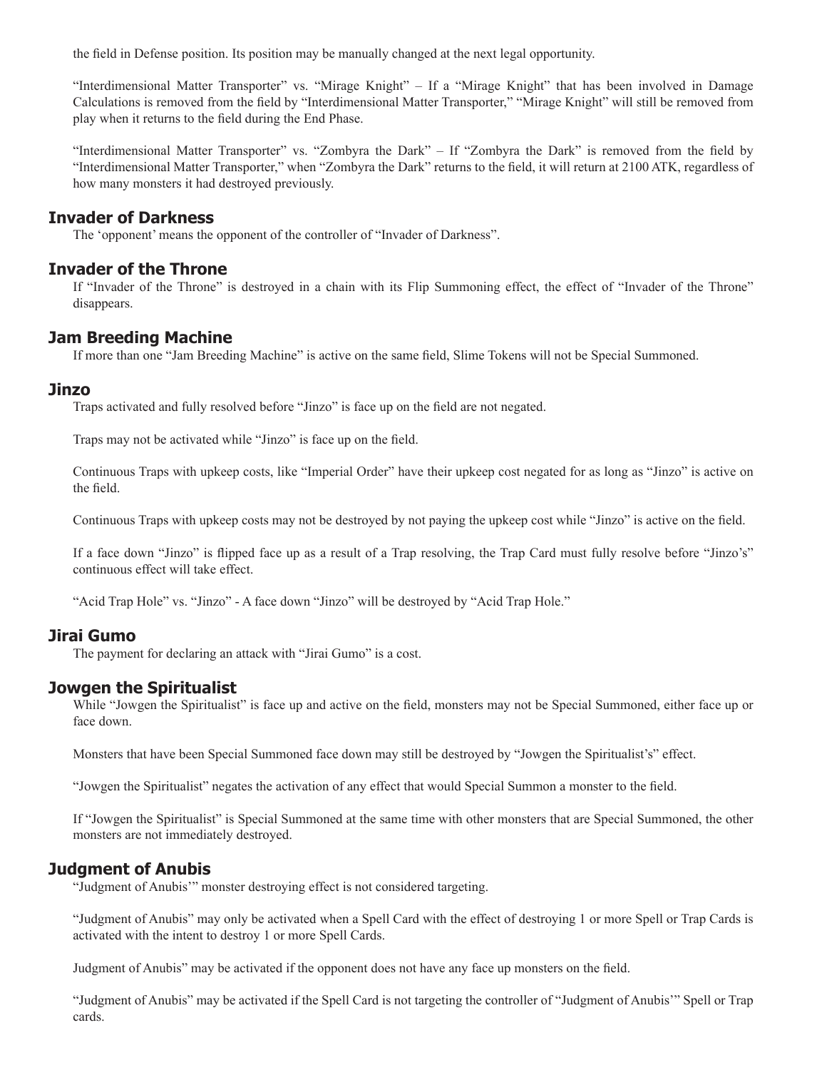the field in Defense position. Its position may be manually changed at the next legal opportunity.

"Interdimensional Matter Transporter" vs. "Mirage Knight" – If a "Mirage Knight" that has been involved in Damage Calculations is removed from the field by "Interdimensional Matter Transporter," "Mirage Knight" will still be removed from play when it returns to the field during the End Phase.

"Interdimensional Matter Transporter" vs. "Zombyra the Dark" – If "Zombyra the Dark" is removed from the field by "Interdimensional Matter Transporter," when "Zombyra the Dark" returns to the field, it will return at 2100 ATK, regardless of how many monsters it had destroyed previously.

## Invader of Darkness

The 'opponent' means the opponent of the controller of "Invader of Darkness".

## Invader of the Throne

If "Invader of the Throne" is destroyed in a chain with its Flip Summoning effect, the effect of "Invader of the Throne" disappears.

## Jam Breeding Machine

If more than one "Jam Breeding Machine" is active on the same field, Slime Tokens will not be Special Summoned.

## Jinzo

Traps activated and fully resolved before "Jinzo" is face up on the field are not negated.

Traps may not be activated while "Jinzo" is face up on the field.

Continuous Traps with upkeep costs, like "Imperial Order" have their upkeep cost negated for as long as "Jinzo" is active on the field.

Continuous Traps with upkeep costs may not be destroyed by not paying the upkeep cost while "Jinzo" is active on the field.

If a face down "Jinzo" is flipped face up as a result of a Trap resolving, the Trap Card must fully resolve before "Jinzo's" continuous effect will take effect.

"Acid Trap Hole" vs. "Jinzo" - A face down "Jinzo" will be destroyed by "Acid Trap Hole."

## Jirai Gumo

The payment for declaring an attack with "Jirai Gumo" is a cost.

## Jowgen the Spiritualist

While "Jowgen the Spiritualist" is face up and active on the field, monsters may not be Special Summoned, either face up or face down.

Monsters that have been Special Summoned face down may still be destroyed by "Jowgen the Spiritualist's" effect.

"Jowgen the Spiritualist" negates the activation of any effect that would Special Summon a monster to the field.

If "Jowgen the Spiritualist" is Special Summoned at the same time with other monsters that are Special Summoned, the other monsters are not immediately destroyed.

## Judgment of Anubis

"Judgment of Anubis'" monster destroying effect is not considered targeting.

"Judgment of Anubis" may only be activated when a Spell Card with the effect of destroying 1 or more Spell or Trap Cards is activated with the intent to destroy 1 or more Spell Cards.

Judgment of Anubis" may be activated if the opponent does not have any face up monsters on the field.

"Judgment of Anubis" may be activated if the Spell Card is not targeting the controller of "Judgment of Anubis'" Spell or Trap cards.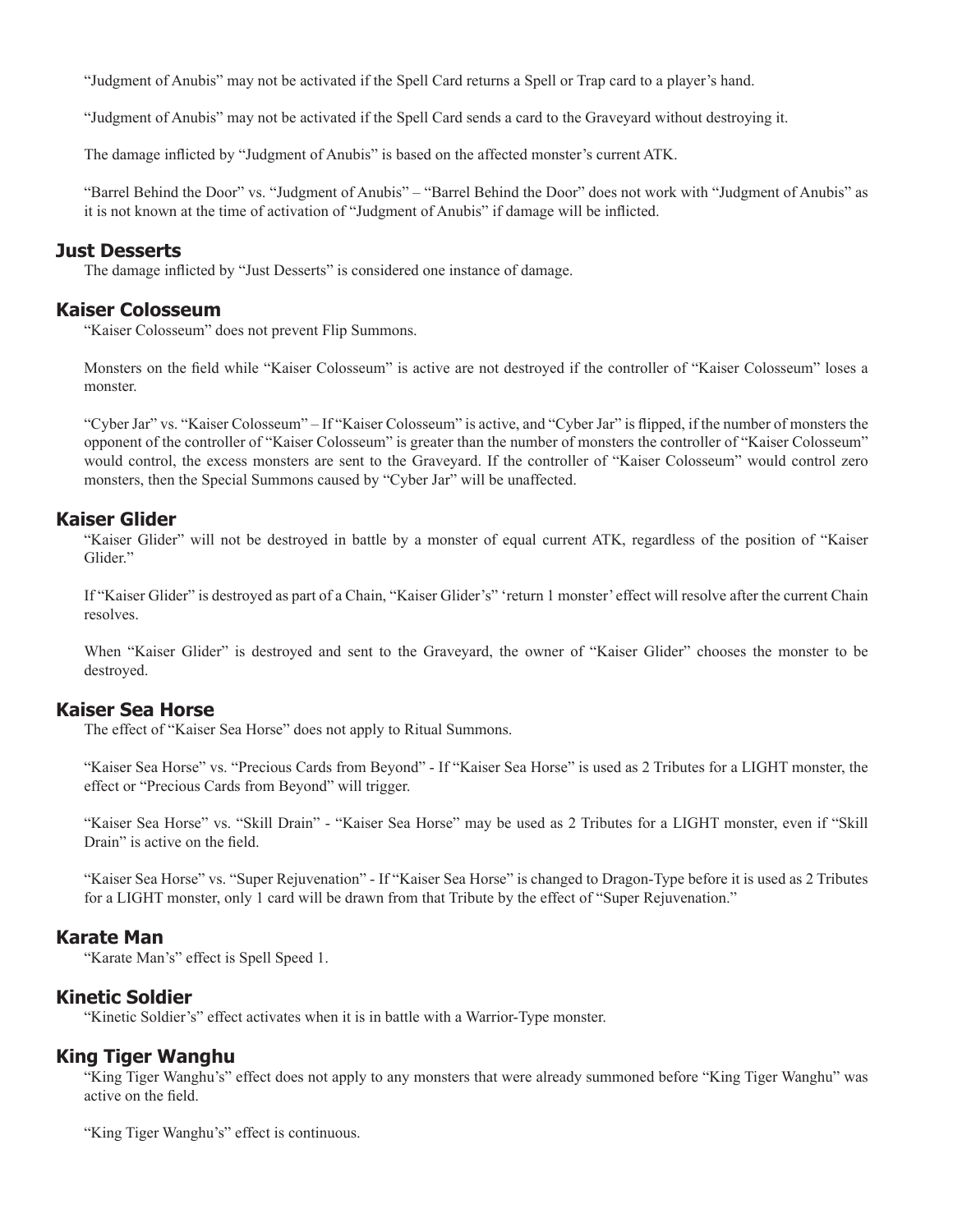"Judgment of Anubis" may not be activated if the Spell Card returns a Spell or Trap card to a player's hand.

"Judgment of Anubis" may not be activated if the Spell Card sends a card to the Graveyard without destroying it.

The damage inflicted by "Judgment of Anubis" is based on the affected monster's current ATK.

"Barrel Behind the Door" vs. "Judgment of Anubis" – "Barrel Behind the Door" does not work with "Judgment of Anubis" as it is not known at the time of activation of "Judgment of Anubis" if damage will be inflicted.

### Just Desserts

The damage inflicted by "Just Desserts" is considered one instance of damage.

### Kaiser Colosseum

"Kaiser Colosseum" does not prevent Flip Summons.

Monsters on the field while "Kaiser Colosseum" is active are not destroyed if the controller of "Kaiser Colosseum" loses a monster.

"Cyber Jar" vs. "Kaiser Colosseum" – If "Kaiser Colosseum" is active, and "Cyber Jar" is flipped, if the number of monsters the opponent of the controller of "Kaiser Colosseum" is greater than the number of monsters the controller of "Kaiser Colosseum" would control, the excess monsters are sent to the Graveyard. If the controller of "Kaiser Colosseum" would control zero monsters, then the Special Summons caused by "Cyber Jar" will be unaffected.

### Kaiser Glider

"Kaiser Glider" will not be destroyed in battle by a monster of equal current ATK, regardless of the position of "Kaiser Glider."

If "Kaiser Glider" is destroyed as part of a Chain, "Kaiser Glider's" 'return 1 monster' effect will resolve after the current Chain resolves.

When "Kaiser Glider" is destroyed and sent to the Graveyard, the owner of "Kaiser Glider" chooses the monster to be destroyed.

### Kaiser Sea Horse

The effect of "Kaiser Sea Horse" does not apply to Ritual Summons.

"Kaiser Sea Horse" vs. "Precious Cards from Beyond" - If "Kaiser Sea Horse" is used as 2 Tributes for a LIGHT monster, the effect or "Precious Cards from Beyond" will trigger.

"Kaiser Sea Horse" vs. "Skill Drain" - "Kaiser Sea Horse" may be used as 2 Tributes for a LIGHT monster, even if "Skill Drain" is active on the field.

"Kaiser Sea Horse" vs. "Super Rejuvenation" - If "Kaiser Sea Horse" is changed to Dragon-Type before it is used as 2 Tributes for a LIGHT monster, only 1 card will be drawn from that Tribute by the effect of "Super Rejuvenation."

### Karate Man

"Karate Man's" effect is Spell Speed 1.

### Kinetic Soldier

"Kinetic Soldier's" effect activates when it is in battle with a Warrior-Type monster.

### King Tiger Wanghu

"King Tiger Wanghu's" effect does not apply to any monsters that were already summoned before "King Tiger Wanghu" was active on the field.

"King Tiger Wanghu's" effect is continuous.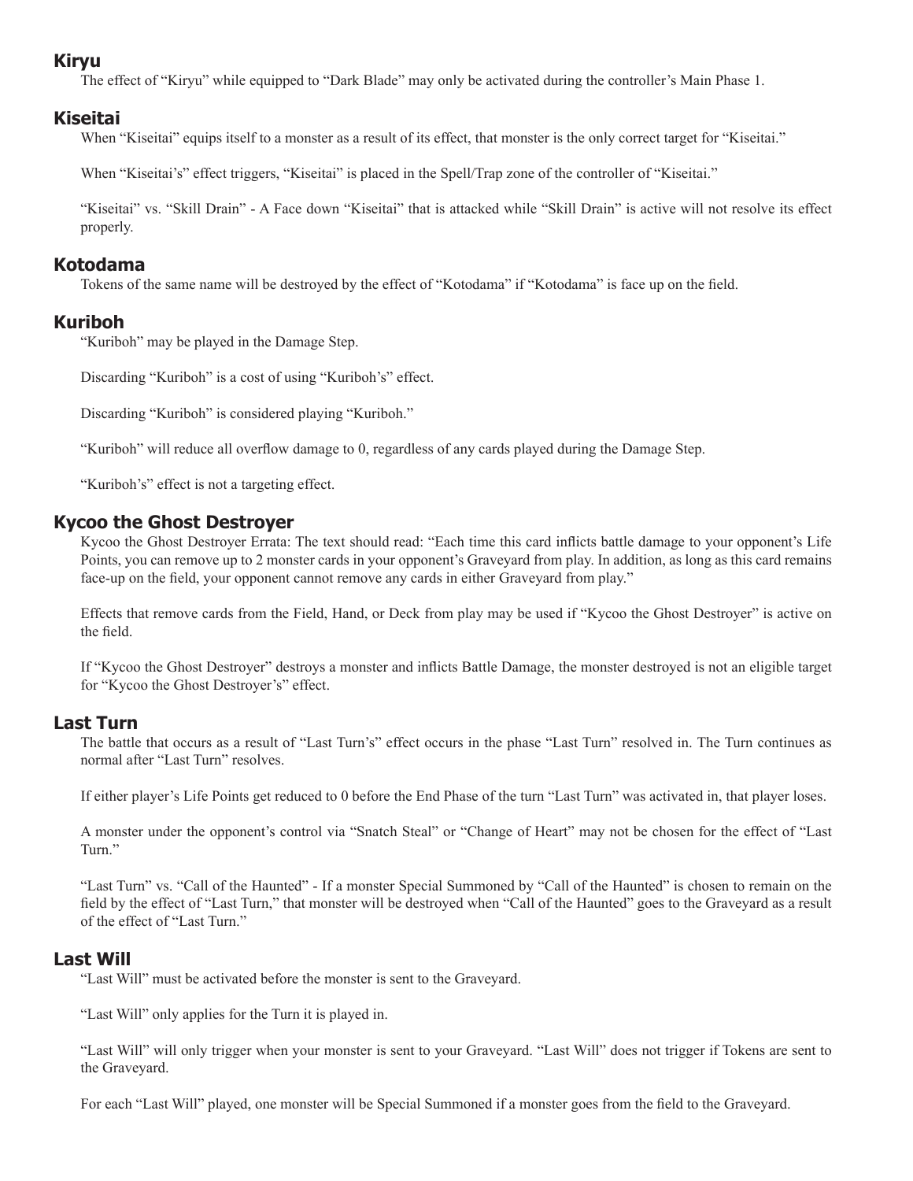## Kiryu

The effect of “Kiryu” while equipped to “Dark Blade” may only be activated during the controller’s Main Phase 1.

## Kiseitai

When “Kiseitai” equips itself to a monster as a result of its effect, that monster is the only correct target for “Kiseitai.”

When “Kiseitai’s” effect triggers, “Kiseitai” is placed in the Spell/Trap zone of the controller of “Kiseitai.”

“Kiseitai” vs. “Skill Drain” - A Face down “Kiseitai” that is attacked while “Skill Drain” is active will not resolve its effect properly.

## Kotodama

Tokens of the same name will be destroyed by the effect of “Kotodama” if “Kotodama” is face up on the field.

## Kuriboh

“Kuriboh” may be played in the Damage Step.

Discarding “Kuriboh” is a cost of using “Kuriboh’s” effect.

Discarding “Kuriboh” is considered playing “Kuriboh.”

“Kuriboh” will reduce all overflow damage to 0, regardless of any cards played during the Damage Step.

“Kuriboh’s” effect is not a targeting effect.

## Kycoo the Ghost Destroyer

Kycoo the Ghost Destroyer Errata: The text should read: “Each time this card inflicts battle damage to your opponent’s Life Points, you can remove up to 2 monster cards in your opponent’s Graveyard from play. In addition, as long as this card remains face-up on the field, your opponent cannot remove any cards in either Graveyard from play.”

Effects that remove cards from the Field, Hand, or Deck from play may be used if “Kycoo the Ghost Destroyer” is active on the field.

If “Kycoo the Ghost Destroyer” destroys a monster and inflicts Battle Damage, the monster destroyed is not an eligible target for “Kycoo the Ghost Destroyer’s” effect.

## Last Turn

The battle that occurs as a result of “Last Turn’s” effect occurs in the phase “Last Turn” resolved in. The Turn continues as normal after “Last Turn” resolves.

If either player’s Life Points get reduced to 0 before the End Phase of the turn “Last Turn” was activated in, that player loses.

A monster under the opponent’s control via “Snatch Steal” or “Change of Heart” may not be chosen for the effect of “Last Turn.”

“Last Turn” vs. “Call of the Haunted” - If a monster Special Summoned by “Call of the Haunted” is chosen to remain on the field by the effect of “Last Turn,” that monster will be destroyed when “Call of the Haunted” goes to the Graveyard as a result of the effect of “Last Turn.”

## Last Will

“Last Will” must be activated before the monster is sent to the Graveyard.

“Last Will” only applies for the Turn it is played in.

“Last Will” will only trigger when your monster is sent to your Graveyard. “Last Will” does not trigger if Tokens are sent to the Graveyard.

For each “Last Will” played, one monster will be Special Summoned if a monster goes from the field to the Graveyard.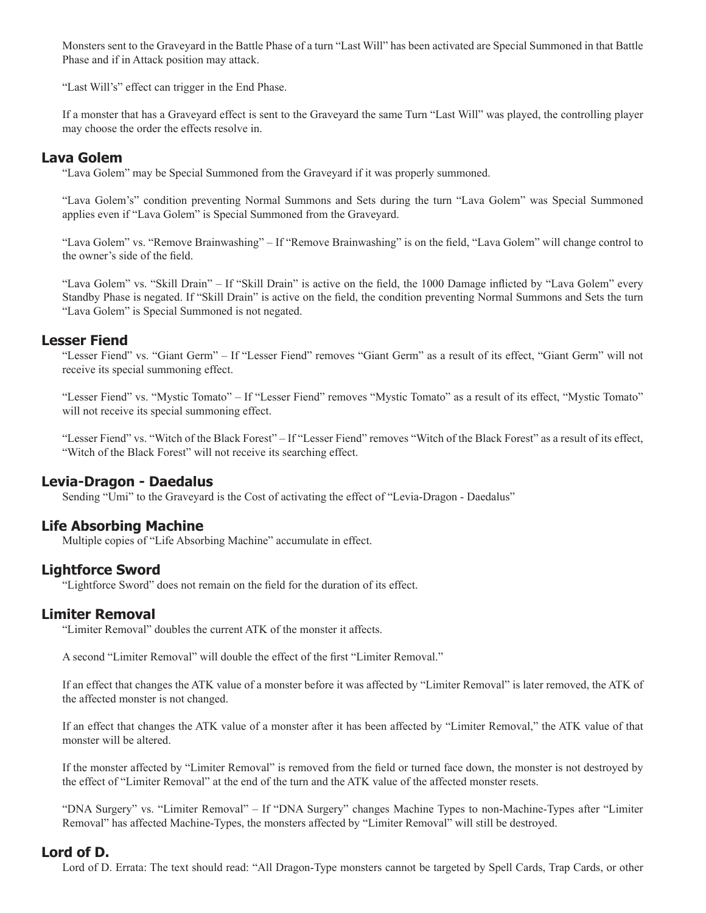Monsters sent to the Graveyard in the Battle Phase of a turn "Last Will" has been activated are Special Summoned in that Battle Phase and if in Attack position may attack.

"Last Will's" effect can trigger in the End Phase.

If a monster that has a Graveyard effect is sent to the Graveyard the same Turn "Last Will" was played, the controlling player may choose the order the effects resolve in.

## Lava Golem

"Lava Golem" may be Special Summoned from the Graveyard if it was properly summoned.

"Lava Golem's" condition preventing Normal Summons and Sets during the turn "Lava Golem" was Special Summoned applies even if "Lava Golem" is Special Summoned from the Graveyard.

"Lava Golem" vs. "Remove Brainwashing" – If "Remove Brainwashing" is on the field, "Lava Golem" will change control to the owner's side of the field.

"Lava Golem" vs. "Skill Drain" – If "Skill Drain" is active on the field, the 1000 Damage inflicted by "Lava Golem" every Standby Phase is negated. If "Skill Drain" is active on the field, the condition preventing Normal Summons and Sets the turn "Lava Golem" is Special Summoned is not negated.

## Lesser Fiend

"Lesser Fiend" vs. "Giant Germ" – If "Lesser Fiend" removes "Giant Germ" as a result of its effect, "Giant Germ" will not receive its special summoning effect.

"Lesser Fiend" vs. "Mystic Tomato" – If "Lesser Fiend" removes "Mystic Tomato" as a result of its effect, "Mystic Tomato" will not receive its special summoning effect.

"Lesser Fiend" vs. "Witch of the Black Forest" – If "Lesser Fiend" removes "Witch of the Black Forest" as a result of its effect, "Witch of the Black Forest" will not receive its searching effect.

## Levia-Dragon - Daedalus

Sending "Umi" to the Graveyard is the Cost of activating the effect of "Levia-Dragon - Daedalus"

## Life Absorbing Machine

Multiple copies of "Life Absorbing Machine" accumulate in effect.

## Lightforce Sword

"Lightforce Sword" does not remain on the field for the duration of its effect.

## Limiter Removal

"Limiter Removal" doubles the current ATK of the monster it affects.

A second "Limiter Removal" will double the effect of the first "Limiter Removal."

If an effect that changes the ATK value of a monster before it was affected by "Limiter Removal" is later removed, the ATK of the affected monster is not changed.

If an effect that changes the ATK value of a monster after it has been affected by "Limiter Removal," the ATK value of that monster will be altered.

If the monster affected by "Limiter Removal" is removed from the field or turned face down, the monster is not destroyed by the effect of "Limiter Removal" at the end of the turn and the ATK value of the affected monster resets.

"DNA Surgery" vs. "Limiter Removal" – If "DNA Surgery" changes Machine Types to non-Machine-Types after "Limiter Removal" has affected Machine-Types, the monsters affected by "Limiter Removal" will still be destroyed.

## Lord of D.

Lord of D. Errata: The text should read: "All Dragon-Type monsters cannot be targeted by Spell Cards, Trap Cards, or other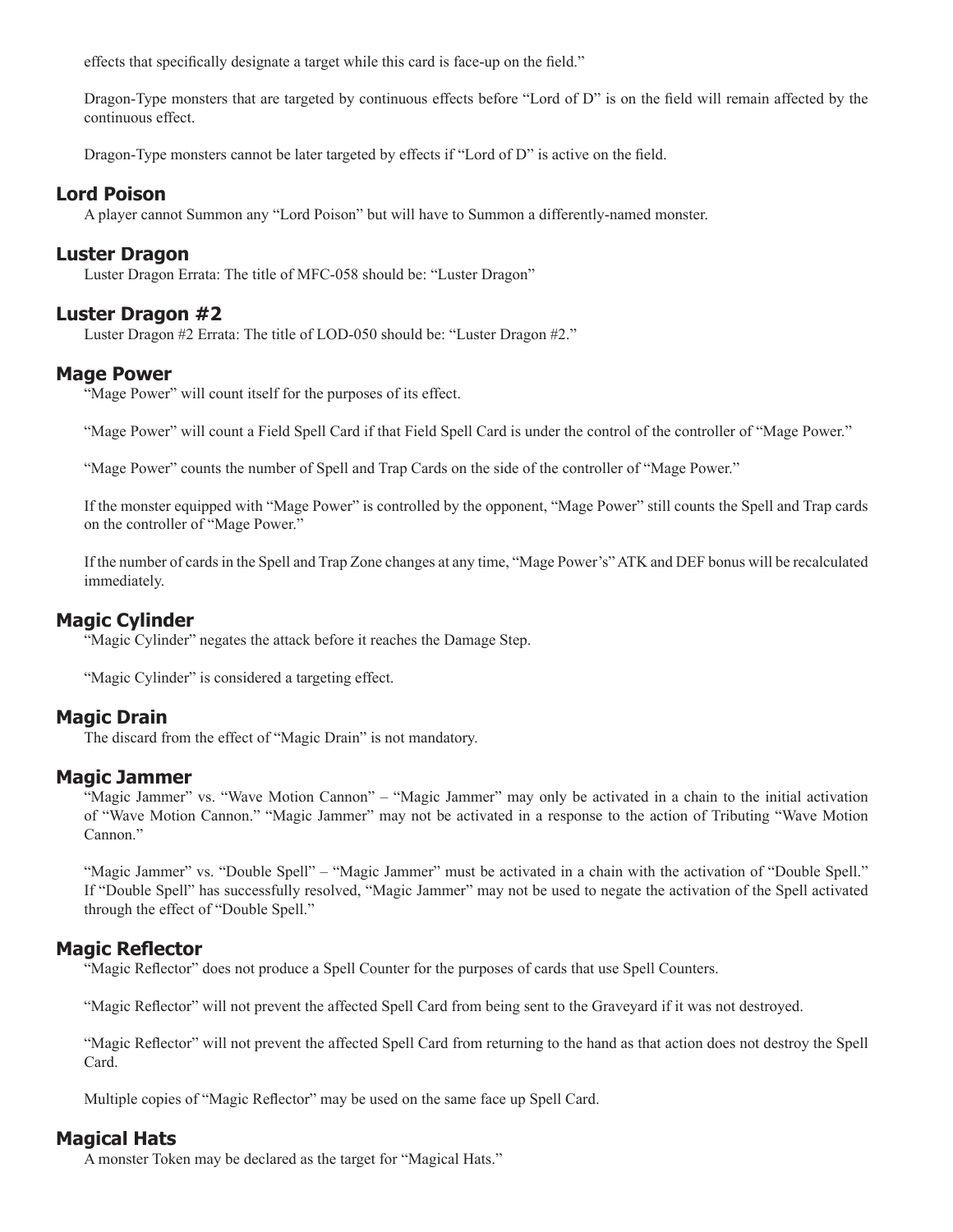effects that specifically designate a target while this card is face-up on the field."

Dragon-Type monsters that are targeted by continuous effects before "Lord of D" is on the field will remain affected by the continuous effect.

Dragon-Type monsters cannot be later targeted by effects if "Lord of D" is active on the field.

## Lord Poison

A player cannot Summon any "Lord Poison" but will have to Summon a differently-named monster.

## Luster Dragon

Luster Dragon Errata: The title of MFC-058 should be: "Luster Dragon"

## Luster Dragon #2

Luster Dragon #2 Errata: The title of LOD-050 should be: "Luster Dragon #2."

## Mage Power

"Mage Power" will count itself for the purposes of its effect.

"Mage Power" will count a Field Spell Card if that Field Spell Card is under the control of the controller of "Mage Power."

"Mage Power" counts the number of Spell and Trap Cards on the side of the controller of "Mage Power."

If the monster equipped with "Mage Power" is controlled by the opponent, "Mage Power" still counts the Spell and Trap cards on the controller of "Mage Power."

If the number of cards in the Spell and Trap Zone changes at any time, "Mage Power's" ATK and DEF bonus will be recalculated immediately.

## Magic Cylinder

"Magic Cylinder" negates the attack before it reaches the Damage Step.

"Magic Cylinder" is considered a targeting effect.

## Magic Drain

The discard from the effect of "Magic Drain" is not mandatory.

## Magic Jammer

"Magic Jammer" vs. "Wave Motion Cannon" – "Magic Jammer" may only be activated in a chain to the initial activation of "Wave Motion Cannon." "Magic Jammer" may not be activated in a response to the action of Tributing "Wave Motion Cannon."

"Magic Jammer" vs. "Double Spell" – "Magic Jammer" must be activated in a chain with the activation of "Double Spell." If "Double Spell" has successfully resolved, "Magic Jammer" may not be used to negate the activation of the Spell activated through the effect of "Double Spell."

## Magic Reflector

"Magic Reflector" does not produce a Spell Counter for the purposes of cards that use Spell Counters.

"Magic Reflector" will not prevent the affected Spell Card from being sent to the Graveyard if it was not destroyed.

"Magic Reflector" will not prevent the affected Spell Card from returning to the hand as that action does not destroy the Spell Card.

Multiple copies of "Magic Reflector" may be used on the same face up Spell Card.

## Magical Hats

A monster Token may be declared as the target for "Magical Hats."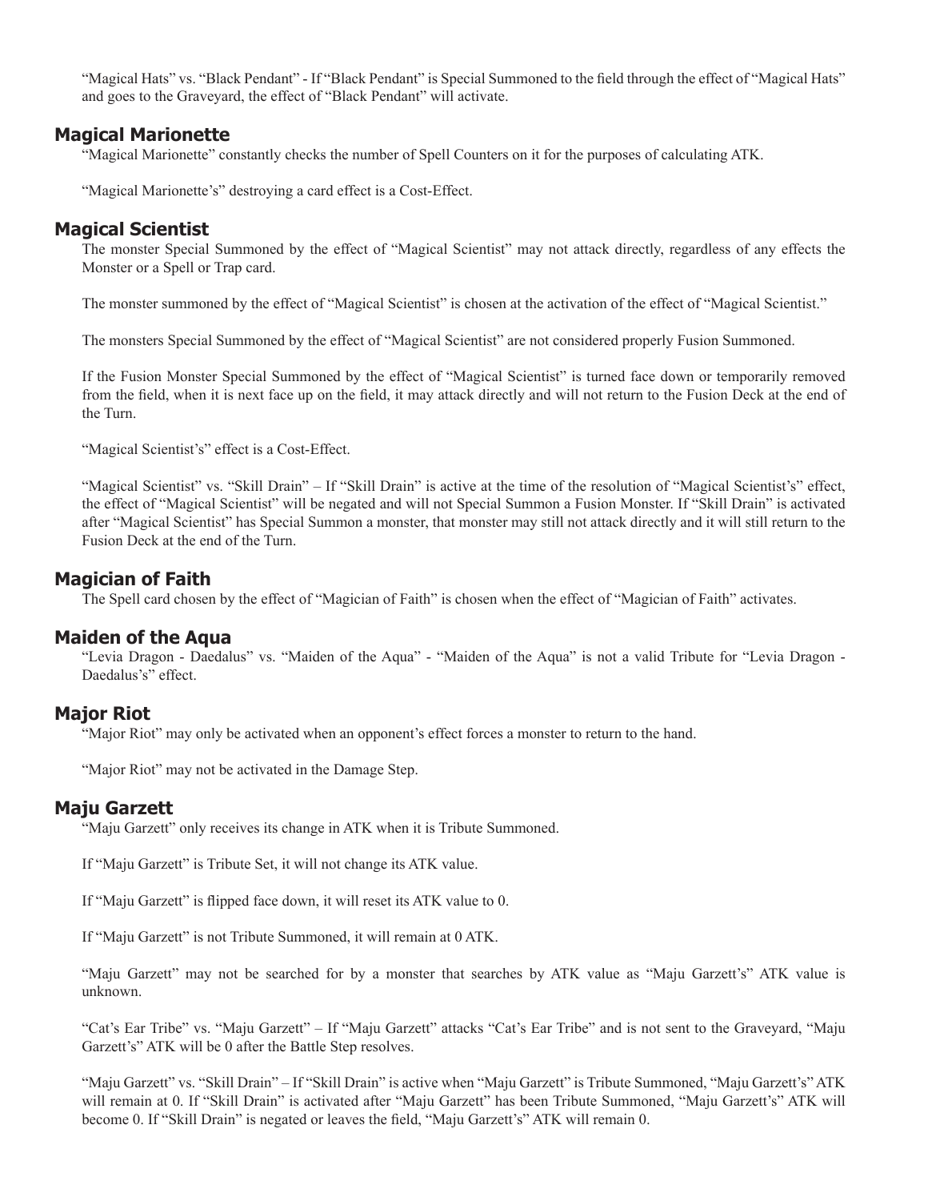"Magical Hats" vs. "Black Pendant" - If "Black Pendant" is Special Summoned to the field through the effect of "Magical Hats" and goes to the Graveyard, the effect of "Black Pendant" will activate.

## Magical Marionette

"Magical Marionette" constantly checks the number of Spell Counters on it for the purposes of calculating ATK.

"Magical Marionette's" destroying a card effect is a Cost-Effect.

## Magical Scientist

The monster Special Summoned by the effect of "Magical Scientist" may not attack directly, regardless of any effects the Monster or a Spell or Trap card.

The monster summoned by the effect of "Magical Scientist" is chosen at the activation of the effect of "Magical Scientist."

The monsters Special Summoned by the effect of "Magical Scientist" are not considered properly Fusion Summoned.

If the Fusion Monster Special Summoned by the effect of "Magical Scientist" is turned face down or temporarily removed from the field, when it is next face up on the field, it may attack directly and will not return to the Fusion Deck at the end of the Turn.

"Magical Scientist's" effect is a Cost-Effect.

"Magical Scientist" vs. "Skill Drain" – If "Skill Drain" is active at the time of the resolution of "Magical Scientist's" effect, the effect of "Magical Scientist" will be negated and will not Special Summon a Fusion Monster. If "Skill Drain" is activated after "Magical Scientist" has Special Summon a monster, that monster may still not attack directly and it will still return to the Fusion Deck at the end of the Turn.

## Magician of Faith

The Spell card chosen by the effect of "Magician of Faith" is chosen when the effect of "Magician of Faith" activates.

## Maiden of the Aqua

"Levia Dragon - Daedalus" vs. "Maiden of the Aqua" - "Maiden of the Aqua" is not a valid Tribute for "Levia Dragon - Daedalus's" effect.

## Major Riot

"Major Riot" may only be activated when an opponent's effect forces a monster to return to the hand.

"Major Riot" may not be activated in the Damage Step.

## Maju Garzett

"Maju Garzett" only receives its change in ATK when it is Tribute Summoned.

If "Maju Garzett" is Tribute Set, it will not change its ATK value.

If "Maju Garzett" is flipped face down, it will reset its ATK value to 0.

If "Maju Garzett" is not Tribute Summoned, it will remain at 0 ATK.

"Maju Garzett" may not be searched for by a monster that searches by ATK value as "Maju Garzett's" ATK value is unknown.

"Cat's Ear Tribe" vs. "Maju Garzett" – If "Maju Garzett" attacks "Cat's Ear Tribe" and is not sent to the Graveyard, "Maju Garzett's" ATK will be 0 after the Battle Step resolves.

"Maju Garzett" vs. "Skill Drain" – If "Skill Drain" is active when "Maju Garzett" is Tribute Summoned, "Maju Garzett's" ATK will remain at 0. If "Skill Drain" is activated after "Maju Garzett" has been Tribute Summoned, "Maju Garzett's" ATK will become 0. If "Skill Drain" is negated or leaves the field, "Maju Garzett's" ATK will remain 0.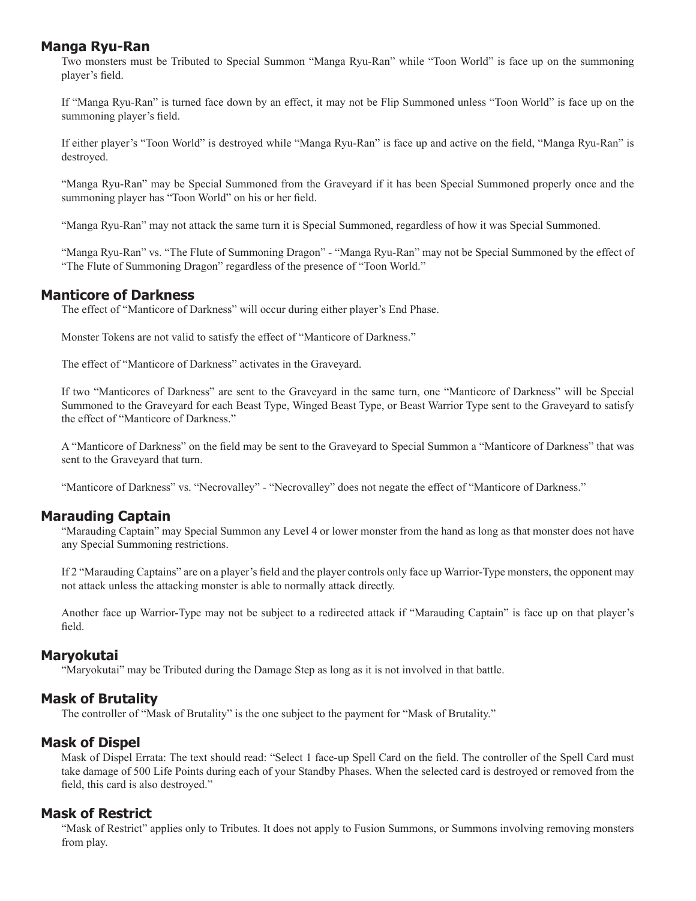## Manga Ryu-Ran

Two monsters must be Tributed to Special Summon "Manga Ryu-Ran" while "Toon World" is face up on the summoning player's field.

If "Manga Ryu-Ran" is turned face down by an effect, it may not be Flip Summoned unless "Toon World" is face up on the summoning player's field.

If either player's "Toon World" is destroyed while "Manga Ryu-Ran" is face up and active on the field, "Manga Ryu-Ran" is destroyed.

"Manga Ryu-Ran" may be Special Summoned from the Graveyard if it has been Special Summoned properly once and the summoning player has "Toon World" on his or her field.

"Manga Ryu-Ran" may not attack the same turn it is Special Summoned, regardless of how it was Special Summoned.

"Manga Ryu-Ran" vs. "The Flute of Summoning Dragon" - "Manga Ryu-Ran" may not be Special Summoned by the effect of "The Flute of Summoning Dragon" regardless of the presence of "Toon World."

## Manticore of Darkness

The effect of "Manticore of Darkness" will occur during either player's End Phase.

Monster Tokens are not valid to satisfy the effect of "Manticore of Darkness."

The effect of "Manticore of Darkness" activates in the Graveyard.

If two "Manticores of Darkness" are sent to the Graveyard in the same turn, one "Manticore of Darkness" will be Special Summoned to the Graveyard for each Beast Type, Winged Beast Type, or Beast Warrior Type sent to the Graveyard to satisfy the effect of "Manticore of Darkness."

A "Manticore of Darkness" on the field may be sent to the Graveyard to Special Summon a "Manticore of Darkness" that was sent to the Graveyard that turn.

"Manticore of Darkness" vs. "Necrovalley" - "Necrovalley" does not negate the effect of "Manticore of Darkness."

## Marauding Captain

"Marauding Captain" may Special Summon any Level 4 or lower monster from the hand as long as that monster does not have any Special Summoning restrictions.

If 2 "Marauding Captains" are on a player's field and the player controls only face up Warrior-Type monsters, the opponent may not attack unless the attacking monster is able to normally attack directly.

Another face up Warrior-Type may not be subject to a redirected attack if "Marauding Captain" is face up on that player's field.

## Maryokutai

"Maryokutai" may be Tributed during the Damage Step as long as it is not involved in that battle.

## Mask of Brutality

The controller of "Mask of Brutality" is the one subject to the payment for "Mask of Brutality."

## Mask of Dispel

Mask of Dispel Errata: The text should read: "Select 1 face-up Spell Card on the field. The controller of the Spell Card must take damage of 500 Life Points during each of your Standby Phases. When the selected card is destroyed or removed from the field, this card is also destroyed."

## Mask of Restrict

"Mask of Restrict" applies only to Tributes. It does not apply to Fusion Summons, or Summons involving removing monsters from play.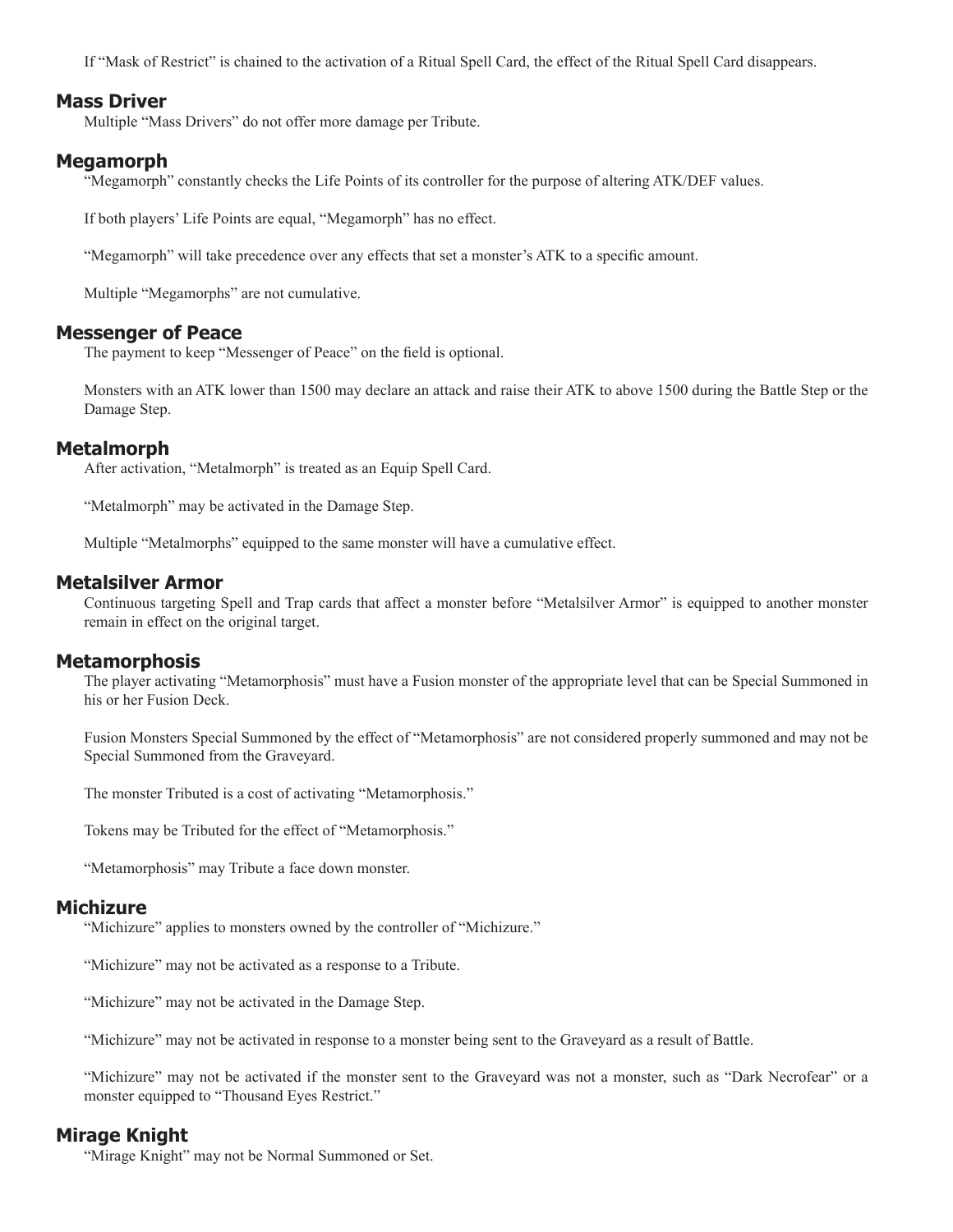If “Mask of Restrict” is chained to the activation of a Ritual Spell Card, the effect of the Ritual Spell Card disappears.

## Mass Driver

Multiple “Mass Drivers” do not offer more damage per Tribute.

## Megamorph

“Megamorph” constantly checks the Life Points of its controller for the purpose of altering ATK/DEF values.

If both players’ Life Points are equal, “Megamorph” has no effect.

“Megamorph” will take precedence over any effects that set a monster’s ATK to a specific amount.

Multiple “Megamorphs” are not cumulative.

## Messenger of Peace

The payment to keep “Messenger of Peace” on the field is optional.

Monsters with an ATK lower than 1500 may declare an attack and raise their ATK to above 1500 during the Battle Step or the Damage Step.

## Metalmorph

After activation, “Metalmorph” is treated as an Equip Spell Card.

“Metalmorph” may be activated in the Damage Step.

Multiple “Metalmorphs” equipped to the same monster will have a cumulative effect.

## Metalsilver Armor

Continuous targeting Spell and Trap cards that affect a monster before “Metalsilver Armor” is equipped to another monster remain in effect on the original target.

## Metamorphosis

The player activating “Metamorphosis” must have a Fusion monster of the appropriate level that can be Special Summoned in his or her Fusion Deck.

Fusion Monsters Special Summoned by the effect of “Metamorphosis” are not considered properly summoned and may not be Special Summoned from the Graveyard.

The monster Tributed is a cost of activating “Metamorphosis.”

Tokens may be Tributed for the effect of “Metamorphosis.”

“Metamorphosis” may Tribute a face down monster.

## Michizure

“Michizure” applies to monsters owned by the controller of “Michizure.”

“Michizure” may not be activated as a response to a Tribute.

“Michizure” may not be activated in the Damage Step.

“Michizure” may not be activated in response to a monster being sent to the Graveyard as a result of Battle.

“Michizure” may not be activated if the monster sent to the Graveyard was not a monster, such as “Dark Necrofear” or a monster equipped to “Thousand Eyes Restrict.”

## Mirage Knight

“Mirage Knight” may not be Normal Summoned or Set.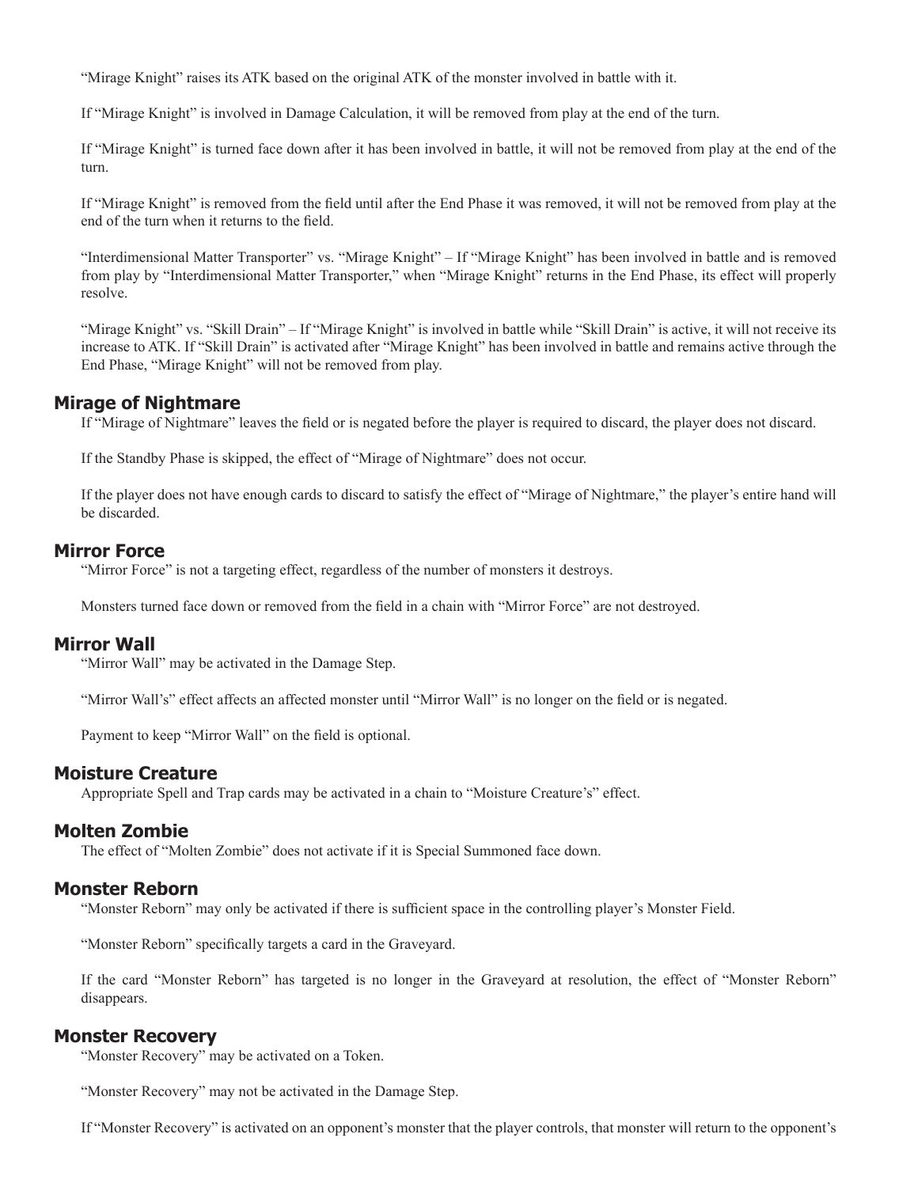"Mirage Knight" raises its ATK based on the original ATK of the monster involved in battle with it.

If "Mirage Knight" is involved in Damage Calculation, it will be removed from play at the end of the turn.

If "Mirage Knight" is turned face down after it has been involved in battle, it will not be removed from play at the end of the turn.

If "Mirage Knight" is removed from the field until after the End Phase it was removed, it will not be removed from play at the end of the turn when it returns to the field.

"Interdimensional Matter Transporter" vs. "Mirage Knight" – If "Mirage Knight" has been involved in battle and is removed from play by "Interdimensional Matter Transporter," when "Mirage Knight" returns in the End Phase, its effect will properly resolve.

"Mirage Knight" vs. "Skill Drain" – If "Mirage Knight" is involved in battle while "Skill Drain" is active, it will not receive its increase to ATK. If "Skill Drain" is activated after "Mirage Knight" has been involved in battle and remains active through the End Phase, "Mirage Knight" will not be removed from play.

## Mirage of Nightmare

If "Mirage of Nightmare" leaves the field or is negated before the player is required to discard, the player does not discard.

If the Standby Phase is skipped, the effect of "Mirage of Nightmare" does not occur.

If the player does not have enough cards to discard to satisfy the effect of "Mirage of Nightmare," the player's entire hand will be discarded.

## Mirror Force

"Mirror Force" is not a targeting effect, regardless of the number of monsters it destroys.

Monsters turned face down or removed from the field in a chain with "Mirror Force" are not destroyed.

## Mirror Wall

"Mirror Wall" may be activated in the Damage Step.

"Mirror Wall's" effect affects an affected monster until "Mirror Wall" is no longer on the field or is negated.

Payment to keep "Mirror Wall" on the field is optional.

## Moisture Creature

Appropriate Spell and Trap cards may be activated in a chain to "Moisture Creature's" effect.

## Molten Zombie

The effect of "Molten Zombie" does not activate if it is Special Summoned face down.

## Monster Reborn

"Monster Reborn" may only be activated if there is sufficient space in the controlling player's Monster Field.

"Monster Reborn" specifically targets a card in the Graveyard.

If the card "Monster Reborn" has targeted is no longer in the Graveyard at resolution, the effect of "Monster Reborn" disappears.

## Monster Recovery

"Monster Recovery" may be activated on a Token.

"Monster Recovery" may not be activated in the Damage Step.

If "Monster Recovery" is activated on an opponent's monster that the player controls, that monster will return to the opponent's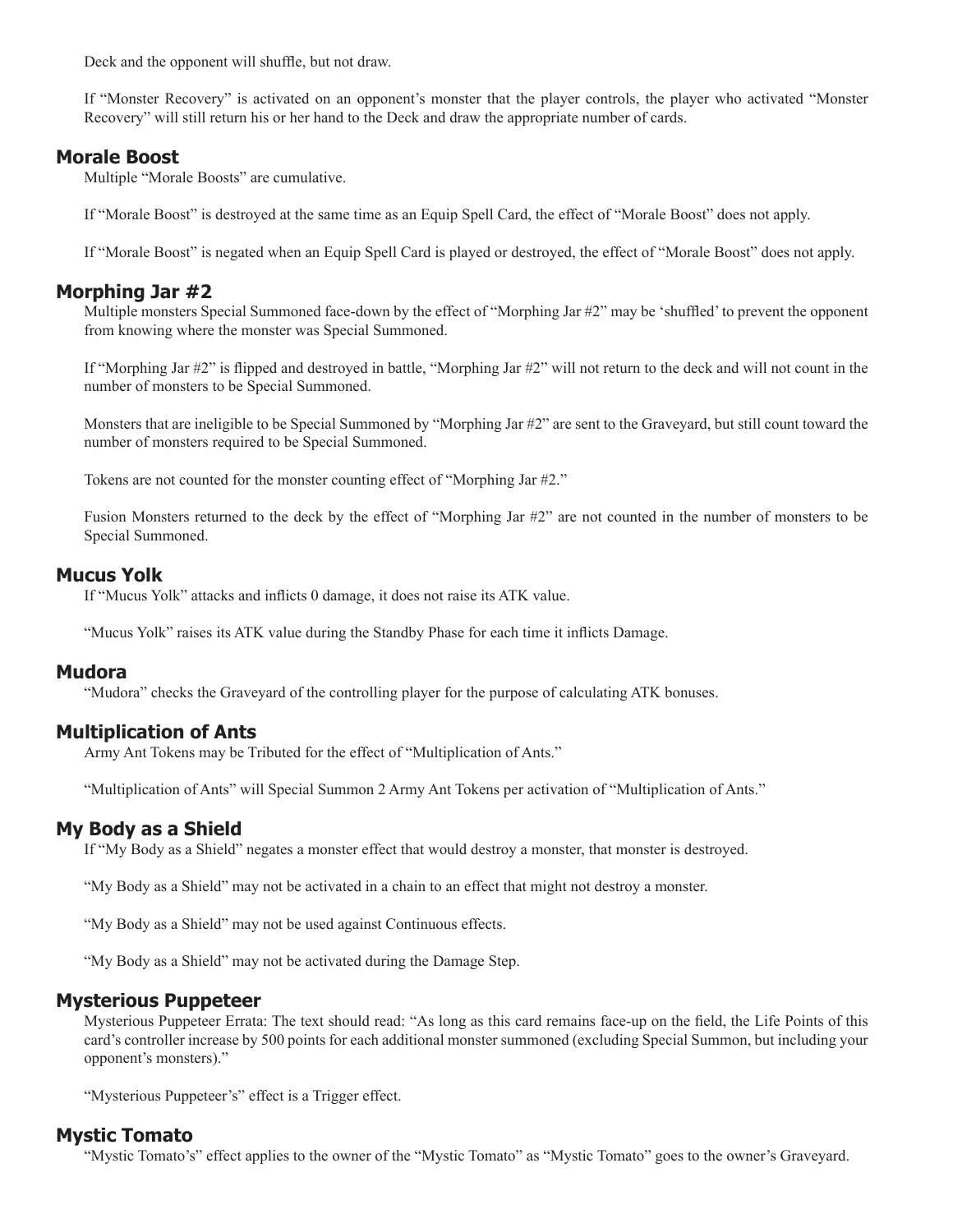Deck and the opponent will shuffle, but not draw.

If "Monster Recovery" is activated on an opponent's monster that the player controls, the player who activated "Monster Recovery" will still return his or her hand to the Deck and draw the appropriate number of cards.

## Morale Boost

Multiple "Morale Boosts" are cumulative.

If "Morale Boost" is destroyed at the same time as an Equip Spell Card, the effect of "Morale Boost" does not apply.

If "Morale Boost" is negated when an Equip Spell Card is played or destroyed, the effect of "Morale Boost" does not apply.

## Morphing Jar #2

Multiple monsters Special Summoned face-down by the effect of "Morphing Jar #2" may be 'shuffled' to prevent the opponent from knowing where the monster was Special Summoned.

If "Morphing Jar #2" is flipped and destroyed in battle, "Morphing Jar #2" will not return to the deck and will not count in the number of monsters to be Special Summoned.

Monsters that are ineligible to be Special Summoned by "Morphing Jar #2" are sent to the Graveyard, but still count toward the number of monsters required to be Special Summoned.

Tokens are not counted for the monster counting effect of "Morphing Jar #2."

Fusion Monsters returned to the deck by the effect of "Morphing Jar #2" are not counted in the number of monsters to be Special Summoned.

## Mucus Yolk

If "Mucus Yolk" attacks and inflicts 0 damage, it does not raise its ATK value.

"Mucus Yolk" raises its ATK value during the Standby Phase for each time it inflicts Damage.

## Mudora

"Mudora" checks the Graveyard of the controlling player for the purpose of calculating ATK bonuses.

## Multiplication of Ants

Army Ant Tokens may be Tributed for the effect of "Multiplication of Ants."

"Multiplication of Ants" will Special Summon 2 Army Ant Tokens per activation of "Multiplication of Ants."

## My Body as a Shield

If "My Body as a Shield" negates a monster effect that would destroy a monster, that monster is destroyed.

"My Body as a Shield" may not be activated in a chain to an effect that might not destroy a monster.

"My Body as a Shield" may not be used against Continuous effects.

"My Body as a Shield" may not be activated during the Damage Step.

## Mysterious Puppeteer

Mysterious Puppeteer Errata: The text should read: "As long as this card remains face-up on the field, the Life Points of this card's controller increase by 500 points for each additional monster summoned (excluding Special Summon, but including your opponent's monsters)."

"Mysterious Puppeteer's" effect is a Trigger effect.

## Mystic Tomato

"Mystic Tomato's" effect applies to the owner of the "Mystic Tomato" as "Mystic Tomato" goes to the owner's Graveyard.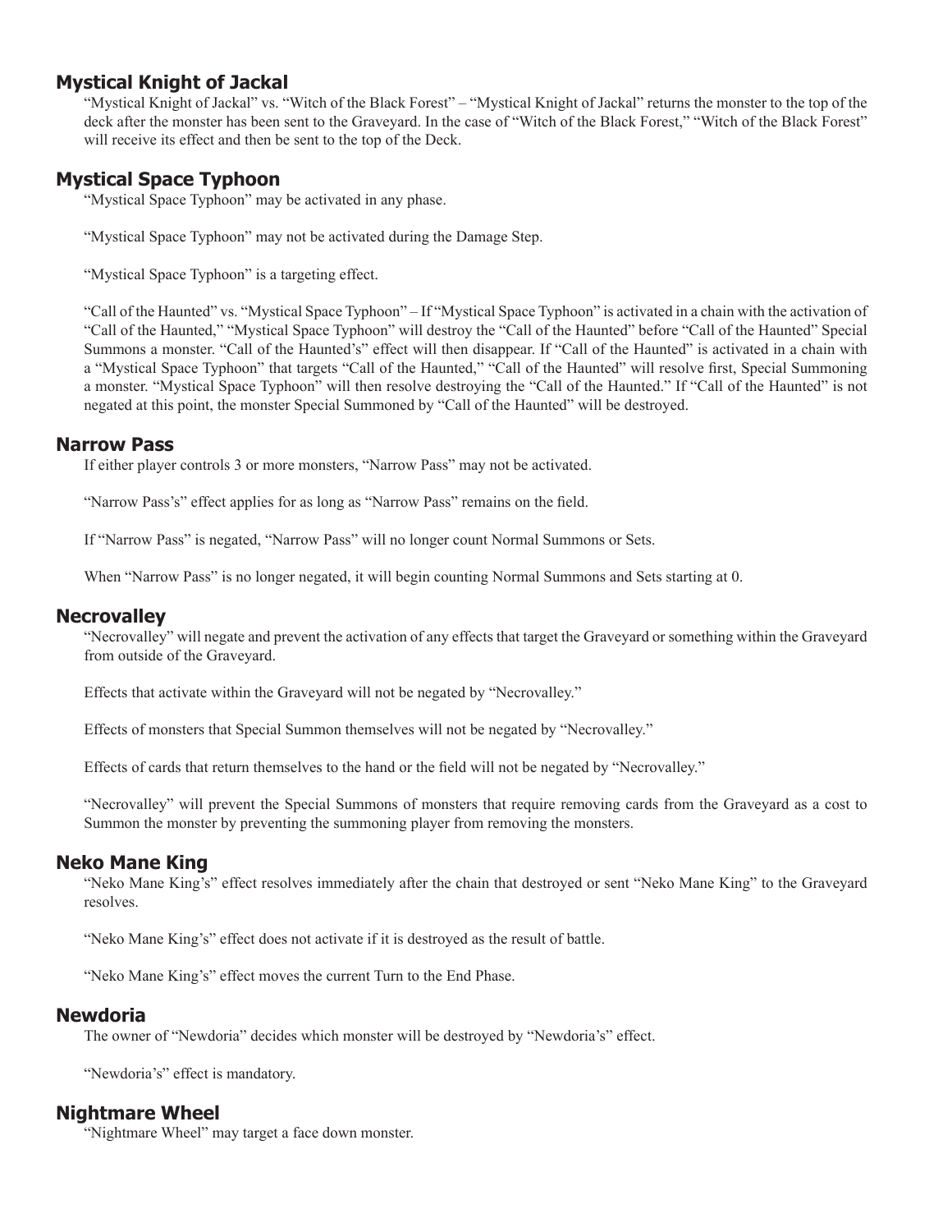## Mystical Knight of Jackal

"Mystical Knight of Jackal" vs. "Witch of the Black Forest" – "Mystical Knight of Jackal" returns the monster to the top of the deck after the monster has been sent to the Graveyard. In the case of "Witch of the Black Forest," "Witch of the Black Forest" will receive its effect and then be sent to the top of the Deck.

## Mystical Space Typhoon

"Mystical Space Typhoon" may be activated in any phase.

"Mystical Space Typhoon" may not be activated during the Damage Step.

"Mystical Space Typhoon" is a targeting effect.

"Call of the Haunted" vs. "Mystical Space Typhoon" – If "Mystical Space Typhoon" is activated in a chain with the activation of "Call of the Haunted," "Mystical Space Typhoon" will destroy the "Call of the Haunted" before "Call of the Haunted" Special Summons a monster. "Call of the Haunted's" effect will then disappear. If "Call of the Haunted" is activated in a chain with a "Mystical Space Typhoon" that targets "Call of the Haunted," "Call of the Haunted" will resolve first, Special Summoning a monster. "Mystical Space Typhoon" will then resolve destroying the "Call of the Haunted." If "Call of the Haunted" is not negated at this point, the monster Special Summoned by "Call of the Haunted" will be destroyed.

## Narrow Pass

If either player controls 3 or more monsters, "Narrow Pass" may not be activated.

"Narrow Pass's" effect applies for as long as "Narrow Pass" remains on the field.

If "Narrow Pass" is negated, "Narrow Pass" will no longer count Normal Summons or Sets.

When "Narrow Pass" is no longer negated, it will begin counting Normal Summons and Sets starting at 0.

## Necrovalley

"Necrovalley" will negate and prevent the activation of any effects that target the Graveyard or something within the Graveyard from outside of the Graveyard.

Effects that activate within the Graveyard will not be negated by "Necrovalley."

Effects of monsters that Special Summon themselves will not be negated by "Necrovalley."

Effects of cards that return themselves to the hand or the field will not be negated by "Necrovalley."

"Necrovalley" will prevent the Special Summons of monsters that require removing cards from the Graveyard as a cost to Summon the monster by preventing the summoning player from removing the monsters.

## Neko Mane King

"Neko Mane King's" effect resolves immediately after the chain that destroyed or sent "Neko Mane King" to the Graveyard resolves.

"Neko Mane King's" effect does not activate if it is destroyed as the result of battle.

"Neko Mane King's" effect moves the current Turn to the End Phase.

## Newdoria

The owner of "Newdoria" decides which monster will be destroyed by "Newdoria's" effect.

"Newdoria's" effect is mandatory.

## Nightmare Wheel

"Nightmare Wheel" may target a face down monster.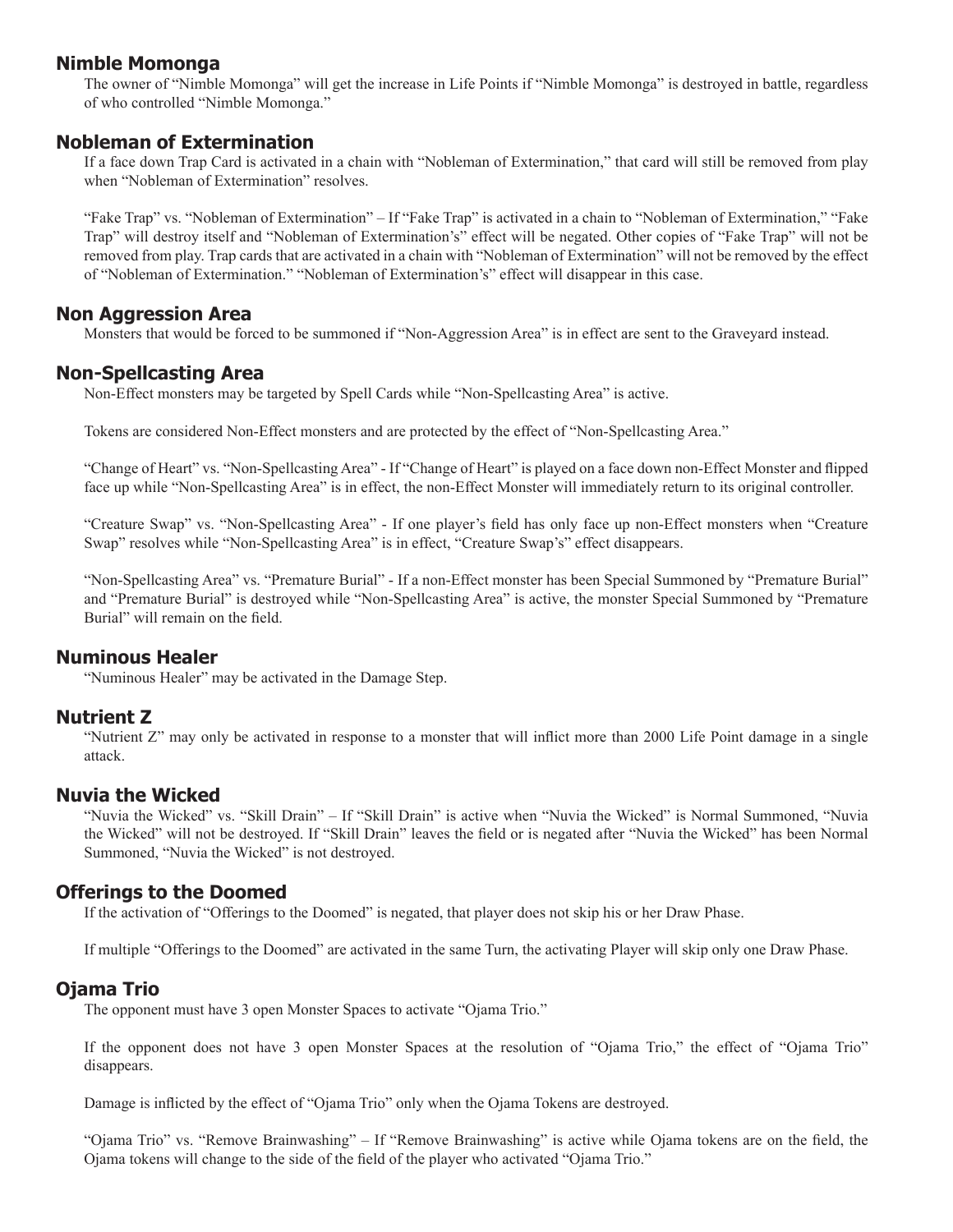## Nimble Momonga

The owner of "Nimble Momonga" will get the increase in Life Points if "Nimble Momonga" is destroyed in battle, regardless of who controlled "Nimble Momonga."

## Nobleman of Extermination

If a face down Trap Card is activated in a chain with "Nobleman of Extermination," that card will still be removed from play when "Nobleman of Extermination" resolves.

"Fake Trap" vs. "Nobleman of Extermination" – If "Fake Trap" is activated in a chain to "Nobleman of Extermination," "Fake Trap" will destroy itself and "Nobleman of Extermination's" effect will be negated. Other copies of "Fake Trap" will not be removed from play. Trap cards that are activated in a chain with "Nobleman of Extermination" will not be removed by the effect of "Nobleman of Extermination." "Nobleman of Extermination's" effect will disappear in this case.

## Non Aggression Area

Monsters that would be forced to be summoned if "Non-Aggression Area" is in effect are sent to the Graveyard instead.

## Non-Spellcasting Area

Non-Effect monsters may be targeted by Spell Cards while "Non-Spellcasting Area" is active.

Tokens are considered Non-Effect monsters and are protected by the effect of "Non-Spellcasting Area."

"Change of Heart" vs. "Non-Spellcasting Area" - If "Change of Heart" is played on a face down non-Effect Monster and flipped face up while "Non-Spellcasting Area" is in effect, the non-Effect Monster will immediately return to its original controller.

"Creature Swap" vs. "Non-Spellcasting Area" - If one player's field has only face up non-Effect monsters when "Creature Swap" resolves while "Non-Spellcasting Area" is in effect, "Creature Swap's" effect disappears.

"Non-Spellcasting Area" vs. "Premature Burial" - If a non-Effect monster has been Special Summoned by "Premature Burial" and "Premature Burial" is destroyed while "Non-Spellcasting Area" is active, the monster Special Summoned by "Premature Burial" will remain on the field.

## Numinous Healer

"Numinous Healer" may be activated in the Damage Step.

## Nutrient Z

"Nutrient Z" may only be activated in response to a monster that will inflict more than 2000 Life Point damage in a single attack.

## Nuvia the Wicked

"Nuvia the Wicked" vs. "Skill Drain" – If "Skill Drain" is active when "Nuvia the Wicked" is Normal Summoned, "Nuvia the Wicked" will not be destroyed. If "Skill Drain" leaves the field or is negated after "Nuvia the Wicked" has been Normal Summoned, "Nuvia the Wicked" is not destroyed.

## Offerings to the Doomed

If the activation of "Offerings to the Doomed" is negated, that player does not skip his or her Draw Phase.

If multiple "Offerings to the Doomed" are activated in the same Turn, the activating Player will skip only one Draw Phase.

## Ojama Trio

The opponent must have 3 open Monster Spaces to activate "Ojama Trio."

If the opponent does not have 3 open Monster Spaces at the resolution of "Ojama Trio," the effect of "Ojama Trio" disappears.

Damage is inflicted by the effect of "Ojama Trio" only when the Ojama Tokens are destroyed.

"Ojama Trio" vs. "Remove Brainwashing" – If "Remove Brainwashing" is active while Ojama tokens are on the field, the Ojama tokens will change to the side of the field of the player who activated "Ojama Trio."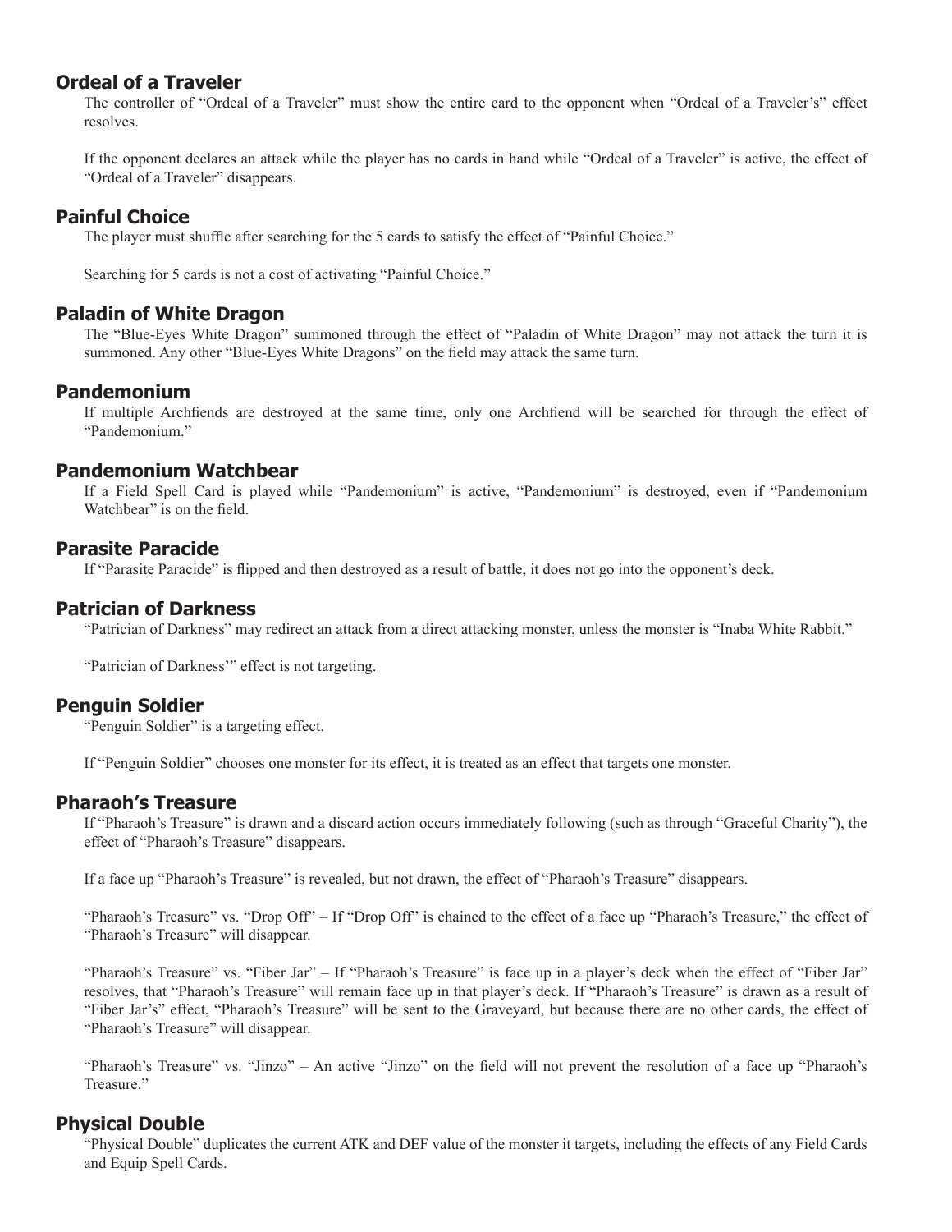## Ordeal of a Traveler

The controller of "Ordeal of a Traveler" must show the entire card to the opponent when "Ordeal of a Traveler's" effect resolves.

If the opponent declares an attack while the player has no cards in hand while "Ordeal of a Traveler" is active, the effect of "Ordeal of a Traveler" disappears.

## Painful Choice

The player must shuffle after searching for the 5 cards to satisfy the effect of "Painful Choice."

Searching for 5 cards is not a cost of activating "Painful Choice."

## Paladin of White Dragon

The "Blue-Eyes White Dragon" summoned through the effect of "Paladin of White Dragon" may not attack the turn it is summoned. Any other "Blue-Eyes White Dragons" on the field may attack the same turn.

## Pandemonium

If multiple Archfiends are destroyed at the same time, only one Archfiend will be searched for through the effect of "Pandemonium."

## Pandemonium Watchbear

If a Field Spell Card is played while "Pandemonium" is active, "Pandemonium" is destroyed, even if "Pandemonium Watchbear" is on the field.

## Parasite Paracide

If "Parasite Paracide" is flipped and then destroyed as a result of battle, it does not go into the opponent's deck.

## Patrician of Darkness

"Patrician of Darkness" may redirect an attack from a direct attacking monster, unless the monster is "Inaba White Rabbit."

"Patrician of Darkness'" effect is not targeting.

## Penguin Soldier

"Penguin Soldier" is a targeting effect.

If "Penguin Soldier" chooses one monster for its effect, it is treated as an effect that targets one monster.

## Pharaoh's Treasure

If "Pharaoh's Treasure" is drawn and a discard action occurs immediately following (such as through "Graceful Charity"), the effect of "Pharaoh's Treasure" disappears.

If a face up "Pharaoh's Treasure" is revealed, but not drawn, the effect of "Pharaoh's Treasure" disappears.

"Pharaoh's Treasure" vs. "Drop Off" – If "Drop Off" is chained to the effect of a face up "Pharaoh's Treasure," the effect of "Pharaoh's Treasure" will disappear.

"Pharaoh's Treasure" vs. "Fiber Jar" – If "Pharaoh's Treasure" is face up in a player's deck when the effect of "Fiber Jar" resolves, that "Pharaoh's Treasure" will remain face up in that player's deck. If "Pharaoh's Treasure" is drawn as a result of "Fiber Jar's" effect, "Pharaoh's Treasure" will be sent to the Graveyard, but because there are no other cards, the effect of "Pharaoh's Treasure" will disappear.

"Pharaoh's Treasure" vs. "Jinzo" – An active "Jinzo" on the field will not prevent the resolution of a face up "Pharaoh's Treasure."

## Physical Double

"Physical Double" duplicates the current ATK and DEF value of the monster it targets, including the effects of any Field Cards and Equip Spell Cards.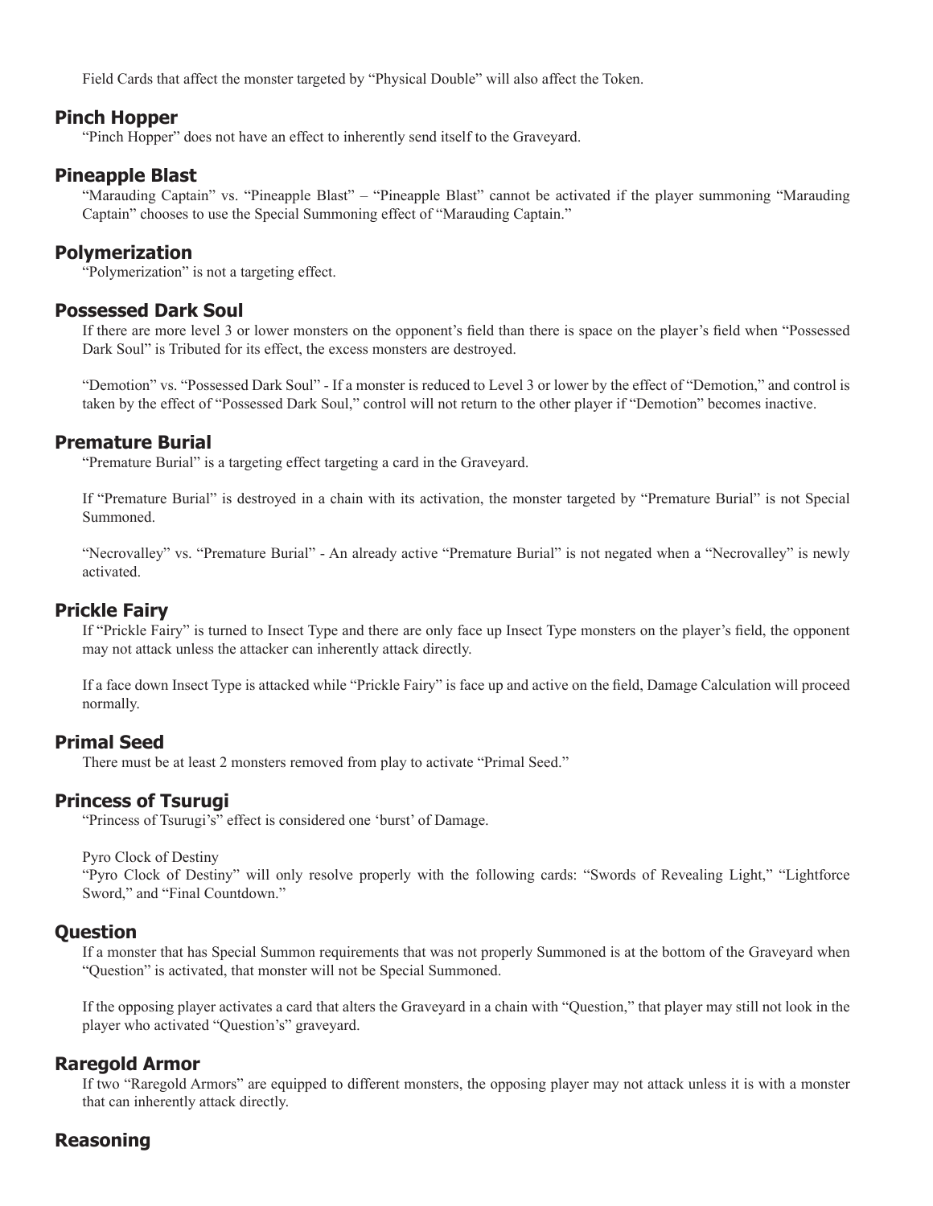Field Cards that affect the monster targeted by "Physical Double" will also affect the Token.

## Pinch Hopper

"Pinch Hopper" does not have an effect to inherently send itself to the Graveyard.

## Pineapple Blast

"Marauding Captain" vs. "Pineapple Blast" – "Pineapple Blast" cannot be activated if the player summoning "Marauding Captain" chooses to use the Special Summoning effect of "Marauding Captain."

## Polymerization

"Polymerization" is not a targeting effect.

## Possessed Dark Soul

If there are more level 3 or lower monsters on the opponent's field than there is space on the player's field when "Possessed Dark Soul" is Tributed for its effect, the excess monsters are destroyed.

"Demotion" vs. "Possessed Dark Soul" - If a monster is reduced to Level 3 or lower by the effect of "Demotion," and control is taken by the effect of "Possessed Dark Soul," control will not return to the other player if "Demotion" becomes inactive.

## Premature Burial

"Premature Burial" is a targeting effect targeting a card in the Graveyard.

If "Premature Burial" is destroyed in a chain with its activation, the monster targeted by "Premature Burial" is not Special Summoned.

"Necrovalley" vs. "Premature Burial" - An already active "Premature Burial" is not negated when a "Necrovalley" is newly activated.

## Prickle Fairy

If "Prickle Fairy" is turned to Insect Type and there are only face up Insect Type monsters on the player's field, the opponent may not attack unless the attacker can inherently attack directly.

If a face down Insect Type is attacked while "Prickle Fairy" is face up and active on the field, Damage Calculation will proceed normally.

## Primal Seed

There must be at least 2 monsters removed from play to activate "Primal Seed."

## Princess of Tsurugi

"Princess of Tsurugi's" effect is considered one 'burst' of Damage.

Pyro Clock of Destiny

"Pyro Clock of Destiny" will only resolve properly with the following cards: "Swords of Revealing Light," "Lightforce Sword," and "Final Countdown."

## Question

If a monster that has Special Summon requirements that was not properly Summoned is at the bottom of the Graveyard when "Question" is activated, that monster will not be Special Summoned.

If the opposing player activates a card that alters the Graveyard in a chain with "Question," that player may still not look in the player who activated "Question's" graveyard.

## Raregold Armor

If two "Raregold Armors" are equipped to different monsters, the opposing player may not attack unless it is with a monster that can inherently attack directly.

## Reasoning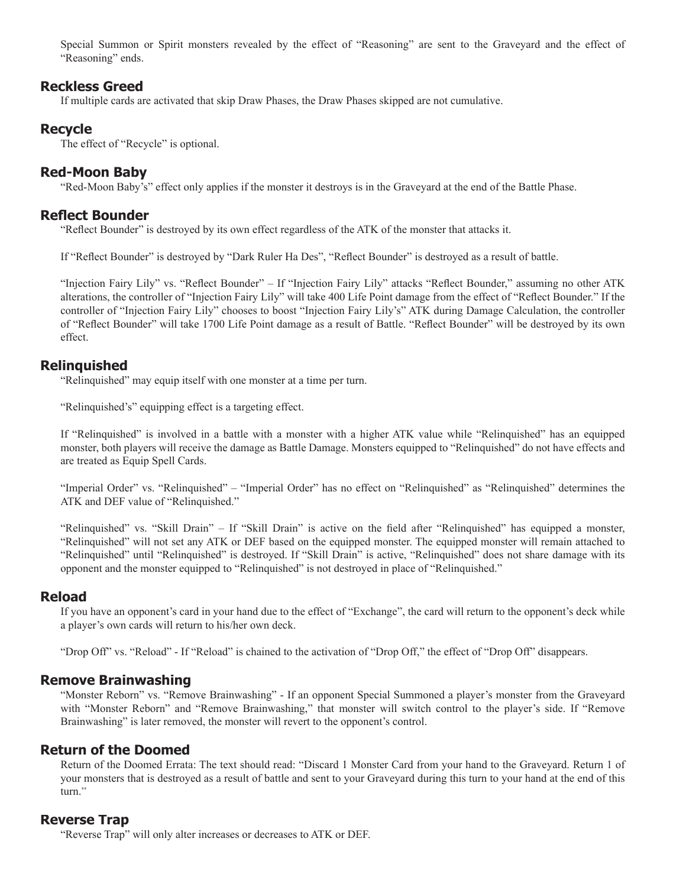Special Summon or Spirit monsters revealed by the effect of "Reasoning" are sent to the Graveyard and the effect of "Reasoning" ends.

## Reckless Greed

If multiple cards are activated that skip Draw Phases, the Draw Phases skipped are not cumulative.

## Recycle

The effect of "Recycle" is optional.

## Red-Moon Baby

"Red-Moon Baby's" effect only applies if the monster it destroys is in the Graveyard at the end of the Battle Phase.

## Reflect Bounder

"Reflect Bounder" is destroyed by its own effect regardless of the ATK of the monster that attacks it.

If "Reflect Bounder" is destroyed by "Dark Ruler Ha Des", "Reflect Bounder" is destroyed as a result of battle.

"Injection Fairy Lily" vs. "Reflect Bounder" – If "Injection Fairy Lily" attacks "Reflect Bounder," assuming no other ATK alterations, the controller of "Injection Fairy Lily" will take 400 Life Point damage from the effect of "Reflect Bounder." If the controller of "Injection Fairy Lily" chooses to boost "Injection Fairy Lily's" ATK during Damage Calculation, the controller of "Reflect Bounder" will take 1700 Life Point damage as a result of Battle. "Reflect Bounder" will be destroyed by its own effect.

## Relinquished

"Relinquished" may equip itself with one monster at a time per turn.

"Relinquished's" equipping effect is a targeting effect.

If "Relinquished" is involved in a battle with a monster with a higher ATK value while "Relinquished" has an equipped monster, both players will receive the damage as Battle Damage. Monsters equipped to "Relinquished" do not have effects and are treated as Equip Spell Cards.

"Imperial Order" vs. "Relinquished" – "Imperial Order" has no effect on "Relinquished" as "Relinquished" determines the ATK and DEF value of "Relinquished."

"Relinquished" vs. "Skill Drain" – If "Skill Drain" is active on the field after "Relinquished" has equipped a monster, "Relinquished" will not set any ATK or DEF based on the equipped monster. The equipped monster will remain attached to "Relinquished" until "Relinquished" is destroyed. If "Skill Drain" is active, "Relinquished" does not share damage with its opponent and the monster equipped to "Relinquished" is not destroyed in place of "Relinquished."

## Reload

If you have an opponent's card in your hand due to the effect of "Exchange", the card will return to the opponent's deck while a player's own cards will return to his/her own deck.

"Drop Off" vs. "Reload" - If "Reload" is chained to the activation of "Drop Off," the effect of "Drop Off" disappears.

## Remove Brainwashing

"Monster Reborn" vs. "Remove Brainwashing" - If an opponent Special Summoned a player's monster from the Graveyard with "Monster Reborn" and "Remove Brainwashing," that monster will switch control to the player's side. If "Remove Brainwashing" is later removed, the monster will revert to the opponent's control.

## Return of the Doomed

Return of the Doomed Errata: The text should read: "Discard 1 Monster Card from your hand to the Graveyard. Return 1 of your monsters that is destroyed as a result of battle and sent to your Graveyard during this turn to your hand at the end of this turn."

## Reverse Trap

"Reverse Trap" will only alter increases or decreases to ATK or DEF.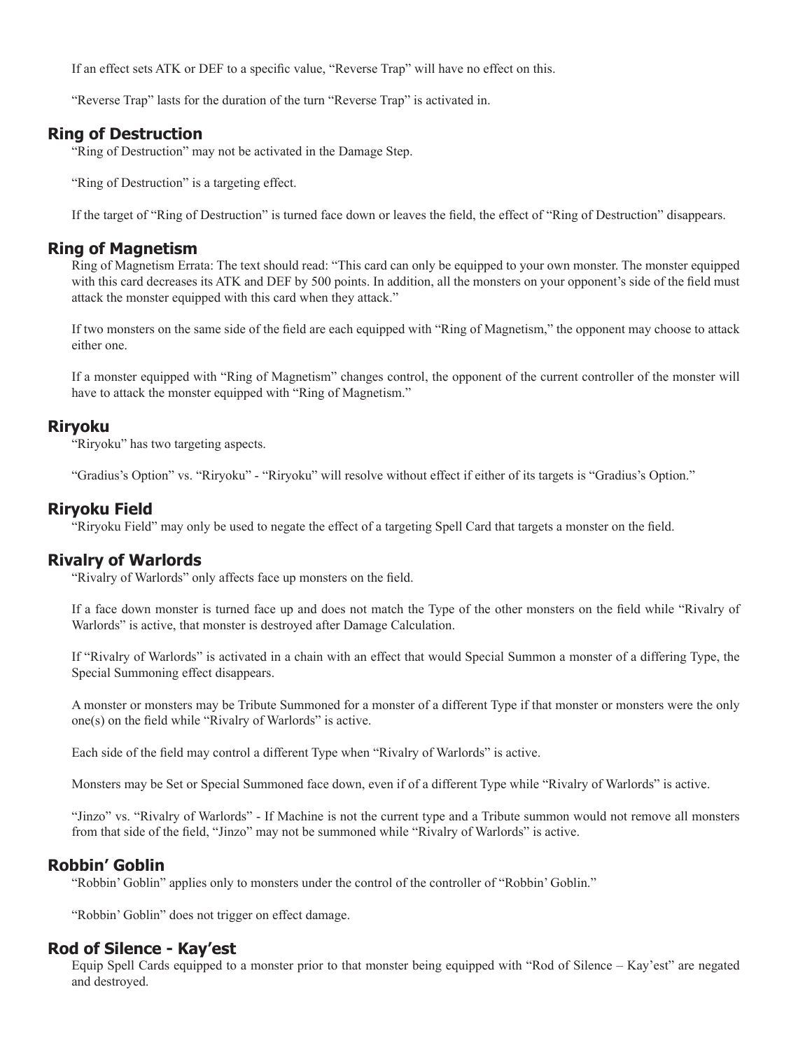If an effect sets ATK or DEF to a specific value, "Reverse Trap" will have no effect on this.

"Reverse Trap" lasts for the duration of the turn "Reverse Trap" is activated in.

### Ring of Destruction

"Ring of Destruction" may not be activated in the Damage Step.

"Ring of Destruction" is a targeting effect.

If the target of "Ring of Destruction" is turned face down or leaves the field, the effect of "Ring of Destruction" disappears.

### Ring of Magnetism

Ring of Magnetism Errata: The text should read: "This card can only be equipped to your own monster. The monster equipped with this card decreases its ATK and DEF by 500 points. In addition, all the monsters on your opponent's side of the field must attack the monster equipped with this card when they attack."

If two monsters on the same side of the field are each equipped with "Ring of Magnetism," the opponent may choose to attack either one.

If a monster equipped with "Ring of Magnetism" changes control, the opponent of the current controller of the monster will have to attack the monster equipped with "Ring of Magnetism."

### Riryoku

"Riryoku" has two targeting aspects.

"Gradius's Option" vs. "Riryoku" - "Riryoku" will resolve without effect if either of its targets is "Gradius's Option."

### Riryoku Field

"Riryoku Field" may only be used to negate the effect of a targeting Spell Card that targets a monster on the field.

### Rivalry of Warlords

"Rivalry of Warlords" only affects face up monsters on the field.

If a face down monster is turned face up and does not match the Type of the other monsters on the field while "Rivalry of Warlords" is active, that monster is destroyed after Damage Calculation.

If "Rivalry of Warlords" is activated in a chain with an effect that would Special Summon a monster of a differing Type, the Special Summoning effect disappears.

A monster or monsters may be Tribute Summoned for a monster of a different Type if that monster or monsters were the only one(s) on the field while "Rivalry of Warlords" is active.

Each side of the field may control a different Type when "Rivalry of Warlords" is active.

Monsters may be Set or Special Summoned face down, even if of a different Type while "Rivalry of Warlords" is active.

"Jinzo" vs. "Rivalry of Warlords" - If Machine is not the current type and a Tribute summon would not remove all monsters from that side of the field, "Jinzo" may not be summoned while "Rivalry of Warlords" is active.

### Robbin' Goblin

"Robbin' Goblin" applies only to monsters under the control of the controller of "Robbin' Goblin."

"Robbin' Goblin" does not trigger on effect damage.

### Rod of Silence - Kay'est

Equip Spell Cards equipped to a monster prior to that monster being equipped with "Rod of Silence – Kay'est" are negated and destroyed.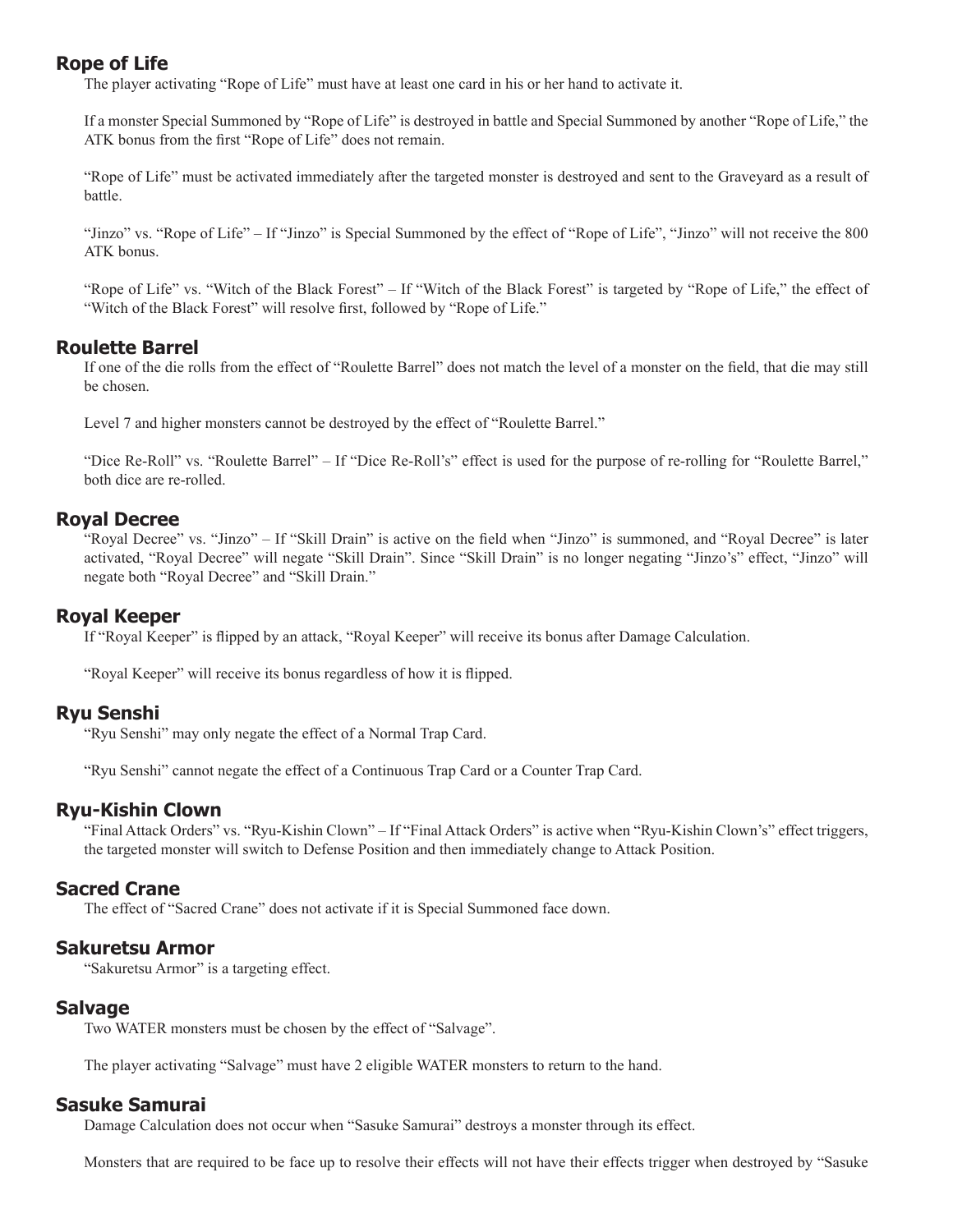## Rope of Life

The player activating "Rope of Life" must have at least one card in his or her hand to activate it.

If a monster Special Summoned by "Rope of Life" is destroyed in battle and Special Summoned by another "Rope of Life," the ATK bonus from the first "Rope of Life" does not remain.

"Rope of Life" must be activated immediately after the targeted monster is destroyed and sent to the Graveyard as a result of battle.

"Jinzo" vs. "Rope of Life" – If "Jinzo" is Special Summoned by the effect of "Rope of Life", "Jinzo" will not receive the 800 ATK bonus.

"Rope of Life" vs. "Witch of the Black Forest" – If "Witch of the Black Forest" is targeted by "Rope of Life," the effect of "Witch of the Black Forest" will resolve first, followed by "Rope of Life."

## Roulette Barrel

If one of the die rolls from the effect of "Roulette Barrel" does not match the level of a monster on the field, that die may still be chosen.

Level 7 and higher monsters cannot be destroyed by the effect of "Roulette Barrel."

"Dice Re-Roll" vs. "Roulette Barrel" – If "Dice Re-Roll's" effect is used for the purpose of re-rolling for "Roulette Barrel," both dice are re-rolled.

## Royal Decree

"Royal Decree" vs. "Jinzo" – If "Skill Drain" is active on the field when "Jinzo" is summoned, and "Royal Decree" is later activated, "Royal Decree" will negate "Skill Drain". Since "Skill Drain" is no longer negating "Jinzo's" effect, "Jinzo" will negate both "Royal Decree" and "Skill Drain."

## Royal Keeper

If "Royal Keeper" is flipped by an attack, "Royal Keeper" will receive its bonus after Damage Calculation.

"Royal Keeper" will receive its bonus regardless of how it is flipped.

## Ryu Senshi

"Ryu Senshi" may only negate the effect of a Normal Trap Card.

"Ryu Senshi" cannot negate the effect of a Continuous Trap Card or a Counter Trap Card.

## Ryu-Kishin Clown

"Final Attack Orders" vs. "Ryu-Kishin Clown" – If "Final Attack Orders" is active when "Ryu-Kishin Clown's" effect triggers, the targeted monster will switch to Defense Position and then immediately change to Attack Position.

## Sacred Crane

The effect of "Sacred Crane" does not activate if it is Special Summoned face down.

## Sakuretsu Armor

"Sakuretsu Armor" is a targeting effect.

## Salvage

Two WATER monsters must be chosen by the effect of "Salvage".

The player activating "Salvage" must have 2 eligible WATER monsters to return to the hand.

## Sasuke Samurai

Damage Calculation does not occur when "Sasuke Samurai" destroys a monster through its effect.

Monsters that are required to be face up to resolve their effects will not have their effects trigger when destroyed by "Sasuke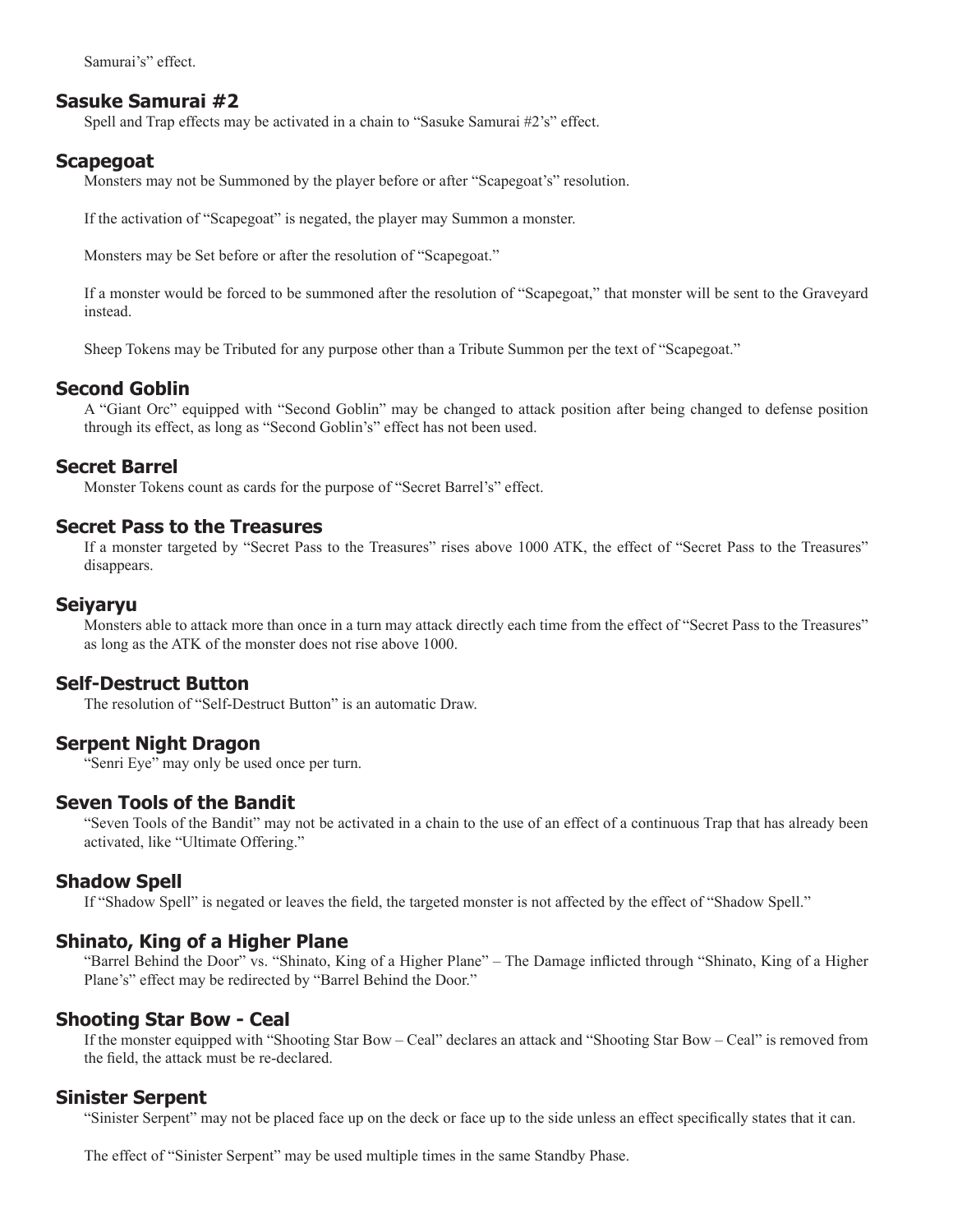Samurai's" effect.

## Sasuke Samurai #2

Spell and Trap effects may be activated in a chain to "Sasuke Samurai #2's" effect.

## Scapegoat

Monsters may not be Summoned by the player before or after "Scapegoat's" resolution.

If the activation of "Scapegoat" is negated, the player may Summon a monster.

Monsters may be Set before or after the resolution of "Scapegoat."

If a monster would be forced to be summoned after the resolution of "Scapegoat," that monster will be sent to the Graveyard instead.

Sheep Tokens may be Tributed for any purpose other than a Tribute Summon per the text of "Scapegoat."

## Second Goblin

A "Giant Orc" equipped with "Second Goblin" may be changed to attack position after being changed to defense position through its effect, as long as "Second Goblin's" effect has not been used.

## Secret Barrel

Monster Tokens count as cards for the purpose of "Secret Barrel's" effect.

## Secret Pass to the Treasures

If a monster targeted by "Secret Pass to the Treasures" rises above 1000 ATK, the effect of "Secret Pass to the Treasures" disappears.

## Seiyaryu

Monsters able to attack more than once in a turn may attack directly each time from the effect of "Secret Pass to the Treasures" as long as the ATK of the monster does not rise above 1000.

## Self-Destruct Button

The resolution of "Self-Destruct Button" is an automatic Draw.

## Serpent Night Dragon

"Senri Eye" may only be used once per turn.

## Seven Tools of the Bandit

"Seven Tools of the Bandit" may not be activated in a chain to the use of an effect of a continuous Trap that has already been activated, like "Ultimate Offering."

## Shadow Spell

If "Shadow Spell" is negated or leaves the field, the targeted monster is not affected by the effect of "Shadow Spell."

## Shinato, King of a Higher Plane

"Barrel Behind the Door" vs. "Shinato, King of a Higher Plane" – The Damage inflicted through "Shinato, King of a Higher Plane's" effect may be redirected by "Barrel Behind the Door."

## Shooting Star Bow - Ceal

If the monster equipped with "Shooting Star Bow – Ceal" declares an attack and "Shooting Star Bow – Ceal" is removed from the field, the attack must be re-declared.

## Sinister Serpent

"Sinister Serpent" may not be placed face up on the deck or face up to the side unless an effect specifically states that it can.

The effect of "Sinister Serpent" may be used multiple times in the same Standby Phase.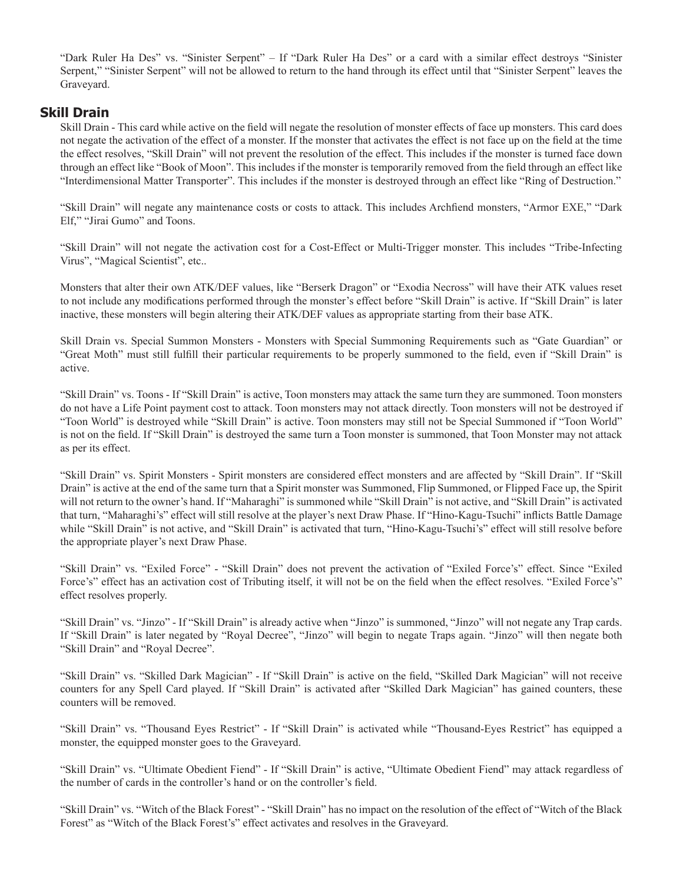"Dark Ruler Ha Des" vs. "Sinister Serpent" – If "Dark Ruler Ha Des" or a card with a similar effect destroys "Sinister Serpent," "Sinister Serpent" will not be allowed to return to the hand through its effect until that "Sinister Serpent" leaves the Graveyard.

## Skill Drain

Skill Drain - This card while active on the field will negate the resolution of monster effects of face up monsters. This card does not negate the activation of the effect of a monster. If the monster that activates the effect is not face up on the field at the time the effect resolves, "Skill Drain" will not prevent the resolution of the effect. This includes if the monster is turned face down through an effect like "Book of Moon". This includes if the monster is temporarily removed from the field through an effect like "Interdimensional Matter Transporter". This includes if the monster is destroyed through an effect like "Ring of Destruction."

"Skill Drain" will negate any maintenance costs or costs to attack. This includes Archfiend monsters, "Armor EXE," "Dark Elf," "Jirai Gumo" and Toons.

"Skill Drain" will not negate the activation cost for a Cost-Effect or Multi-Trigger monster. This includes "Tribe-Infecting Virus", "Magical Scientist", etc..

Monsters that alter their own ATK/DEF values, like "Berserk Dragon" or "Exodia Necross" will have their ATK values reset to not include any modifications performed through the monster's effect before "Skill Drain" is active. If "Skill Drain" is later inactive, these monsters will begin altering their ATK/DEF values as appropriate starting from their base ATK.

Skill Drain vs. Special Summon Monsters - Monsters with Special Summoning Requirements such as "Gate Guardian" or "Great Moth" must still fulfill their particular requirements to be properly summoned to the field, even if "Skill Drain" is active.

"Skill Drain" vs. Toons - If "Skill Drain" is active, Toon monsters may attack the same turn they are summoned. Toon monsters do not have a Life Point payment cost to attack. Toon monsters may not attack directly. Toon monsters will not be destroyed if "Toon World" is destroyed while "Skill Drain" is active. Toon monsters may still not be Special Summoned if "Toon World" is not on the field. If "Skill Drain" is destroyed the same turn a Toon monster is summoned, that Toon Monster may not attack as per its effect.

"Skill Drain" vs. Spirit Monsters - Spirit monsters are considered effect monsters and are affected by "Skill Drain". If "Skill Drain" is active at the end of the same turn that a Spirit monster was Summoned, Flip Summoned, or Flipped Face up, the Spirit will not return to the owner's hand. If "Maharaghi" is summoned while "Skill Drain" is not active, and "Skill Drain" is activated that turn, "Maharaghi's" effect will still resolve at the player's next Draw Phase. If "Hino-Kagu-Tsuchi" inflicts Battle Damage while "Skill Drain" is not active, and "Skill Drain" is activated that turn, "Hino-Kagu-Tsuchi's" effect will still resolve before the appropriate player's next Draw Phase.

"Skill Drain" vs. "Exiled Force" - "Skill Drain" does not prevent the activation of "Exiled Force's" effect. Since "Exiled Force's" effect has an activation cost of Tributing itself, it will not be on the field when the effect resolves. "Exiled Force's" effect resolves properly.

"Skill Drain" vs. "Jinzo" - If "Skill Drain" is already active when "Jinzo" is summoned, "Jinzo" will not negate any Trap cards. If "Skill Drain" is later negated by "Royal Decree", "Jinzo" will begin to negate Traps again. "Jinzo" will then negate both "Skill Drain" and "Royal Decree".

"Skill Drain" vs. "Skilled Dark Magician" - If "Skill Drain" is active on the field, "Skilled Dark Magician" will not receive counters for any Spell Card played. If "Skill Drain" is activated after "Skilled Dark Magician" has gained counters, these counters will be removed.

"Skill Drain" vs. "Thousand Eyes Restrict" - If "Skill Drain" is activated while "Thousand-Eyes Restrict" has equipped a monster, the equipped monster goes to the Graveyard.

"Skill Drain" vs. "Ultimate Obedient Fiend" - If "Skill Drain" is active, "Ultimate Obedient Fiend" may attack regardless of the number of cards in the controller's hand or on the controller's field.

"Skill Drain" vs. "Witch of the Black Forest" - "Skill Drain" has no impact on the resolution of the effect of "Witch of the Black Forest" as "Witch of the Black Forest's" effect activates and resolves in the Graveyard.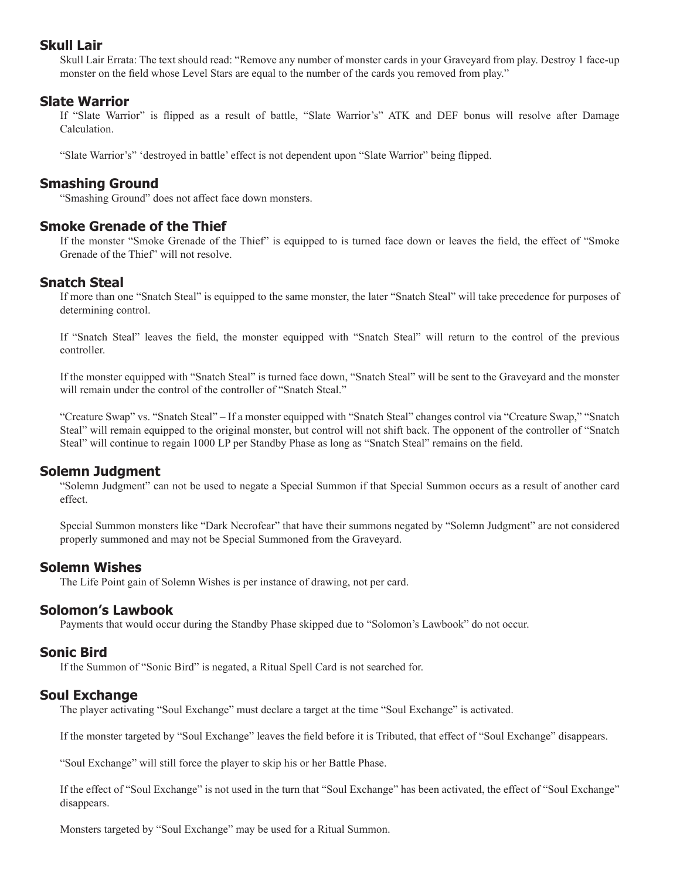## Skull Lair

Skull Lair Errata: The text should read: “Remove any number of monster cards in your Graveyard from play. Destroy 1 face-up monster on the field whose Level Stars are equal to the number of the cards you removed from play.”

## Slate Warrior

If “Slate Warrior” is flipped as a result of battle, “Slate Warrior’s” ATK and DEF bonus will resolve after Damage Calculation.

“Slate Warrior’s” ‘destroyed in battle’ effect is not dependent upon “Slate Warrior” being flipped.

## Smashing Ground

“Smashing Ground” does not affect face down monsters.

## Smoke Grenade of the Thief

If the monster “Smoke Grenade of the Thief” is equipped to is turned face down or leaves the field, the effect of “Smoke Grenade of the Thief” will not resolve.

## Snatch Steal

If more than one “Snatch Steal” is equipped to the same monster, the later “Snatch Steal” will take precedence for purposes of determining control.

If “Snatch Steal” leaves the field, the monster equipped with “Snatch Steal” will return to the control of the previous controller.

If the monster equipped with “Snatch Steal” is turned face down, “Snatch Steal” will be sent to the Graveyard and the monster will remain under the control of the controller of “Snatch Steal.”

“Creature Swap” vs. “Snatch Steal” – If a monster equipped with “Snatch Steal” changes control via “Creature Swap,” “Snatch Steal” will remain equipped to the original monster, but control will not shift back. The opponent of the controller of “Snatch Steal” will continue to regain 1000 LP per Standby Phase as long as “Snatch Steal” remains on the field.

## Solemn Judgment

“Solemn Judgment” can not be used to negate a Special Summon if that Special Summon occurs as a result of another card effect.

Special Summon monsters like “Dark Necrofear” that have their summons negated by “Solemn Judgment” are not considered properly summoned and may not be Special Summoned from the Graveyard.

## Solemn Wishes

The Life Point gain of Solemn Wishes is per instance of drawing, not per card.

## Solomon’s Lawbook

Payments that would occur during the Standby Phase skipped due to “Solomon’s Lawbook” do not occur.

## Sonic Bird

If the Summon of “Sonic Bird” is negated, a Ritual Spell Card is not searched for.

## Soul Exchange

The player activating “Soul Exchange” must declare a target at the time “Soul Exchange” is activated.

If the monster targeted by “Soul Exchange” leaves the field before it is Tributed, that effect of “Soul Exchange” disappears.

“Soul Exchange” will still force the player to skip his or her Battle Phase.

If the effect of “Soul Exchange” is not used in the turn that “Soul Exchange” has been activated, the effect of “Soul Exchange” disappears.

Monsters targeted by “Soul Exchange” may be used for a Ritual Summon.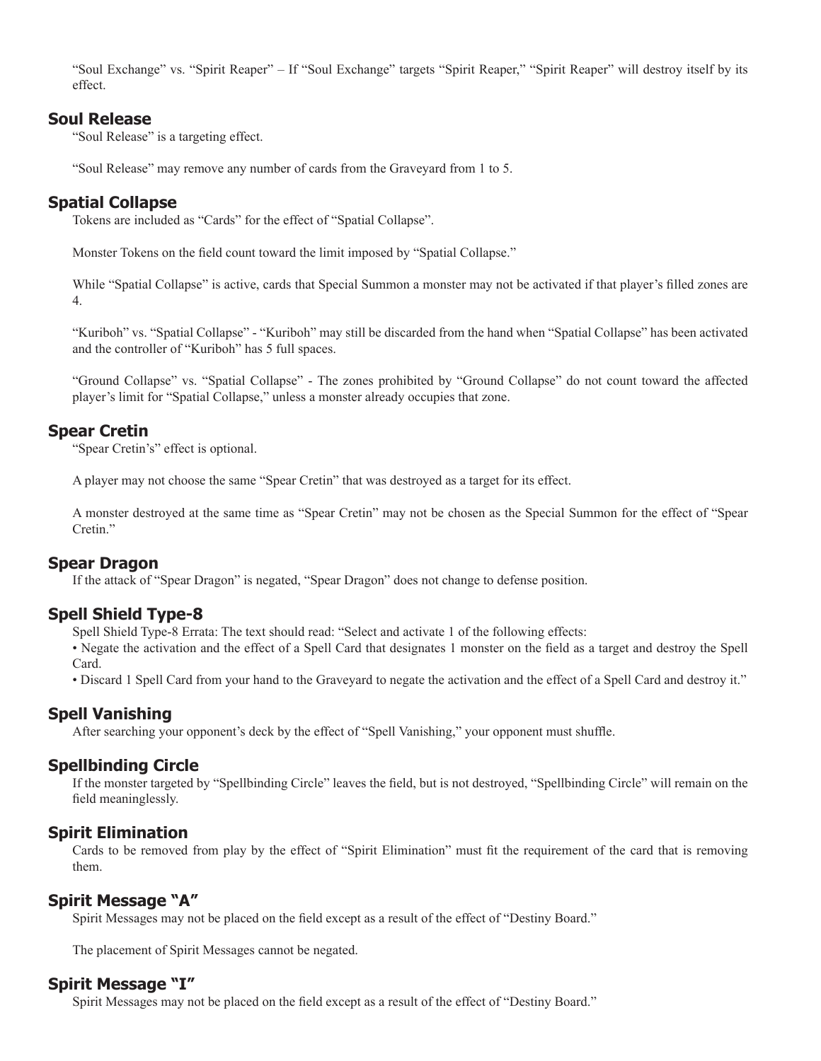"Soul Exchange" vs. "Spirit Reaper" – If "Soul Exchange" targets "Spirit Reaper," "Spirit Reaper" will destroy itself by its effect.

## Soul Release

"Soul Release" is a targeting effect.

"Soul Release" may remove any number of cards from the Graveyard from 1 to 5.

## Spatial Collapse

Tokens are included as "Cards" for the effect of "Spatial Collapse".

Monster Tokens on the field count toward the limit imposed by "Spatial Collapse."

While "Spatial Collapse" is active, cards that Special Summon a monster may not be activated if that player's filled zones are 4.

"Kuriboh" vs. "Spatial Collapse" - "Kuriboh" may still be discarded from the hand when "Spatial Collapse" has been activated and the controller of "Kuriboh" has 5 full spaces.

"Ground Collapse" vs. "Spatial Collapse" - The zones prohibited by "Ground Collapse" do not count toward the affected player's limit for "Spatial Collapse," unless a monster already occupies that zone.

## Spear Cretin

"Spear Cretin's" effect is optional.

A player may not choose the same "Spear Cretin" that was destroyed as a target for its effect.

A monster destroyed at the same time as "Spear Cretin" may not be chosen as the Special Summon for the effect of "Spear Cretin."

## Spear Dragon

If the attack of "Spear Dragon" is negated, "Spear Dragon" does not change to defense position.

## Spell Shield Type-8

Spell Shield Type-8 Errata: The text should read: "Select and activate 1 of the following effects:

- Negate the activation and the effect of a Spell Card that designates 1 monster on the field as a target and destroy the Spell Card.
- Discard 1 Spell Card from your hand to the Graveyard to negate the activation and the effect of a Spell Card and destroy it."

## Spell Vanishing

After searching your opponent's deck by the effect of "Spell Vanishing," your opponent must shuffle.

## Spellbinding Circle

If the monster targeted by "Spellbinding Circle" leaves the field, but is not destroyed, "Spellbinding Circle" will remain on the field meaninglessly.

## Spirit Elimination

Cards to be removed from play by the effect of "Spirit Elimination" must fit the requirement of the card that is removing them.

## Spirit Message "A"

Spirit Messages may not be placed on the field except as a result of the effect of "Destiny Board."

The placement of Spirit Messages cannot be negated.

## Spirit Message "I"

Spirit Messages may not be placed on the field except as a result of the effect of "Destiny Board."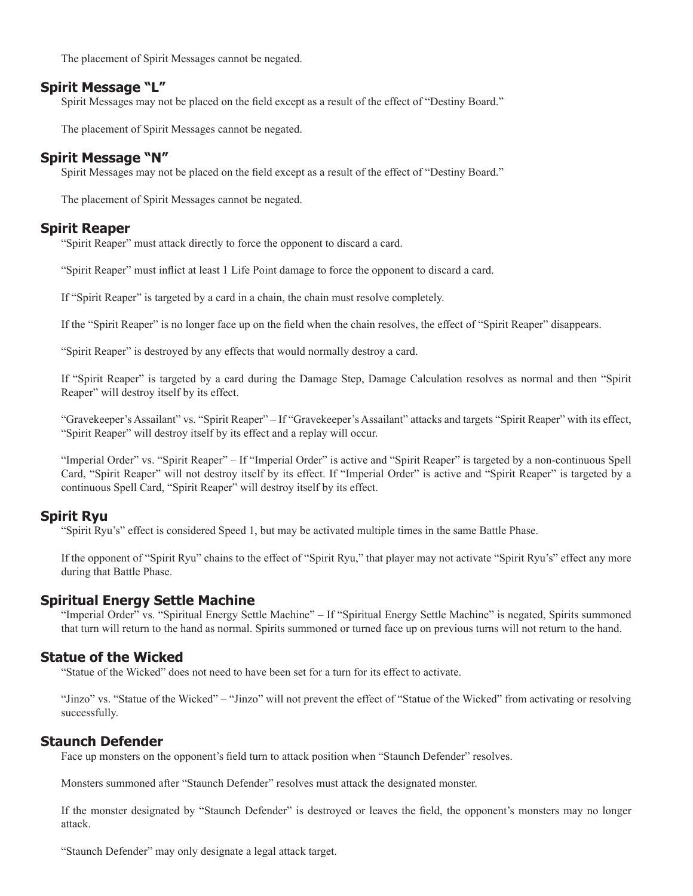The placement of Spirit Messages cannot be negated.

## Spirit Message "L"

Spirit Messages may not be placed on the field except as a result of the effect of "Destiny Board."

The placement of Spirit Messages cannot be negated.

## Spirit Message "N"

Spirit Messages may not be placed on the field except as a result of the effect of "Destiny Board."

The placement of Spirit Messages cannot be negated.

## Spirit Reaper

"Spirit Reaper" must attack directly to force the opponent to discard a card.

"Spirit Reaper" must inflict at least 1 Life Point damage to force the opponent to discard a card.

If "Spirit Reaper" is targeted by a card in a chain, the chain must resolve completely.

If the "Spirit Reaper" is no longer face up on the field when the chain resolves, the effect of "Spirit Reaper" disappears.

"Spirit Reaper" is destroyed by any effects that would normally destroy a card.

If "Spirit Reaper" is targeted by a card during the Damage Step, Damage Calculation resolves as normal and then "Spirit Reaper" will destroy itself by its effect.

"Gravekeeper's Assailant" vs. "Spirit Reaper" – If "Gravekeeper's Assailant" attacks and targets "Spirit Reaper" with its effect, "Spirit Reaper" will destroy itself by its effect and a replay will occur.

"Imperial Order" vs. "Spirit Reaper" – If "Imperial Order" is active and "Spirit Reaper" is targeted by a non-continuous Spell Card, "Spirit Reaper" will not destroy itself by its effect. If "Imperial Order" is active and "Spirit Reaper" is targeted by a continuous Spell Card, "Spirit Reaper" will destroy itself by its effect.

## Spirit Ryu

"Spirit Ryu's" effect is considered Speed 1, but may be activated multiple times in the same Battle Phase.

If the opponent of "Spirit Ryu" chains to the effect of "Spirit Ryu," that player may not activate "Spirit Ryu's" effect any more during that Battle Phase.

## Spiritual Energy Settle Machine

"Imperial Order" vs. "Spiritual Energy Settle Machine" – If "Spiritual Energy Settle Machine" is negated, Spirits summoned that turn will return to the hand as normal. Spirits summoned or turned face up on previous turns will not return to the hand.

## Statue of the Wicked

"Statue of the Wicked" does not need to have been set for a turn for its effect to activate.

"Jinzo" vs. "Statue of the Wicked" – "Jinzo" will not prevent the effect of "Statue of the Wicked" from activating or resolving successfully.

## Staunch Defender

Face up monsters on the opponent's field turn to attack position when "Staunch Defender" resolves.

Monsters summoned after "Staunch Defender" resolves must attack the designated monster.

If the monster designated by "Staunch Defender" is destroyed or leaves the field, the opponent's monsters may no longer attack.

"Staunch Defender" may only designate a legal attack target.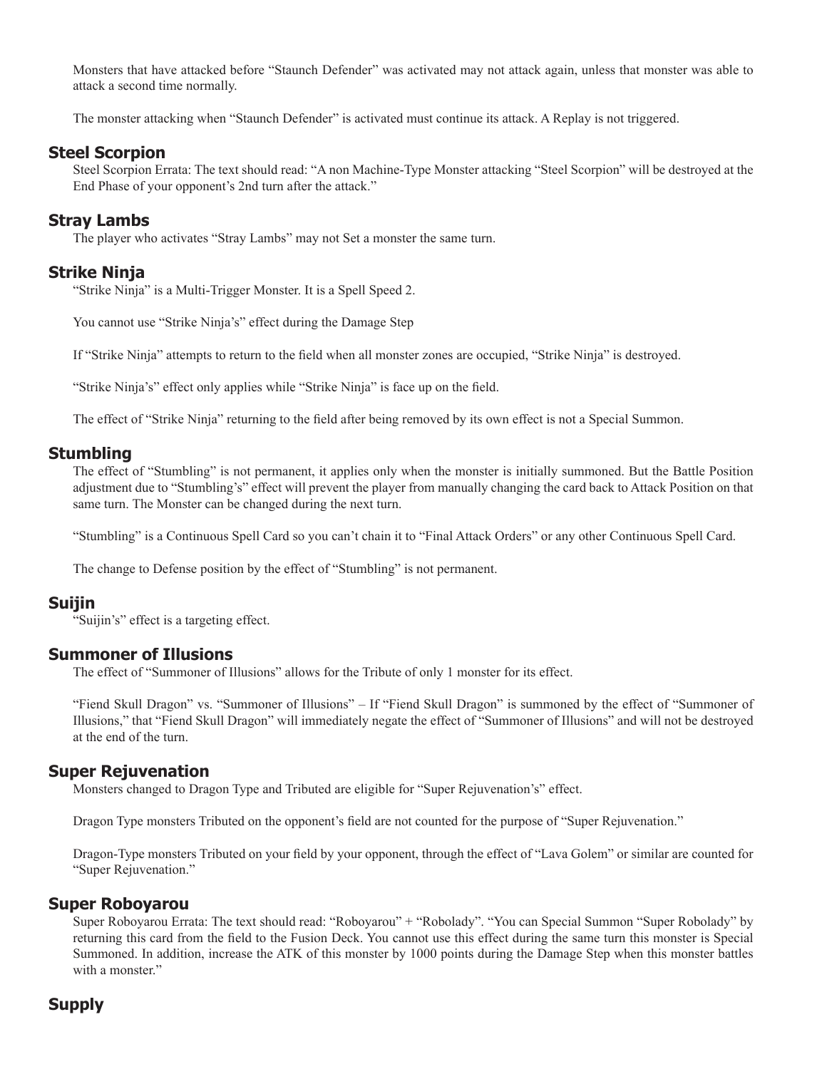Monsters that have attacked before "Staunch Defender" was activated may not attack again, unless that monster was able to attack a second time normally.

The monster attacking when "Staunch Defender" is activated must continue its attack. A Replay is not triggered.

## Steel Scorpion

Steel Scorpion Errata: The text should read: "A non Machine-Type Monster attacking "Steel Scorpion" will be destroyed at the End Phase of your opponent's 2nd turn after the attack."

## Stray Lambs

The player who activates "Stray Lambs" may not Set a monster the same turn.

## Strike Ninja

"Strike Ninja" is a Multi-Trigger Monster. It is a Spell Speed 2.

You cannot use "Strike Ninja's" effect during the Damage Step

If "Strike Ninja" attempts to return to the field when all monster zones are occupied, "Strike Ninja" is destroyed.

"Strike Ninja's" effect only applies while "Strike Ninja" is face up on the field.

The effect of "Strike Ninja" returning to the field after being removed by its own effect is not a Special Summon.

## Stumbling

The effect of "Stumbling" is not permanent, it applies only when the monster is initially summoned. But the Battle Position adjustment due to "Stumbling's" effect will prevent the player from manually changing the card back to Attack Position on that same turn. The Monster can be changed during the next turn.

"Stumbling" is a Continuous Spell Card so you can't chain it to "Final Attack Orders" or any other Continuous Spell Card.

The change to Defense position by the effect of "Stumbling" is not permanent.

## Suijin

"Suijin's" effect is a targeting effect.

## Summoner of Illusions

The effect of "Summoner of Illusions" allows for the Tribute of only 1 monster for its effect.

"Fiend Skull Dragon" vs. "Summoner of Illusions" – If "Fiend Skull Dragon" is summoned by the effect of "Summoner of Illusions," that "Fiend Skull Dragon" will immediately negate the effect of "Summoner of Illusions" and will not be destroyed at the end of the turn.

## Super Rejuvenation

Monsters changed to Dragon Type and Tributed are eligible for "Super Rejuvenation's" effect.

Dragon Type monsters Tributed on the opponent's field are not counted for the purpose of "Super Rejuvenation."

Dragon-Type monsters Tributed on your field by your opponent, through the effect of "Lava Golem" or similar are counted for "Super Rejuvenation."

## Super Roboyarou

Super Roboyarou Errata: The text should read: "Roboyarou" + "Robolady". "You can Special Summon "Super Robolady" by returning this card from the field to the Fusion Deck. You cannot use this effect during the same turn this monster is Special Summoned. In addition, increase the ATK of this monster by 1000 points during the Damage Step when this monster battles with a monster."

## Supply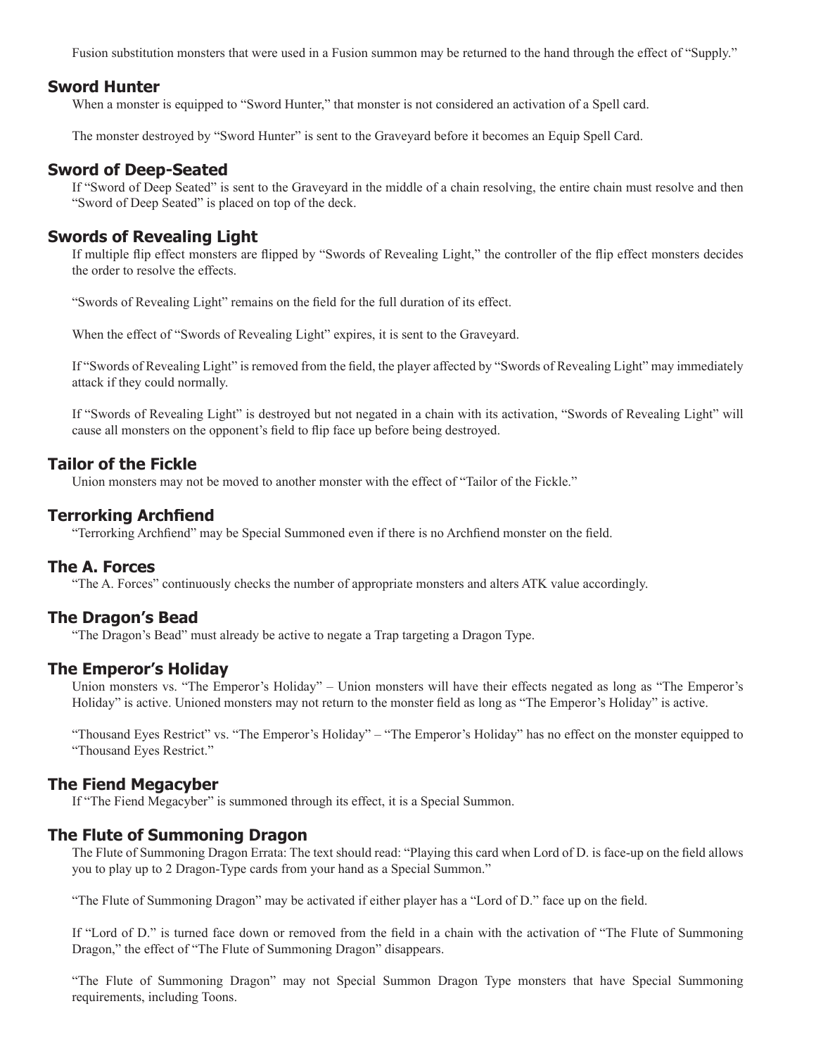Fusion substitution monsters that were used in a Fusion summon may be returned to the hand through the effect of “Supply.”

## Sword Hunter

When a monster is equipped to “Sword Hunter,” that monster is not considered an activation of a Spell card.

The monster destroyed by “Sword Hunter” is sent to the Graveyard before it becomes an Equip Spell Card.

## Sword of Deep-Seated

If “Sword of Deep Seated” is sent to the Graveyard in the middle of a chain resolving, the entire chain must resolve and then “Sword of Deep Seated” is placed on top of the deck.

## Swords of Revealing Light

If multiple flip effect monsters are flipped by “Swords of Revealing Light,” the controller of the flip effect monsters decides the order to resolve the effects.

“Swords of Revealing Light” remains on the field for the full duration of its effect.

When the effect of “Swords of Revealing Light” expires, it is sent to the Graveyard.

If “Swords of Revealing Light” is removed from the field, the player affected by “Swords of Revealing Light” may immediately attack if they could normally.

If “Swords of Revealing Light” is destroyed but not negated in a chain with its activation, “Swords of Revealing Light” will cause all monsters on the opponent’s field to flip face up before being destroyed.

## Tailor of the Fickle

Union monsters may not be moved to another monster with the effect of “Tailor of the Fickle.”

## Terrorking Archfiend

“Terrorking Archfiend” may be Special Summoned even if there is no Archfiend monster on the field.

## The A. Forces

“The A. Forces” continuously checks the number of appropriate monsters and alters ATK value accordingly.

## The Dragon’s Bead

“The Dragon’s Bead” must already be active to negate a Trap targeting a Dragon Type.

## The Emperor’s Holiday

Union monsters vs. “The Emperor’s Holiday” – Union monsters will have their effects negated as long as “The Emperor’s Holiday” is active. Unioned monsters may not return to the monster field as long as “The Emperor’s Holiday” is active.

“Thousand Eyes Restrict” vs. “The Emperor’s Holiday” – “The Emperor’s Holiday” has no effect on the monster equipped to “Thousand Eyes Restrict.”

## The Fiend Megacyber

If “The Fiend Megacyber” is summoned through its effect, it is a Special Summon.

## The Flute of Summoning Dragon

The Flute of Summoning Dragon Errata: The text should read: “Playing this card when Lord of D. is face-up on the field allows you to play up to 2 Dragon-Type cards from your hand as a Special Summon.”

“The Flute of Summoning Dragon” may be activated if either player has a “Lord of D.” face up on the field.

If “Lord of D.” is turned face down or removed from the field in a chain with the activation of “The Flute of Summoning Dragon,” the effect of “The Flute of Summoning Dragon” disappears.

“The Flute of Summoning Dragon” may not Special Summon Dragon Type monsters that have Special Summoning requirements, including Toons.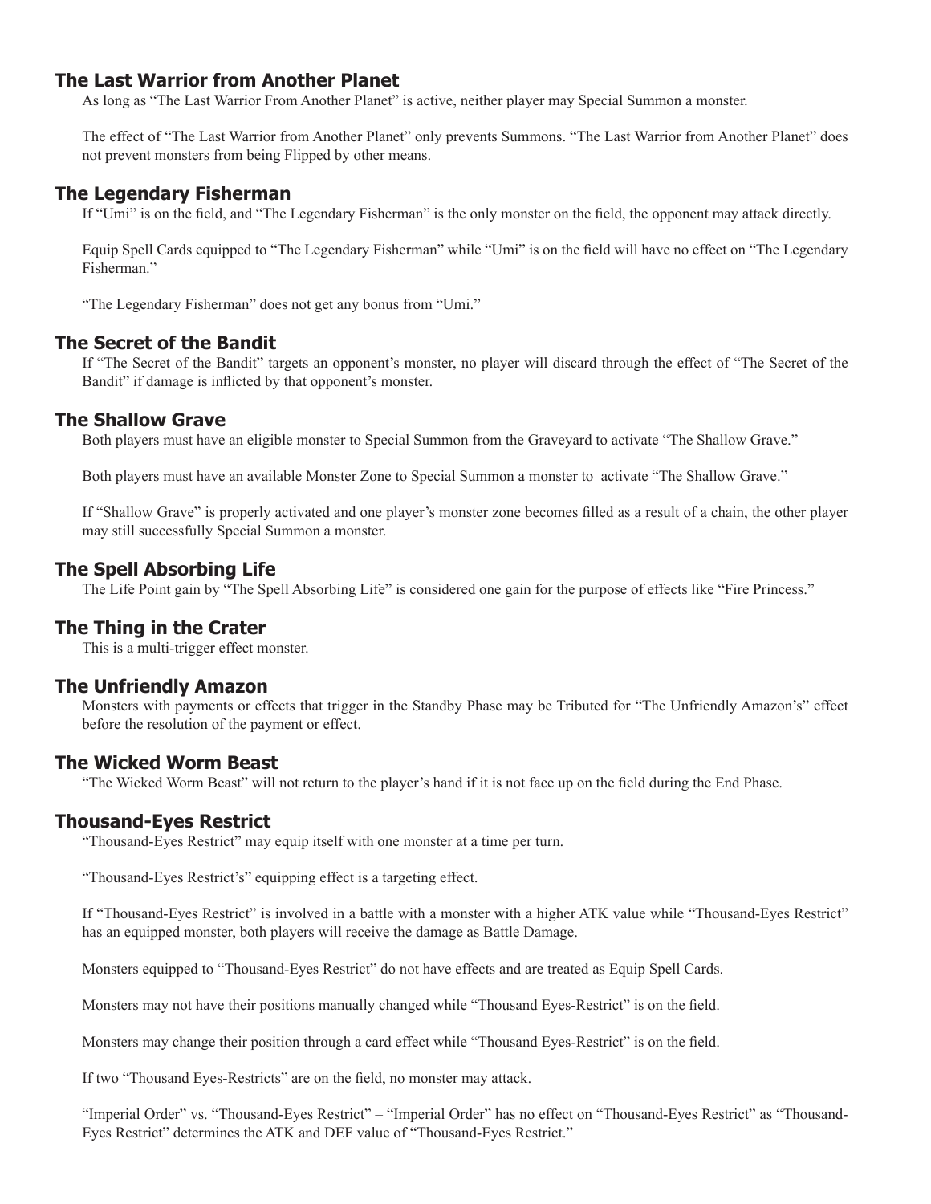### The Last Warrior from Another Planet

As long as "The Last Warrior From Another Planet" is active, neither player may Special Summon a monster.

The effect of "The Last Warrior from Another Planet" only prevents Summons. "The Last Warrior from Another Planet" does not prevent monsters from being Flipped by other means.

### The Legendary Fisherman

If "Umi" is on the field, and "The Legendary Fisherman" is the only monster on the field, the opponent may attack directly.

Equip Spell Cards equipped to "The Legendary Fisherman" while "Umi" is on the field will have no effect on "The Legendary Fisherman."

"The Legendary Fisherman" does not get any bonus from "Umi."

### The Secret of the Bandit

If "The Secret of the Bandit" targets an opponent's monster, no player will discard through the effect of "The Secret of the Bandit" if damage is inflicted by that opponent's monster.

### The Shallow Grave

Both players must have an eligible monster to Special Summon from the Graveyard to activate "The Shallow Grave."

Both players must have an available Monster Zone to Special Summon a monster to activate "The Shallow Grave."

If "Shallow Grave" is properly activated and one player's monster zone becomes filled as a result of a chain, the other player may still successfully Special Summon a monster.

### The Spell Absorbing Life

The Life Point gain by "The Spell Absorbing Life" is considered one gain for the purpose of effects like "Fire Princess."

### The Thing in the Crater

This is a multi-trigger effect monster.

### The Unfriendly Amazon

Monsters with payments or effects that trigger in the Standby Phase may be Tributed for "The Unfriendly Amazon's" effect before the resolution of the payment or effect.

### The Wicked Worm Beast

"The Wicked Worm Beast" will not return to the player's hand if it is not face up on the field during the End Phase.

### Thousand-Eyes Restrict

"Thousand-Eyes Restrict" may equip itself with one monster at a time per turn.

"Thousand-Eyes Restrict's" equipping effect is a targeting effect.

If "Thousand-Eyes Restrict" is involved in a battle with a monster with a higher ATK value while "Thousand-Eyes Restrict" has an equipped monster, both players will receive the damage as Battle Damage.

Monsters equipped to "Thousand-Eyes Restrict" do not have effects and are treated as Equip Spell Cards.

Monsters may not have their positions manually changed while "Thousand Eyes-Restrict" is on the field.

Monsters may change their position through a card effect while "Thousand Eyes-Restrict" is on the field.

If two "Thousand Eyes-Restricts" are on the field, no monster may attack.

"Imperial Order" vs. "Thousand-Eyes Restrict" – "Imperial Order" has no effect on "Thousand-Eyes Restrict" as "Thousand-Eyes Restrict" determines the ATK and DEF value of "Thousand-Eyes Restrict."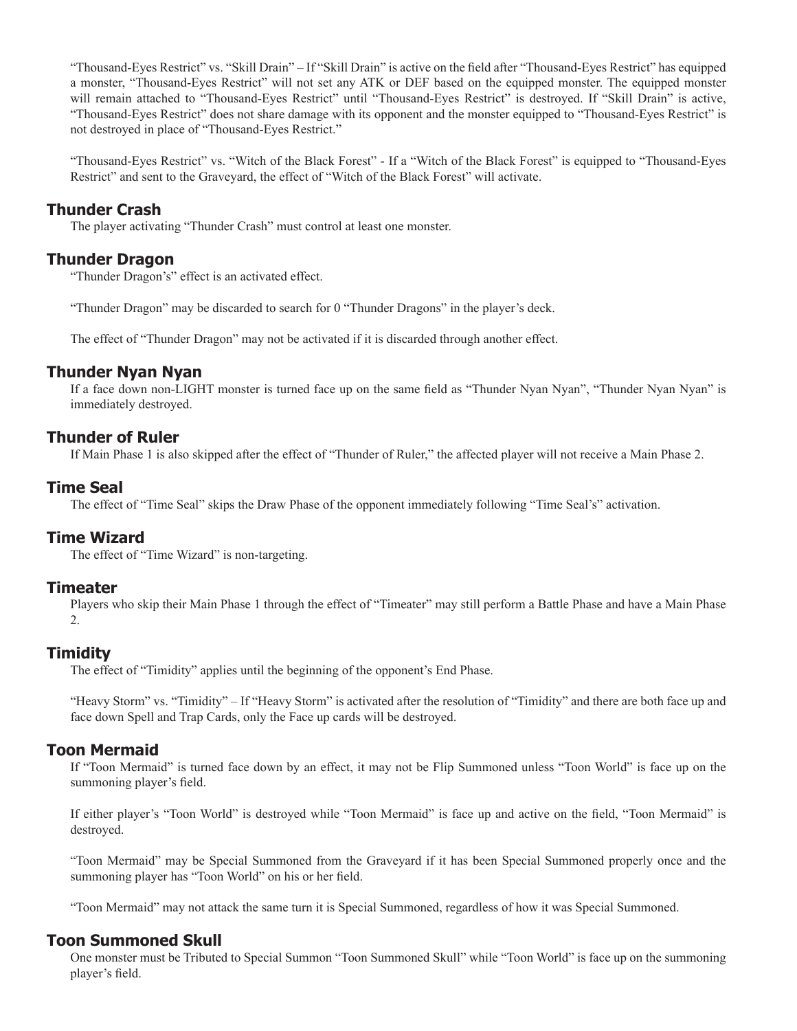"Thousand-Eyes Restrict" vs. "Skill Drain" – If "Skill Drain" is active on the field after "Thousand-Eyes Restrict" has equipped a monster, "Thousand-Eyes Restrict" will not set any ATK or DEF based on the equipped monster. The equipped monster will remain attached to "Thousand-Eyes Restrict" until "Thousand-Eyes Restrict" is destroyed. If "Skill Drain" is active, "Thousand-Eyes Restrict" does not share damage with its opponent and the monster equipped to "Thousand-Eyes Restrict" is not destroyed in place of "Thousand-Eyes Restrict."

"Thousand-Eyes Restrict" vs. "Witch of the Black Forest" - If a "Witch of the Black Forest" is equipped to "Thousand-Eyes Restrict" and sent to the Graveyard, the effect of "Witch of the Black Forest" will activate.

## Thunder Crash

The player activating "Thunder Crash" must control at least one monster.

## Thunder Dragon

"Thunder Dragon's" effect is an activated effect.

"Thunder Dragon" may be discarded to search for 0 "Thunder Dragons" in the player's deck.

The effect of "Thunder Dragon" may not be activated if it is discarded through another effect.

## Thunder Nyan Nyan

If a face down non-LIGHT monster is turned face up on the same field as "Thunder Nyan Nyan", "Thunder Nyan Nyan" is immediately destroyed.

## Thunder of Ruler

If Main Phase 1 is also skipped after the effect of "Thunder of Ruler," the affected player will not receive a Main Phase 2.

## Time Seal

The effect of "Time Seal" skips the Draw Phase of the opponent immediately following "Time Seal's" activation.

## Time Wizard

The effect of "Time Wizard" is non-targeting.

## Timeater

Players who skip their Main Phase 1 through the effect of "Timeater" may still perform a Battle Phase and have a Main Phase 2.

## Timidity

The effect of "Timidity" applies until the beginning of the opponent's End Phase.

"Heavy Storm" vs. "Timidity" – If "Heavy Storm" is activated after the resolution of "Timidity" and there are both face up and face down Spell and Trap Cards, only the Face up cards will be destroyed.

## Toon Mermaid

If "Toon Mermaid" is turned face down by an effect, it may not be Flip Summoned unless "Toon World" is face up on the summoning player's field.

If either player's "Toon World" is destroyed while "Toon Mermaid" is face up and active on the field, "Toon Mermaid" is destroyed.

"Toon Mermaid" may be Special Summoned from the Graveyard if it has been Special Summoned properly once and the summoning player has "Toon World" on his or her field.

"Toon Mermaid" may not attack the same turn it is Special Summoned, regardless of how it was Special Summoned.

## Toon Summoned Skull

One monster must be Tributed to Special Summon "Toon Summoned Skull" while "Toon World" is face up on the summoning player's field.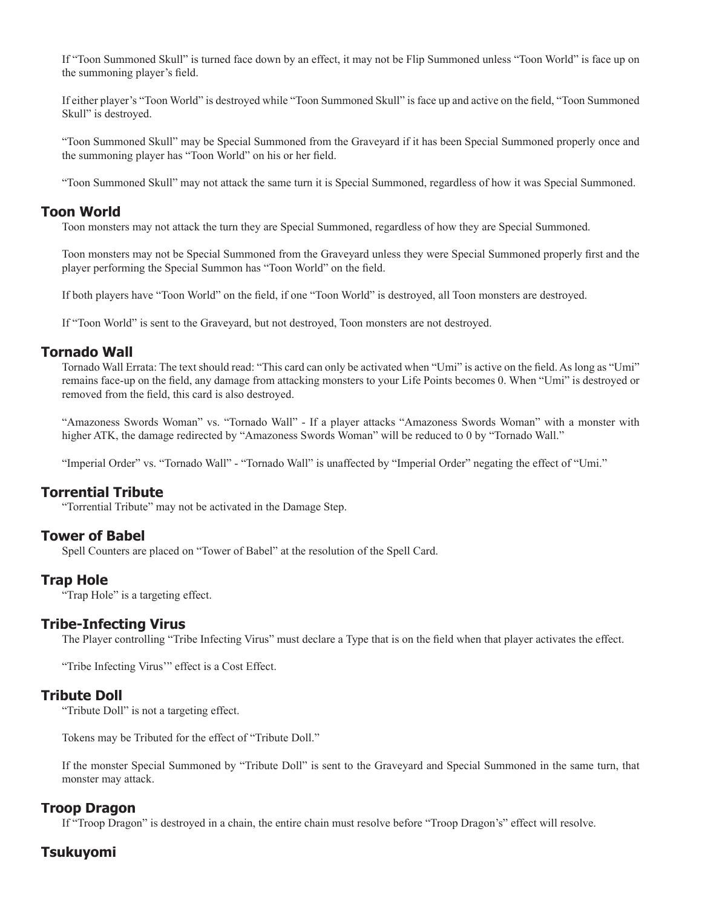If “Toon Summoned Skull” is turned face down by an effect, it may not be Flip Summoned unless “Toon World” is face up on the summoning player’s field.

If either player’s “Toon World” is destroyed while “Toon Summoned Skull” is face up and active on the field, “Toon Summoned Skull” is destroyed.

“Toon Summoned Skull” may be Special Summoned from the Graveyard if it has been Special Summoned properly once and the summoning player has “Toon World” on his or her field.

“Toon Summoned Skull” may not attack the same turn it is Special Summoned, regardless of how it was Special Summoned.

## Toon World

Toon monsters may not attack the turn they are Special Summoned, regardless of how they are Special Summoned.

Toon monsters may not be Special Summoned from the Graveyard unless they were Special Summoned properly first and the player performing the Special Summon has “Toon World” on the field.

If both players have “Toon World” on the field, if one “Toon World” is destroyed, all Toon monsters are destroyed.

If “Toon World” is sent to the Graveyard, but not destroyed, Toon monsters are not destroyed.

## Tornado Wall

Tornado Wall Errata: The text should read: “This card can only be activated when “Umi” is active on the field. As long as “Umi” remains face-up on the field, any damage from attacking monsters to your Life Points becomes 0. When “Umi” is destroyed or removed from the field, this card is also destroyed.

“Amazoness Swords Woman” vs. “Tornado Wall” - If a player attacks “Amazoness Swords Woman” with a monster with higher ATK, the damage redirected by “Amazoness Swords Woman” will be reduced to 0 by “Tornado Wall.”

“Imperial Order” vs. “Tornado Wall” - “Tornado Wall” is unaffected by “Imperial Order” negating the effect of “Umi.”

## Torrential Tribute

“Torrential Tribute” may not be activated in the Damage Step.

## Tower of Babel

Spell Counters are placed on “Tower of Babel” at the resolution of the Spell Card.

## Trap Hole

“Trap Hole” is a targeting effect.

## Tribe-Infecting Virus

The Player controlling “Tribe Infecting Virus” must declare a Type that is on the field when that player activates the effect.

“Tribe Infecting Virus’” effect is a Cost Effect.

## Tribute Doll

“Tribute Doll” is not a targeting effect.

Tokens may be Tributed for the effect of “Tribute Doll.”

If the monster Special Summoned by “Tribute Doll” is sent to the Graveyard and Special Summoned in the same turn, that monster may attack.

## Troop Dragon

If “Troop Dragon” is destroyed in a chain, the entire chain must resolve before “Troop Dragon’s” effect will resolve.

## Tsukuyomi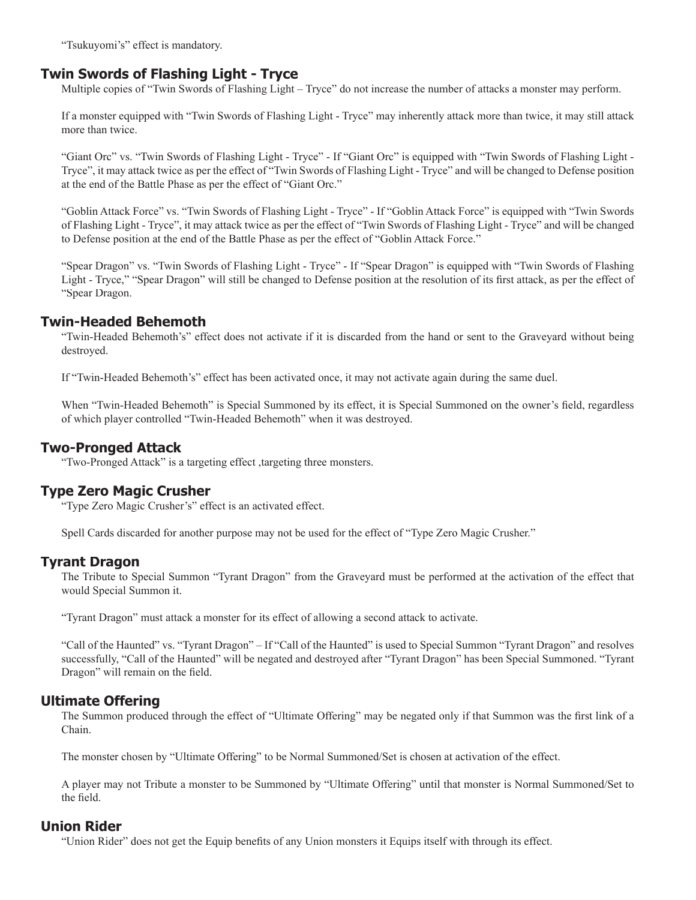"Tsukuyomi's" effect is mandatory.

## Twin Swords of Flashing Light - Tryce

Multiple copies of "Twin Swords of Flashing Light – Tryce" do not increase the number of attacks a monster may perform.

If a monster equipped with "Twin Swords of Flashing Light - Tryce" may inherently attack more than twice, it may still attack more than twice.

"Giant Orc" vs. "Twin Swords of Flashing Light - Tryce" - If "Giant Orc" is equipped with "Twin Swords of Flashing Light - Tryce", it may attack twice as per the effect of "Twin Swords of Flashing Light - Tryce" and will be changed to Defense position at the end of the Battle Phase as per the effect of "Giant Orc."

"Goblin Attack Force" vs. "Twin Swords of Flashing Light - Tryce" - If "Goblin Attack Force" is equipped with "Twin Swords of Flashing Light - Tryce", it may attack twice as per the effect of "Twin Swords of Flashing Light - Tryce" and will be changed to Defense position at the end of the Battle Phase as per the effect of "Goblin Attack Force."

"Spear Dragon" vs. "Twin Swords of Flashing Light - Tryce" - If "Spear Dragon" is equipped with "Twin Swords of Flashing Light - Tryce," "Spear Dragon" will still be changed to Defense position at the resolution of its first attack, as per the effect of "Spear Dragon.

## Twin-Headed Behemoth

"Twin-Headed Behemoth's" effect does not activate if it is discarded from the hand or sent to the Graveyard without being destroyed.

If "Twin-Headed Behemoth's" effect has been activated once, it may not activate again during the same duel.

When "Twin-Headed Behemoth" is Special Summoned by its effect, it is Special Summoned on the owner's field, regardless of which player controlled "Twin-Headed Behemoth" when it was destroyed.

## Two-Pronged Attack

"Two-Pronged Attack" is a targeting effect ,targeting three monsters.

## Type Zero Magic Crusher

"Type Zero Magic Crusher's" effect is an activated effect.

Spell Cards discarded for another purpose may not be used for the effect of "Type Zero Magic Crusher."

## Tyrant Dragon

The Tribute to Special Summon "Tyrant Dragon" from the Graveyard must be performed at the activation of the effect that would Special Summon it.

"Tyrant Dragon" must attack a monster for its effect of allowing a second attack to activate.

"Call of the Haunted" vs. "Tyrant Dragon" – If "Call of the Haunted" is used to Special Summon "Tyrant Dragon" and resolves successfully, "Call of the Haunted" will be negated and destroyed after "Tyrant Dragon" has been Special Summoned. "Tyrant Dragon" will remain on the field.

## Ultimate Offering

The Summon produced through the effect of "Ultimate Offering" may be negated only if that Summon was the first link of a Chain.

The monster chosen by "Ultimate Offering" to be Normal Summoned/Set is chosen at activation of the effect.

A player may not Tribute a monster to be Summoned by "Ultimate Offering" until that monster is Normal Summoned/Set to the field.

## Union Rider

"Union Rider" does not get the Equip benefits of any Union monsters it Equips itself with through its effect.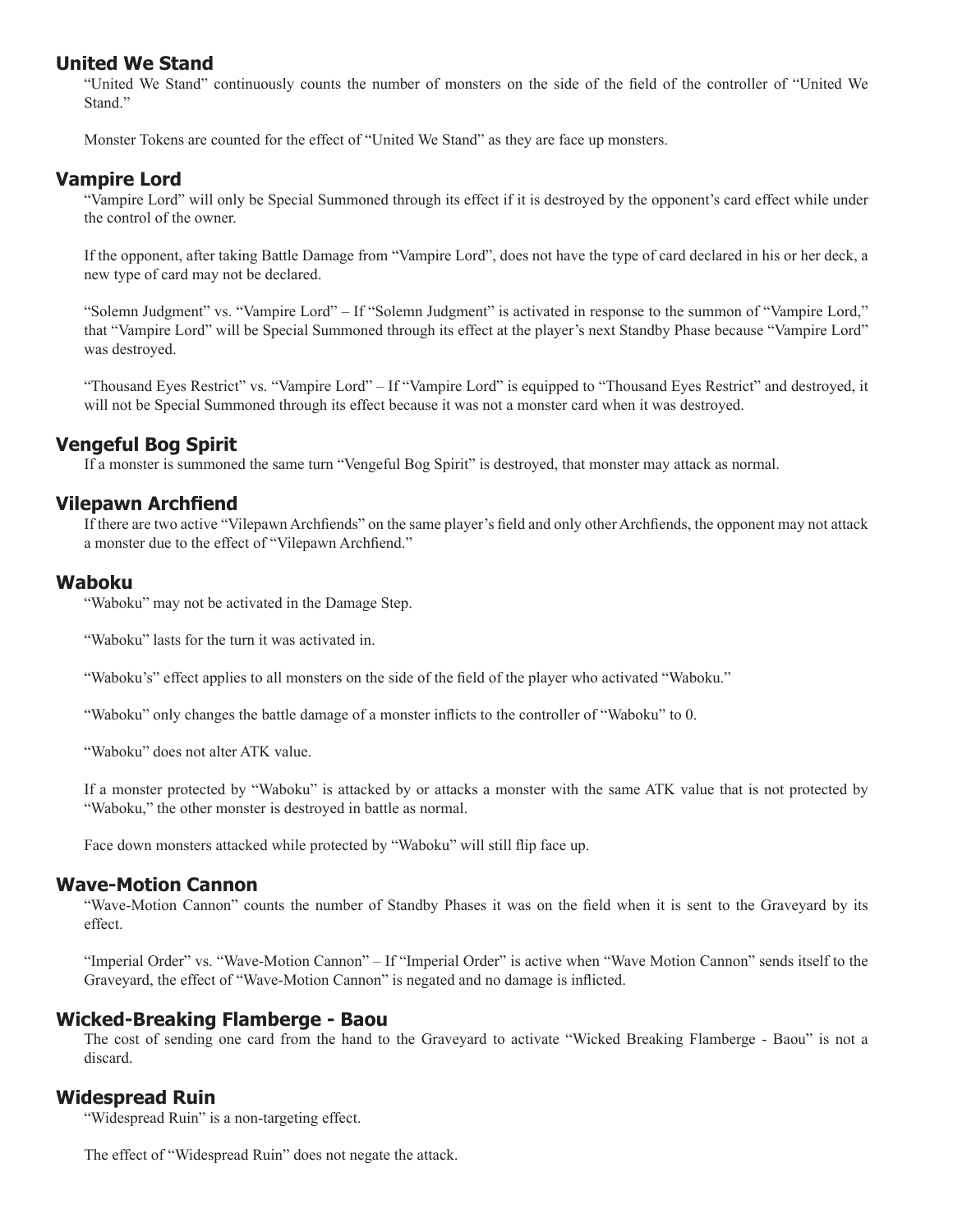## United We Stand

"United We Stand" continuously counts the number of monsters on the side of the field of the controller of "United We Stand."

Monster Tokens are counted for the effect of "United We Stand" as they are face up monsters.

## Vampire Lord

"Vampire Lord" will only be Special Summoned through its effect if it is destroyed by the opponent's card effect while under the control of the owner.

If the opponent, after taking Battle Damage from "Vampire Lord", does not have the type of card declared in his or her deck, a new type of card may not be declared.

"Solemn Judgment" vs. "Vampire Lord" – If "Solemn Judgment" is activated in response to the summon of "Vampire Lord," that "Vampire Lord" will be Special Summoned through its effect at the player's next Standby Phase because "Vampire Lord" was destroyed.

"Thousand Eyes Restrict" vs. "Vampire Lord" – If "Vampire Lord" is equipped to "Thousand Eyes Restrict" and destroyed, it will not be Special Summoned through its effect because it was not a monster card when it was destroyed.

## Vengeful Bog Spirit

If a monster is summoned the same turn "Vengeful Bog Spirit" is destroyed, that monster may attack as normal.

## Vilepawn Archfiend

If there are two active "Vilepawn Archfiends" on the same player's field and only other Archfiends, the opponent may not attack a monster due to the effect of "Vilepawn Archfiend."

## Waboku

"Waboku" may not be activated in the Damage Step.

"Waboku" lasts for the turn it was activated in.

"Waboku's" effect applies to all monsters on the side of the field of the player who activated "Waboku."

"Waboku" only changes the battle damage of a monster inflicts to the controller of "Waboku" to 0.

"Waboku" does not alter ATK value.

If a monster protected by "Waboku" is attacked by or attacks a monster with the same ATK value that is not protected by "Waboku," the other monster is destroyed in battle as normal.

Face down monsters attacked while protected by "Waboku" will still flip face up.

## Wave-Motion Cannon

"Wave-Motion Cannon" counts the number of Standby Phases it was on the field when it is sent to the Graveyard by its effect.

"Imperial Order" vs. "Wave-Motion Cannon" – If "Imperial Order" is active when "Wave Motion Cannon" sends itself to the Graveyard, the effect of "Wave-Motion Cannon" is negated and no damage is inflicted.

## Wicked-Breaking Flamberge - Baou

The cost of sending one card from the hand to the Graveyard to activate "Wicked Breaking Flamberge - Baou" is not a discard.

## Widespread Ruin

"Widespread Ruin" is a non-targeting effect.

The effect of "Widespread Ruin" does not negate the attack.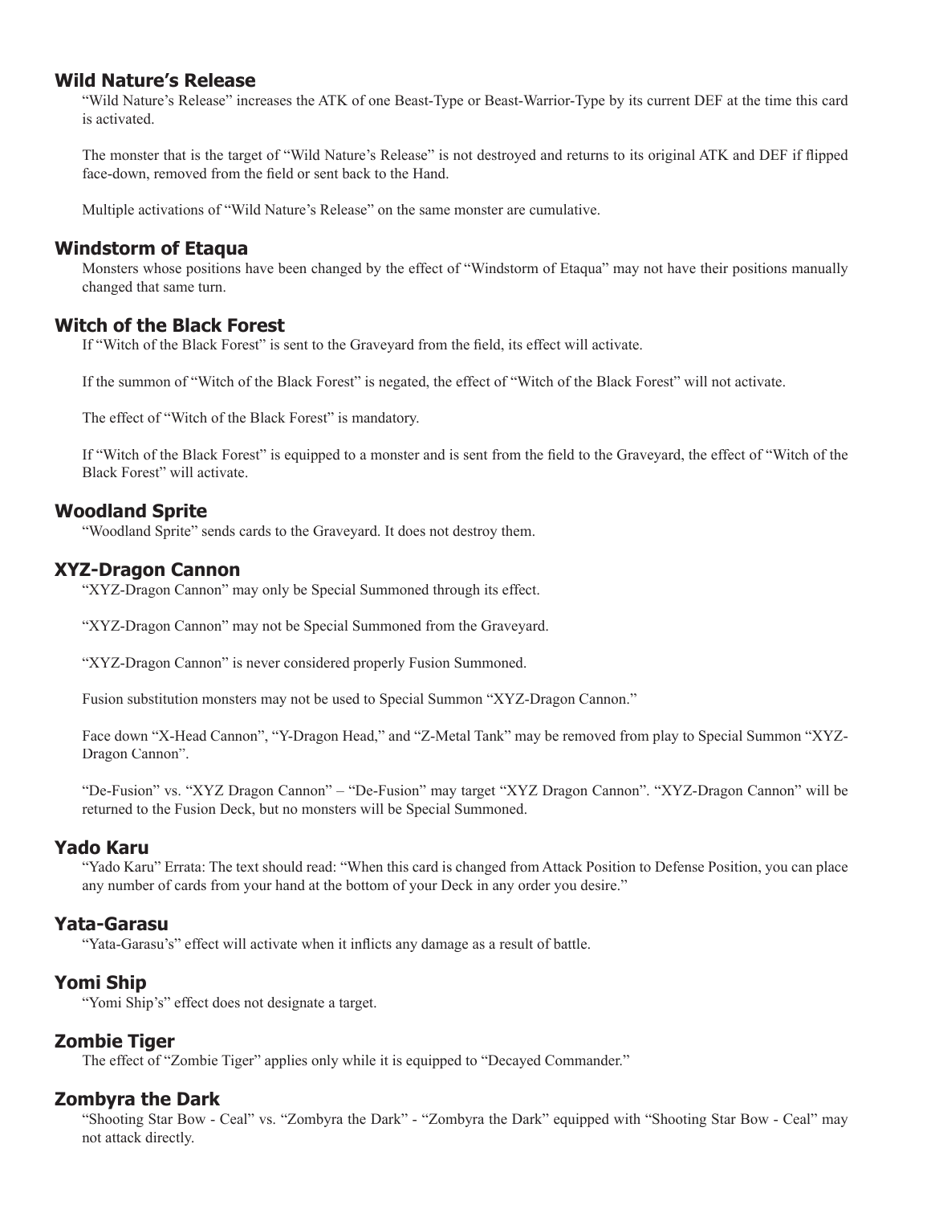## Wild Nature's Release

"Wild Nature's Release" increases the ATK of one Beast-Type or Beast-Warrior-Type by its current DEF at the time this card is activated.

The monster that is the target of "Wild Nature's Release" is not destroyed and returns to its original ATK and DEF if flipped face-down, removed from the field or sent back to the Hand.

Multiple activations of "Wild Nature's Release" on the same monster are cumulative.

## Windstorm of Etaqua

Monsters whose positions have been changed by the effect of "Windstorm of Etaqua" may not have their positions manually changed that same turn.

## Witch of the Black Forest

If "Witch of the Black Forest" is sent to the Graveyard from the field, its effect will activate.

If the summon of "Witch of the Black Forest" is negated, the effect of "Witch of the Black Forest" will not activate.

The effect of "Witch of the Black Forest" is mandatory.

If "Witch of the Black Forest" is equipped to a monster and is sent from the field to the Graveyard, the effect of "Witch of the Black Forest" will activate.

## Woodland Sprite

"Woodland Sprite" sends cards to the Graveyard. It does not destroy them.

## XYZ-Dragon Cannon

"XYZ-Dragon Cannon" may only be Special Summoned through its effect.

"XYZ-Dragon Cannon" may not be Special Summoned from the Graveyard.

"XYZ-Dragon Cannon" is never considered properly Fusion Summoned.

Fusion substitution monsters may not be used to Special Summon "XYZ-Dragon Cannon."

Face down "X-Head Cannon", "Y-Dragon Head," and "Z-Metal Tank" may be removed from play to Special Summon "XYZ-Dragon Cannon".

"De-Fusion" vs. "XYZ Dragon Cannon" – "De-Fusion" may target "XYZ Dragon Cannon". "XYZ-Dragon Cannon" will be returned to the Fusion Deck, but no monsters will be Special Summoned.

## Yado Karu

"Yado Karu" Errata: The text should read: "When this card is changed from Attack Position to Defense Position, you can place any number of cards from your hand at the bottom of your Deck in any order you desire."

## Yata-Garasu

"Yata-Garasu's" effect will activate when it inflicts any damage as a result of battle.

## Yomi Ship

"Yomi Ship's" effect does not designate a target.

## Zombie Tiger

The effect of "Zombie Tiger" applies only while it is equipped to "Decayed Commander."

## Zombyra the Dark

"Shooting Star Bow - Ceal" vs. "Zombyra the Dark" - "Zombyra the Dark" equipped with "Shooting Star Bow - Ceal" may not attack directly.